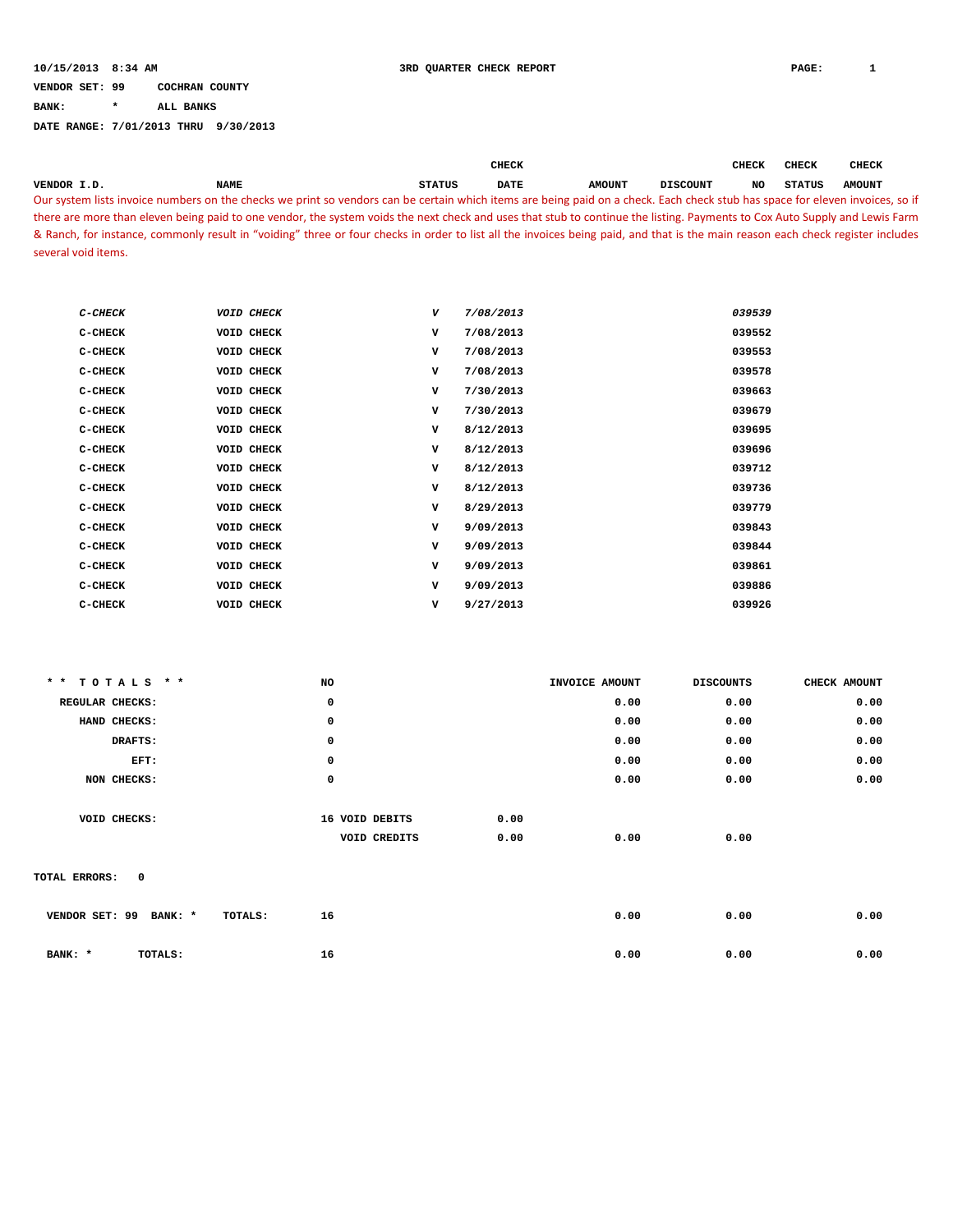10/15/2013 8:34 AM **3RD QUARTER CHECK REPORT**

VENDOR SET: 99 COCHRAN COUNTY

BANK: * ALL BANKS

DATE RANGE: 7/01/2013 THRU 9/30/2013

Our system lists invoice numbers on the checks we print so vendors can be certain which items are being paid on a check. Each check stub has space for eleven invoices, so if there are more than eleven being paid to one vendor, the system voids the next check and uses that stub to continue the listing. Payments to Cox Auto Supply and Lewis Farm & Ranch, for instance, commonly result in "voiding" three or four checks in order to list all the invoices being paid, and that is the main reason each check register includes several void items.

| VENDOR I.D. | NAME | STATUS | CHECK DATE | AMOUNT | DISCOUNT | CHECK NO | CHECK STATUS | CHECK AMOUNT |
|---|---|---|---|---|---|---|---|---|
| *C-CHECK* | *VOID CHECK* | *V* | *7/08/2013* | | | *039539* | | |
| C-CHECK | VOID CHECK | V | 7/08/2013 | | | 039552 | | |
| C-CHECK | VOID CHECK | V | 7/08/2013 | | | 039553 | | |
| C-CHECK | VOID CHECK | V | 7/08/2013 | | | 039578 | | |
| C-CHECK | VOID CHECK | V | 7/30/2013 | | | 039663 | | |
| C-CHECK | VOID CHECK | V | 7/30/2013 | | | 039679 | | |
| C-CHECK | VOID CHECK | V | 8/12/2013 | | | 039695 | | |
| C-CHECK | VOID CHECK | V | 8/12/2013 | | | 039696 | | |
| C-CHECK | VOID CHECK | V | 8/12/2013 | | | 039712 | | |
| C-CHECK | VOID CHECK | V | 8/12/2013 | | | 039736 | | |
| C-CHECK | VOID CHECK | V | 8/29/2013 | | | 039779 | | |
| C-CHECK | VOID CHECK | V | 9/09/2013 | | | 039843 | | |
| C-CHECK | VOID CHECK | V | 9/09/2013 | | | 039844 | | |
| C-CHECK | VOID CHECK | V | 9/09/2013 | | | 039861 | | |
| C-CHECK | VOID CHECK | V | 9/09/2013 | | | 039886 | | |
| C-CHECK | VOID CHECK | V | 9/27/2013 | | | 039926 | | |

| ** TOTALS ** | NO | | | INVOICE AMOUNT | DISCOUNTS | CHECK AMOUNT |
|---|---|---|---|---|---|---|
| REGULAR CHECKS: | 0 | | | 0.00 | 0.00 | 0.00 |
| HAND CHECKS: | 0 | | | 0.00 | 0.00 | 0.00 |
| DRAFTS: | 0 | | | 0.00 | 0.00 | 0.00 |
| EFT: | 0 | | | 0.00 | 0.00 | 0.00 |
| NON CHECKS: | 0 | | | 0.00 | 0.00 | 0.00 |
| VOID CHECKS: | 16 | VOID DEBITS | 0.00 | | | |
| | | VOID CREDITS | 0.00 | 0.00 | 0.00 | |

TOTAL ERRORS: 0

| | NO | INVOICE AMOUNT | DISCOUNTS | CHECK AMOUNT |
|---|---|---|---|---|
| VENDOR SET: 99 BANK: * TOTALS: | 16 | 0.00 | 0.00 | 0.00 |
| BANK: * TOTALS: | 16 | 0.00 | 0.00 | 0.00 |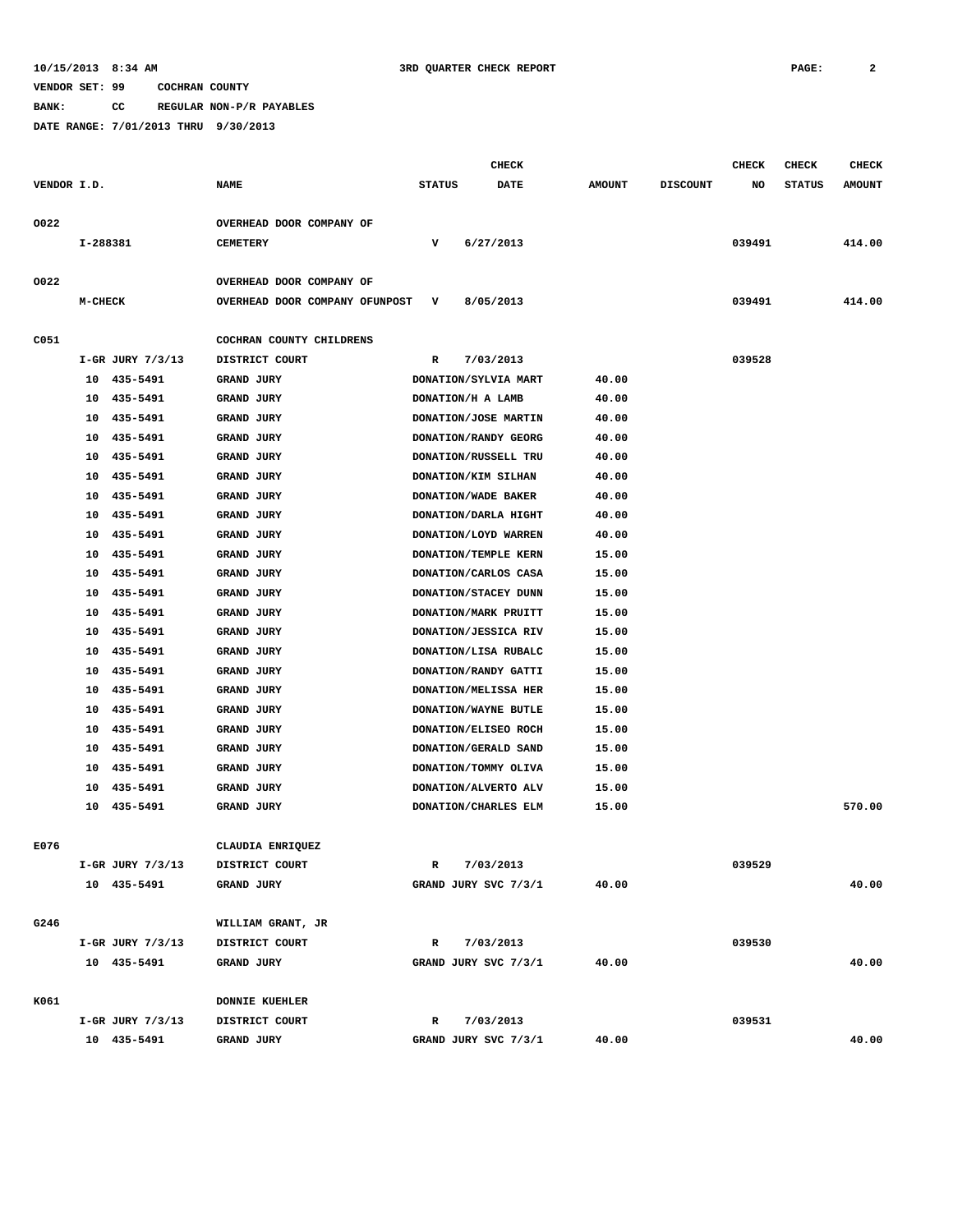10/15/2013 8:34 AM — 3RD QUARTER CHECK REPORT

VENDOR SET: 99 COCHRAN COUNTY

BANK: CC REGULAR NON-P/R PAYABLES

DATE RANGE: 7/01/2013 THRU 9/30/2013

| VENDOR I.D. | NAME | STATUS | CHECK DATE | AMOUNT | DISCOUNT | CHECK NO | CHECK STATUS | CHECK AMOUNT |
|---|---|---|---|---|---|---|---|---|
| O022 | OVERHEAD DOOR COMPANY OF | | | | | | | |
| I-288381 | CEMETERY | V | 6/27/2013 | | | 039491 | | 414.00 |
| O022 | OVERHEAD DOOR COMPANY OF | | | | | | | |
| M-CHECK | OVERHEAD DOOR COMPANY OFUNPOST | V | 8/05/2013 | | | 039491 | | 414.00 |
| C051 | COCHRAN COUNTY CHILDRENS | | | | | | | |
| I-GR JURY 7/3/13 | DISTRICT COURT | R | 7/03/2013 | | | 039528 | | |
| 10 435-5491 | GRAND JURY | DONATION/SYLVIA MART | | 40.00 | | | | |
| 10 435-5491 | GRAND JURY | DONATION/H A LAMB | | 40.00 | | | | |
| 10 435-5491 | GRAND JURY | DONATION/JOSE MARTIN | | 40.00 | | | | |
| 10 435-5491 | GRAND JURY | DONATION/RANDY GEORG | | 40.00 | | | | |
| 10 435-5491 | GRAND JURY | DONATION/RUSSELL TRU | | 40.00 | | | | |
| 10 435-5491 | GRAND JURY | DONATION/KIM SILHAN | | 40.00 | | | | |
| 10 435-5491 | GRAND JURY | DONATION/WADE BAKER | | 40.00 | | | | |
| 10 435-5491 | GRAND JURY | DONATION/DARLA HIGHT | | 40.00 | | | | |
| 10 435-5491 | GRAND JURY | DONATION/LOYD WARREN | | 40.00 | | | | |
| 10 435-5491 | GRAND JURY | DONATION/TEMPLE KERN | | 15.00 | | | | |
| 10 435-5491 | GRAND JURY | DONATION/CARLOS CASA | | 15.00 | | | | |
| 10 435-5491 | GRAND JURY | DONATION/STACEY DUNN | | 15.00 | | | | |
| 10 435-5491 | GRAND JURY | DONATION/MARK PRUITT | | 15.00 | | | | |
| 10 435-5491 | GRAND JURY | DONATION/JESSICA RIV | | 15.00 | | | | |
| 10 435-5491 | GRAND JURY | DONATION/LISA RUBALC | | 15.00 | | | | |
| 10 435-5491 | GRAND JURY | DONATION/RANDY GATTI | | 15.00 | | | | |
| 10 435-5491 | GRAND JURY | DONATION/MELISSA HER | | 15.00 | | | | |
| 10 435-5491 | GRAND JURY | DONATION/WAYNE BUTLE | | 15.00 | | | | |
| 10 435-5491 | GRAND JURY | DONATION/ELISEO ROCH | | 15.00 | | | | |
| 10 435-5491 | GRAND JURY | DONATION/GERALD SAND | | 15.00 | | | | |
| 10 435-5491 | GRAND JURY | DONATION/TOMMY OLIVA | | 15.00 | | | | |
| 10 435-5491 | GRAND JURY | DONATION/ALVERTO ALV | | 15.00 | | | | |
| 10 435-5491 | GRAND JURY | DONATION/CHARLES ELM | | 15.00 | | | | 570.00 |
| E076 | CLAUDIA ENRIQUEZ | | | | | | | |
| I-GR JURY 7/3/13 | DISTRICT COURT | R | 7/03/2013 | | | 039529 | | |
| 10 435-5491 | GRAND JURY | GRAND JURY SVC 7/3/1 | | 40.00 | | | | 40.00 |
| G246 | WILLIAM GRANT, JR | | | | | | | |
| I-GR JURY 7/3/13 | DISTRICT COURT | R | 7/03/2013 | | | 039530 | | |
| 10 435-5491 | GRAND JURY | GRAND JURY SVC 7/3/1 | | 40.00 | | | | 40.00 |
| K061 | DONNIE KUEHLER | | | | | | | |
| I-GR JURY 7/3/13 | DISTRICT COURT | R | 7/03/2013 | | | 039531 | | |
| 10 435-5491 | GRAND JURY | GRAND JURY SVC 7/3/1 | | 40.00 | | | | 40.00 |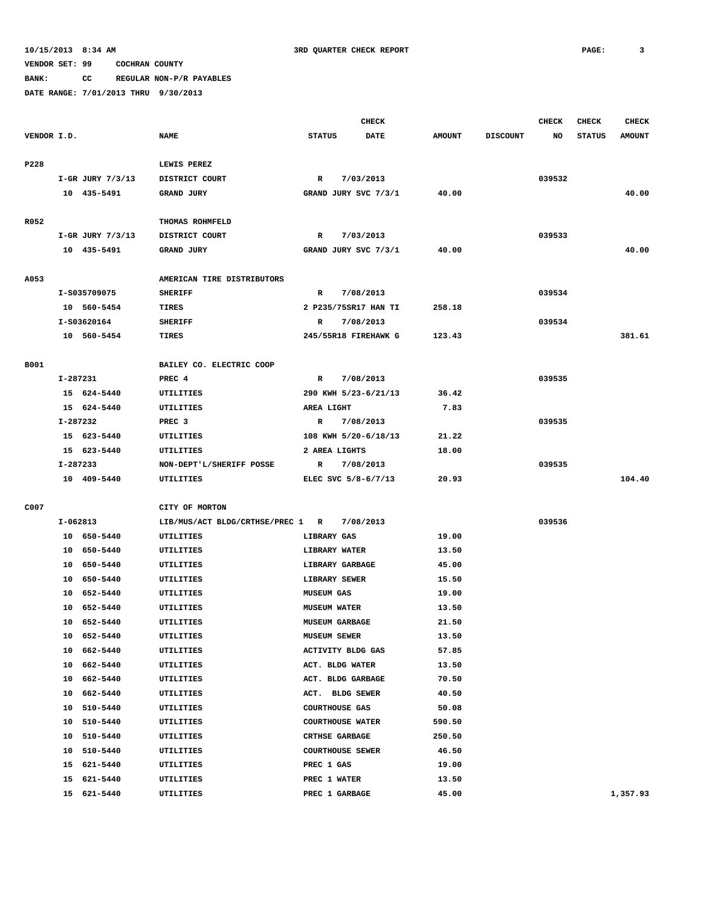10/15/2013 8:34 AM 3RD QUARTER CHECK REPORT

VENDOR SET: 99 COCHRAN COUNTY

BANK: CC REGULAR NON-P/R PAYABLES

DATE RANGE: 7/01/2013 THRU 9/30/2013

| VENDOR I.D. | NAME | STATUS | CHECK DATE | AMOUNT | DISCOUNT | CHECK NO | CHECK STATUS | CHECK AMOUNT |
|---|---|---|---|---|---|---|---|---|
| P228 | LEWIS PEREZ | | | | | | | |
| I-GR JURY 7/3/13 | DISTRICT COURT | R | 7/03/2013 | | | 039532 | | |
| 10 435-5491 | GRAND JURY | GRAND JURY SVC 7/3/1 | | 40.00 | | | | 40.00 |
| R052 | THOMAS ROHMFELD | | | | | | | |
| I-GR JURY 7/3/13 | DISTRICT COURT | R | 7/03/2013 | | | 039533 | | |
| 10 435-5491 | GRAND JURY | GRAND JURY SVC 7/3/1 | | 40.00 | | | | 40.00 |
| A053 | AMERICAN TIRE DISTRIBUTORS | | | | | | | |
| I-S035709075 | SHERIFF | R | 7/08/2013 | | | 039534 | | |
| 10 560-5454 | TIRES | 2 P235/75SR17 HAN TI | | 258.18 | | | | |
| I-S03620164 | SHERIFF | R | 7/08/2013 | | | 039534 | | |
| 10 560-5454 | TIRES | 245/55R18 FIREHAWK G | | 123.43 | | | | 381.61 |
| B001 | BAILEY CO. ELECTRIC COOP | | | | | | | |
| I-287231 | PREC 4 | R | 7/08/2013 | | | 039535 | | |
| 15 624-5440 | UTILITIES | 290 KWH 5/23-6/21/13 | | 36.42 | | | | |
| 15 624-5440 | UTILITIES | AREA LIGHT | | 7.83 | | | | |
| I-287232 | PREC 3 | R | 7/08/2013 | | | 039535 | | |
| 15 623-5440 | UTILITIES | 108 KWH 5/20-6/18/13 | | 21.22 | | | | |
| 15 623-5440 | UTILITIES | 2 AREA LIGHTS | | 18.00 | | | | |
| I-287233 | NON-DEPT'L/SHERIFF POSSE | R | 7/08/2013 | | | 039535 | | |
| 10 409-5440 | UTILITIES | ELEC SVC 5/8-6/7/13 | | 20.93 | | | | 104.40 |
| C007 | CITY OF MORTON | | | | | | | |
| I-062813 | LIB/MUS/ACT BLDG/CRTHSE/PREC 1 | R | 7/08/2013 | | | 039536 | | |
| 10 650-5440 | UTILITIES | LIBRARY GAS | | 19.00 | | | | |
| 10 650-5440 | UTILITIES | LIBRARY WATER | | 13.50 | | | | |
| 10 650-5440 | UTILITIES | LIBRARY GARBAGE | | 45.00 | | | | |
| 10 650-5440 | UTILITIES | LIBRARY SEWER | | 15.50 | | | | |
| 10 652-5440 | UTILITIES | MUSEUM GAS | | 19.00 | | | | |
| 10 652-5440 | UTILITIES | MUSEUM WATER | | 13.50 | | | | |
| 10 652-5440 | UTILITIES | MUSEUM GARBAGE | | 21.50 | | | | |
| 10 652-5440 | UTILITIES | MUSEUM SEWER | | 13.50 | | | | |
| 10 662-5440 | UTILITIES | ACTIVITY BLDG GAS | | 57.85 | | | | |
| 10 662-5440 | UTILITIES | ACT. BLDG WATER | | 13.50 | | | | |
| 10 662-5440 | UTILITIES | ACT. BLDG GARBAGE | | 70.50 | | | | |
| 10 662-5440 | UTILITIES | ACT. BLDG SEWER | | 40.50 | | | | |
| 10 510-5440 | UTILITIES | COURTHOUSE GAS | | 50.08 | | | | |
| 10 510-5440 | UTILITIES | COURTHOUSE WATER | | 590.50 | | | | |
| 10 510-5440 | UTILITIES | CRTHSE GARBAGE | | 250.50 | | | | |
| 10 510-5440 | UTILITIES | COURTHOUSE SEWER | | 46.50 | | | | |
| 15 621-5440 | UTILITIES | PREC 1 GAS | | 19.00 | | | | |
| 15 621-5440 | UTILITIES | PREC 1 WATER | | 13.50 | | | | |
| 15 621-5440 | UTILITIES | PREC 1 GARBAGE | | 45.00 | | | | 1,357.93 |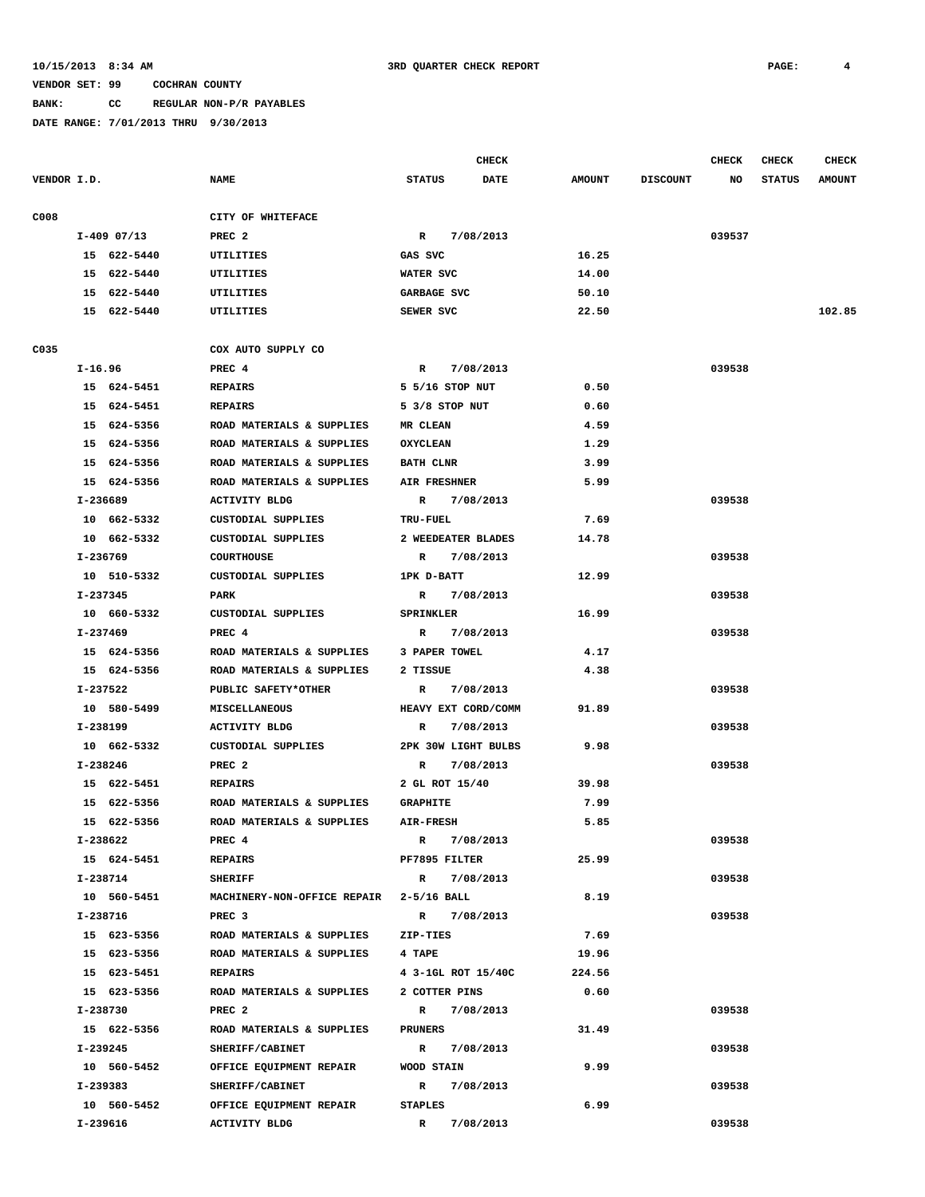10/15/2013 8:34 AM 3RD QUARTER CHECK REPORT

VENDOR SET: 99 COCHRAN COUNTY

BANK: CC REGULAR NON-P/R PAYABLES

DATE RANGE: 7/01/2013 THRU 9/30/2013

| VENDOR I.D. | NAME | STATUS | CHECK DATE | AMOUNT | DISCOUNT | CHECK NO | CHECK STATUS | CHECK AMOUNT |
|---|---|---|---|---|---|---|---|---|
| C008 | CITY OF WHITEFACE | | | | | | | |
| I-409 07/13 | PREC 2 | R | 7/08/2013 | | | 039537 | | |
| 15 622-5440 | UTILITIES | GAS SVC | | 16.25 | | | | |
| 15 622-5440 | UTILITIES | WATER SVC | | 14.00 | | | | |
| 15 622-5440 | UTILITIES | GARBAGE SVC | | 50.10 | | | | |
| 15 622-5440 | UTILITIES | SEWER SVC | | 22.50 | | | | 102.85 |
| C035 | COX AUTO SUPPLY CO | | | | | | | |
| I-16.96 | PREC 4 | R | 7/08/2013 | | | 039538 | | |
| 15 624-5451 | REPAIRS | 5 5/16 STOP NUT | | 0.50 | | | | |
| 15 624-5451 | REPAIRS | 5 3/8 STOP NUT | | 0.60 | | | | |
| 15 624-5356 | ROAD MATERIALS & SUPPLIES | MR CLEAN | | 4.59 | | | | |
| 15 624-5356 | ROAD MATERIALS & SUPPLIES | OXYCLEAN | | 1.29 | | | | |
| 15 624-5356 | ROAD MATERIALS & SUPPLIES | BATH CLNR | | 3.99 | | | | |
| 15 624-5356 | ROAD MATERIALS & SUPPLIES | AIR FRESHNER | | 5.99 | | | | |
| I-236689 | ACTIVITY BLDG | R | 7/08/2013 | | | 039538 | | |
| 10 662-5332 | CUSTODIAL SUPPLIES | TRU-FUEL | | 7.69 | | | | |
| 10 662-5332 | CUSTODIAL SUPPLIES | 2 WEEDEATER BLADES | | 14.78 | | | | |
| I-236769 | COURTHOUSE | R | 7/08/2013 | | | 039538 | | |
| 10 510-5332 | CUSTODIAL SUPPLIES | 1PK D-BATT | | 12.99 | | | | |
| I-237345 | PARK | R | 7/08/2013 | | | 039538 | | |
| 10 660-5332 | CUSTODIAL SUPPLIES | SPRINKLER | | 16.99 | | | | |
| I-237469 | PREC 4 | R | 7/08/2013 | | | 039538 | | |
| 15 624-5356 | ROAD MATERIALS & SUPPLIES | 3 PAPER TOWEL | | 4.17 | | | | |
| 15 624-5356 | ROAD MATERIALS & SUPPLIES | 2 TISSUE | | 4.38 | | | | |
| I-237522 | PUBLIC SAFETY*OTHER | R | 7/08/2013 | | | 039538 | | |
| 10 580-5499 | MISCELLANEOUS | HEAVY EXT CORD/COMM | | 91.89 | | | | |
| I-238199 | ACTIVITY BLDG | R | 7/08/2013 | | | 039538 | | |
| 10 662-5332 | CUSTODIAL SUPPLIES | 2PK 30W LIGHT BULBS | | 9.98 | | | | |
| I-238246 | PREC 2 | R | 7/08/2013 | | | 039538 | | |
| 15 622-5451 | REPAIRS | 2 GL ROT 15/40 | | 39.98 | | | | |
| 15 622-5356 | ROAD MATERIALS & SUPPLIES | GRAPHITE | | 7.99 | | | | |
| 15 622-5356 | ROAD MATERIALS & SUPPLIES | AIR-FRESH | | 5.85 | | | | |
| I-238622 | PREC 4 | R | 7/08/2013 | | | 039538 | | |
| 15 624-5451 | REPAIRS | PF7895 FILTER | | 25.99 | | | | |
| I-238714 | SHERIFF | R | 7/08/2013 | | | 039538 | | |
| 10 560-5451 | MACHINERY-NON-OFFICE REPAIR | 2-5/16 BALL | | 8.19 | | | | |
| I-238716 | PREC 3 | R | 7/08/2013 | | | 039538 | | |
| 15 623-5356 | ROAD MATERIALS & SUPPLIES | ZIP-TIES | | 7.69 | | | | |
| 15 623-5356 | ROAD MATERIALS & SUPPLIES | 4 TAPE | | 19.96 | | | | |
| 15 623-5451 | REPAIRS | 4 3-1GL ROT 15/40C | | 224.56 | | | | |
| 15 623-5356 | ROAD MATERIALS & SUPPLIES | 2 COTTER PINS | | 0.60 | | | | |
| I-238730 | PREC 2 | R | 7/08/2013 | | | 039538 | | |
| 15 622-5356 | ROAD MATERIALS & SUPPLIES | PRUNERS | | 31.49 | | | | |
| I-239245 | SHERIFF/CABINET | R | 7/08/2013 | | | 039538 | | |
| 10 560-5452 | OFFICE EQUIPMENT REPAIR | WOOD STAIN | | 9.99 | | | | |
| I-239383 | SHERIFF/CABINET | R | 7/08/2013 | | | 039538 | | |
| 10 560-5452 | OFFICE EQUIPMENT REPAIR | STAPLES | | 6.99 | | | | |
| I-239616 | ACTIVITY BLDG | R | 7/08/2013 | | | 039538 | | |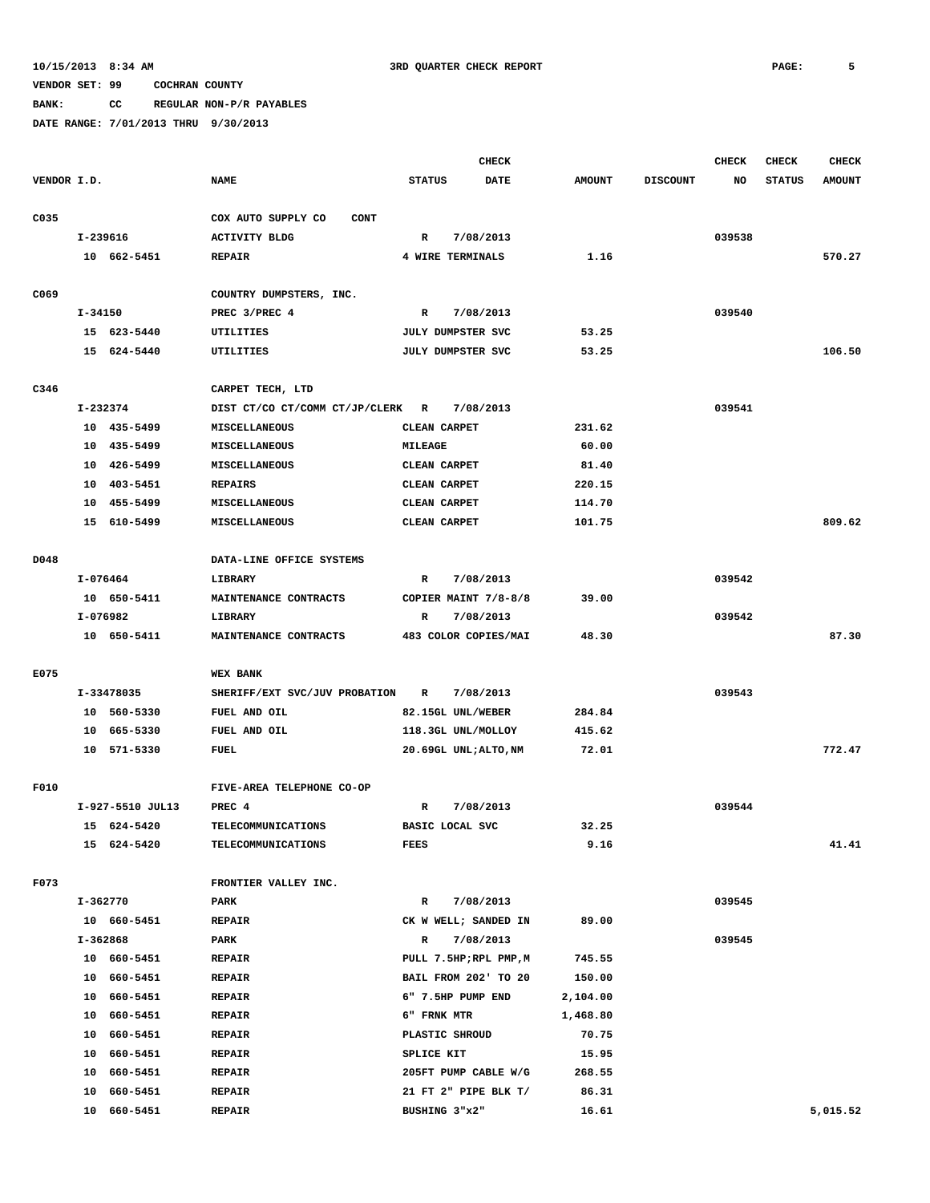10/15/2013 8:34 AM 3RD QUARTER CHECK REPORT

VENDOR SET: 99 COCHRAN COUNTY

BANK: CC REGULAR NON-P/R PAYABLES

DATE RANGE: 7/01/2013 THRU 9/30/2013

| VENDOR I.D. | NAME | STATUS | CHECK DATE | AMOUNT | DISCOUNT | CHECK NO | CHECK STATUS | CHECK AMOUNT |
|---|---|---|---|---|---|---|---|---|
| C035 | COX AUTO SUPPLY CO CONT | | | | | | | |
| I-239616 | ACTIVITY BLDG | R | 7/08/2013 | | | 039538 | | |
| 10 662-5451 | REPAIR | 4 WIRE TERMINALS | | 1.16 | | | | 570.27 |
| C069 | COUNTRY DUMPSTERS, INC. | | | | | | | |
| I-34150 | PREC 3/PREC 4 | R | 7/08/2013 | | | 039540 | | |
| 15 623-5440 | UTILITIES | JULY DUMPSTER SVC | | 53.25 | | | | |
| 15 624-5440 | UTILITIES | JULY DUMPSTER SVC | | 53.25 | | | | 106.50 |
| C346 | CARPET TECH, LTD | | | | | | | |
| I-232374 | DIST CT/CO CT/COMM CT/JP/CLERK | R | 7/08/2013 | | | 039541 | | |
| 10 435-5499 | MISCELLANEOUS | CLEAN CARPET | | 231.62 | | | | |
| 10 435-5499 | MISCELLANEOUS | MILEAGE | | 60.00 | | | | |
| 10 426-5499 | MISCELLANEOUS | CLEAN CARPET | | 81.40 | | | | |
| 10 403-5451 | REPAIRS | CLEAN CARPET | | 220.15 | | | | |
| 10 455-5499 | MISCELLANEOUS | CLEAN CARPET | | 114.70 | | | | |
| 15 610-5499 | MISCELLANEOUS | CLEAN CARPET | | 101.75 | | | | 809.62 |
| D048 | DATA-LINE OFFICE SYSTEMS | | | | | | | |
| I-076464 | LIBRARY | R | 7/08/2013 | | | 039542 | | |
| 10 650-5411 | MAINTENANCE CONTRACTS | COPIER MAINT 7/8-8/8 | | 39.00 | | | | |
| I-076982 | LIBRARY | R | 7/08/2013 | | | 039542 | | |
| 10 650-5411 | MAINTENANCE CONTRACTS | 483 COLOR COPIES/MAI | | 48.30 | | | | 87.30 |
| E075 | WEX BANK | | | | | | | |
| I-33478035 | SHERIFF/EXT SVC/JUV PROBATION | R | 7/08/2013 | | | 039543 | | |
| 10 560-5330 | FUEL AND OIL | 82.15GL UNL/WEBER | | 284.84 | | | | |
| 10 665-5330 | FUEL AND OIL | 118.3GL UNL/MOLLOY | | 415.62 | | | | |
| 10 571-5330 | FUEL | 20.69GL UNL;ALTO,NM | | 72.01 | | | | 772.47 |
| F010 | FIVE-AREA TELEPHONE CO-OP | | | | | | | |
| I-927-5510 JUL13 | PREC 4 | R | 7/08/2013 | | | 039544 | | |
| 15 624-5420 | TELECOMMUNICATIONS | BASIC LOCAL SVC | | 32.25 | | | | |
| 15 624-5420 | TELECOMMUNICATIONS | FEES | | 9.16 | | | | 41.41 |
| F073 | FRONTIER VALLEY INC. | | | | | | | |
| I-362770 | PARK | R | 7/08/2013 | | | 039545 | | |
| 10 660-5451 | REPAIR | CK W WELL; SANDED IN | | 89.00 | | | | |
| I-362868 | PARK | R | 7/08/2013 | | | 039545 | | |
| 10 660-5451 | REPAIR | PULL 7.5HP;RPL PMP,M | | 745.55 | | | | |
| 10 660-5451 | REPAIR | BAIL FROM 202' TO 20 | | 150.00 | | | | |
| 10 660-5451 | REPAIR | 6" 7.5HP PUMP END | | 2,104.00 | | | | |
| 10 660-5451 | REPAIR | 6" FRNK MTR | | 1,468.80 | | | | |
| 10 660-5451 | REPAIR | PLASTIC SHROUD | | 70.75 | | | | |
| 10 660-5451 | REPAIR | SPLICE KIT | | 15.95 | | | | |
| 10 660-5451 | REPAIR | 205FT PUMP CABLE W/G | | 268.55 | | | | |
| 10 660-5451 | REPAIR | 21 FT 2" PIPE BLK T/ | | 86.31 | | | | |
| 10 660-5451 | REPAIR | BUSHING 3"x2" | | 16.61 | | | | 5,015.52 |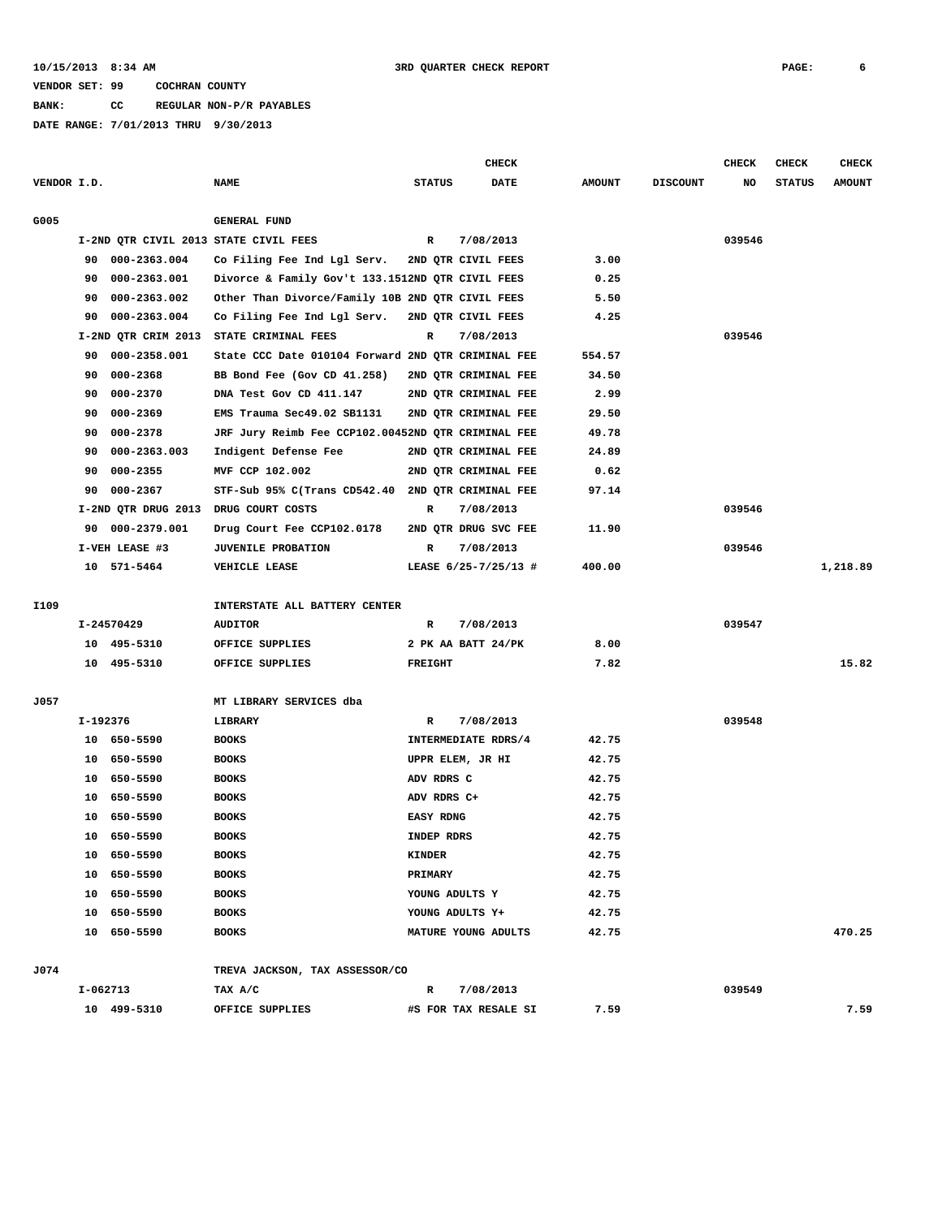10/15/2013 8:34 AM 3RD QUARTER CHECK REPORT

VENDOR SET: 99 COCHRAN COUNTY

BANK: CC REGULAR NON-P/R PAYABLES

DATE RANGE: 7/01/2013 THRU 9/30/2013

| VENDOR I.D. | NAME | STATUS | CHECK DATE | AMOUNT | DISCOUNT | CHECK NO | CHECK STATUS | CHECK AMOUNT |
|---|---|---|---|---|---|---|---|---|
| G005 | GENERAL FUND | | | | | | | |
| I-2ND QTR CIVIL 2013 | STATE CIVIL FEES | R | 7/08/2013 | | | 039546 | | |
| 90 000-2363.004 | Co Filing Fee Ind Lgl Serv. | 2ND QTR CIVIL FEES | | 3.00 | | | | |
| 90 000-2363.001 | Divorce & Family Gov't 133.151 | 2ND QTR CIVIL FEES | | 0.25 | | | | |
| 90 000-2363.002 | Other Than Divorce/Family 10B | 2ND QTR CIVIL FEES | | 5.50 | | | | |
| 90 000-2363.004 | Co Filing Fee Ind Lgl Serv. | 2ND QTR CIVIL FEES | | 4.25 | | | | |
| I-2ND QTR CRIM 2013 | STATE CRIMINAL FEES | R | 7/08/2013 | | | 039546 | | |
| 90 000-2358.001 | State CCC Date 010104 Forward | 2ND QTR CRIMINAL FEE | | 554.57 | | | | |
| 90 000-2368 | BB Bond Fee (Gov CD 41.258) | 2ND QTR CRIMINAL FEE | | 34.50 | | | | |
| 90 000-2370 | DNA Test Gov CD 411.147 | 2ND QTR CRIMINAL FEE | | 2.99 | | | | |
| 90 000-2369 | EMS Trauma Sec49.02 SB1131 | 2ND QTR CRIMINAL FEE | | 29.50 | | | | |
| 90 000-2378 | JRF Jury Reimb Fee CCP102.0045 | 2ND QTR CRIMINAL FEE | | 49.78 | | | | |
| 90 000-2363.003 | Indigent Defense Fee | 2ND QTR CRIMINAL FEE | | 24.89 | | | | |
| 90 000-2355 | MVF CCP 102.002 | 2ND QTR CRIMINAL FEE | | 0.62 | | | | |
| 90 000-2367 | STF-Sub 95% C(Trans CD542.40 | 2ND QTR CRIMINAL FEE | | 97.14 | | | | |
| I-2ND QTR DRUG 2013 | DRUG COURT COSTS | R | 7/08/2013 | | | 039546 | | |
| 90 000-2379.001 | Drug Court Fee CCP102.0178 | 2ND QTR DRUG SVC FEE | | 11.90 | | | | |
| I-VEH LEASE #3 | JUVENILE PROBATION | R | 7/08/2013 | | | 039546 | | |
| 10 571-5464 | VEHICLE LEASE | LEASE 6/25-7/25/13 # | | 400.00 | | | | 1,218.89 |
| I109 | INTERSTATE ALL BATTERY CENTER | | | | | | | |
| I-24570429 | AUDITOR | R | 7/08/2013 | | | 039547 | | |
| 10 495-5310 | OFFICE SUPPLIES | 2 PK AA BATT 24/PK | | 8.00 | | | | |
| 10 495-5310 | OFFICE SUPPLIES | FREIGHT | | 7.82 | | | | 15.82 |
| J057 | MT LIBRARY SERVICES dba | | | | | | | |
| I-192376 | LIBRARY | R | 7/08/2013 | | | 039548 | | |
| 10 650-5590 | BOOKS | INTERMEDIATE RDRS/4 | | 42.75 | | | | |
| 10 650-5590 | BOOKS | UPPR ELEM, JR HI | | 42.75 | | | | |
| 10 650-5590 | BOOKS | ADV RDRS C | | 42.75 | | | | |
| 10 650-5590 | BOOKS | ADV RDRS C+ | | 42.75 | | | | |
| 10 650-5590 | BOOKS | EASY RDNG | | 42.75 | | | | |
| 10 650-5590 | BOOKS | INDEP RDRS | | 42.75 | | | | |
| 10 650-5590 | BOOKS | KINDER | | 42.75 | | | | |
| 10 650-5590 | BOOKS | PRIMARY | | 42.75 | | | | |
| 10 650-5590 | BOOKS | YOUNG ADULTS Y | | 42.75 | | | | |
| 10 650-5590 | BOOKS | YOUNG ADULTS Y+ | | 42.75 | | | | |
| 10 650-5590 | BOOKS | MATURE YOUNG ADULTS | | 42.75 | | | | 470.25 |
| J074 | TREVA JACKSON, TAX ASSESSOR/CO | | | | | | | |
| I-062713 | TAX A/C | R | 7/08/2013 | | | 039549 | | |
| 10 499-5310 | OFFICE SUPPLIES | #S FOR TAX RESALE SI | | 7.59 | | | | 7.59 |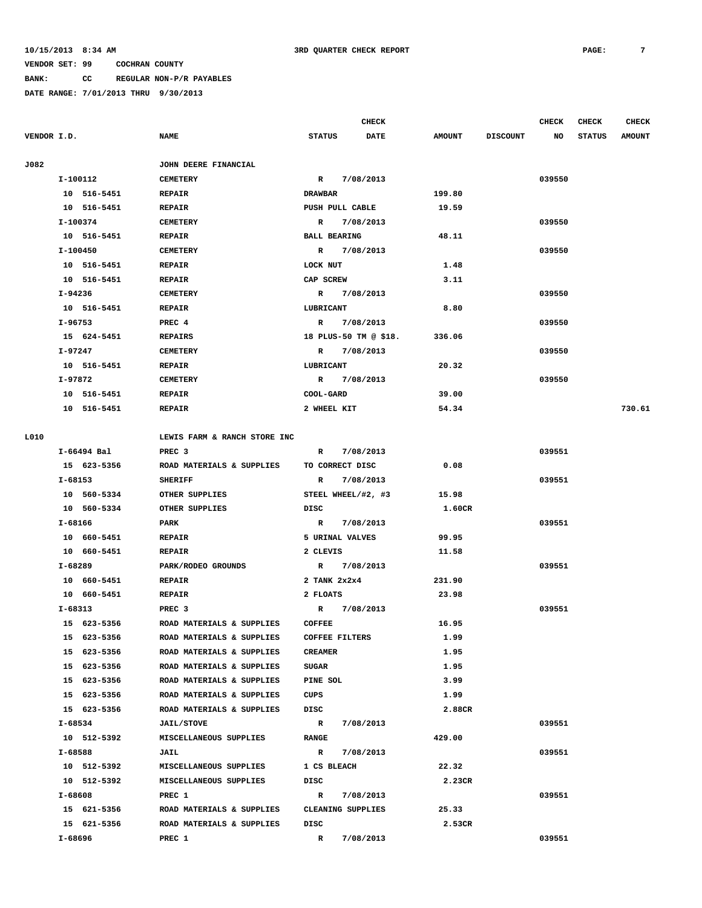10/15/2013 8:34 AM 3RD QUARTER CHECK REPORT

VENDOR SET: 99 COCHRAN COUNTY

BANK: CC REGULAR NON-P/R PAYABLES

DATE RANGE: 7/01/2013 THRU 9/30/2013

| VENDOR I.D. | NAME | STATUS | CHECK DATE | AMOUNT | DISCOUNT | CHECK NO | CHECK STATUS | CHECK AMOUNT |
|---|---|---|---|---|---|---|---|---|
| J082 | JOHN DEERE FINANCIAL | | | | | | | |
| I-100112 | CEMETERY | R | 7/08/2013 | | | 039550 | | |
| 10 516-5451 | REPAIR | DRAWBAR | | 199.80 | | | | |
| 10 516-5451 | REPAIR | PUSH PULL CABLE | | 19.59 | | | | |
| I-100374 | CEMETERY | R | 7/08/2013 | | | 039550 | | |
| 10 516-5451 | REPAIR | BALL BEARING | | 48.11 | | | | |
| I-100450 | CEMETERY | R | 7/08/2013 | | | 039550 | | |
| 10 516-5451 | REPAIR | LOCK NUT | | 1.48 | | | | |
| 10 516-5451 | REPAIR | CAP SCREW | | 3.11 | | | | |
| I-94236 | CEMETERY | R | 7/08/2013 | | | 039550 | | |
| 10 516-5451 | REPAIR | LUBRICANT | | 8.80 | | | | |
| I-96753 | PREC 4 | R | 7/08/2013 | | | 039550 | | |
| 15 624-5451 | REPAIRS | 18 PLUS-50 TM @ $18. | | 336.06 | | | | |
| I-97247 | CEMETERY | R | 7/08/2013 | | | 039550 | | |
| 10 516-5451 | REPAIR | LUBRICANT | | 20.32 | | | | |
| I-97872 | CEMETERY | R | 7/08/2013 | | | 039550 | | |
| 10 516-5451 | REPAIR | COOL-GARD | | 39.00 | | | | |
| 10 516-5451 | REPAIR | 2 WHEEL KIT | | 54.34 | | | | 730.61 |
| L010 | LEWIS FARM & RANCH STORE INC | | | | | | | |
| I-66494 Bal | PREC 3 | R | 7/08/2013 | | | 039551 | | |
| 15 623-5356 | ROAD MATERIALS & SUPPLIES | TO CORRECT DISC | | 0.08 | | | | |
| I-68153 | SHERIFF | R | 7/08/2013 | | | 039551 | | |
| 10 560-5334 | OTHER SUPPLIES | STEEL WHEEL/#2, #3 | | 15.98 | | | | |
| 10 560-5334 | OTHER SUPPLIES | DISC | | 1.60CR | | | | |
| I-68166 | PARK | R | 7/08/2013 | | | 039551 | | |
| 10 660-5451 | REPAIR | 5 URINAL VALVES | | 99.95 | | | | |
| 10 660-5451 | REPAIR | 2 CLEVIS | | 11.58 | | | | |
| I-68289 | PARK/RODEO GROUNDS | R | 7/08/2013 | | | 039551 | | |
| 10 660-5451 | REPAIR | 2 TANK 2x2x4 | | 231.90 | | | | |
| 10 660-5451 | REPAIR | 2 FLOATS | | 23.98 | | | | |
| I-68313 | PREC 3 | R | 7/08/2013 | | | 039551 | | |
| 15 623-5356 | ROAD MATERIALS & SUPPLIES | COFFEE | | 16.95 | | | | |
| 15 623-5356 | ROAD MATERIALS & SUPPLIES | COFFEE FILTERS | | 1.99 | | | | |
| 15 623-5356 | ROAD MATERIALS & SUPPLIES | CREAMER | | 1.95 | | | | |
| 15 623-5356 | ROAD MATERIALS & SUPPLIES | SUGAR | | 1.95 | | | | |
| 15 623-5356 | ROAD MATERIALS & SUPPLIES | PINE SOL | | 3.99 | | | | |
| 15 623-5356 | ROAD MATERIALS & SUPPLIES | CUPS | | 1.99 | | | | |
| 15 623-5356 | ROAD MATERIALS & SUPPLIES | DISC | | 2.88CR | | | | |
| I-68534 | JAIL/STOVE | R | 7/08/2013 | | | 039551 | | |
| 10 512-5392 | MISCELLANEOUS SUPPLIES | RANGE | | 429.00 | | | | |
| I-68588 | JAIL | R | 7/08/2013 | | | 039551 | | |
| 10 512-5392 | MISCELLANEOUS SUPPLIES | 1 CS BLEACH | | 22.32 | | | | |
| 10 512-5392 | MISCELLANEOUS SUPPLIES | DISC | | 2.23CR | | | | |
| I-68608 | PREC 1 | R | 7/08/2013 | | | 039551 | | |
| 15 621-5356 | ROAD MATERIALS & SUPPLIES | CLEANING SUPPLIES | | 25.33 | | | | |
| 15 621-5356 | ROAD MATERIALS & SUPPLIES | DISC | | 2.53CR | | | | |
| I-68696 | PREC 1 | R | 7/08/2013 | | | 039551 | | |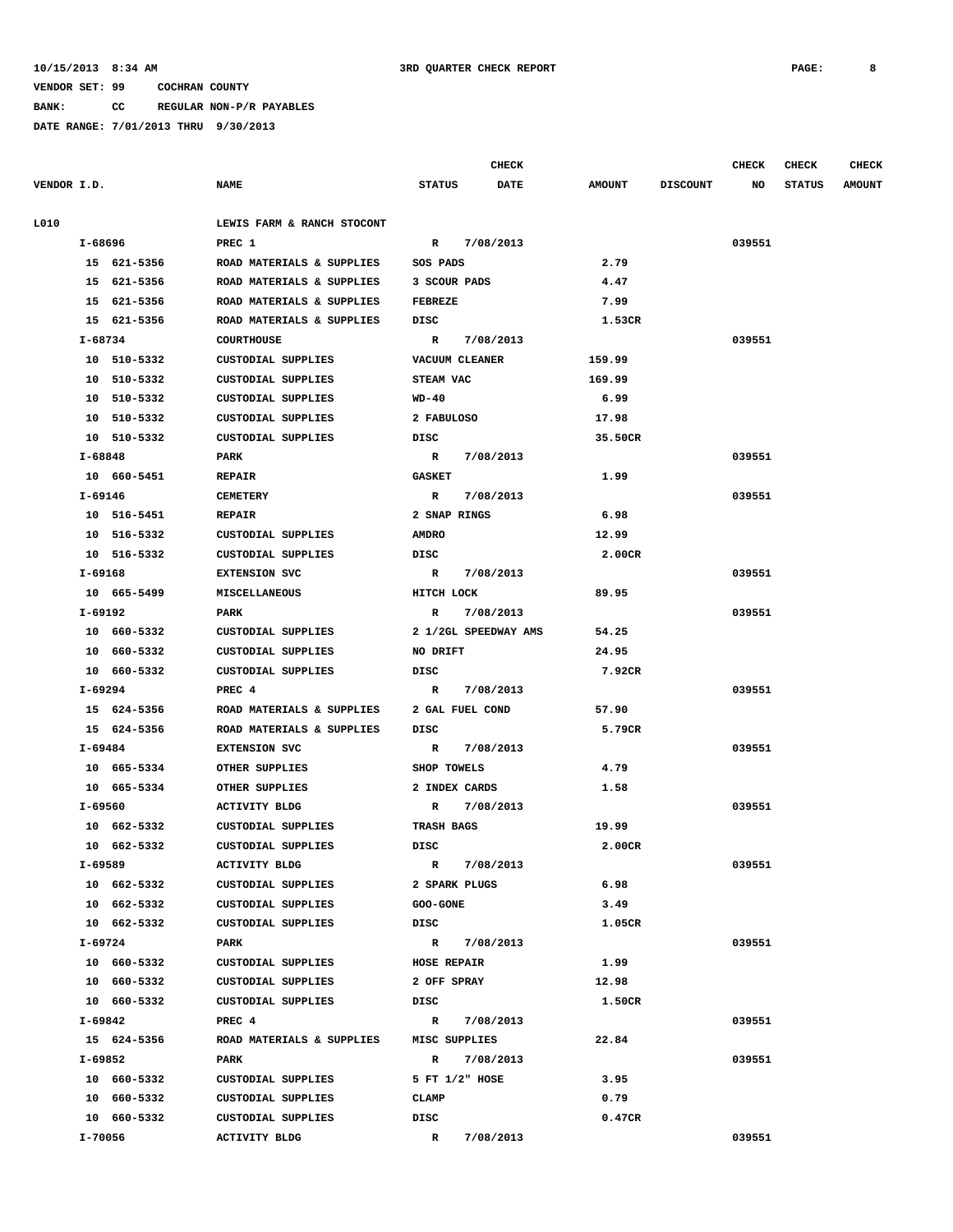10/15/2013 8:34 AM 3RD QUARTER CHECK REPORT

VENDOR SET: 99 COCHRAN COUNTY

BANK: CC REGULAR NON-P/R PAYABLES

DATE RANGE: 7/01/2013 THRU 9/30/2013

| VENDOR I.D. | NAME | STATUS | CHECK DATE | AMOUNT | DISCOUNT | CHECK NO | CHECK STATUS | CHECK AMOUNT |
|---|---|---|---|---|---|---|---|---|
| L010 | LEWIS FARM & RANCH STOCONT | | | | | | | |
| I-68696 | PREC 1 | R | 7/08/2013 | | | 039551 | | |
| 15 621-5356 | ROAD MATERIALS & SUPPLIES | SOS PADS | | 2.79 | | | | |
| 15 621-5356 | ROAD MATERIALS & SUPPLIES | 3 SCOUR PADS | | 4.47 | | | | |
| 15 621-5356 | ROAD MATERIALS & SUPPLIES | FEBREZE | | 7.99 | | | | |
| 15 621-5356 | ROAD MATERIALS & SUPPLIES | DISC | | 1.53CR | | | | |
| I-68734 | COURTHOUSE | R | 7/08/2013 | | | 039551 | | |
| 10 510-5332 | CUSTODIAL SUPPLIES | VACUUM CLEANER | | 159.99 | | | | |
| 10 510-5332 | CUSTODIAL SUPPLIES | STEAM VAC | | 169.99 | | | | |
| 10 510-5332 | CUSTODIAL SUPPLIES | WD-40 | | 6.99 | | | | |
| 10 510-5332 | CUSTODIAL SUPPLIES | 2 FABULOSO | | 17.98 | | | | |
| 10 510-5332 | CUSTODIAL SUPPLIES | DISC | | 35.50CR | | | | |
| I-68848 | PARK | R | 7/08/2013 | | | 039551 | | |
| 10 660-5451 | REPAIR | GASKET | | 1.99 | | | | |
| I-69146 | CEMETERY | R | 7/08/2013 | | | 039551 | | |
| 10 516-5451 | REPAIR | 2 SNAP RINGS | | 6.98 | | | | |
| 10 516-5332 | CUSTODIAL SUPPLIES | AMDRO | | 12.99 | | | | |
| 10 516-5332 | CUSTODIAL SUPPLIES | DISC | | 2.00CR | | | | |
| I-69168 | EXTENSION SVC | R | 7/08/2013 | | | 039551 | | |
| 10 665-5499 | MISCELLANEOUS | HITCH LOCK | | 89.95 | | | | |
| I-69192 | PARK | R | 7/08/2013 | | | 039551 | | |
| 10 660-5332 | CUSTODIAL SUPPLIES | 2 1/2GL SPEEDWAY AMS | | 54.25 | | | | |
| 10 660-5332 | CUSTODIAL SUPPLIES | NO DRIFT | | 24.95 | | | | |
| 10 660-5332 | CUSTODIAL SUPPLIES | DISC | | 7.92CR | | | | |
| I-69294 | PREC 4 | R | 7/08/2013 | | | 039551 | | |
| 15 624-5356 | ROAD MATERIALS & SUPPLIES | 2 GAL FUEL COND | | 57.90 | | | | |
| 15 624-5356 | ROAD MATERIALS & SUPPLIES | DISC | | 5.79CR | | | | |
| I-69484 | EXTENSION SVC | R | 7/08/2013 | | | 039551 | | |
| 10 665-5334 | OTHER SUPPLIES | SHOP TOWELS | | 4.79 | | | | |
| 10 665-5334 | OTHER SUPPLIES | 2 INDEX CARDS | | 1.58 | | | | |
| I-69560 | ACTIVITY BLDG | R | 7/08/2013 | | | 039551 | | |
| 10 662-5332 | CUSTODIAL SUPPLIES | TRASH BAGS | | 19.99 | | | | |
| 10 662-5332 | CUSTODIAL SUPPLIES | DISC | | 2.00CR | | | | |
| I-69589 | ACTIVITY BLDG | R | 7/08/2013 | | | 039551 | | |
| 10 662-5332 | CUSTODIAL SUPPLIES | 2 SPARK PLUGS | | 6.98 | | | | |
| 10 662-5332 | CUSTODIAL SUPPLIES | GOO-GONE | | 3.49 | | | | |
| 10 662-5332 | CUSTODIAL SUPPLIES | DISC | | 1.05CR | | | | |
| I-69724 | PARK | R | 7/08/2013 | | | 039551 | | |
| 10 660-5332 | CUSTODIAL SUPPLIES | HOSE REPAIR | | 1.99 | | | | |
| 10 660-5332 | CUSTODIAL SUPPLIES | 2 OFF SPRAY | | 12.98 | | | | |
| 10 660-5332 | CUSTODIAL SUPPLIES | DISC | | 1.50CR | | | | |
| I-69842 | PREC 4 | R | 7/08/2013 | | | 039551 | | |
| 15 624-5356 | ROAD MATERIALS & SUPPLIES | MISC SUPPLIES | | 22.84 | | | | |
| I-69852 | PARK | R | 7/08/2013 | | | 039551 | | |
| 10 660-5332 | CUSTODIAL SUPPLIES | 5 FT 1/2" HOSE | | 3.95 | | | | |
| 10 660-5332 | CUSTODIAL SUPPLIES | CLAMP | | 0.79 | | | | |
| 10 660-5332 | CUSTODIAL SUPPLIES | DISC | | 0.47CR | | | | |
| I-70056 | ACTIVITY BLDG | R | 7/08/2013 | | | 039551 | | |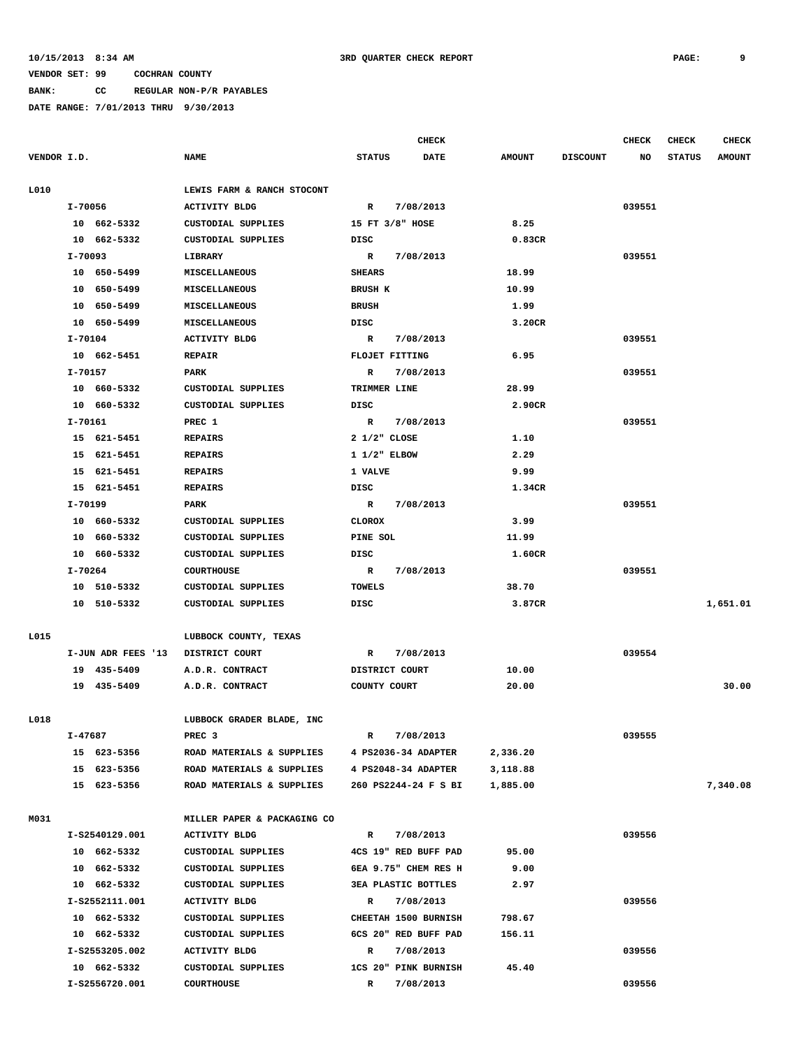10/15/2013 8:34 AM 3RD QUARTER CHECK REPORT

VENDOR SET: 99 COCHRAN COUNTY

BANK: CC REGULAR NON-P/R PAYABLES

DATE RANGE: 7/01/2013 THRU 9/30/2013

| VENDOR I.D. | NAME | STATUS | CHECK DATE | AMOUNT | DISCOUNT | CHECK NO | CHECK STATUS | CHECK AMOUNT |
|---|---|---|---|---|---|---|---|---|
| L010 | LEWIS FARM & RANCH STOCONT | | | | | | | |
| I-70056 | ACTIVITY BLDG | R | 7/08/2013 | | | 039551 | | |
| 10 662-5332 | CUSTODIAL SUPPLIES | 15 FT 3/8" HOSE | | 8.25 | | | | |
| 10 662-5332 | CUSTODIAL SUPPLIES | DISC | | 0.83CR | | | | |
| I-70093 | LIBRARY | R | 7/08/2013 | | | 039551 | | |
| 10 650-5499 | MISCELLANEOUS | SHEARS | | 18.99 | | | | |
| 10 650-5499 | MISCELLANEOUS | BRUSH K | | 10.99 | | | | |
| 10 650-5499 | MISCELLANEOUS | BRUSH | | 1.99 | | | | |
| 10 650-5499 | MISCELLANEOUS | DISC | | 3.20CR | | | | |
| I-70104 | ACTIVITY BLDG | R | 7/08/2013 | | | 039551 | | |
| 10 662-5451 | REPAIR | FLOJET FITTING | | 6.95 | | | | |
| I-70157 | PARK | R | 7/08/2013 | | | 039551 | | |
| 10 660-5332 | CUSTODIAL SUPPLIES | TRIMMER LINE | | 28.99 | | | | |
| 10 660-5332 | CUSTODIAL SUPPLIES | DISC | | 2.90CR | | | | |
| I-70161 | PREC 1 | R | 7/08/2013 | | | 039551 | | |
| 15 621-5451 | REPAIRS | 2 1/2" CLOSE | | 1.10 | | | | |
| 15 621-5451 | REPAIRS | 1 1/2" ELBOW | | 2.29 | | | | |
| 15 621-5451 | REPAIRS | 1 VALVE | | 9.99 | | | | |
| 15 621-5451 | REPAIRS | DISC | | 1.34CR | | | | |
| I-70199 | PARK | R | 7/08/2013 | | | 039551 | | |
| 10 660-5332 | CUSTODIAL SUPPLIES | CLOROX | | 3.99 | | | | |
| 10 660-5332 | CUSTODIAL SUPPLIES | PINE SOL | | 11.99 | | | | |
| 10 660-5332 | CUSTODIAL SUPPLIES | DISC | | 1.60CR | | | | |
| I-70264 | COURTHOUSE | R | 7/08/2013 | | | 039551 | | |
| 10 510-5332 | CUSTODIAL SUPPLIES | TOWELS | | 38.70 | | | | |
| 10 510-5332 | CUSTODIAL SUPPLIES | DISC | | 3.87CR | | | | 1,651.01 |
| L015 | LUBBOCK COUNTY, TEXAS | | | | | | | |
| I-JUN ADR FEES '13 | DISTRICT COURT | R | 7/08/2013 | | | 039554 | | |
| 19 435-5409 | A.D.R. CONTRACT | DISTRICT COURT | | 10.00 | | | | |
| 19 435-5409 | A.D.R. CONTRACT | COUNTY COURT | | 20.00 | | | | 30.00 |
| L018 | LUBBOCK GRADER BLADE, INC | | | | | | | |
| I-47687 | PREC 3 | R | 7/08/2013 | | | 039555 | | |
| 15 623-5356 | ROAD MATERIALS & SUPPLIES | 4 PS2036-34 ADAPTER | | 2,336.20 | | | | |
| 15 623-5356 | ROAD MATERIALS & SUPPLIES | 4 PS2048-34 ADAPTER | | 3,118.88 | | | | |
| 15 623-5356 | ROAD MATERIALS & SUPPLIES | 260 PS2244-24 F S BI | | 1,885.00 | | | | 7,340.08 |
| M031 | MILLER PAPER & PACKAGING CO | | | | | | | |
| I-S2540129.001 | ACTIVITY BLDG | R | 7/08/2013 | | | 039556 | | |
| 10 662-5332 | CUSTODIAL SUPPLIES | 4CS 19" RED BUFF PAD | | 95.00 | | | | |
| 10 662-5332 | CUSTODIAL SUPPLIES | 6EA 9.75" CHEM RES H | | 9.00 | | | | |
| 10 662-5332 | CUSTODIAL SUPPLIES | 3EA PLASTIC BOTTLES | | 2.97 | | | | |
| I-S2552111.001 | ACTIVITY BLDG | R | 7/08/2013 | | | 039556 | | |
| 10 662-5332 | CUSTODIAL SUPPLIES | CHEETAH 1500 BURNISH | | 798.67 | | | | |
| 10 662-5332 | CUSTODIAL SUPPLIES | 6CS 20" RED BUFF PAD | | 156.11 | | | | |
| I-S2553205.002 | ACTIVITY BLDG | R | 7/08/2013 | | | 039556 | | |
| 10 662-5332 | CUSTODIAL SUPPLIES | 1CS 20" PINK BURNISH | | 45.40 | | | | |
| I-S2556720.001 | COURTHOUSE | R | 7/08/2013 | | | 039556 | | |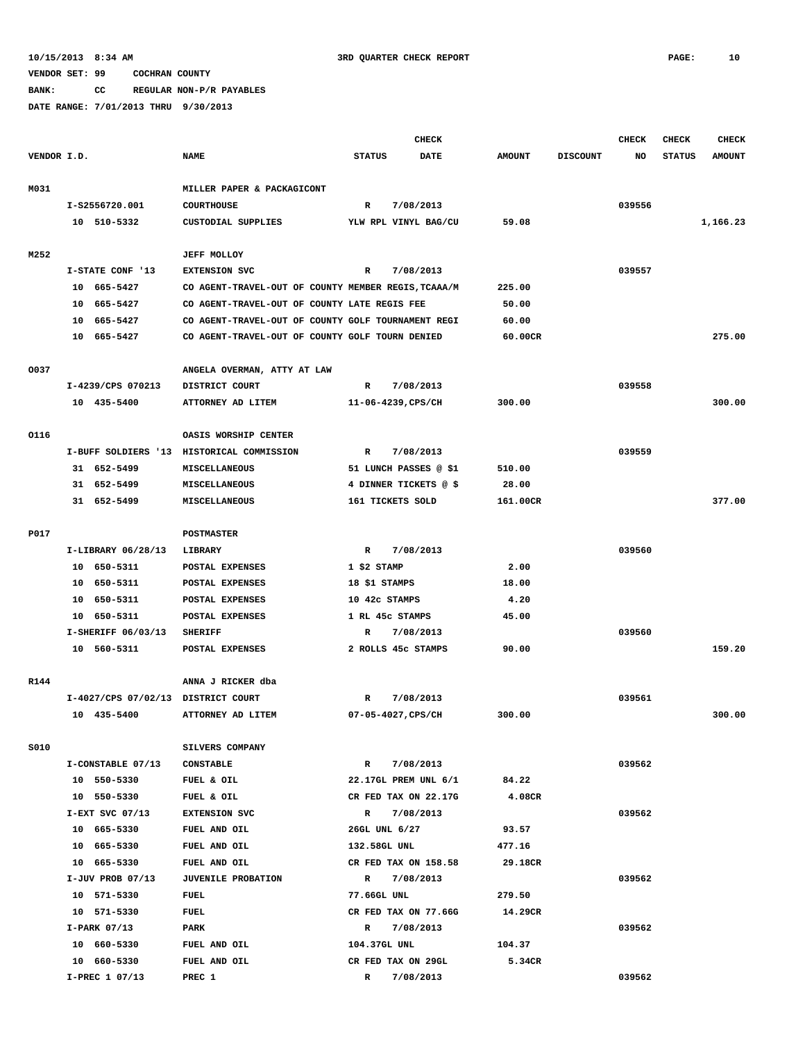10/15/2013 8:34 AM 3RD QUARTER CHECK REPORT PAGE: 10

VENDOR SET: 99 COCHRAN COUNTY

BANK: CC REGULAR NON-P/R PAYABLES

DATE RANGE: 7/01/2013 THRU 9/30/2013

| VENDOR I.D. | NAME | STATUS | CHECK DATE | AMOUNT | DISCOUNT | CHECK NO | CHECK STATUS | CHECK AMOUNT |
|---|---|---|---|---|---|---|---|---|
| M031 | MILLER PAPER & PACKAGICONT | | | | | | | |
| I-S2556720.001 | COURTHOUSE | R | 7/08/2013 | | | 039556 | | |
| 10 510-5332 | CUSTODIAL SUPPLIES | YLW RPL VINYL BAG/CU | | 59.08 | | | | 1,166.23 |
| M252 | JEFF MOLLOY | | | | | | | |
| I-STATE CONF '13 | EXTENSION SVC | R | 7/08/2013 | | | 039557 | | |
| 10 665-5427 | CO AGENT-TRAVEL-OUT OF COUNTY | MEMBER REGIS,TCAAA/M | | 225.00 | | | | |
| 10 665-5427 | CO AGENT-TRAVEL-OUT OF COUNTY | LATE REGIS FEE | | 50.00 | | | | |
| 10 665-5427 | CO AGENT-TRAVEL-OUT OF COUNTY | GOLF TOURNAMENT REGI | | 60.00 | | | | |
| 10 665-5427 | CO AGENT-TRAVEL-OUT OF COUNTY | GOLF TOURN DENIED | | 60.00CR | | | | 275.00 |
| O037 | ANGELA OVERMAN, ATTY AT LAW | | | | | | | |
| I-4239/CPS 070213 | DISTRICT COURT | R | 7/08/2013 | | | 039558 | | |
| 10 435-5400 | ATTORNEY AD LITEM | 11-06-4239,CPS/CH | | 300.00 | | | | 300.00 |
| O116 | OASIS WORSHIP CENTER | | | | | | | |
| I-BUFF SOLDIERS '13 | HISTORICAL COMMISSION | R | 7/08/2013 | | | 039559 | | |
| 31 652-5499 | MISCELLANEOUS | 51 LUNCH PASSES @ $1 | | 510.00 | | | | |
| 31 652-5499 | MISCELLANEOUS | 4 DINNER TICKETS @ $ | | 28.00 | | | | |
| 31 652-5499 | MISCELLANEOUS | 161 TICKETS SOLD | | 161.00CR | | | | 377.00 |
| P017 | POSTMASTER | | | | | | | |
| I-LIBRARY 06/28/13 | LIBRARY | R | 7/08/2013 | | | 039560 | | |
| 10 650-5311 | POSTAL EXPENSES | 1 $2 STAMP | | 2.00 | | | | |
| 10 650-5311 | POSTAL EXPENSES | 18 $1 STAMPS | | 18.00 | | | | |
| 10 650-5311 | POSTAL EXPENSES | 10 42c STAMPS | | 4.20 | | | | |
| 10 650-5311 | POSTAL EXPENSES | 1 RL 45c STAMPS | | 45.00 | | | | |
| I-SHERIFF 06/03/13 | SHERIFF | R | 7/08/2013 | | | 039560 | | |
| 10 560-5311 | POSTAL EXPENSES | 2 ROLLS 45c STAMPS | | 90.00 | | | | 159.20 |
| R144 | ANNA J RICKER dba | | | | | | | |
| I-4027/CPS 07/02/13 | DISTRICT COURT | R | 7/08/2013 | | | 039561 | | |
| 10 435-5400 | ATTORNEY AD LITEM | 07-05-4027,CPS/CH | | 300.00 | | | | 300.00 |
| S010 | SILVERS COMPANY | | | | | | | |
| I-CONSTABLE 07/13 | CONSTABLE | R | 7/08/2013 | | | 039562 | | |
| 10 550-5330 | FUEL & OIL | 22.17GL PREM UNL 6/1 | | 84.22 | | | | |
| 10 550-5330 | FUEL & OIL | CR FED TAX ON 22.17G | | 4.08CR | | | | |
| I-EXT SVC 07/13 | EXTENSION SVC | R | 7/08/2013 | | | 039562 | | |
| 10 665-5330 | FUEL AND OIL | 26GL UNL 6/27 | | 93.57 | | | | |
| 10 665-5330 | FUEL AND OIL | 132.58GL UNL | | 477.16 | | | | |
| 10 665-5330 | FUEL AND OIL | CR FED TAX ON 158.58 | | 29.18CR | | | | |
| I-JUV PROB 07/13 | JUVENILE PROBATION | R | 7/08/2013 | | | 039562 | | |
| 10 571-5330 | FUEL | 77.66GL UNL | | 279.50 | | | | |
| 10 571-5330 | FUEL | CR FED TAX ON 77.66G | | 14.29CR | | | | |
| I-PARK 07/13 | PARK | R | 7/08/2013 | | | 039562 | | |
| 10 660-5330 | FUEL AND OIL | 104.37GL UNL | | 104.37 | | | | |
| 10 660-5330 | FUEL AND OIL | CR FED TAX ON 29GL | | 5.34CR | | | | |
| I-PREC 1 07/13 | PREC 1 | R | 7/08/2013 | | | 039562 | | |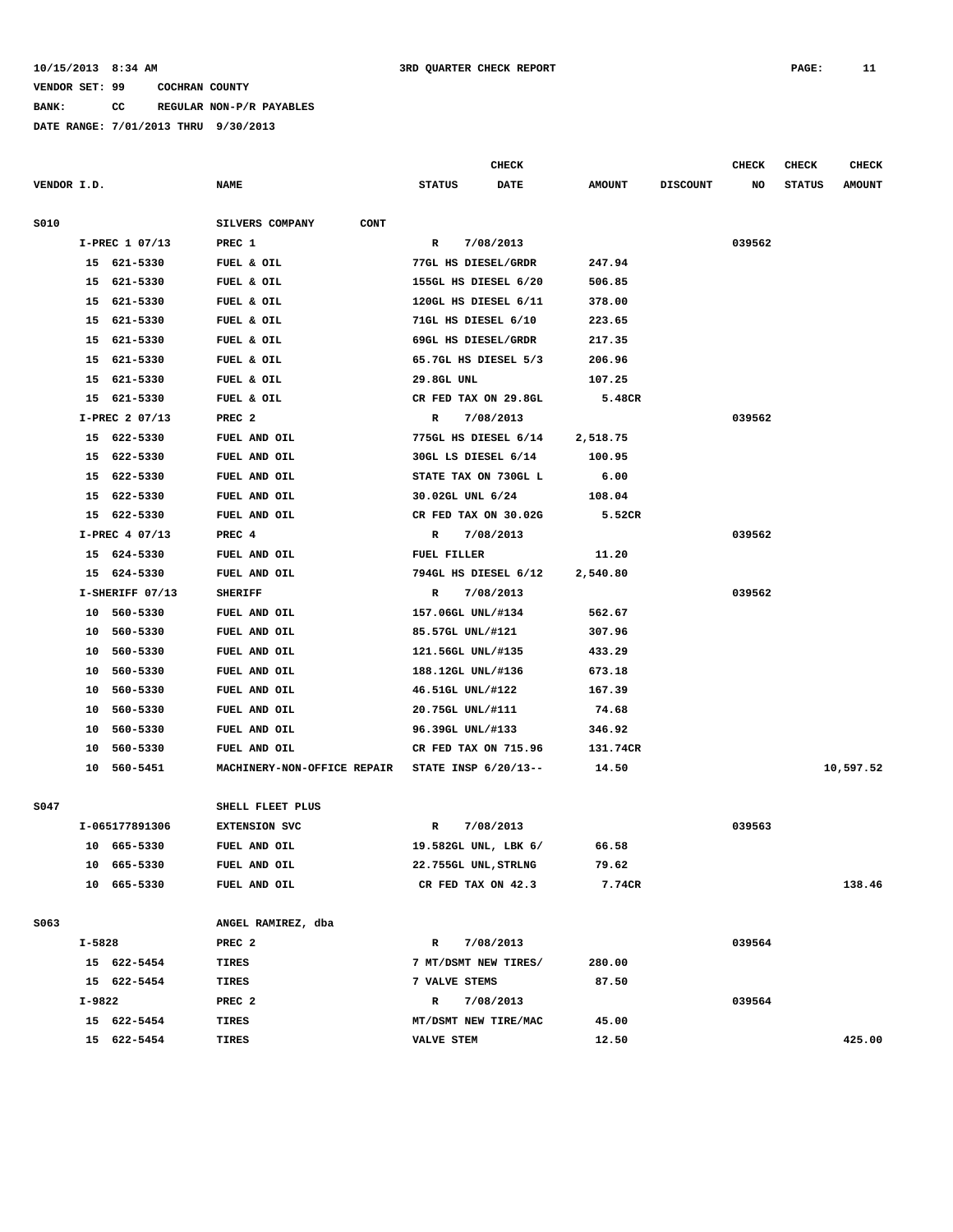10/15/2013 8:34 AM 3RD QUARTER CHECK REPORT

VENDOR SET: 99 COCHRAN COUNTY

BANK: CC REGULAR NON-P/R PAYABLES

DATE RANGE: 7/01/2013 THRU 9/30/2013

| VENDOR I.D. | NAME | CHECK STATUS | CHECK DATE | AMOUNT | DISCOUNT | CHECK NO | CHECK STATUS | CHECK AMOUNT |
|---|---|---|---|---|---|---|---|---|
| S010 | SILVERS COMPANY CONT | | | | | | | |
| I-PREC 1 07/13 | PREC 1 | R | 7/08/2013 | | | 039562 | | |
| 15 621-5330 | FUEL & OIL | 77GL HS DIESEL/GRDR | | 247.94 | | | | |
| 15 621-5330 | FUEL & OIL | 155GL HS DIESEL 6/20 | | 506.85 | | | | |
| 15 621-5330 | FUEL & OIL | 120GL HS DIESEL 6/11 | | 378.00 | | | | |
| 15 621-5330 | FUEL & OIL | 71GL HS DIESEL 6/10 | | 223.65 | | | | |
| 15 621-5330 | FUEL & OIL | 69GL HS DIESEL/GRDR | | 217.35 | | | | |
| 15 621-5330 | FUEL & OIL | 65.7GL HS DIESEL 5/3 | | 206.96 | | | | |
| 15 621-5330 | FUEL & OIL | 29.8GL UNL | | 107.25 | | | | |
| 15 621-5330 | FUEL & OIL | CR FED TAX ON 29.8GL | | 5.48CR | | | | |
| I-PREC 2 07/13 | PREC 2 | R | 7/08/2013 | | | 039562 | | |
| 15 622-5330 | FUEL AND OIL | 775GL HS DIESEL 6/14 | | 2,518.75 | | | | |
| 15 622-5330 | FUEL AND OIL | 30GL LS DIESEL 6/14 | | 100.95 | | | | |
| 15 622-5330 | FUEL AND OIL | STATE TAX ON 730GL L | | 6.00 | | | | |
| 15 622-5330 | FUEL AND OIL | 30.02GL UNL 6/24 | | 108.04 | | | | |
| 15 622-5330 | FUEL AND OIL | CR FED TAX ON 30.02G | | 5.52CR | | | | |
| I-PREC 4 07/13 | PREC 4 | R | 7/08/2013 | | | 039562 | | |
| 15 624-5330 | FUEL AND OIL | FUEL FILLER | | 11.20 | | | | |
| 15 624-5330 | FUEL AND OIL | 794GL HS DIESEL 6/12 | | 2,540.80 | | | | |
| I-SHERIFF 07/13 | SHERIFF | R | 7/08/2013 | | | 039562 | | |
| 10 560-5330 | FUEL AND OIL | 157.06GL UNL/#134 | | 562.67 | | | | |
| 10 560-5330 | FUEL AND OIL | 85.57GL UNL/#121 | | 307.96 | | | | |
| 10 560-5330 | FUEL AND OIL | 121.56GL UNL/#135 | | 433.29 | | | | |
| 10 560-5330 | FUEL AND OIL | 188.12GL UNL/#136 | | 673.18 | | | | |
| 10 560-5330 | FUEL AND OIL | 46.51GL UNL/#122 | | 167.39 | | | | |
| 10 560-5330 | FUEL AND OIL | 20.75GL UNL/#111 | | 74.68 | | | | |
| 10 560-5330 | FUEL AND OIL | 96.39GL UNL/#133 | | 346.92 | | | | |
| 10 560-5330 | FUEL AND OIL | CR FED TAX ON 715.96 | | 131.74CR | | | | |
| 10 560-5451 | MACHINERY-NON-OFFICE REPAIR | STATE INSP 6/20/13-- | | 14.50 | | | | 10,597.52 |
| S047 | SHELL FLEET PLUS | | | | | | | |
| I-065177891306 | EXTENSION SVC | R | 7/08/2013 | | | 039563 | | |
| 10 665-5330 | FUEL AND OIL | 19.582GL UNL, LBK 6/ | | 66.58 | | | | |
| 10 665-5330 | FUEL AND OIL | 22.755GL UNL,STRLNG | | 79.62 | | | | |
| 10 665-5330 | FUEL AND OIL | CR FED TAX ON 42.3 | | 7.74CR | | | | 138.46 |
| S063 | ANGEL RAMIREZ, dba | | | | | | | |
| I-5828 | PREC 2 | R | 7/08/2013 | | | 039564 | | |
| 15 622-5454 | TIRES | 7 MT/DSMT NEW TIRES/ | | 280.00 | | | | |
| 15 622-5454 | TIRES | 7 VALVE STEMS | | 87.50 | | | | |
| I-9822 | PREC 2 | R | 7/08/2013 | | | 039564 | | |
| 15 622-5454 | TIRES | MT/DSMT NEW TIRE/MAC | | 45.00 | | | | |
| 15 622-5454 | TIRES | VALVE STEM | | 12.50 | | | | 425.00 |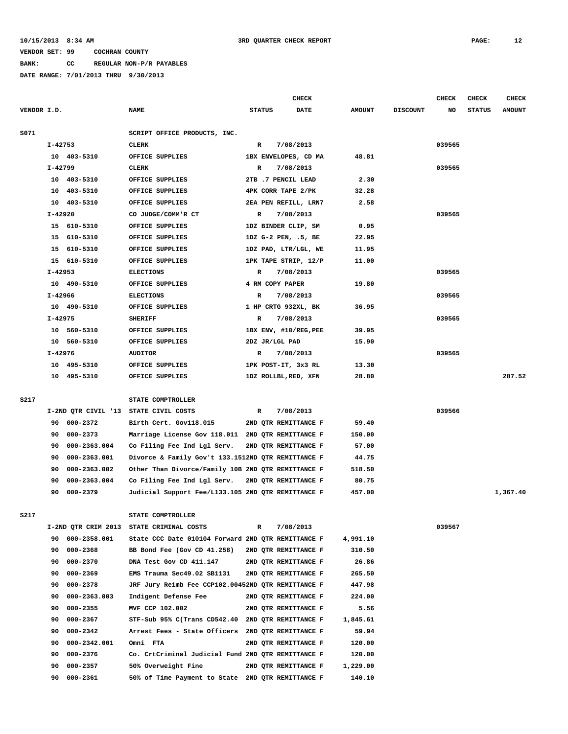10/15/2013 8:34 AM 3RD QUARTER CHECK REPORT

VENDOR SET: 99 COCHRAN COUNTY

BANK: CC REGULAR NON-P/R PAYABLES

DATE RANGE: 7/01/2013 THRU 9/30/2013

| VENDOR I.D. | NAME | STATUS | CHECK DATE | AMOUNT | DISCOUNT | CHECK NO | CHECK STATUS | CHECK AMOUNT |
|---|---|---|---|---|---|---|---|---|
| S071 | SCRIPT OFFICE PRODUCTS, INC. | | | | | | | |
| I-42753 | CLERK | R | 7/08/2013 | | | 039565 | | |
| 10 403-5310 | OFFICE SUPPLIES | 1BX ENVELOPES, CD MA | | 48.81 | | | | |
| I-42799 | CLERK | R | 7/08/2013 | | | 039565 | | |
| 10 403-5310 | OFFICE SUPPLIES | 2TB .7 PENCIL LEAD | | 2.30 | | | | |
| 10 403-5310 | OFFICE SUPPLIES | 4PK CORR TAPE 2/PK | | 32.28 | | | | |
| 10 403-5310 | OFFICE SUPPLIES | 2EA PEN REFILL, LRN7 | | 2.58 | | | | |
| I-42920 | CO JUDGE/COMM'R CT | R | 7/08/2013 | | | 039565 | | |
| 15 610-5310 | OFFICE SUPPLIES | 1DZ BINDER CLIP, SM | | 0.95 | | | | |
| 15 610-5310 | OFFICE SUPPLIES | 1DZ G-2 PEN, .5, BE | | 22.95 | | | | |
| 15 610-5310 | OFFICE SUPPLIES | 1DZ PAD, LTR/LGL, WE | | 11.95 | | | | |
| 15 610-5310 | OFFICE SUPPLIES | 1PK TAPE STRIP, 12/P | | 11.00 | | | | |
| I-42953 | ELECTIONS | R | 7/08/2013 | | | 039565 | | |
| 10 490-5310 | OFFICE SUPPLIES | 4 RM COPY PAPER | | 19.80 | | | | |
| I-42966 | ELECTIONS | R | 7/08/2013 | | | 039565 | | |
| 10 490-5310 | OFFICE SUPPLIES | 1 HP CRTG 932XL, BK | | 36.95 | | | | |
| I-42975 | SHERIFF | R | 7/08/2013 | | | 039565 | | |
| 10 560-5310 | OFFICE SUPPLIES | 1BX ENV, #10/REG,PEE | | 39.95 | | | | |
| 10 560-5310 | OFFICE SUPPLIES | 2DZ JR/LGL PAD | | 15.90 | | | | |
| I-42976 | AUDITOR | R | 7/08/2013 | | | 039565 | | |
| 10 495-5310 | OFFICE SUPPLIES | 1PK POST-IT, 3x3 RL | | 13.30 | | | | |
| 10 495-5310 | OFFICE SUPPLIES | 1DZ ROLLBL,RED, XFN | | 28.80 | | | | 287.52 |
| S217 | STATE COMPTROLLER | | | | | | | |
| I-2ND QTR CIVIL '13 | STATE CIVIL COSTS | R | 7/08/2013 | | | 039566 | | |
| 90 000-2372 | Birth Cert. Gov118.015 | 2ND QTR REMITTANCE F | | 59.40 | | | | |
| 90 000-2373 | Marriage License Gov 118.011 | 2ND QTR REMITTANCE F | | 150.00 | | | | |
| 90 000-2363.004 | Co Filing Fee Ind Lgl Serv. | 2ND QTR REMITTANCE F | | 57.00 | | | | |
| 90 000-2363.001 | Divorce & Family Gov't 133.151 | 2ND QTR REMITTANCE F | | 44.75 | | | | |
| 90 000-2363.002 | Other Than Divorce/Family 10B | 2ND QTR REMITTANCE F | | 518.50 | | | | |
| 90 000-2363.004 | Co Filing Fee Ind Lgl Serv. | 2ND QTR REMITTANCE F | | 80.75 | | | | |
| 90 000-2379 | Judicial Support Fee/L133.105 | 2ND QTR REMITTANCE F | | 457.00 | | | | 1,367.40 |
| S217 | STATE COMPTROLLER | | | | | | | |
| I-2ND QTR CRIM 2013 | STATE CRIMINAL COSTS | R | 7/08/2013 | | | 039567 | | |
| 90 000-2358.001 | State CCC Date 010104 Forward | 2ND QTR REMITTANCE F | | 4,991.10 | | | | |
| 90 000-2368 | BB Bond Fee (Gov CD 41.258) | 2ND QTR REMITTANCE F | | 310.50 | | | | |
| 90 000-2370 | DNA Test Gov CD 411.147 | 2ND QTR REMITTANCE F | | 26.86 | | | | |
| 90 000-2369 | EMS Trauma Sec49.02 SB1131 | 2ND QTR REMITTANCE F | | 265.50 | | | | |
| 90 000-2378 | JRF Jury Reimb Fee CCP102.0045 | 2ND QTR REMITTANCE F | | 447.98 | | | | |
| 90 000-2363.003 | Indigent Defense Fee | 2ND QTR REMITTANCE F | | 224.00 | | | | |
| 90 000-2355 | MVF CCP 102.002 | 2ND QTR REMITTANCE F | | 5.56 | | | | |
| 90 000-2367 | STF-Sub 95% C(Trans CD542.40 | 2ND QTR REMITTANCE F | | 1,845.61 | | | | |
| 90 000-2342 | Arrest Fees - State Officers | 2ND QTR REMITTANCE F | | 59.94 | | | | |
| 90 000-2342.001 | Omni FTA | 2ND QTR REMITTANCE F | | 120.00 | | | | |
| 90 000-2376 | Co. CrtCriminal Judicial Fund | 2ND QTR REMITTANCE F | | 120.00 | | | | |
| 90 000-2357 | 50% Overweight Fine | 2ND QTR REMITTANCE F | | 1,229.00 | | | | |
| 90 000-2361 | 50% of Time Payment to State | 2ND QTR REMITTANCE F | | 140.10 | | | | |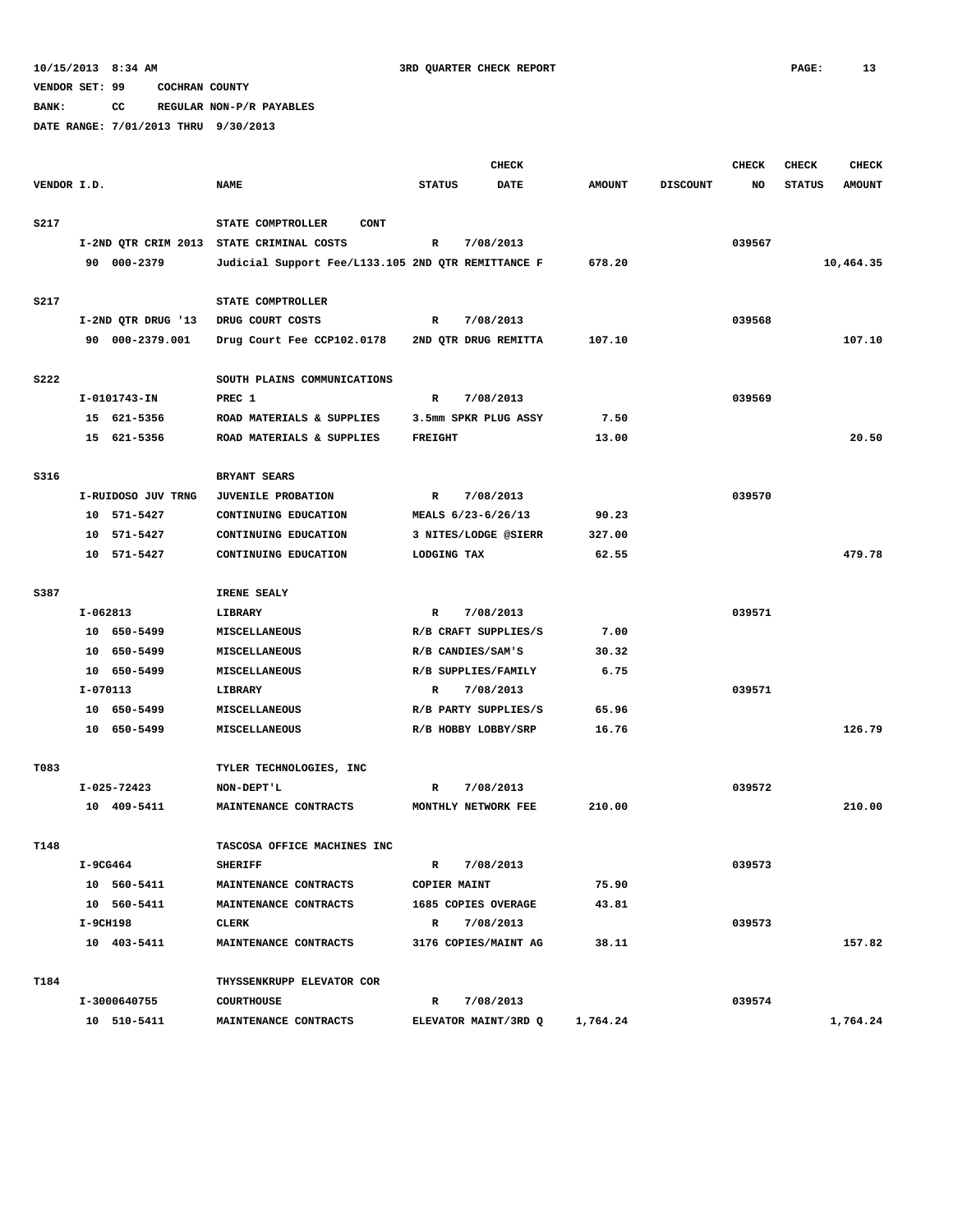10/15/2013 8:34 AM    3RD QUARTER CHECK REPORT

VENDOR SET: 99    COCHRAN COUNTY

BANK:    CC    REGULAR NON-P/R PAYABLES

DATE RANGE: 7/01/2013 THRU 9/30/2013

| VENDOR I.D. | NAME | STATUS | CHECK DATE | AMOUNT | DISCOUNT | CHECK NO | CHECK STATUS | CHECK AMOUNT |
|---|---|---|---|---|---|---|---|---|
| S217 | STATE COMPTROLLER CONT | | | | | | | |
| I-2ND QTR CRIM 2013 | STATE CRIMINAL COSTS | R | 7/08/2013 | | | 039567 | | |
| 90 000-2379 | Judicial Support Fee/L133.105 2ND QTR REMITTANCE F | | | 678.20 | | | | 10,464.35 |
| S217 | STATE COMPTROLLER | | | | | | | |
| I-2ND QTR DRUG '13 | DRUG COURT COSTS | R | 7/08/2013 | | | 039568 | | |
| 90 000-2379.001 | Drug Court Fee CCP102.0178 | 2ND QTR DRUG REMITTA | | 107.10 | | | | 107.10 |
| S222 | SOUTH PLAINS COMMUNICATIONS | | | | | | | |
| I-0101743-IN | PREC 1 | R | 7/08/2013 | | | 039569 | | |
| 15 621-5356 | ROAD MATERIALS & SUPPLIES | 3.5mm SPKR PLUG ASSY | | 7.50 | | | | |
| 15 621-5356 | ROAD MATERIALS & SUPPLIES | FREIGHT | | 13.00 | | | | 20.50 |
| S316 | BRYANT SEARS | | | | | | | |
| I-RUIDOSO JUV TRNG | JUVENILE PROBATION | R | 7/08/2013 | | | 039570 | | |
| 10 571-5427 | CONTINUING EDUCATION | MEALS 6/23-6/26/13 | | 90.23 | | | | |
| 10 571-5427 | CONTINUING EDUCATION | 3 NITES/LODGE @SIERR | | 327.00 | | | | |
| 10 571-5427 | CONTINUING EDUCATION | LODGING TAX | | 62.55 | | | | 479.78 |
| S387 | IRENE SEALY | | | | | | | |
| I-062813 | LIBRARY | R | 7/08/2013 | | | 039571 | | |
| 10 650-5499 | MISCELLANEOUS | R/B CRAFT SUPPLIES/S | | 7.00 | | | | |
| 10 650-5499 | MISCELLANEOUS | R/B CANDIES/SAM'S | | 30.32 | | | | |
| 10 650-5499 | MISCELLANEOUS | R/B SUPPLIES/FAMILY | | 6.75 | | | | |
| I-070113 | LIBRARY | R | 7/08/2013 | | | 039571 | | |
| 10 650-5499 | MISCELLANEOUS | R/B PARTY SUPPLIES/S | | 65.96 | | | | |
| 10 650-5499 | MISCELLANEOUS | R/B HOBBY LOBBY/SRP | | 16.76 | | | | 126.79 |
| T083 | TYLER TECHNOLOGIES, INC | | | | | | | |
| I-025-72423 | NON-DEPT'L | R | 7/08/2013 | | | 039572 | | |
| 10 409-5411 | MAINTENANCE CONTRACTS | MONTHLY NETWORK FEE | | 210.00 | | | | 210.00 |
| T148 | TASCOSA OFFICE MACHINES INC | | | | | | | |
| I-9CG464 | SHERIFF | R | 7/08/2013 | | | 039573 | | |
| 10 560-5411 | MAINTENANCE CONTRACTS | COPIER MAINT | | 75.90 | | | | |
| 10 560-5411 | MAINTENANCE CONTRACTS | 1685 COPIES OVERAGE | | 43.81 | | | | |
| I-9CH198 | CLERK | R | 7/08/2013 | | | 039573 | | |
| 10 403-5411 | MAINTENANCE CONTRACTS | 3176 COPIES/MAINT AG | | 38.11 | | | | 157.82 |
| T184 | THYSSENKRUPP ELEVATOR COR | | | | | | | |
| I-3000640755 | COURTHOUSE | R | 7/08/2013 | | | 039574 | | |
| 10 510-5411 | MAINTENANCE CONTRACTS | ELEVATOR MAINT/3RD Q | | 1,764.24 | | | | 1,764.24 |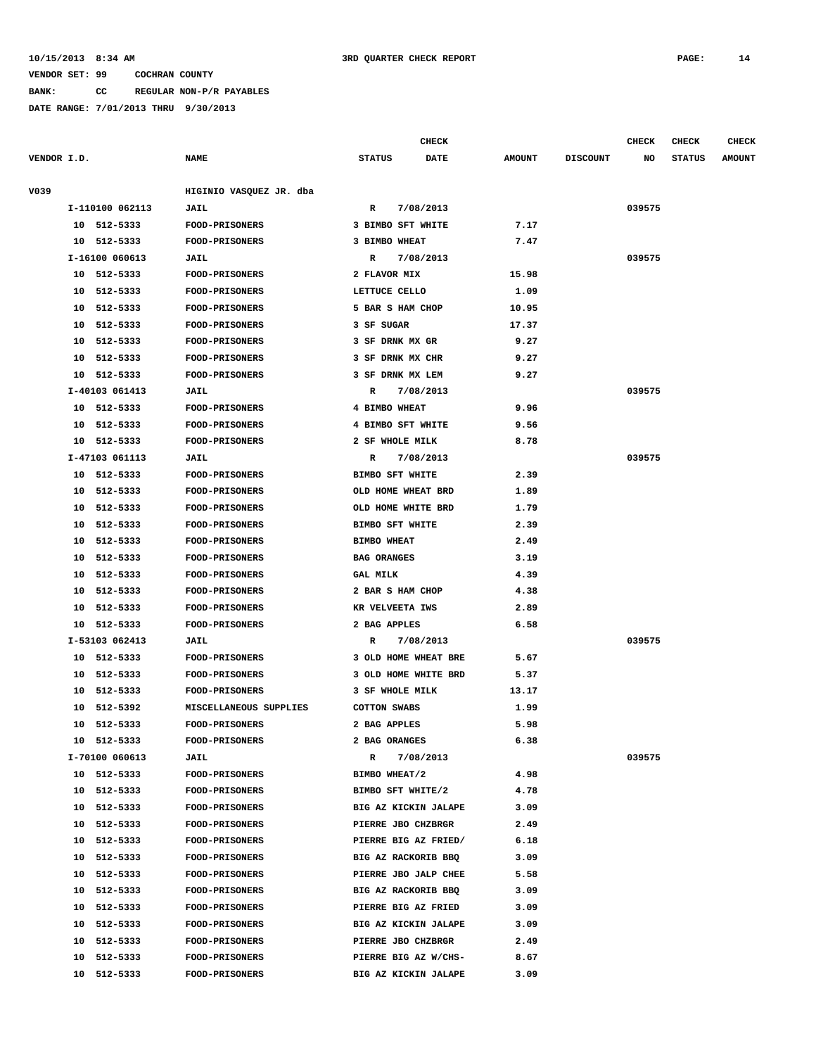10/15/2013 8:34 AM 3RD QUARTER CHECK REPORT

VENDOR SET: 99 COCHRAN COUNTY

BANK: CC REGULAR NON-P/R PAYABLES

DATE RANGE: 7/01/2013 THRU 9/30/2013

| VENDOR I.D. | NAME | STATUS | CHECK DATE | AMOUNT | DISCOUNT | CHECK NO | CHECK STATUS | CHECK AMOUNT |
|---|---|---|---|---|---|---|---|---|
| V039 | HIGINIO VASQUEZ JR. dba | | | | | | | |
| I-110100 062113 | JAIL | R | 7/08/2013 | | | 039575 | | |
| 10 512-5333 | FOOD-PRISONERS | 3 BIMBO SFT WHITE | | 7.17 | | | | |
| 10 512-5333 | FOOD-PRISONERS | 3 BIMBO WHEAT | | 7.47 | | | | |
| I-16100 060613 | JAIL | R | 7/08/2013 | | | 039575 | | |
| 10 512-5333 | FOOD-PRISONERS | 2 FLAVOR MIX | | 15.98 | | | | |
| 10 512-5333 | FOOD-PRISONERS | LETTUCE CELLO | | 1.09 | | | | |
| 10 512-5333 | FOOD-PRISONERS | 5 BAR S HAM CHOP | | 10.95 | | | | |
| 10 512-5333 | FOOD-PRISONERS | 3 SF SUGAR | | 17.37 | | | | |
| 10 512-5333 | FOOD-PRISONERS | 3 SF DRNK MX GR | | 9.27 | | | | |
| 10 512-5333 | FOOD-PRISONERS | 3 SF DRNK MX CHR | | 9.27 | | | | |
| 10 512-5333 | FOOD-PRISONERS | 3 SF DRNK MX LEM | | 9.27 | | | | |
| I-40103 061413 | JAIL | R | 7/08/2013 | | | 039575 | | |
| 10 512-5333 | FOOD-PRISONERS | 4 BIMBO WHEAT | | 9.96 | | | | |
| 10 512-5333 | FOOD-PRISONERS | 4 BIMBO SFT WHITE | | 9.56 | | | | |
| 10 512-5333 | FOOD-PRISONERS | 2 SF WHOLE MILK | | 8.78 | | | | |
| I-47103 061113 | JAIL | R | 7/08/2013 | | | 039575 | | |
| 10 512-5333 | FOOD-PRISONERS | BIMBO SFT WHITE | | 2.39 | | | | |
| 10 512-5333 | FOOD-PRISONERS | OLD HOME WHEAT BRD | | 1.89 | | | | |
| 10 512-5333 | FOOD-PRISONERS | OLD HOME WHITE BRD | | 1.79 | | | | |
| 10 512-5333 | FOOD-PRISONERS | BIMBO SFT WHITE | | 2.39 | | | | |
| 10 512-5333 | FOOD-PRISONERS | BIMBO WHEAT | | 2.49 | | | | |
| 10 512-5333 | FOOD-PRISONERS | BAG ORANGES | | 3.19 | | | | |
| 10 512-5333 | FOOD-PRISONERS | GAL MILK | | 4.39 | | | | |
| 10 512-5333 | FOOD-PRISONERS | 2 BAR S HAM CHOP | | 4.38 | | | | |
| 10 512-5333 | FOOD-PRISONERS | KR VELVEETA IWS | | 2.89 | | | | |
| 10 512-5333 | FOOD-PRISONERS | 2 BAG APPLES | | 6.58 | | | | |
| I-53103 062413 | JAIL | R | 7/08/2013 | | | 039575 | | |
| 10 512-5333 | FOOD-PRISONERS | 3 OLD HOME WHEAT BRE | | 5.67 | | | | |
| 10 512-5333 | FOOD-PRISONERS | 3 OLD HOME WHITE BRD | | 5.37 | | | | |
| 10 512-5333 | FOOD-PRISONERS | 3 SF WHOLE MILK | | 13.17 | | | | |
| 10 512-5392 | MISCELLANEOUS SUPPLIES | COTTON SWABS | | 1.99 | | | | |
| 10 512-5333 | FOOD-PRISONERS | 2 BAG APPLES | | 5.98 | | | | |
| 10 512-5333 | FOOD-PRISONERS | 2 BAG ORANGES | | 6.38 | | | | |
| I-70100 060613 | JAIL | R | 7/08/2013 | | | 039575 | | |
| 10 512-5333 | FOOD-PRISONERS | BIMBO WHEAT/2 | | 4.98 | | | | |
| 10 512-5333 | FOOD-PRISONERS | BIMBO SFT WHITE/2 | | 4.78 | | | | |
| 10 512-5333 | FOOD-PRISONERS | BIG AZ KICKIN JALAPE | | 3.09 | | | | |
| 10 512-5333 | FOOD-PRISONERS | PIERRE JBO CHZBRGR | | 2.49 | | | | |
| 10 512-5333 | FOOD-PRISONERS | PIERRE BIG AZ FRIED/ | | 6.18 | | | | |
| 10 512-5333 | FOOD-PRISONERS | BIG AZ RACKORIB BBQ | | 3.09 | | | | |
| 10 512-5333 | FOOD-PRISONERS | PIERRE JBO JALP CHEE | | 5.58 | | | | |
| 10 512-5333 | FOOD-PRISONERS | BIG AZ RACKORIB BBQ | | 3.09 | | | | |
| 10 512-5333 | FOOD-PRISONERS | PIERRE BIG AZ FRIED | | 3.09 | | | | |
| 10 512-5333 | FOOD-PRISONERS | BIG AZ KICKIN JALAPE | | 3.09 | | | | |
| 10 512-5333 | FOOD-PRISONERS | PIERRE JBO CHZBRGR | | 2.49 | | | | |
| 10 512-5333 | FOOD-PRISONERS | PIERRE BIG AZ W/CHS- | | 8.67 | | | | |
| 10 512-5333 | FOOD-PRISONERS | BIG AZ KICKIN JALAPE | | 3.09 | | | | |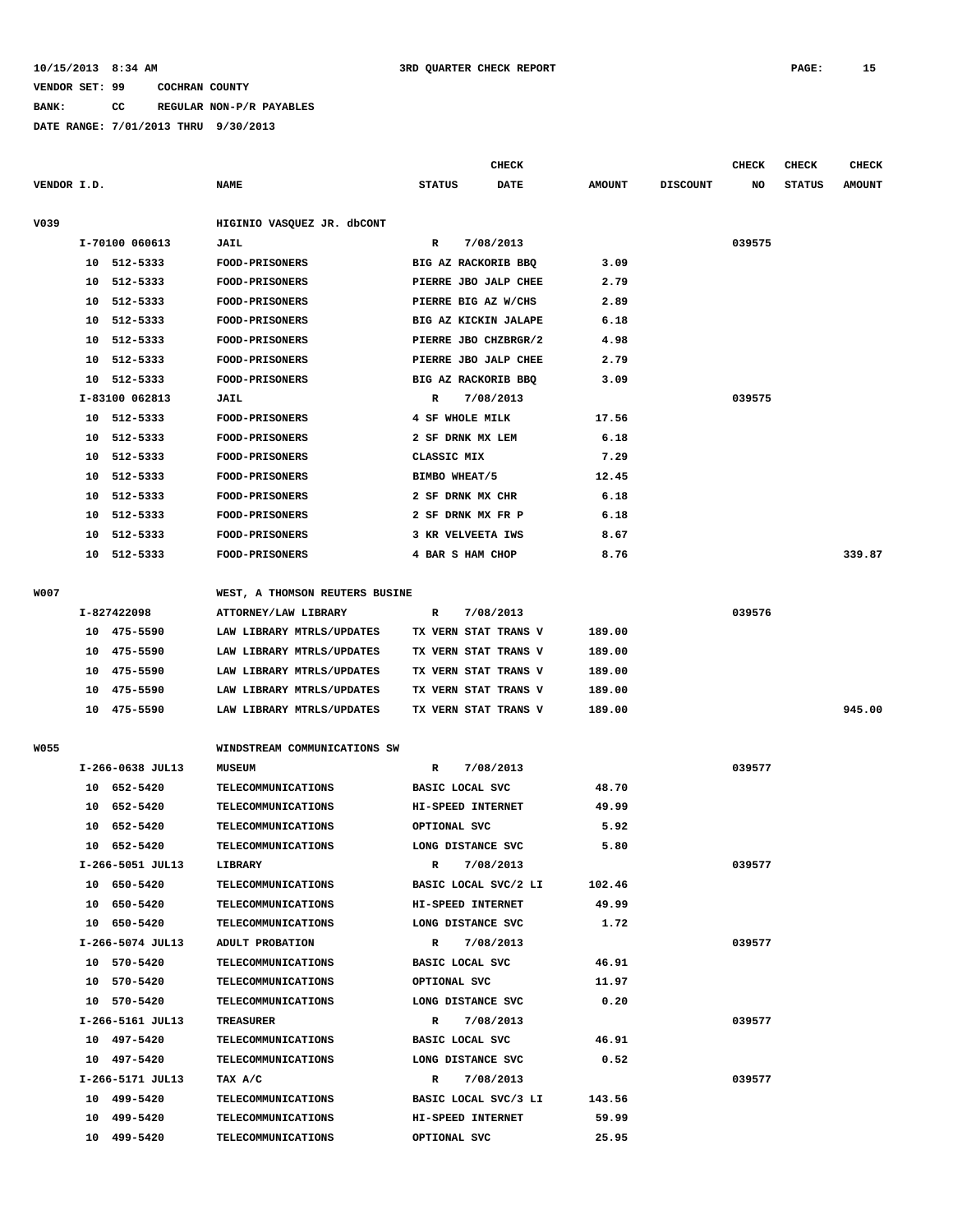10/15/2013 8:34 AM 3RD QUARTER CHECK REPORT

VENDOR SET: 99 COCHRAN COUNTY

BANK: CC REGULAR NON-P/R PAYABLES

DATE RANGE: 7/01/2013 THRU 9/30/2013

| VENDOR I.D. | NAME | STATUS | CHECK DATE | AMOUNT | DISCOUNT | CHECK NO | CHECK STATUS | CHECK AMOUNT |
|---|---|---|---|---|---|---|---|---|
| V039 | HIGINIO VASQUEZ JR. dbCONT | | | | | | | |
| I-70100 060613 | JAIL | R | 7/08/2013 | | | 039575 | | |
| 10 512-5333 | FOOD-PRISONERS | BIG AZ RACKORIB BBQ | | 3.09 | | | | |
| 10 512-5333 | FOOD-PRISONERS | PIERRE JBO JALP CHEE | | 2.79 | | | | |
| 10 512-5333 | FOOD-PRISONERS | PIERRE BIG AZ W/CHS | | 2.89 | | | | |
| 10 512-5333 | FOOD-PRISONERS | BIG AZ KICKIN JALAPE | | 6.18 | | | | |
| 10 512-5333 | FOOD-PRISONERS | PIERRE JBO CHZBRGR/2 | | 4.98 | | | | |
| 10 512-5333 | FOOD-PRISONERS | PIERRE JBO JALP CHEE | | 2.79 | | | | |
| 10 512-5333 | FOOD-PRISONERS | BIG AZ RACKORIB BBQ | | 3.09 | | | | |
| I-83100 062813 | JAIL | R | 7/08/2013 | | | 039575 | | |
| 10 512-5333 | FOOD-PRISONERS | 4 SF WHOLE MILK | | 17.56 | | | | |
| 10 512-5333 | FOOD-PRISONERS | 2 SF DRNK MX LEM | | 6.18 | | | | |
| 10 512-5333 | FOOD-PRISONERS | CLASSIC MIX | | 7.29 | | | | |
| 10 512-5333 | FOOD-PRISONERS | BIMBO WHEAT/5 | | 12.45 | | | | |
| 10 512-5333 | FOOD-PRISONERS | 2 SF DRNK MX CHR | | 6.18 | | | | |
| 10 512-5333 | FOOD-PRISONERS | 2 SF DRNK MX FR P | | 6.18 | | | | |
| 10 512-5333 | FOOD-PRISONERS | 3 KR VELVEETA IWS | | 8.67 | | | | |
| 10 512-5333 | FOOD-PRISONERS | 4 BAR S HAM CHOP | | 8.76 | | | | 339.87 |
| W007 | WEST, A THOMSON REUTERS BUSINE | | | | | | | |
| I-827422098 | ATTORNEY/LAW LIBRARY | R | 7/08/2013 | | | 039576 | | |
| 10 475-5590 | LAW LIBRARY MTRLS/UPDATES | TX VERN STAT TRANS V | | 189.00 | | | | |
| 10 475-5590 | LAW LIBRARY MTRLS/UPDATES | TX VERN STAT TRANS V | | 189.00 | | | | |
| 10 475-5590 | LAW LIBRARY MTRLS/UPDATES | TX VERN STAT TRANS V | | 189.00 | | | | |
| 10 475-5590 | LAW LIBRARY MTRLS/UPDATES | TX VERN STAT TRANS V | | 189.00 | | | | |
| 10 475-5590 | LAW LIBRARY MTRLS/UPDATES | TX VERN STAT TRANS V | | 189.00 | | | | 945.00 |
| W055 | WINDSTREAM COMMUNICATIONS SW | | | | | | | |
| I-266-0638 JUL13 | MUSEUM | R | 7/08/2013 | | | 039577 | | |
| 10 652-5420 | TELECOMMUNICATIONS | BASIC LOCAL SVC | | 48.70 | | | | |
| 10 652-5420 | TELECOMMUNICATIONS | HI-SPEED INTERNET | | 49.99 | | | | |
| 10 652-5420 | TELECOMMUNICATIONS | OPTIONAL SVC | | 5.92 | | | | |
| 10 652-5420 | TELECOMMUNICATIONS | LONG DISTANCE SVC | | 5.80 | | | | |
| I-266-5051 JUL13 | LIBRARY | R | 7/08/2013 | | | 039577 | | |
| 10 650-5420 | TELECOMMUNICATIONS | BASIC LOCAL SVC/2 LI | | 102.46 | | | | |
| 10 650-5420 | TELECOMMUNICATIONS | HI-SPEED INTERNET | | 49.99 | | | | |
| 10 650-5420 | TELECOMMUNICATIONS | LONG DISTANCE SVC | | 1.72 | | | | |
| I-266-5074 JUL13 | ADULT PROBATION | R | 7/08/2013 | | | 039577 | | |
| 10 570-5420 | TELECOMMUNICATIONS | BASIC LOCAL SVC | | 46.91 | | | | |
| 10 570-5420 | TELECOMMUNICATIONS | OPTIONAL SVC | | 11.97 | | | | |
| 10 570-5420 | TELECOMMUNICATIONS | LONG DISTANCE SVC | | 0.20 | | | | |
| I-266-5161 JUL13 | TREASURER | R | 7/08/2013 | | | 039577 | | |
| 10 497-5420 | TELECOMMUNICATIONS | BASIC LOCAL SVC | | 46.91 | | | | |
| 10 497-5420 | TELECOMMUNICATIONS | LONG DISTANCE SVC | | 0.52 | | | | |
| I-266-5171 JUL13 | TAX A/C | R | 7/08/2013 | | | 039577 | | |
| 10 499-5420 | TELECOMMUNICATIONS | BASIC LOCAL SVC/3 LI | | 143.56 | | | | |
| 10 499-5420 | TELECOMMUNICATIONS | HI-SPEED INTERNET | | 59.99 | | | | |
| 10 499-5420 | TELECOMMUNICATIONS | OPTIONAL SVC | | 25.95 | | | | |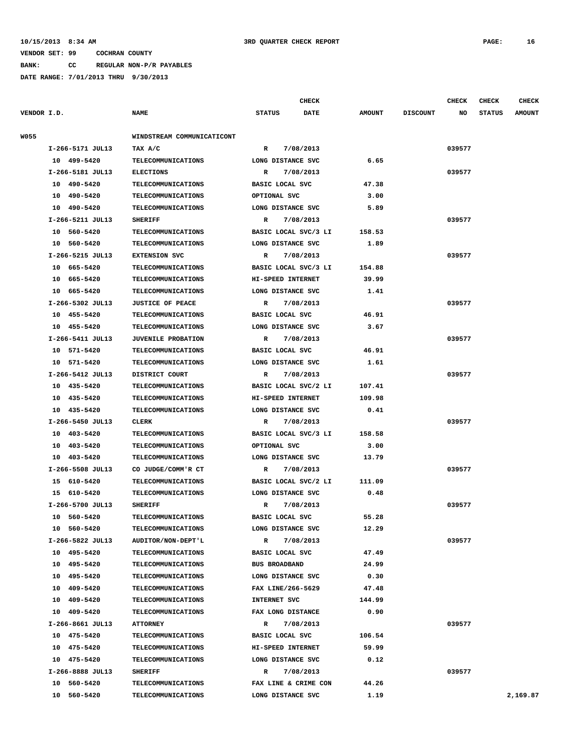10/15/2013 8:34 AM 3RD QUARTER CHECK REPORT

VENDOR SET: 99 COCHRAN COUNTY

BANK: CC REGULAR NON-P/R PAYABLES

DATE RANGE: 7/01/2013 THRU 9/30/2013

| VENDOR I.D. | NAME | STATUS | CHECK DATE | AMOUNT | DISCOUNT | CHECK NO | CHECK STATUS | CHECK AMOUNT |
|---|---|---|---|---|---|---|---|---|
| W055 | WINDSTREAM COMMUNICATICONT | | | | | | | |
| I-266-5171 JUL13 | TAX A/C | R | 7/08/2013 | | | 039577 | | |
| 10 499-5420 | TELECOMMUNICATIONS | LONG DISTANCE SVC | | 6.65 | | | | |
| I-266-5181 JUL13 | ELECTIONS | R | 7/08/2013 | | | 039577 | | |
| 10 490-5420 | TELECOMMUNICATIONS | BASIC LOCAL SVC | | 47.38 | | | | |
| 10 490-5420 | TELECOMMUNICATIONS | OPTIONAL SVC | | 3.00 | | | | |
| 10 490-5420 | TELECOMMUNICATIONS | LONG DISTANCE SVC | | 5.89 | | | | |
| I-266-5211 JUL13 | SHERIFF | R | 7/08/2013 | | | 039577 | | |
| 10 560-5420 | TELECOMMUNICATIONS | BASIC LOCAL SVC/3 LI | | 158.53 | | | | |
| 10 560-5420 | TELECOMMUNICATIONS | LONG DISTANCE SVC | | 1.89 | | | | |
| I-266-5215 JUL13 | EXTENSION SVC | R | 7/08/2013 | | | 039577 | | |
| 10 665-5420 | TELECOMMUNICATIONS | BASIC LOCAL SVC/3 LI | | 154.88 | | | | |
| 10 665-5420 | TELECOMMUNICATIONS | HI-SPEED INTERNET | | 39.99 | | | | |
| 10 665-5420 | TELECOMMUNICATIONS | LONG DISTANCE SVC | | 1.41 | | | | |
| I-266-5302 JUL13 | JUSTICE OF PEACE | R | 7/08/2013 | | | 039577 | | |
| 10 455-5420 | TELECOMMUNICATIONS | BASIC LOCAL SVC | | 46.91 | | | | |
| 10 455-5420 | TELECOMMUNICATIONS | LONG DISTANCE SVC | | 3.67 | | | | |
| I-266-5411 JUL13 | JUVENILE PROBATION | R | 7/08/2013 | | | 039577 | | |
| 10 571-5420 | TELECOMMUNICATIONS | BASIC LOCAL SVC | | 46.91 | | | | |
| 10 571-5420 | TELECOMMUNICATIONS | LONG DISTANCE SVC | | 1.61 | | | | |
| I-266-5412 JUL13 | DISTRICT COURT | R | 7/08/2013 | | | 039577 | | |
| 10 435-5420 | TELECOMMUNICATIONS | BASIC LOCAL SVC/2 LI | | 107.41 | | | | |
| 10 435-5420 | TELECOMMUNICATIONS | HI-SPEED INTERNET | | 109.98 | | | | |
| 10 435-5420 | TELECOMMUNICATIONS | LONG DISTANCE SVC | | 0.41 | | | | |
| I-266-5450 JUL13 | CLERK | R | 7/08/2013 | | | 039577 | | |
| 10 403-5420 | TELECOMMUNICATIONS | BASIC LOCAL SVC/3 LI | | 158.58 | | | | |
| 10 403-5420 | TELECOMMUNICATIONS | OPTIONAL SVC | | 3.00 | | | | |
| 10 403-5420 | TELECOMMUNICATIONS | LONG DISTANCE SVC | | 13.79 | | | | |
| I-266-5508 JUL13 | CO JUDGE/COMM'R CT | R | 7/08/2013 | | | 039577 | | |
| 15 610-5420 | TELECOMMUNICATIONS | BASIC LOCAL SVC/2 LI | | 111.09 | | | | |
| 15 610-5420 | TELECOMMUNICATIONS | LONG DISTANCE SVC | | 0.48 | | | | |
| I-266-5700 JUL13 | SHERIFF | R | 7/08/2013 | | | 039577 | | |
| 10 560-5420 | TELECOMMUNICATIONS | BASIC LOCAL SVC | | 55.28 | | | | |
| 10 560-5420 | TELECOMMUNICATIONS | LONG DISTANCE SVC | | 12.29 | | | | |
| I-266-5822 JUL13 | AUDITOR/NON-DEPT'L | R | 7/08/2013 | | | 039577 | | |
| 10 495-5420 | TELECOMMUNICATIONS | BASIC LOCAL SVC | | 47.49 | | | | |
| 10 495-5420 | TELECOMMUNICATIONS | BUS BROADBAND | | 24.99 | | | | |
| 10 495-5420 | TELECOMMUNICATIONS | LONG DISTANCE SVC | | 0.30 | | | | |
| 10 409-5420 | TELECOMMUNICATIONS | FAX LINE/266-5629 | | 47.48 | | | | |
| 10 409-5420 | TELECOMMUNICATIONS | INTERNET SVC | | 144.99 | | | | |
| 10 409-5420 | TELECOMMUNICATIONS | FAX LONG DISTANCE | | 0.90 | | | | |
| I-266-8661 JUL13 | ATTORNEY | R | 7/08/2013 | | | 039577 | | |
| 10 475-5420 | TELECOMMUNICATIONS | BASIC LOCAL SVC | | 106.54 | | | | |
| 10 475-5420 | TELECOMMUNICATIONS | HI-SPEED INTERNET | | 59.99 | | | | |
| 10 475-5420 | TELECOMMUNICATIONS | LONG DISTANCE SVC | | 0.12 | | | | |
| I-266-8888 JUL13 | SHERIFF | R | 7/08/2013 | | | 039577 | | |
| 10 560-5420 | TELECOMMUNICATIONS | FAX LINE & CRIME CON | | 44.26 | | | | |
| 10 560-5420 | TELECOMMUNICATIONS | LONG DISTANCE SVC | | 1.19 | | | | 2,169.87 |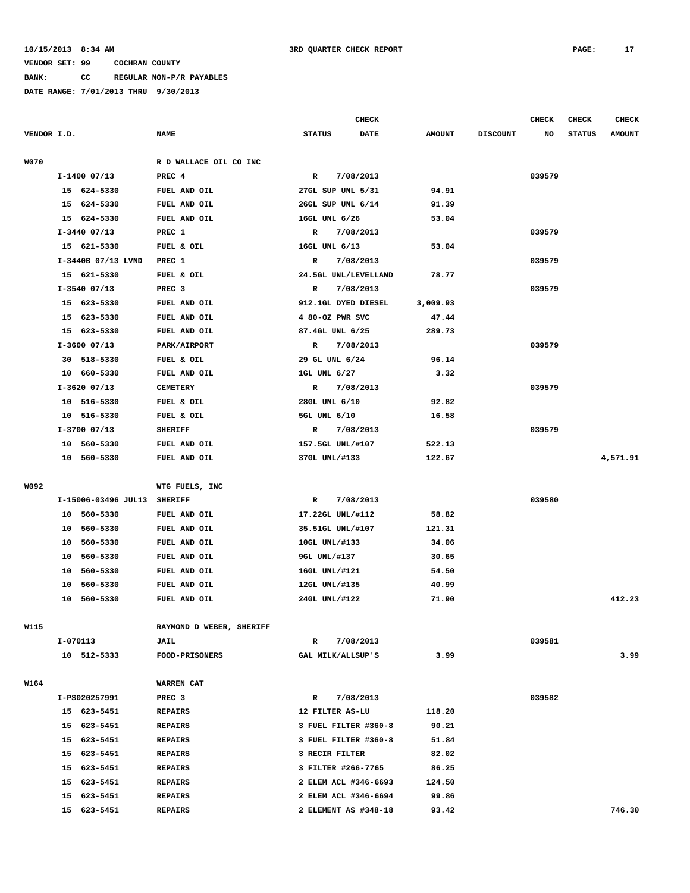10/15/2013 8:34 AM    3RD QUARTER CHECK REPORT

VENDOR SET: 99    COCHRAN COUNTY

BANK: CC    REGULAR NON-P/R PAYABLES

DATE RANGE: 7/01/2013 THRU 9/30/2013

| VENDOR I.D. | NAME | STATUS | CHECK DATE | AMOUNT | DISCOUNT | CHECK NO | CHECK STATUS | CHECK AMOUNT |
|---|---|---|---|---|---|---|---|---|
| W070 | R D WALLACE OIL CO INC | | | | | | | |
| I-1400 07/13 | PREC 4 | R | 7/08/2013 | | | 039579 | | |
| 15 624-5330 | FUEL AND OIL | 27GL SUP UNL 5/31 | | 94.91 | | | | |
| 15 624-5330 | FUEL AND OIL | 26GL SUP UNL 6/14 | | 91.39 | | | | |
| 15 624-5330 | FUEL AND OIL | 16GL UNL 6/26 | | 53.04 | | | | |
| I-3440 07/13 | PREC 1 | R | 7/08/2013 | | | 039579 | | |
| 15 621-5330 | FUEL & OIL | 16GL UNL 6/13 | | 53.04 | | | | |
| I-3440B 07/13 LVND | PREC 1 | R | 7/08/2013 | | | 039579 | | |
| 15 621-5330 | FUEL & OIL | 24.5GL UNL/LEVELLAND | | 78.77 | | | | |
| I-3540 07/13 | PREC 3 | R | 7/08/2013 | | | 039579 | | |
| 15 623-5330 | FUEL AND OIL | 912.1GL DYED DIESEL | | 3,009.93 | | | | |
| 15 623-5330 | FUEL AND OIL | 4 80-OZ PWR SVC | | 47.44 | | | | |
| 15 623-5330 | FUEL AND OIL | 87.4GL UNL 6/25 | | 289.73 | | | | |
| I-3600 07/13 | PARK/AIRPORT | R | 7/08/2013 | | | 039579 | | |
| 30 518-5330 | FUEL & OIL | 29 GL UNL 6/24 | | 96.14 | | | | |
| 10 660-5330 | FUEL AND OIL | 1GL UNL 6/27 | | 3.32 | | | | |
| I-3620 07/13 | CEMETERY | R | 7/08/2013 | | | 039579 | | |
| 10 516-5330 | FUEL & OIL | 28GL UNL 6/10 | | 92.82 | | | | |
| 10 516-5330 | FUEL & OIL | 5GL UNL 6/10 | | 16.58 | | | | |
| I-3700 07/13 | SHERIFF | R | 7/08/2013 | | | 039579 | | |
| 10 560-5330 | FUEL AND OIL | 157.5GL UNL/#107 | | 522.13 | | | | |
| 10 560-5330 | FUEL AND OIL | 37GL UNL/#133 | | 122.67 | | | | 4,571.91 |
| W092 | WTG FUELS, INC | | | | | | | |
| I-15006-03496 JUL13 | SHERIFF | R | 7/08/2013 | | | 039580 | | |
| 10 560-5330 | FUEL AND OIL | 17.22GL UNL/#112 | | 58.82 | | | | |
| 10 560-5330 | FUEL AND OIL | 35.51GL UNL/#107 | | 121.31 | | | | |
| 10 560-5330 | FUEL AND OIL | 10GL UNL/#133 | | 34.06 | | | | |
| 10 560-5330 | FUEL AND OIL | 9GL UNL/#137 | | 30.65 | | | | |
| 10 560-5330 | FUEL AND OIL | 16GL UNL/#121 | | 54.50 | | | | |
| 10 560-5330 | FUEL AND OIL | 12GL UNL/#135 | | 40.99 | | | | |
| 10 560-5330 | FUEL AND OIL | 24GL UNL/#122 | | 71.90 | | | | 412.23 |
| W115 | RAYMOND D WEBER, SHERIFF | | | | | | | |
| I-070113 | JAIL | R | 7/08/2013 | | | 039581 | | |
| 10 512-5333 | FOOD-PRISONERS | GAL MILK/ALLSUP'S | | 3.99 | | | | 3.99 |
| W164 | WARREN CAT | | | | | | | |
| I-PS020257991 | PREC 3 | R | 7/08/2013 | | | 039582 | | |
| 15 623-5451 | REPAIRS | 12 FILTER AS-LU | | 118.20 | | | | |
| 15 623-5451 | REPAIRS | 3 FUEL FILTER #360-8 | | 90.21 | | | | |
| 15 623-5451 | REPAIRS | 3 FUEL FILTER #360-8 | | 51.84 | | | | |
| 15 623-5451 | REPAIRS | 3 RECIR FILTER | | 82.02 | | | | |
| 15 623-5451 | REPAIRS | 3 FILTER #266-7765 | | 86.25 | | | | |
| 15 623-5451 | REPAIRS | 2 ELEM ACL #346-6693 | | 124.50 | | | | |
| 15 623-5451 | REPAIRS | 2 ELEM ACL #346-6694 | | 99.86 | | | | |
| 15 623-5451 | REPAIRS | 2 ELEMENT AS #348-18 | | 93.42 | | | | 746.30 |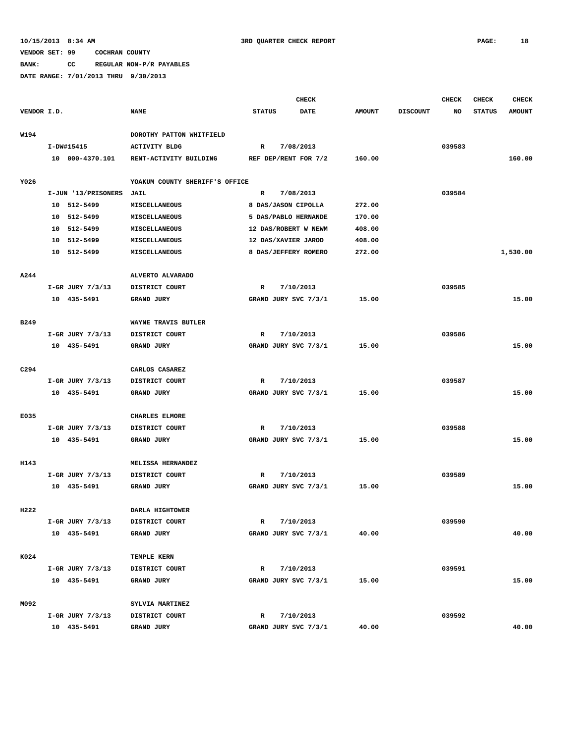10/15/2013 8:34 AM 3RD QUARTER CHECK REPORT

VENDOR SET: 99 COCHRAN COUNTY

BANK: CC REGULAR NON-P/R PAYABLES

DATE RANGE: 7/01/2013 THRU 9/30/2013

| VENDOR I.D. | NAME | STATUS | CHECK DATE | AMOUNT | DISCOUNT | CHECK NO | CHECK STATUS | CHECK AMOUNT |
|---|---|---|---|---|---|---|---|---|
| W194 | DOROTHY PATTON WHITFIELD | | | | | | | |
| I-DW#15415 | ACTIVITY BLDG | R | 7/08/2013 | | | 039583 | | |
| 10 000-4370.101 | RENT-ACTIVITY BUILDING | REF DEP/RENT FOR 7/2 | | 160.00 | | | | 160.00 |
| Y026 | YOAKUM COUNTY SHERIFF'S OFFICE | | | | | | | |
| I-JUN '13/PRISONERS | JAIL | R | 7/08/2013 | | | 039584 | | |
| 10 512-5499 | MISCELLANEOUS | 8 DAS/JASON CIPOLLA | | 272.00 | | | | |
| 10 512-5499 | MISCELLANEOUS | 5 DAS/PABLO HERNANDE | | 170.00 | | | | |
| 10 512-5499 | MISCELLANEOUS | 12 DAS/ROBERT W NEWM | | 408.00 | | | | |
| 10 512-5499 | MISCELLANEOUS | 12 DAS/XAVIER JAROD | | 408.00 | | | | |
| 10 512-5499 | MISCELLANEOUS | 8 DAS/JEFFERY ROMERO | | 272.00 | | | | 1,530.00 |
| A244 | ALVERTO ALVARADO | | | | | | | |
| I-GR JURY 7/3/13 | DISTRICT COURT | R | 7/10/2013 | | | 039585 | | |
| 10 435-5491 | GRAND JURY | GRAND JURY SVC 7/3/1 | | 15.00 | | | | 15.00 |
| B249 | WAYNE TRAVIS BUTLER | | | | | | | |
| I-GR JURY 7/3/13 | DISTRICT COURT | R | 7/10/2013 | | | 039586 | | |
| 10 435-5491 | GRAND JURY | GRAND JURY SVC 7/3/1 | | 15.00 | | | | 15.00 |
| C294 | CARLOS CASAREZ | | | | | | | |
| I-GR JURY 7/3/13 | DISTRICT COURT | R | 7/10/2013 | | | 039587 | | |
| 10 435-5491 | GRAND JURY | GRAND JURY SVC 7/3/1 | | 15.00 | | | | 15.00 |
| E035 | CHARLES ELMORE | | | | | | | |
| I-GR JURY 7/3/13 | DISTRICT COURT | R | 7/10/2013 | | | 039588 | | |
| 10 435-5491 | GRAND JURY | GRAND JURY SVC 7/3/1 | | 15.00 | | | | 15.00 |
| H143 | MELISSA HERNANDEZ | | | | | | | |
| I-GR JURY 7/3/13 | DISTRICT COURT | R | 7/10/2013 | | | 039589 | | |
| 10 435-5491 | GRAND JURY | GRAND JURY SVC 7/3/1 | | 15.00 | | | | 15.00 |
| H222 | DARLA HIGHTOWER | | | | | | | |
| I-GR JURY 7/3/13 | DISTRICT COURT | R | 7/10/2013 | | | 039590 | | |
| 10 435-5491 | GRAND JURY | GRAND JURY SVC 7/3/1 | | 40.00 | | | | 40.00 |
| K024 | TEMPLE KERN | | | | | | | |
| I-GR JURY 7/3/13 | DISTRICT COURT | R | 7/10/2013 | | | 039591 | | |
| 10 435-5491 | GRAND JURY | GRAND JURY SVC 7/3/1 | | 15.00 | | | | 15.00 |
| M092 | SYLVIA MARTINEZ | | | | | | | |
| I-GR JURY 7/3/13 | DISTRICT COURT | R | 7/10/2013 | | | 039592 | | |
| 10 435-5491 | GRAND JURY | GRAND JURY SVC 7/3/1 | | 40.00 | | | | 40.00 |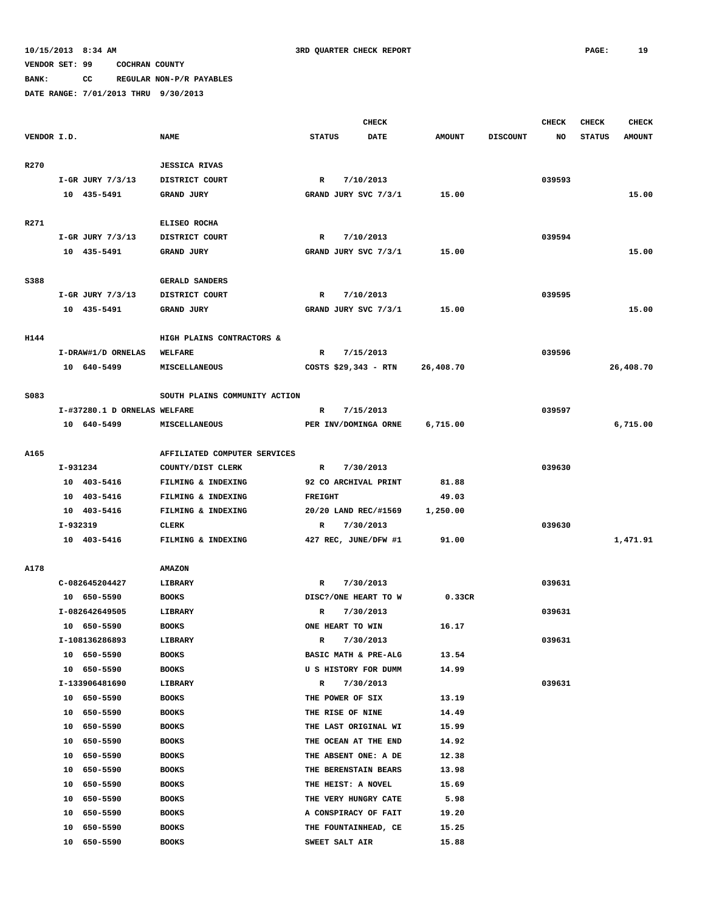10/15/2013 8:34 AM 3RD QUARTER CHECK REPORT

VENDOR SET: 99 COCHRAN COUNTY

BANK: CC REGULAR NON-P/R PAYABLES

DATE RANGE: 7/01/2013 THRU 9/30/2013

| VENDOR I.D. | NAME | STATUS | CHECK DATE | AMOUNT | DISCOUNT | CHECK NO | CHECK STATUS | CHECK AMOUNT |
|---|---|---|---|---|---|---|---|---|
| R270 | JESSICA RIVAS | | | | | | | |
| I-GR JURY 7/3/13 | DISTRICT COURT | R | 7/10/2013 | | | 039593 | | |
| 10 435-5491 | GRAND JURY | GRAND JURY SVC 7/3/1 | | 15.00 | | | | 15.00 |
| R271 | ELISEO ROCHA | | | | | | | |
| I-GR JURY 7/3/13 | DISTRICT COURT | R | 7/10/2013 | | | 039594 | | |
| 10 435-5491 | GRAND JURY | GRAND JURY SVC 7/3/1 | | 15.00 | | | | 15.00 |
| S388 | GERALD SANDERS | | | | | | | |
| I-GR JURY 7/3/13 | DISTRICT COURT | R | 7/10/2013 | | | 039595 | | |
| 10 435-5491 | GRAND JURY | GRAND JURY SVC 7/3/1 | | 15.00 | | | | 15.00 |
| H144 | HIGH PLAINS CONTRACTORS & | | | | | | | |
| I-DRAW#1/D ORNELAS | WELFARE | R | 7/15/2013 | | | 039596 | | |
| 10 640-5499 | MISCELLANEOUS | COSTS $29,343 - RTN | | 26,408.70 | | | | 26,408.70 |
| S083 | SOUTH PLAINS COMMUNITY ACTION | | | | | | | |
| I-#37280.1 D ORNELAS | WELFARE | R | 7/15/2013 | | | 039597 | | |
| 10 640-5499 | MISCELLANEOUS | PER INV/DOMINGA ORNE | | 6,715.00 | | | | 6,715.00 |
| A165 | AFFILIATED COMPUTER SERVICES | | | | | | | |
| I-931234 | COUNTY/DIST CLERK | R | 7/30/2013 | | | 039630 | | |
| 10 403-5416 | FILMING & INDEXING | 92 CO ARCHIVAL PRINT | | 81.88 | | | | |
| 10 403-5416 | FILMING & INDEXING | FREIGHT | | 49.03 | | | | |
| 10 403-5416 | FILMING & INDEXING | 20/20 LAND REC/#1569 | | 1,250.00 | | | | |
| I-932319 | CLERK | R | 7/30/2013 | | | 039630 | | |
| 10 403-5416 | FILMING & INDEXING | 427 REC, JUNE/DFW #1 | | 91.00 | | | | 1,471.91 |
| A178 | AMAZON | | | | | | | |
| C-082645204427 | LIBRARY | R | 7/30/2013 | | | 039631 | | |
| 10 650-5590 | BOOKS | DISC?/ONE HEART TO W | | 0.33CR | | | | |
| I-082642649505 | LIBRARY | R | 7/30/2013 | | | 039631 | | |
| 10 650-5590 | BOOKS | ONE HEART TO WIN | | 16.17 | | | | |
| I-108136286893 | LIBRARY | R | 7/30/2013 | | | 039631 | | |
| 10 650-5590 | BOOKS | BASIC MATH & PRE-ALG | | 13.54 | | | | |
| 10 650-5590 | BOOKS | U S HISTORY FOR DUMM | | 14.99 | | | | |
| I-133906481690 | LIBRARY | R | 7/30/2013 | | | 039631 | | |
| 10 650-5590 | BOOKS | THE POWER OF SIX | | 13.19 | | | | |
| 10 650-5590 | BOOKS | THE RISE OF NINE | | 14.49 | | | | |
| 10 650-5590 | BOOKS | THE LAST ORIGINAL WI | | 15.99 | | | | |
| 10 650-5590 | BOOKS | THE OCEAN AT THE END | | 14.92 | | | | |
| 10 650-5590 | BOOKS | THE ABSENT ONE: A DE | | 12.38 | | | | |
| 10 650-5590 | BOOKS | THE BERENSTAIN BEARS | | 13.98 | | | | |
| 10 650-5590 | BOOKS | THE HEIST: A NOVEL | | 15.69 | | | | |
| 10 650-5590 | BOOKS | THE VERY HUNGRY CATE | | 5.98 | | | | |
| 10 650-5590 | BOOKS | A CONSPIRACY OF FAIT | | 19.20 | | | | |
| 10 650-5590 | BOOKS | THE FOUNTAINHEAD, CE | | 15.25 | | | | |
| 10 650-5590 | BOOKS | SWEET SALT AIR | | 15.88 | | | | |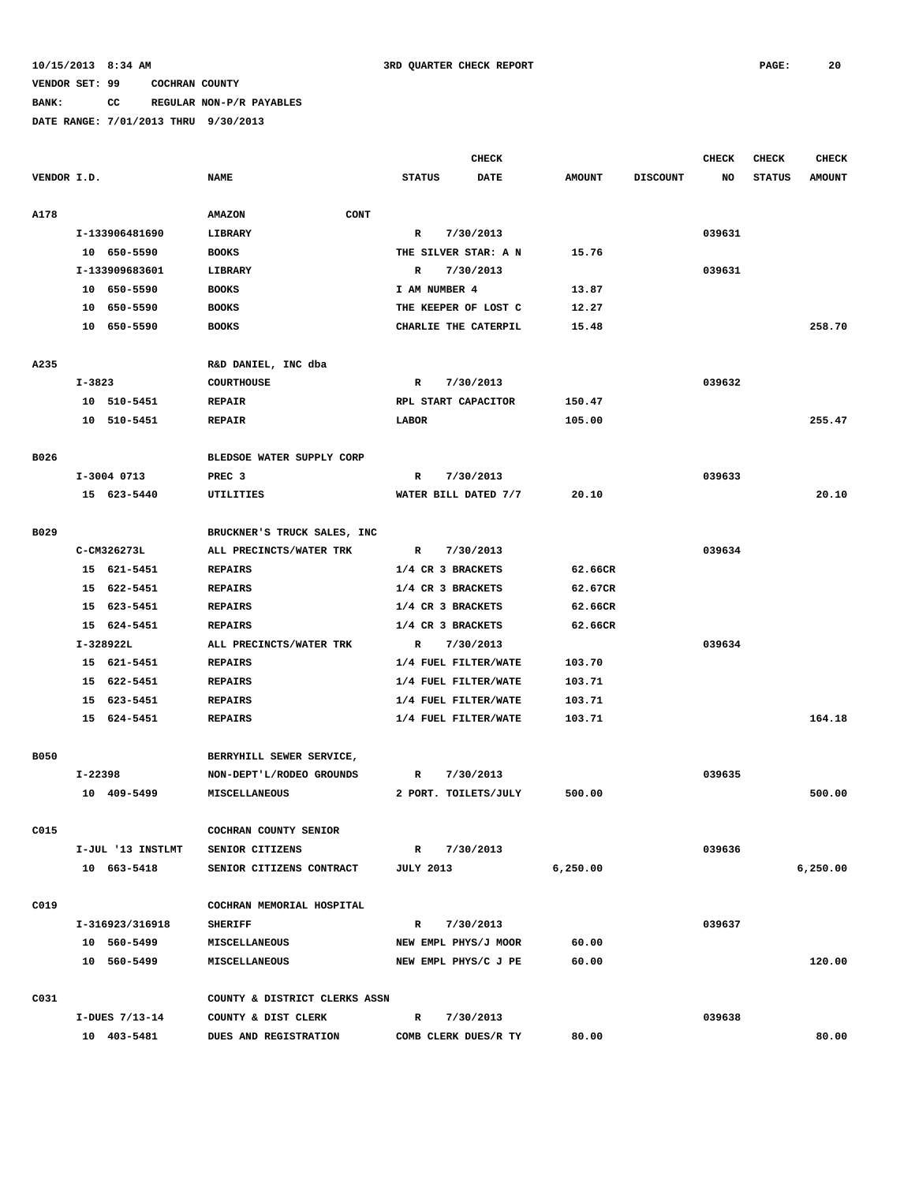10/15/2013 8:34 AM 3RD QUARTER CHECK REPORT

VENDOR SET: 99 COCHRAN COUNTY

BANK: CC REGULAR NON-P/R PAYABLES

DATE RANGE: 7/01/2013 THRU 9/30/2013

| VENDOR I.D. | NAME | CHECK STATUS | CHECK DATE | AMOUNT | DISCOUNT | CHECK NO | CHECK STATUS | CHECK AMOUNT |
|---|---|---|---|---|---|---|---|---|
| A178 | AMAZON CONT | | | | | | | |
| I-133906481690 | LIBRARY | R | 7/30/2013 | | | 039631 | | |
| 10 650-5590 | BOOKS | THE SILVER STAR: A N | | 15.76 | | | | |
| I-133909683601 | LIBRARY | R | 7/30/2013 | | | 039631 | | |
| 10 650-5590 | BOOKS | I AM NUMBER 4 | | 13.87 | | | | |
| 10 650-5590 | BOOKS | THE KEEPER OF LOST C | | 12.27 | | | | |
| 10 650-5590 | BOOKS | CHARLIE THE CATERPIL | | 15.48 | | | | 258.70 |
| A235 | R&D DANIEL, INC dba | | | | | | | |
| I-3823 | COURTHOUSE | R | 7/30/2013 | | | 039632 | | |
| 10 510-5451 | REPAIR | RPL START CAPACITOR | | 150.47 | | | | |
| 10 510-5451 | REPAIR | LABOR | | 105.00 | | | | 255.47 |
| B026 | BLEDSOE WATER SUPPLY CORP | | | | | | | |
| I-3004 0713 | PREC 3 | R | 7/30/2013 | | | 039633 | | |
| 15 623-5440 | UTILITIES | WATER BILL DATED 7/7 | | 20.10 | | | | 20.10 |
| B029 | BRUCKNER'S TRUCK SALES, INC | | | | | | | |
| C-CM326273L | ALL PRECINCTS/WATER TRK | R | 7/30/2013 | | | 039634 | | |
| 15 621-5451 | REPAIRS | 1/4 CR 3 BRACKETS | | 62.66CR | | | | |
| 15 622-5451 | REPAIRS | 1/4 CR 3 BRACKETS | | 62.67CR | | | | |
| 15 623-5451 | REPAIRS | 1/4 CR 3 BRACKETS | | 62.66CR | | | | |
| 15 624-5451 | REPAIRS | 1/4 CR 3 BRACKETS | | 62.66CR | | | | |
| I-328922L | ALL PRECINCTS/WATER TRK | R | 7/30/2013 | | | 039634 | | |
| 15 621-5451 | REPAIRS | 1/4 FUEL FILTER/WATE | | 103.70 | | | | |
| 15 622-5451 | REPAIRS | 1/4 FUEL FILTER/WATE | | 103.71 | | | | |
| 15 623-5451 | REPAIRS | 1/4 FUEL FILTER/WATE | | 103.71 | | | | |
| 15 624-5451 | REPAIRS | 1/4 FUEL FILTER/WATE | | 103.71 | | | | 164.18 |
| B050 | BERRYHILL SEWER SERVICE, | | | | | | | |
| I-22398 | NON-DEPT'L/RODEO GROUNDS | R | 7/30/2013 | | | 039635 | | |
| 10 409-5499 | MISCELLANEOUS | 2 PORT. TOILETS/JULY | | 500.00 | | | | 500.00 |
| C015 | COCHRAN COUNTY SENIOR | | | | | | | |
| I-JUL '13 INSTLMT | SENIOR CITIZENS | R | 7/30/2013 | | | 039636 | | |
| 10 663-5418 | SENIOR CITIZENS CONTRACT | JULY 2013 | | 6,250.00 | | | | 6,250.00 |
| C019 | COCHRAN MEMORIAL HOSPITAL | | | | | | | |
| I-316923/316918 | SHERIFF | R | 7/30/2013 | | | 039637 | | |
| 10 560-5499 | MISCELLANEOUS | NEW EMPL PHYS/J MOOR | | 60.00 | | | | |
| 10 560-5499 | MISCELLANEOUS | NEW EMPL PHYS/C J PE | | 60.00 | | | | 120.00 |
| C031 | COUNTY & DISTRICT CLERKS ASSN | | | | | | | |
| I-DUES 7/13-14 | COUNTY & DIST CLERK | R | 7/30/2013 | | | 039638 | | |
| 10 403-5481 | DUES AND REGISTRATION | COMB CLERK DUES/R TY | | 80.00 | | | | 80.00 |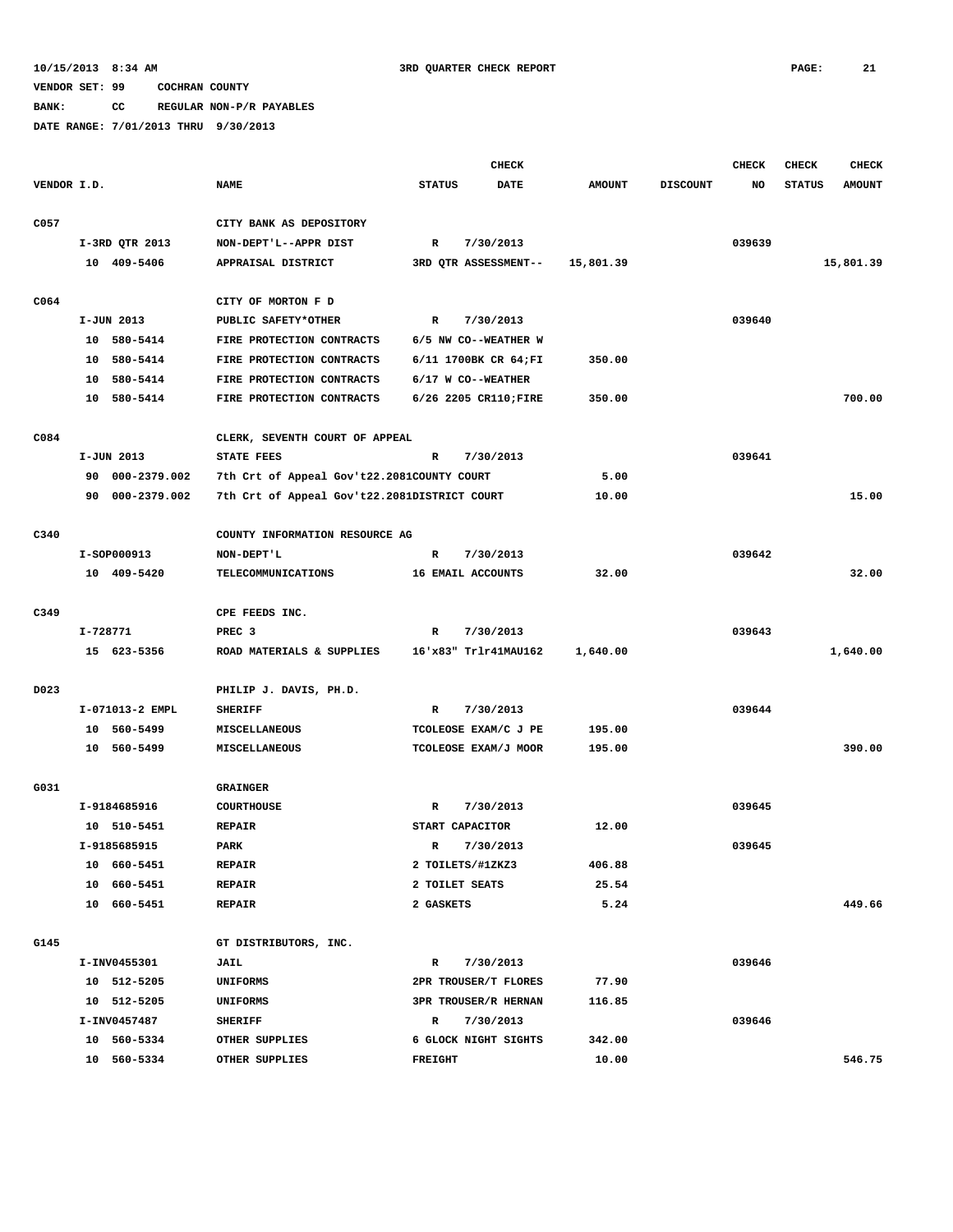10/15/2013 8:34 AM 3RD QUARTER CHECK REPORT

VENDOR SET: 99 COCHRAN COUNTY

BANK: CC REGULAR NON-P/R PAYABLES

DATE RANGE: 7/01/2013 THRU 9/30/2013

| VENDOR I.D. | NAME | STATUS | CHECK DATE | AMOUNT | DISCOUNT | CHECK NO | CHECK STATUS | CHECK AMOUNT |
|---|---|---|---|---|---|---|---|---|
| C057 | CITY BANK AS DEPOSITORY | | | | | | | |
| I-3RD QTR 2013 | NON-DEPT'L--APPR DIST | R | 7/30/2013 | | | 039639 | | |
| 10 409-5406 | APPRAISAL DISTRICT | 3RD QTR ASSESSMENT-- | | 15,801.39 | | | | 15,801.39 |
| C064 | CITY OF MORTON F D | | | | | | | |
| I-JUN 2013 | PUBLIC SAFETY*OTHER | R | 7/30/2013 | | | 039640 | | |
| 10 580-5414 | FIRE PROTECTION CONTRACTS | 6/5 NW CO--WEATHER W | | | | | | |
| 10 580-5414 | FIRE PROTECTION CONTRACTS | 6/11 1700BK CR 64;FI | | 350.00 | | | | |
| 10 580-5414 | FIRE PROTECTION CONTRACTS | 6/17 W CO--WEATHER | | | | | | |
| 10 580-5414 | FIRE PROTECTION CONTRACTS | 6/26 2205 CR110;FIRE | | 350.00 | | | | 700.00 |
| C084 | CLERK, SEVENTH COURT OF APPEAL | | | | | | | |
| I-JUN 2013 | STATE FEES | R | 7/30/2013 | | | 039641 | | |
| 90 000-2379.002 | 7th Crt of Appeal Gov't22.2081 | COUNTY COURT | | 5.00 | | | | |
| 90 000-2379.002 | 7th Crt of Appeal Gov't22.2081 | DISTRICT COURT | | 10.00 | | | | 15.00 |
| C340 | COUNTY INFORMATION RESOURCE AG | | | | | | | |
| I-SOP000913 | NON-DEPT'L | R | 7/30/2013 | | | 039642 | | |
| 10 409-5420 | TELECOMMUNICATIONS | 16 EMAIL ACCOUNTS | | 32.00 | | | | 32.00 |
| C349 | CPE FEEDS INC. | | | | | | | |
| I-728771 | PREC 3 | R | 7/30/2013 | | | 039643 | | |
| 15 623-5356 | ROAD MATERIALS & SUPPLIES | 16'x83" Trlr41MAU162 | | 1,640.00 | | | | 1,640.00 |
| D023 | PHILIP J. DAVIS, PH.D. | | | | | | | |
| I-071013-2 EMPL | SHERIFF | R | 7/30/2013 | | | 039644 | | |
| 10 560-5499 | MISCELLANEOUS | TCOLEOSE EXAM/C J PE | | 195.00 | | | | |
| 10 560-5499 | MISCELLANEOUS | TCOLEOSE EXAM/J MOOR | | 195.00 | | | | 390.00 |
| G031 | GRAINGER | | | | | | | |
| I-9184685916 | COURTHOUSE | R | 7/30/2013 | | | 039645 | | |
| 10 510-5451 | REPAIR | START CAPACITOR | | 12.00 | | | | |
| I-9185685915 | PARK | R | 7/30/2013 | | | 039645 | | |
| 10 660-5451 | REPAIR | 2 TOILETS/#1ZKZ3 | | 406.88 | | | | |
| 10 660-5451 | REPAIR | 2 TOILET SEATS | | 25.54 | | | | |
| 10 660-5451 | REPAIR | 2 GASKETS | | 5.24 | | | | 449.66 |
| G145 | GT DISTRIBUTORS, INC. | | | | | | | |
| I-INV0455301 | JAIL | R | 7/30/2013 | | | 039646 | | |
| 10 512-5205 | UNIFORMS | 2PR TROUSER/T FLORES | | 77.90 | | | | |
| 10 512-5205 | UNIFORMS | 3PR TROUSER/R HERNAN | | 116.85 | | | | |
| I-INV0457487 | SHERIFF | R | 7/30/2013 | | | 039646 | | |
| 10 560-5334 | OTHER SUPPLIES | 6 GLOCK NIGHT SIGHTS | | 342.00 | | | | |
| 10 560-5334 | OTHER SUPPLIES | FREIGHT | | 10.00 | | | | 546.75 |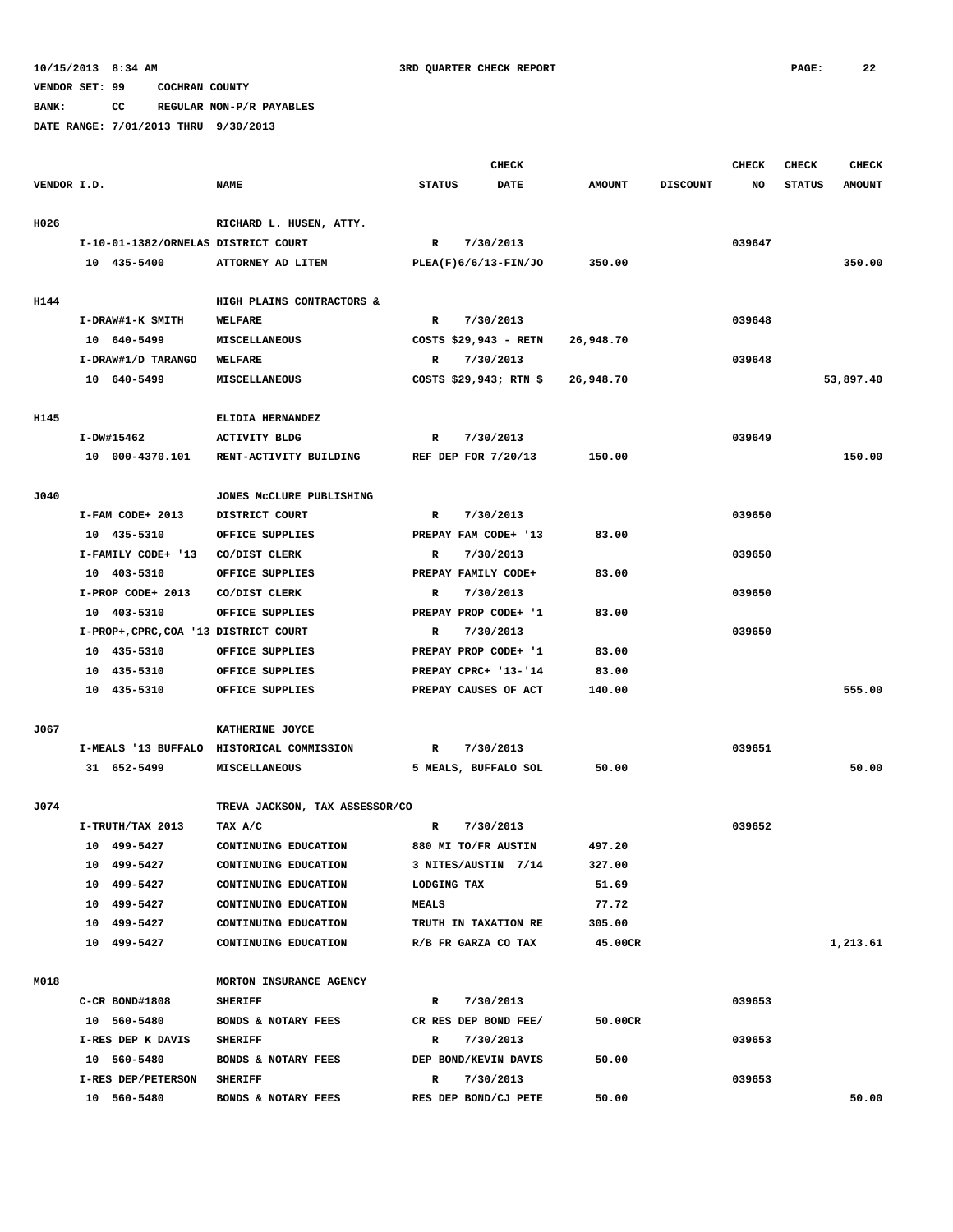10/15/2013 8:34 AM 3RD QUARTER CHECK REPORT

VENDOR SET: 99 COCHRAN COUNTY

BANK: CC REGULAR NON-P/R PAYABLES

DATE RANGE: 7/01/2013 THRU 9/30/2013

| VENDOR I.D. | NAME | STATUS | CHECK DATE | AMOUNT | DISCOUNT | CHECK NO | CHECK STATUS | CHECK AMOUNT |
|---|---|---|---|---|---|---|---|---|
| H026 | RICHARD L. HUSEN, ATTY. | | | | | | | |
| I-10-01-1382/ORNELAS | DISTRICT COURT | R | 7/30/2013 | | | 039647 | | |
| 10 435-5400 | ATTORNEY AD LITEM | PLEA(F)6/6/13-FIN/JO | | 350.00 | | | | 350.00 |
| H144 | HIGH PLAINS CONTRACTORS & | | | | | | | |
| I-DRAW#1-K SMITH | WELFARE | R | 7/30/2013 | | | 039648 | | |
| 10 640-5499 | MISCELLANEOUS | COSTS $29,943 - RETN | | 26,948.70 | | | | |
| I-DRAW#1/D TARANGO | WELFARE | R | 7/30/2013 | | | 039648 | | |
| 10 640-5499 | MISCELLANEOUS | COSTS $29,943; RTN $ | | 26,948.70 | | | | 53,897.40 |
| H145 | ELIDIA HERNANDEZ | | | | | | | |
| I-DW#15462 | ACTIVITY BLDG | R | 7/30/2013 | | | 039649 | | |
| 10 000-4370.101 | RENT-ACTIVITY BUILDING | REF DEP FOR 7/20/13 | | 150.00 | | | | 150.00 |
| J040 | JONES McCLURE PUBLISHING | | | | | | | |
| I-FAM CODE+ 2013 | DISTRICT COURT | R | 7/30/2013 | | | 039650 | | |
| 10 435-5310 | OFFICE SUPPLIES | PREPAY FAM CODE+ '13 | | 83.00 | | | | |
| I-FAMILY CODE+ '13 | CO/DIST CLERK | R | 7/30/2013 | | | 039650 | | |
| 10 403-5310 | OFFICE SUPPLIES | PREPAY FAMILY CODE+ | | 83.00 | | | | |
| I-PROP CODE+ 2013 | CO/DIST CLERK | R | 7/30/2013 | | | 039650 | | |
| 10 403-5310 | OFFICE SUPPLIES | PREPAY PROP CODE+ '1 | | 83.00 | | | | |
| I-PROP+,CPRC,COA '13 | DISTRICT COURT | R | 7/30/2013 | | | 039650 | | |
| 10 435-5310 | OFFICE SUPPLIES | PREPAY PROP CODE+ '1 | | 83.00 | | | | |
| 10 435-5310 | OFFICE SUPPLIES | PREPAY CPRC+ '13-'14 | | 83.00 | | | | |
| 10 435-5310 | OFFICE SUPPLIES | PREPAY CAUSES OF ACT | | 140.00 | | | | 555.00 |
| J067 | KATHERINE JOYCE | | | | | | | |
| I-MEALS '13 BUFFALO | HISTORICAL COMMISSION | R | 7/30/2013 | | | 039651 | | |
| 31 652-5499 | MISCELLANEOUS | 5 MEALS, BUFFALO SOL | | 50.00 | | | | 50.00 |
| J074 | TREVA JACKSON, TAX ASSESSOR/CO | | | | | | | |
| I-TRUTH/TAX 2013 | TAX A/C | R | 7/30/2013 | | | 039652 | | |
| 10 499-5427 | CONTINUING EDUCATION | 880 MI TO/FR AUSTIN | | 497.20 | | | | |
| 10 499-5427 | CONTINUING EDUCATION | 3 NITES/AUSTIN 7/14 | | 327.00 | | | | |
| 10 499-5427 | CONTINUING EDUCATION | LODGING TAX | | 51.69 | | | | |
| 10 499-5427 | CONTINUING EDUCATION | MEALS | | 77.72 | | | | |
| 10 499-5427 | CONTINUING EDUCATION | TRUTH IN TAXATION RE | | 305.00 | | | | |
| 10 499-5427 | CONTINUING EDUCATION | R/B FR GARZA CO TAX | | 45.00CR | | | | 1,213.61 |
| M018 | MORTON INSURANCE AGENCY | | | | | | | |
| C-CR BOND#1808 | SHERIFF | R | 7/30/2013 | | | 039653 | | |
| 10 560-5480 | BONDS & NOTARY FEES | CR RES DEP BOND FEE/ | | 50.00CR | | | | |
| I-RES DEP K DAVIS | SHERIFF | R | 7/30/2013 | | | 039653 | | |
| 10 560-5480 | BONDS & NOTARY FEES | DEP BOND/KEVIN DAVIS | | 50.00 | | | | |
| I-RES DEP/PETERSON | SHERIFF | R | 7/30/2013 | | | 039653 | | |
| 10 560-5480 | BONDS & NOTARY FEES | RES DEP BOND/CJ PETE | | 50.00 | | | | 50.00 |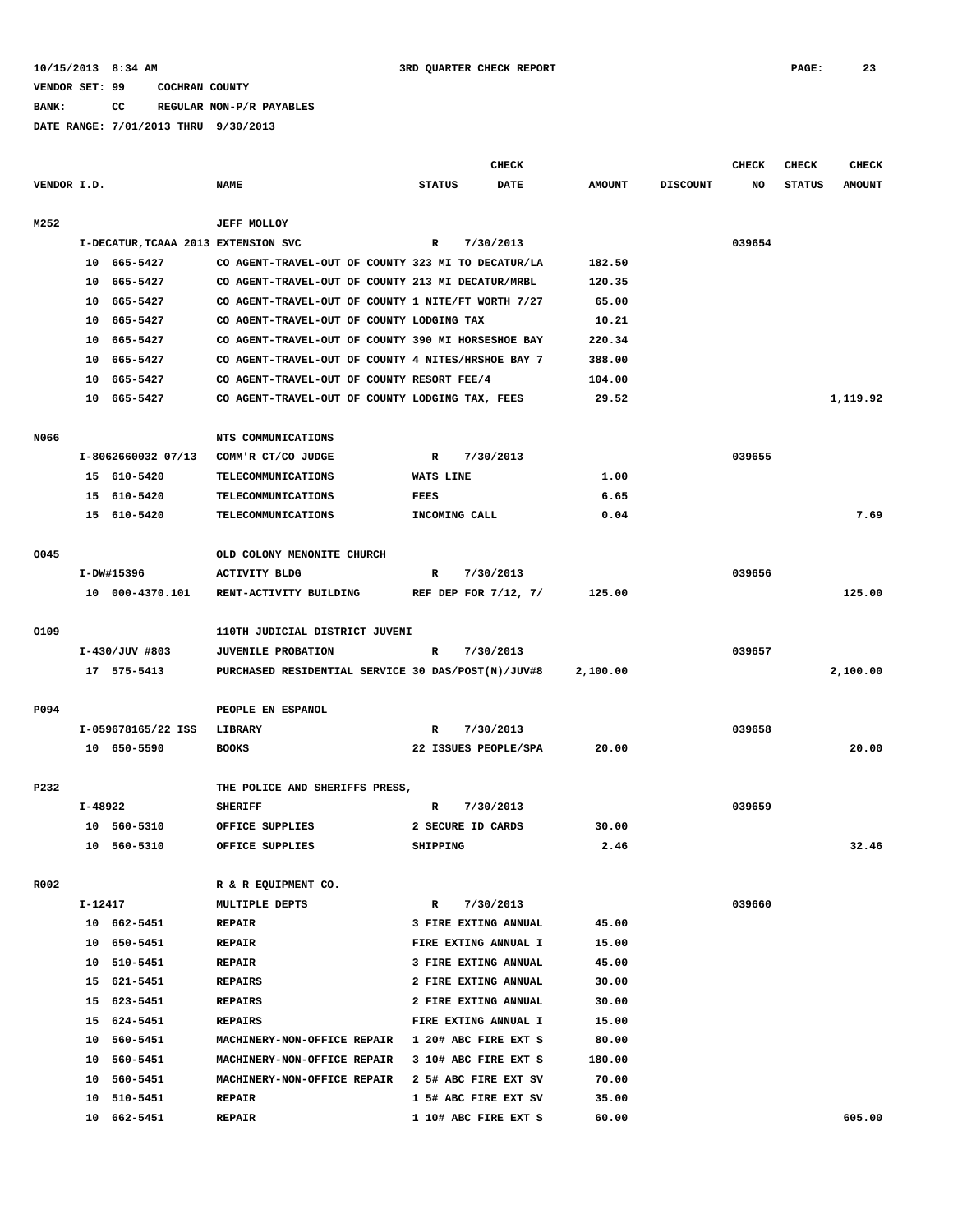10/15/2013 8:34 AM 3RD QUARTER CHECK REPORT

VENDOR SET: 99 COCHRAN COUNTY

BANK: CC REGULAR NON-P/R PAYABLES

DATE RANGE: 7/01/2013 THRU 9/30/2013

| VENDOR I.D. | NAME | STATUS | CHECK DATE | AMOUNT | DISCOUNT | CHECK NO | CHECK STATUS | CHECK AMOUNT |
|---|---|---|---|---|---|---|---|---|
| M252 | JEFF MOLLOY | | | | | | | |
| I-DECATUR,TCAAA 2013 EXTENSION SVC | | R | 7/30/2013 | | | 039654 | | |
| 10 665-5427 | CO AGENT-TRAVEL-OUT OF COUNTY 323 MI TO DECATUR/LA | | | 182.50 | | | | |
| 10 665-5427 | CO AGENT-TRAVEL-OUT OF COUNTY 213 MI DECATUR/MRBL | | | 120.35 | | | | |
| 10 665-5427 | CO AGENT-TRAVEL-OUT OF COUNTY 1 NITE/FT WORTH 7/27 | | | 65.00 | | | | |
| 10 665-5427 | CO AGENT-TRAVEL-OUT OF COUNTY LODGING TAX | | | 10.21 | | | | |
| 10 665-5427 | CO AGENT-TRAVEL-OUT OF COUNTY 390 MI HORSESHOE BAY | | | 220.34 | | | | |
| 10 665-5427 | CO AGENT-TRAVEL-OUT OF COUNTY 4 NITES/HRSHOE BAY 7 | | | 388.00 | | | | |
| 10 665-5427 | CO AGENT-TRAVEL-OUT OF COUNTY RESORT FEE/4 | | | 104.00 | | | | |
| 10 665-5427 | CO AGENT-TRAVEL-OUT OF COUNTY LODGING TAX, FEES | | | 29.52 | | | | 1,119.92 |
| N066 | NTS COMMUNICATIONS | | | | | | | |
| I-8062660032 07/13 | COMM'R CT/CO JUDGE | R | 7/30/2013 | | | 039655 | | |
| 15 610-5420 | TELECOMMUNICATIONS | WATS LINE | | 1.00 | | | | |
| 15 610-5420 | TELECOMMUNICATIONS | FEES | | 6.65 | | | | |
| 15 610-5420 | TELECOMMUNICATIONS | INCOMING CALL | | 0.04 | | | | 7.69 |
| O045 | OLD COLONY MENONITE CHURCH | | | | | | | |
| I-DW#15396 | ACTIVITY BLDG | R | 7/30/2013 | | | 039656 | | |
| 10 000-4370.101 | RENT-ACTIVITY BUILDING | REF DEP FOR 7/12, 7/ | | 125.00 | | | | 125.00 |
| O109 | 110TH JUDICIAL DISTRICT JUVENI | | | | | | | |
| I-430/JUV #803 | JUVENILE PROBATION | R | 7/30/2013 | | | 039657 | | |
| 17 575-5413 | PURCHASED RESIDENTIAL SERVICE 30 DAS/POST(N)/JUV#8 | | | 2,100.00 | | | | 2,100.00 |
| P094 | PEOPLE EN ESPANOL | | | | | | | |
| I-059678165/22 ISS | LIBRARY | R | 7/30/2013 | | | 039658 | | |
| 10 650-5590 | BOOKS | 22 ISSUES PEOPLE/SPA | | 20.00 | | | | 20.00 |
| P232 | THE POLICE AND SHERIFFS PRESS, | | | | | | | |
| I-48922 | SHERIFF | R | 7/30/2013 | | | 039659 | | |
| 10 560-5310 | OFFICE SUPPLIES | 2 SECURE ID CARDS | | 30.00 | | | | |
| 10 560-5310 | OFFICE SUPPLIES | SHIPPING | | 2.46 | | | | 32.46 |
| R002 | R & R EQUIPMENT CO. | | | | | | | |
| I-12417 | MULTIPLE DEPTS | R | 7/30/2013 | | | 039660 | | |
| 10 662-5451 | REPAIR | 3 FIRE EXTING ANNUAL | | 45.00 | | | | |
| 10 650-5451 | REPAIR | FIRE EXTING ANNUAL I | | 15.00 | | | | |
| 10 510-5451 | REPAIR | 3 FIRE EXTING ANNUAL | | 45.00 | | | | |
| 15 621-5451 | REPAIRS | 2 FIRE EXTING ANNUAL | | 30.00 | | | | |
| 15 623-5451 | REPAIRS | 2 FIRE EXTING ANNUAL | | 30.00 | | | | |
| 15 624-5451 | REPAIRS | FIRE EXTING ANNUAL I | | 15.00 | | | | |
| 10 560-5451 | MACHINERY-NON-OFFICE REPAIR | 1 20# ABC FIRE EXT S | | 80.00 | | | | |
| 10 560-5451 | MACHINERY-NON-OFFICE REPAIR | 3 10# ABC FIRE EXT S | | 180.00 | | | | |
| 10 560-5451 | MACHINERY-NON-OFFICE REPAIR | 2 5# ABC FIRE EXT SV | | 70.00 | | | | |
| 10 510-5451 | REPAIR | 1 5# ABC FIRE EXT SV | | 35.00 | | | | |
| 10 662-5451 | REPAIR | 1 10# ABC FIRE EXT S | | 60.00 | | | | 605.00 |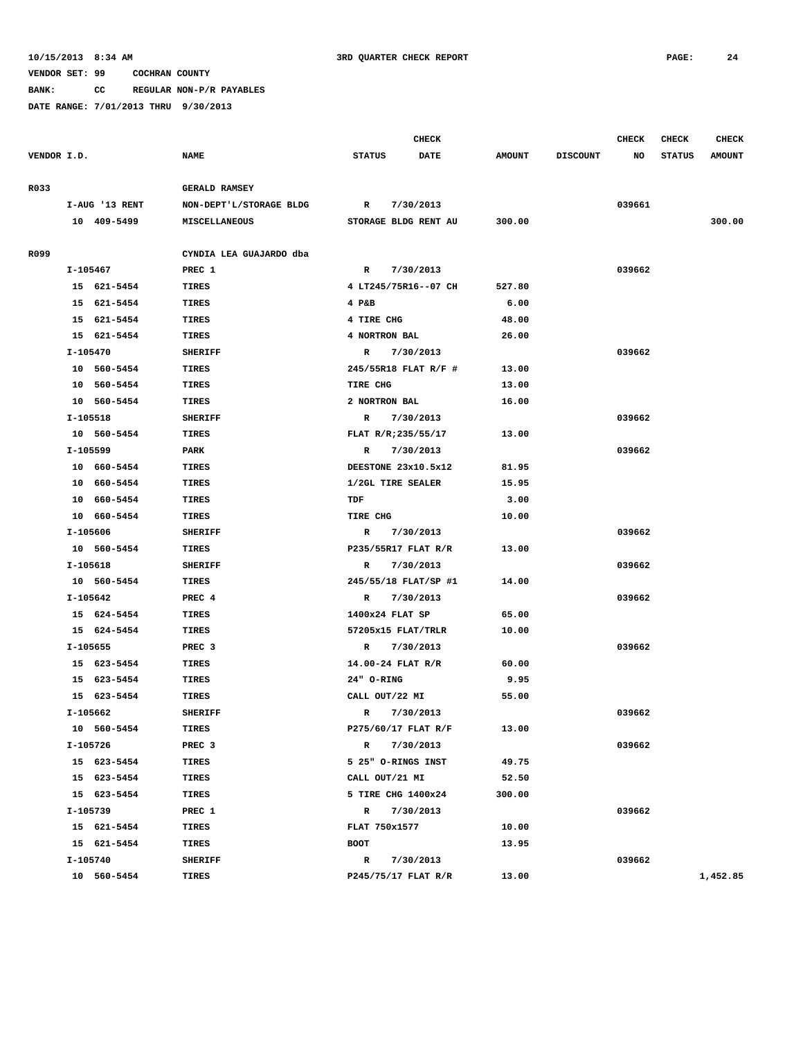10/15/2013 8:34 AM 3RD QUARTER CHECK REPORT

VENDOR SET: 99 COCHRAN COUNTY

BANK: CC REGULAR NON-P/R PAYABLES

DATE RANGE: 7/01/2013 THRU 9/30/2013

| VENDOR I.D. | NAME | STATUS | CHECK DATE | AMOUNT | DISCOUNT | CHECK NO | CHECK STATUS | CHECK AMOUNT |
|---|---|---|---|---|---|---|---|---|
| R033 | GERALD RAMSEY | | | | | | | |
| I-AUG '13 RENT | NON-DEPT'L/STORAGE BLDG | R | 7/30/2013 | | | 039661 | | |
| 10 409-5499 | MISCELLANEOUS | STORAGE BLDG RENT AU | | 300.00 | | | | 300.00 |
| R099 | CYNDIA LEA GUAJARDO dba | | | | | | | |
| I-105467 | PREC 1 | R | 7/30/2013 | | | 039662 | | |
| 15 621-5454 | TIRES | 4 LT245/75R16--07 CH | | 527.80 | | | | |
| 15 621-5454 | TIRES | 4 P&B | | 6.00 | | | | |
| 15 621-5454 | TIRES | 4 TIRE CHG | | 48.00 | | | | |
| 15 621-5454 | TIRES | 4 NORTRON BAL | | 26.00 | | | | |
| I-105470 | SHERIFF | R | 7/30/2013 | | | 039662 | | |
| 10 560-5454 | TIRES | 245/55R18 FLAT R/F # | | 13.00 | | | | |
| 10 560-5454 | TIRES | TIRE CHG | | 13.00 | | | | |
| 10 560-5454 | TIRES | 2 NORTRON BAL | | 16.00 | | | | |
| I-105518 | SHERIFF | R | 7/30/2013 | | | 039662 | | |
| 10 560-5454 | TIRES | FLAT R/R;235/55/17 | | 13.00 | | | | |
| I-105599 | PARK | R | 7/30/2013 | | | 039662 | | |
| 10 660-5454 | TIRES | DEESTONE 23x10.5x12 | | 81.95 | | | | |
| 10 660-5454 | TIRES | 1/2GL TIRE SEALER | | 15.95 | | | | |
| 10 660-5454 | TIRES | TDF | | 3.00 | | | | |
| 10 660-5454 | TIRES | TIRE CHG | | 10.00 | | | | |
| I-105606 | SHERIFF | R | 7/30/2013 | | | 039662 | | |
| 10 560-5454 | TIRES | P235/55R17 FLAT R/R | | 13.00 | | | | |
| I-105618 | SHERIFF | R | 7/30/2013 | | | 039662 | | |
| 10 560-5454 | TIRES | 245/55/18 FLAT/SP #1 | | 14.00 | | | | |
| I-105642 | PREC 4 | R | 7/30/2013 | | | 039662 | | |
| 15 624-5454 | TIRES | 1400x24 FLAT SP | | 65.00 | | | | |
| 15 624-5454 | TIRES | 57205x15 FLAT/TRLR | | 10.00 | | | | |
| I-105655 | PREC 3 | R | 7/30/2013 | | | 039662 | | |
| 15 623-5454 | TIRES | 14.00-24 FLAT R/R | | 60.00 | | | | |
| 15 623-5454 | TIRES | 24" O-RING | | 9.95 | | | | |
| 15 623-5454 | TIRES | CALL OUT/22 MI | | 55.00 | | | | |
| I-105662 | SHERIFF | R | 7/30/2013 | | | 039662 | | |
| 10 560-5454 | TIRES | P275/60/17 FLAT R/F | | 13.00 | | | | |
| I-105726 | PREC 3 | R | 7/30/2013 | | | 039662 | | |
| 15 623-5454 | TIRES | 5 25" O-RINGS INST | | 49.75 | | | | |
| 15 623-5454 | TIRES | CALL OUT/21 MI | | 52.50 | | | | |
| 15 623-5454 | TIRES | 5 TIRE CHG 1400x24 | | 300.00 | | | | |
| I-105739 | PREC 1 | R | 7/30/2013 | | | 039662 | | |
| 15 621-5454 | TIRES | FLAT 750x1577 | | 10.00 | | | | |
| 15 621-5454 | TIRES | BOOT | | 13.95 | | | | |
| I-105740 | SHERIFF | R | 7/30/2013 | | | 039662 | | |
| 10 560-5454 | TIRES | P245/75/17 FLAT R/R | | 13.00 | | | | 1,452.85 |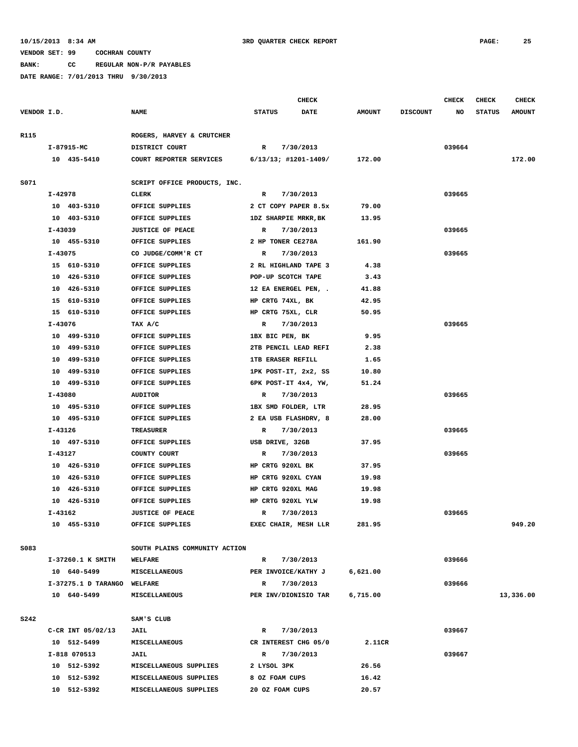10/15/2013 8:34 AM    3RD QUARTER CHECK REPORT

VENDOR SET: 99    COCHRAN COUNTY

BANK:    CC    REGULAR NON-P/R PAYABLES

DATE RANGE: 7/01/2013 THRU 9/30/2013

| VENDOR I.D. | NAME | STATUS | CHECK DATE | AMOUNT | DISCOUNT | CHECK NO | CHECK STATUS | CHECK AMOUNT |
|---|---|---|---|---|---|---|---|---|
| R115 | ROGERS, HARVEY & CRUTCHER | | | | | | | |
| I-87915-MC | DISTRICT COURT | R | 7/30/2013 | | | 039664 | | |
| 10 435-5410 | COURT REPORTER SERVICES | 6/13/13; #1201-1409/ | | 172.00 | | | | 172.00 |
| S071 | SCRIPT OFFICE PRODUCTS, INC. | | | | | | | |
| I-42978 | CLERK | R | 7/30/2013 | | | 039665 | | |
| 10 403-5310 | OFFICE SUPPLIES | 2 CT COPY PAPER 8.5x | | 79.00 | | | | |
| 10 403-5310 | OFFICE SUPPLIES | 1DZ SHARPIE MRKR,BK | | 13.95 | | | | |
| I-43039 | JUSTICE OF PEACE | R | 7/30/2013 | | | 039665 | | |
| 10 455-5310 | OFFICE SUPPLIES | 2 HP TONER CE278A | | 161.90 | | | | |
| I-43075 | CO JUDGE/COMM'R CT | R | 7/30/2013 | | | 039665 | | |
| 15 610-5310 | OFFICE SUPPLIES | 2 RL HIGHLAND TAPE 3 | | 4.38 | | | | |
| 10 426-5310 | OFFICE SUPPLIES | POP-UP SCOTCH TAPE | | 3.43 | | | | |
| 10 426-5310 | OFFICE SUPPLIES | 12 EA ENERGEL PEN, . | | 41.88 | | | | |
| 15 610-5310 | OFFICE SUPPLIES | HP CRTG 74XL, BK | | 42.95 | | | | |
| 15 610-5310 | OFFICE SUPPLIES | HP CRTG 75XL, CLR | | 50.95 | | | | |
| I-43076 | TAX A/C | R | 7/30/2013 | | | 039665 | | |
| 10 499-5310 | OFFICE SUPPLIES | 1BX BIC PEN, BK | | 9.95 | | | | |
| 10 499-5310 | OFFICE SUPPLIES | 2TB PENCIL LEAD REFI | | 2.38 | | | | |
| 10 499-5310 | OFFICE SUPPLIES | 1TB ERASER REFILL | | 1.65 | | | | |
| 10 499-5310 | OFFICE SUPPLIES | 1PK POST-IT, 2x2, SS | | 10.80 | | | | |
| 10 499-5310 | OFFICE SUPPLIES | 6PK POST-IT 4x4, YW, | | 51.24 | | | | |
| I-43080 | AUDITOR | R | 7/30/2013 | | | 039665 | | |
| 10 495-5310 | OFFICE SUPPLIES | 1BX SMD FOLDER, LTR | | 28.95 | | | | |
| 10 495-5310 | OFFICE SUPPLIES | 2 EA USB FLASHDRV, 8 | | 28.00 | | | | |
| I-43126 | TREASURER | R | 7/30/2013 | | | 039665 | | |
| 10 497-5310 | OFFICE SUPPLIES | USB DRIVE, 32GB | | 37.95 | | | | |
| I-43127 | COUNTY COURT | R | 7/30/2013 | | | 039665 | | |
| 10 426-5310 | OFFICE SUPPLIES | HP CRTG 920XL BK | | 37.95 | | | | |
| 10 426-5310 | OFFICE SUPPLIES | HP CRTG 920XL CYAN | | 19.98 | | | | |
| 10 426-5310 | OFFICE SUPPLIES | HP CRTG 920XL MAG | | 19.98 | | | | |
| 10 426-5310 | OFFICE SUPPLIES | HP CRTG 920XL YLW | | 19.98 | | | | |
| I-43162 | JUSTICE OF PEACE | R | 7/30/2013 | | | 039665 | | |
| 10 455-5310 | OFFICE SUPPLIES | EXEC CHAIR, MESH LLR | | 281.95 | | | | 949.20 |
| S083 | SOUTH PLAINS COMMUNITY ACTION | | | | | | | |
| I-37260.1 K SMITH | WELFARE | R | 7/30/2013 | | | 039666 | | |
| 10 640-5499 | MISCELLANEOUS | PER INVOICE/KATHY J | | 6,621.00 | | | | |
| I-37275.1 D TARANGO | WELFARE | R | 7/30/2013 | | | 039666 | | |
| 10 640-5499 | MISCELLANEOUS | PER INV/DIONISIO TAR | | 6,715.00 | | | | 13,336.00 |
| S242 | SAM'S CLUB | | | | | | | |
| C-CR INT 05/02/13 | JAIL | R | 7/30/2013 | | | 039667 | | |
| 10 512-5499 | MISCELLANEOUS | CR INTEREST CHG 05/0 | | 2.11CR | | | | |
| I-818 070513 | JAIL | R | 7/30/2013 | | | 039667 | | |
| 10 512-5392 | MISCELLANEOUS SUPPLIES | 2 LYSOL 3PK | | 26.56 | | | | |
| 10 512-5392 | MISCELLANEOUS SUPPLIES | 8 OZ FOAM CUPS | | 16.42 | | | | |
| 10 512-5392 | MISCELLANEOUS SUPPLIES | 20 OZ FOAM CUPS | | 20.57 | | | | |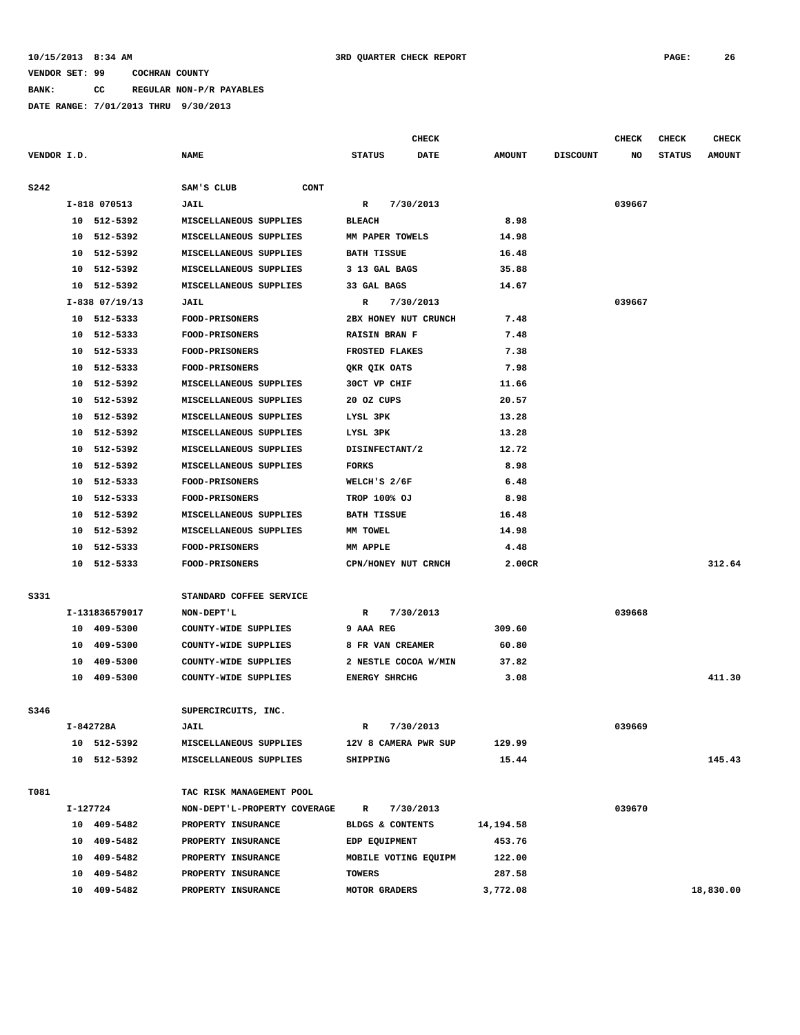10/15/2013 8:34 AM 3RD QUARTER CHECK REPORT

VENDOR SET: 99 COCHRAN COUNTY

BANK: CC REGULAR NON-P/R PAYABLES

DATE RANGE: 7/01/2013 THRU 9/30/2013

| VENDOR I.D. | NAME | STATUS | CHECK DATE | AMOUNT | DISCOUNT | CHECK NO | CHECK STATUS | CHECK AMOUNT |
|---|---|---|---|---|---|---|---|---|
| S242 | SAM'S CLUB CONT | | | | | | | |
| I-818 070513 | JAIL | R | 7/30/2013 | | | 039667 | | |
| 10 512-5392 | MISCELLANEOUS SUPPLIES | BLEACH | | 8.98 | | | | |
| 10 512-5392 | MISCELLANEOUS SUPPLIES | MM PAPER TOWELS | | 14.98 | | | | |
| 10 512-5392 | MISCELLANEOUS SUPPLIES | BATH TISSUE | | 16.48 | | | | |
| 10 512-5392 | MISCELLANEOUS SUPPLIES | 3 13 GAL BAGS | | 35.88 | | | | |
| 10 512-5392 | MISCELLANEOUS SUPPLIES | 33 GAL BAGS | | 14.67 | | | | |
| I-838 07/19/13 | JAIL | R | 7/30/2013 | | | 039667 | | |
| 10 512-5333 | FOOD-PRISONERS | 2BX HONEY NUT CRUNCH | | 7.48 | | | | |
| 10 512-5333 | FOOD-PRISONERS | RAISIN BRAN F | | 7.48 | | | | |
| 10 512-5333 | FOOD-PRISONERS | FROSTED FLAKES | | 7.38 | | | | |
| 10 512-5333 | FOOD-PRISONERS | QKR QIK OATS | | 7.98 | | | | |
| 10 512-5392 | MISCELLANEOUS SUPPLIES | 30CT VP CHIF | | 11.66 | | | | |
| 10 512-5392 | MISCELLANEOUS SUPPLIES | 20 OZ CUPS | | 20.57 | | | | |
| 10 512-5392 | MISCELLANEOUS SUPPLIES | LYSL 3PK | | 13.28 | | | | |
| 10 512-5392 | MISCELLANEOUS SUPPLIES | LYSL 3PK | | 13.28 | | | | |
| 10 512-5392 | MISCELLANEOUS SUPPLIES | DISINFECTANT/2 | | 12.72 | | | | |
| 10 512-5392 | MISCELLANEOUS SUPPLIES | FORKS | | 8.98 | | | | |
| 10 512-5333 | FOOD-PRISONERS | WELCH'S 2/6F | | 6.48 | | | | |
| 10 512-5333 | FOOD-PRISONERS | TROP 100% OJ | | 8.98 | | | | |
| 10 512-5392 | MISCELLANEOUS SUPPLIES | BATH TISSUE | | 16.48 | | | | |
| 10 512-5392 | MISCELLANEOUS SUPPLIES | MM TOWEL | | 14.98 | | | | |
| 10 512-5333 | FOOD-PRISONERS | MM APPLE | | 4.48 | | | | |
| 10 512-5333 | FOOD-PRISONERS | CPN/HONEY NUT CRNCH | | 2.00CR | | | | 312.64 |
| S331 | STANDARD COFFEE SERVICE | | | | | | | |
| I-131836579017 | NON-DEPT'L | R | 7/30/2013 | | | 039668 | | |
| 10 409-5300 | COUNTY-WIDE SUPPLIES | 9 AAA REG | | 309.60 | | | | |
| 10 409-5300 | COUNTY-WIDE SUPPLIES | 8 FR VAN CREAMER | | 60.80 | | | | |
| 10 409-5300 | COUNTY-WIDE SUPPLIES | 2 NESTLE COCOA W/MIN | | 37.82 | | | | |
| 10 409-5300 | COUNTY-WIDE SUPPLIES | ENERGY SHRCHG | | 3.08 | | | | 411.30 |
| S346 | SUPERCIRCUITS, INC. | | | | | | | |
| I-842728A | JAIL | R | 7/30/2013 | | | 039669 | | |
| 10 512-5392 | MISCELLANEOUS SUPPLIES | 12V 8 CAMERA PWR SUP | | 129.99 | | | | |
| 10 512-5392 | MISCELLANEOUS SUPPLIES | SHIPPING | | 15.44 | | | | 145.43 |
| T081 | TAC RISK MANAGEMENT POOL | | | | | | | |
| I-127724 | NON-DEPT'L-PROPERTY COVERAGE | R | 7/30/2013 | | | 039670 | | |
| 10 409-5482 | PROPERTY INSURANCE | BLDGS & CONTENTS | | 14,194.58 | | | | |
| 10 409-5482 | PROPERTY INSURANCE | EDP EQUIPMENT | | 453.76 | | | | |
| 10 409-5482 | PROPERTY INSURANCE | MOBILE VOTING EQUIPM | | 122.00 | | | | |
| 10 409-5482 | PROPERTY INSURANCE | TOWERS | | 287.58 | | | | |
| 10 409-5482 | PROPERTY INSURANCE | MOTOR GRADERS | | 3,772.08 | | | | 18,830.00 |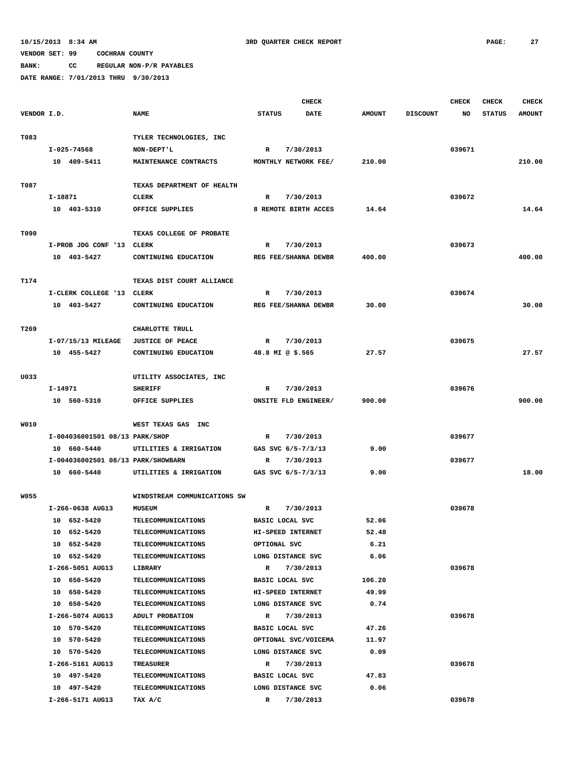10/15/2013 8:34 AM    3RD QUARTER CHECK REPORT

VENDOR SET: 99    COCHRAN COUNTY

BANK: CC    REGULAR NON-P/R PAYABLES

DATE RANGE: 7/01/2013 THRU 9/30/2013

| VENDOR I.D. | NAME | STATUS | CHECK DATE | AMOUNT | DISCOUNT | CHECK NO | CHECK STATUS | CHECK AMOUNT |
|---|---|---|---|---|---|---|---|---|
| T083 | TYLER TECHNOLOGIES, INC | | | | | | | |
| I-025-74568 | NON-DEPT'L | R | 7/30/2013 | | | 039671 | | |
| 10 409-5411 | MAINTENANCE CONTRACTS | MONTHLY NETWORK FEE/ | | 210.00 | | | | 210.00 |
| T087 | TEXAS DEPARTMENT OF HEALTH | | | | | | | |
| I-18871 | CLERK | R | 7/30/2013 | | | 039672 | | |
| 10 403-5310 | OFFICE SUPPLIES | 8 REMOTE BIRTH ACCES | | 14.64 | | | | 14.64 |
| T090 | TEXAS COLLEGE OF PROBATE | | | | | | | |
| I-PROB JDG CONF '13 | CLERK | R | 7/30/2013 | | | 039673 | | |
| 10 403-5427 | CONTINUING EDUCATION | REG FEE/SHANNA DEWBR | | 400.00 | | | | 400.00 |
| T174 | TEXAS DIST COURT ALLIANCE | | | | | | | |
| I-CLERK COLLEGE '13 | CLERK | R | 7/30/2013 | | | 039674 | | |
| 10 403-5427 | CONTINUING EDUCATION | REG FEE/SHANNA DEWBR | | 30.00 | | | | 30.00 |
| T269 | CHARLOTTE TRULL | | | | | | | |
| I-07/15/13 MILEAGE | JUSTICE OF PEACE | R | 7/30/2013 | | | 039675 | | |
| 10 455-5427 | CONTINUING EDUCATION | 48.8 MI @ $.565 | | 27.57 | | | | 27.57 |
| U033 | UTILITY ASSOCIATES, INC | | | | | | | |
| I-14971 | SHERIFF | R | 7/30/2013 | | | 039676 | | |
| 10 560-5310 | OFFICE SUPPLIES | ONSITE FLD ENGINEER/ | | 900.00 | | | | 900.00 |
| W010 | WEST TEXAS GAS INC | | | | | | | |
| I-004036001501 08/13 | PARK/SHOP | R | 7/30/2013 | | | 039677 | | |
| 10 660-5440 | UTILITIES & IRRIGATION | GAS SVC 6/5-7/3/13 | | 9.00 | | | | |
| I-004036002501 08/13 | PARK/SHOWBARN | R | 7/30/2013 | | | 039677 | | |
| 10 660-5440 | UTILITIES & IRRIGATION | GAS SVC 6/5-7/3/13 | | 9.00 | | | | 18.00 |
| W055 | WINDSTREAM COMMUNICATIONS SW | | | | | | | |
| I-266-0638 AUG13 | MUSEUM | R | 7/30/2013 | | | 039678 | | |
| 10 652-5420 | TELECOMMUNICATIONS | BASIC LOCAL SVC | | 52.06 | | | | |
| 10 652-5420 | TELECOMMUNICATIONS | HI-SPEED INTERNET | | 52.48 | | | | |
| 10 652-5420 | TELECOMMUNICATIONS | OPTIONAL SVC | | 6.21 | | | | |
| 10 652-5420 | TELECOMMUNICATIONS | LONG DISTANCE SVC | | 6.06 | | | | |
| I-266-5051 AUG13 | LIBRARY | R | 7/30/2013 | | | 039678 | | |
| 10 650-5420 | TELECOMMUNICATIONS | BASIC LOCAL SVC | | 106.20 | | | | |
| 10 650-5420 | TELECOMMUNICATIONS | HI-SPEED INTERNET | | 49.99 | | | | |
| 10 650-5420 | TELECOMMUNICATIONS | LONG DISTANCE SVC | | 0.74 | | | | |
| I-266-5074 AUG13 | ADULT PROBATION | R | 7/30/2013 | | | 039678 | | |
| 10 570-5420 | TELECOMMUNICATIONS | BASIC LOCAL SVC | | 47.26 | | | | |
| 10 570-5420 | TELECOMMUNICATIONS | OPTIONAL SVC/VOICEMA | | 11.97 | | | | |
| 10 570-5420 | TELECOMMUNICATIONS | LONG DISTANCE SVC | | 0.09 | | | | |
| I-266-5161 AUG13 | TREASURER | R | 7/30/2013 | | | 039678 | | |
| 10 497-5420 | TELECOMMUNICATIONS | BASIC LOCAL SVC | | 47.83 | | | | |
| 10 497-5420 | TELECOMMUNICATIONS | LONG DISTANCE SVC | | 0.06 | | | | |
| I-266-5171 AUG13 | TAX A/C | R | 7/30/2013 | | | 039678 | | |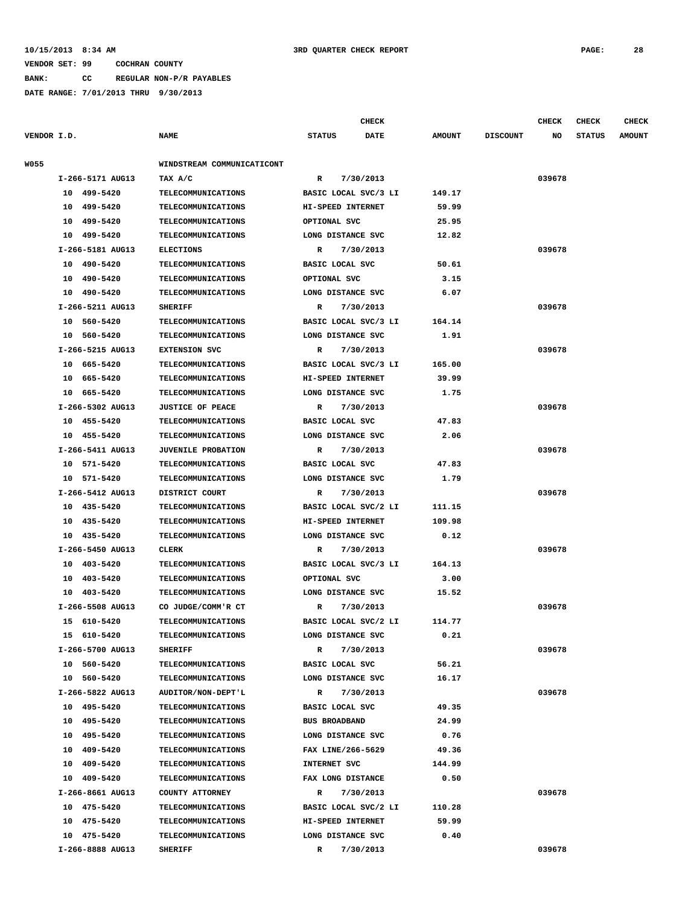**10/15/2013 8:34 AM** **3RD QUARTER CHECK REPORT**

**VENDOR SET: 99 COCHRAN COUNTY**

**BANK: CC REGULAR NON-P/R PAYABLES**

**DATE RANGE: 7/01/2013 THRU 9/30/2013**

| VENDOR I.D. | NAME | STATUS | CHECK DATE | AMOUNT | DISCOUNT | CHECK NO | CHECK STATUS | CHECK AMOUNT |
|---|---|---|---|---|---|---|---|---|
| W055 | WINDSTREAM COMMUNICATICONT | | | | | | | |
| I-266-5171 AUG13 | TAX A/C | R | 7/30/2013 | | | 039678 | | |
| 10 499-5420 | TELECOMMUNICATIONS | BASIC LOCAL SVC/3 LI | | 149.17 | | | | |
| 10 499-5420 | TELECOMMUNICATIONS | HI-SPEED INTERNET | | 59.99 | | | | |
| 10 499-5420 | TELECOMMUNICATIONS | OPTIONAL SVC | | 25.95 | | | | |
| 10 499-5420 | TELECOMMUNICATIONS | LONG DISTANCE SVC | | 12.82 | | | | |
| I-266-5181 AUG13 | ELECTIONS | R | 7/30/2013 | | | 039678 | | |
| 10 490-5420 | TELECOMMUNICATIONS | BASIC LOCAL SVC | | 50.61 | | | | |
| 10 490-5420 | TELECOMMUNICATIONS | OPTIONAL SVC | | 3.15 | | | | |
| 10 490-5420 | TELECOMMUNICATIONS | LONG DISTANCE SVC | | 6.07 | | | | |
| I-266-5211 AUG13 | SHERIFF | R | 7/30/2013 | | | 039678 | | |
| 10 560-5420 | TELECOMMUNICATIONS | BASIC LOCAL SVC/3 LI | | 164.14 | | | | |
| 10 560-5420 | TELECOMMUNICATIONS | LONG DISTANCE SVC | | 1.91 | | | | |
| I-266-5215 AUG13 | EXTENSION SVC | R | 7/30/2013 | | | 039678 | | |
| 10 665-5420 | TELECOMMUNICATIONS | BASIC LOCAL SVC/3 LI | | 165.00 | | | | |
| 10 665-5420 | TELECOMMUNICATIONS | HI-SPEED INTERNET | | 39.99 | | | | |
| 10 665-5420 | TELECOMMUNICATIONS | LONG DISTANCE SVC | | 1.75 | | | | |
| I-266-5302 AUG13 | JUSTICE OF PEACE | R | 7/30/2013 | | | 039678 | | |
| 10 455-5420 | TELECOMMUNICATIONS | BASIC LOCAL SVC | | 47.83 | | | | |
| 10 455-5420 | TELECOMMUNICATIONS | LONG DISTANCE SVC | | 2.06 | | | | |
| I-266-5411 AUG13 | JUVENILE PROBATION | R | 7/30/2013 | | | 039678 | | |
| 10 571-5420 | TELECOMMUNICATIONS | BASIC LOCAL SVC | | 47.83 | | | | |
| 10 571-5420 | TELECOMMUNICATIONS | LONG DISTANCE SVC | | 1.79 | | | | |
| I-266-5412 AUG13 | DISTRICT COURT | R | 7/30/2013 | | | 039678 | | |
| 10 435-5420 | TELECOMMUNICATIONS | BASIC LOCAL SVC/2 LI | | 111.15 | | | | |
| 10 435-5420 | TELECOMMUNICATIONS | HI-SPEED INTERNET | | 109.98 | | | | |
| 10 435-5420 | TELECOMMUNICATIONS | LONG DISTANCE SVC | | 0.12 | | | | |
| I-266-5450 AUG13 | CLERK | R | 7/30/2013 | | | 039678 | | |
| 10 403-5420 | TELECOMMUNICATIONS | BASIC LOCAL SVC/3 LI | | 164.13 | | | | |
| 10 403-5420 | TELECOMMUNICATIONS | OPTIONAL SVC | | 3.00 | | | | |
| 10 403-5420 | TELECOMMUNICATIONS | LONG DISTANCE SVC | | 15.52 | | | | |
| I-266-5508 AUG13 | CO JUDGE/COMM'R CT | R | 7/30/2013 | | | 039678 | | |
| 15 610-5420 | TELECOMMUNICATIONS | BASIC LOCAL SVC/2 LI | | 114.77 | | | | |
| 15 610-5420 | TELECOMMUNICATIONS | LONG DISTANCE SVC | | 0.21 | | | | |
| I-266-5700 AUG13 | SHERIFF | R | 7/30/2013 | | | 039678 | | |
| 10 560-5420 | TELECOMMUNICATIONS | BASIC LOCAL SVC | | 56.21 | | | | |
| 10 560-5420 | TELECOMMUNICATIONS | LONG DISTANCE SVC | | 16.17 | | | | |
| I-266-5822 AUG13 | AUDITOR/NON-DEPT'L | R | 7/30/2013 | | | 039678 | | |
| 10 495-5420 | TELECOMMUNICATIONS | BASIC LOCAL SVC | | 49.35 | | | | |
| 10 495-5420 | TELECOMMUNICATIONS | BUS BROADBAND | | 24.99 | | | | |
| 10 495-5420 | TELECOMMUNICATIONS | LONG DISTANCE SVC | | 0.76 | | | | |
| 10 409-5420 | TELECOMMUNICATIONS | FAX LINE/266-5629 | | 49.36 | | | | |
| 10 409-5420 | TELECOMMUNICATIONS | INTERNET SVC | | 144.99 | | | | |
| 10 409-5420 | TELECOMMUNICATIONS | FAX LONG DISTANCE | | 0.50 | | | | |
| I-266-8661 AUG13 | COUNTY ATTORNEY | R | 7/30/2013 | | | 039678 | | |
| 10 475-5420 | TELECOMMUNICATIONS | BASIC LOCAL SVC/2 LI | | 110.28 | | | | |
| 10 475-5420 | TELECOMMUNICATIONS | HI-SPEED INTERNET | | 59.99 | | | | |
| 10 475-5420 | TELECOMMUNICATIONS | LONG DISTANCE SVC | | 0.40 | | | | |
| I-266-8888 AUG13 | SHERIFF | R | 7/30/2013 | | | 039678 | | |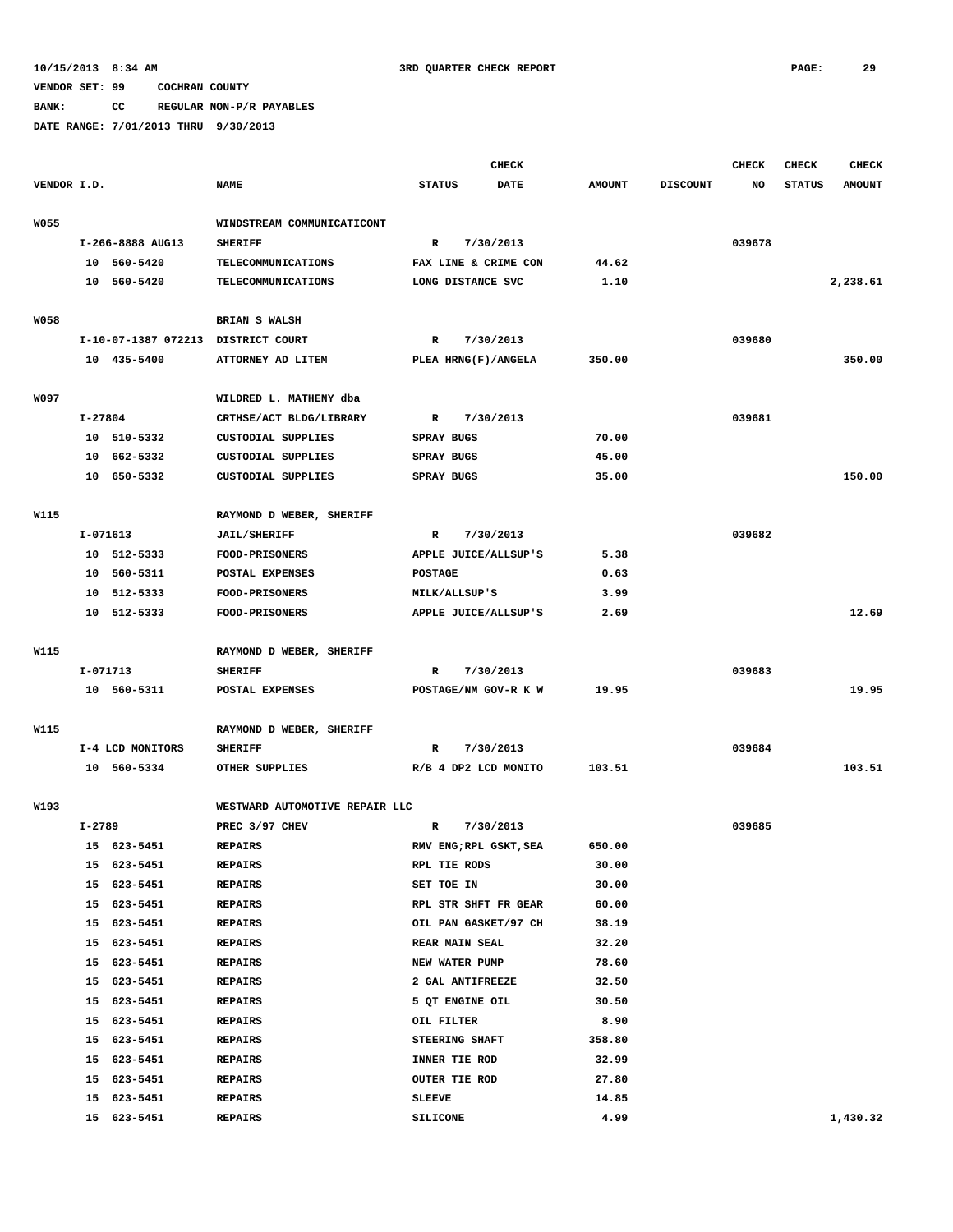10/15/2013 8:34 AM — 3RD QUARTER CHECK REPORT

VENDOR SET: 99 COCHRAN COUNTY

BANK: CC REGULAR NON-P/R PAYABLES

DATE RANGE: 7/01/2013 THRU 9/30/2013

| VENDOR I.D. | NAME | STATUS | CHECK DATE | AMOUNT | DISCOUNT | CHECK NO | CHECK STATUS | CHECK AMOUNT |
|---|---|---|---|---|---|---|---|---|
| W055 | WINDSTREAM COMMUNICATICONT | | | | | | | |
| I-266-8888 AUG13 | SHERIFF | R | 7/30/2013 | | | 039678 | | |
| 10 560-5420 | TELECOMMUNICATIONS | FAX LINE & CRIME CON | | 44.62 | | | | |
| 10 560-5420 | TELECOMMUNICATIONS | LONG DISTANCE SVC | | 1.10 | | | | 2,238.61 |
| W058 | BRIAN S WALSH | | | | | | | |
| I-10-07-1387 072213 | DISTRICT COURT | R | 7/30/2013 | | | 039680 | | |
| 10 435-5400 | ATTORNEY AD LITEM | PLEA HRNG(F)/ANGELA | | 350.00 | | | | 350.00 |
| W097 | WILDRED L. MATHENY dba | | | | | | | |
| I-27804 | CRTHSE/ACT BLDG/LIBRARY | R | 7/30/2013 | | | 039681 | | |
| 10 510-5332 | CUSTODIAL SUPPLIES | SPRAY BUGS | | 70.00 | | | | |
| 10 662-5332 | CUSTODIAL SUPPLIES | SPRAY BUGS | | 45.00 | | | | |
| 10 650-5332 | CUSTODIAL SUPPLIES | SPRAY BUGS | | 35.00 | | | | 150.00 |
| W115 | RAYMOND D WEBER, SHERIFF | | | | | | | |
| I-071613 | JAIL/SHERIFF | R | 7/30/2013 | | | 039682 | | |
| 10 512-5333 | FOOD-PRISONERS | APPLE JUICE/ALLSUP'S | | 5.38 | | | | |
| 10 560-5311 | POSTAL EXPENSES | POSTAGE | | 0.63 | | | | |
| 10 512-5333 | FOOD-PRISONERS | MILK/ALLSUP'S | | 3.99 | | | | |
| 10 512-5333 | FOOD-PRISONERS | APPLE JUICE/ALLSUP'S | | 2.69 | | | | 12.69 |
| W115 | RAYMOND D WEBER, SHERIFF | | | | | | | |
| I-071713 | SHERIFF | R | 7/30/2013 | | | 039683 | | |
| 10 560-5311 | POSTAL EXPENSES | POSTAGE/NM GOV-R K W | | 19.95 | | | | 19.95 |
| W115 | RAYMOND D WEBER, SHERIFF | | | | | | | |
| I-4 LCD MONITORS | SHERIFF | R | 7/30/2013 | | | 039684 | | |
| 10 560-5334 | OTHER SUPPLIES | R/B 4 DP2 LCD MONITO | | 103.51 | | | | 103.51 |
| W193 | WESTWARD AUTOMOTIVE REPAIR LLC | | | | | | | |
| I-2789 | PREC 3/97 CHEV | R | 7/30/2013 | | | 039685 | | |
| 15 623-5451 | REPAIRS | RMV ENG;RPL GSKT,SEA | | 650.00 | | | | |
| 15 623-5451 | REPAIRS | RPL TIE RODS | | 30.00 | | | | |
| 15 623-5451 | REPAIRS | SET TOE IN | | 30.00 | | | | |
| 15 623-5451 | REPAIRS | RPL STR SHFT FR GEAR | | 60.00 | | | | |
| 15 623-5451 | REPAIRS | OIL PAN GASKET/97 CH | | 38.19 | | | | |
| 15 623-5451 | REPAIRS | REAR MAIN SEAL | | 32.20 | | | | |
| 15 623-5451 | REPAIRS | NEW WATER PUMP | | 78.60 | | | | |
| 15 623-5451 | REPAIRS | 2 GAL ANTIFREEZE | | 32.50 | | | | |
| 15 623-5451 | REPAIRS | 5 QT ENGINE OIL | | 30.50 | | | | |
| 15 623-5451 | REPAIRS | OIL FILTER | | 8.90 | | | | |
| 15 623-5451 | REPAIRS | STEERING SHAFT | | 358.80 | | | | |
| 15 623-5451 | REPAIRS | INNER TIE ROD | | 32.99 | | | | |
| 15 623-5451 | REPAIRS | OUTER TIE ROD | | 27.80 | | | | |
| 15 623-5451 | REPAIRS | SLEEVE | | 14.85 | | | | |
| 15 623-5451 | REPAIRS | SILICONE | | 4.99 | | | | 1,430.32 |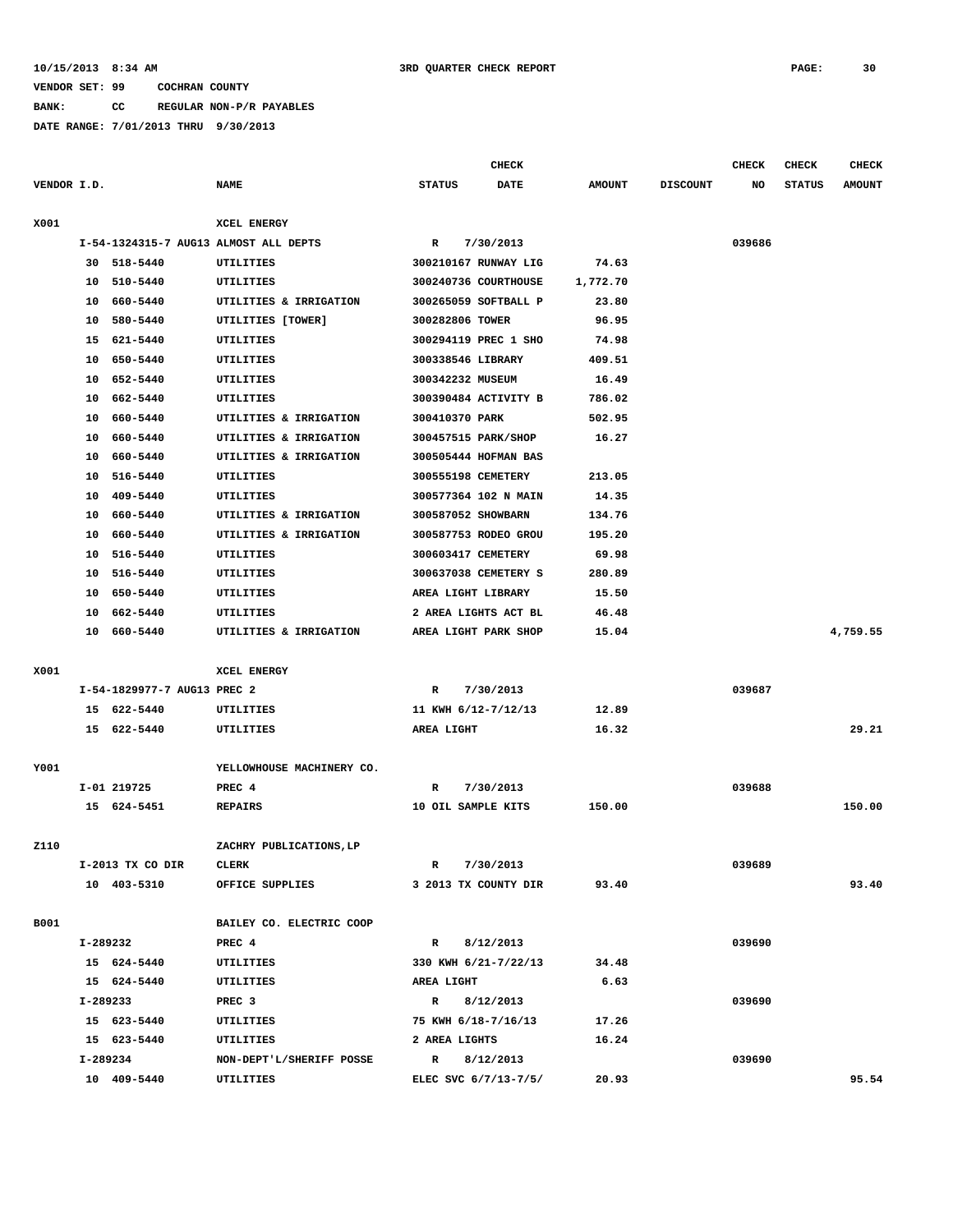10/15/2013 8:34 AM 3RD QUARTER CHECK REPORT

VENDOR SET: 99 COCHRAN COUNTY

BANK: CC REGULAR NON-P/R PAYABLES

DATE RANGE: 7/01/2013 THRU 9/30/2013

| VENDOR I.D. | NAME | STATUS | CHECK DATE | AMOUNT | DISCOUNT | CHECK NO | CHECK STATUS | CHECK AMOUNT |
|---|---|---|---|---|---|---|---|---|
| X001 | XCEL ENERGY | | | | | | | |
| I-54-1324315-7 AUG13 | ALMOST ALL DEPTS | R | 7/30/2013 | | | 039686 | | |
| 30 518-5440 | UTILITIES | 300210167 RUNWAY LIG | | 74.63 | | | | |
| 10 510-5440 | UTILITIES | 300240736 COURTHOUSE | | 1,772.70 | | | | |
| 10 660-5440 | UTILITIES & IRRIGATION | 300265059 SOFTBALL P | | 23.80 | | | | |
| 10 580-5440 | UTILITIES [TOWER] | 300282806 TOWER | | 96.95 | | | | |
| 15 621-5440 | UTILITIES | 300294119 PREC 1 SHO | | 74.98 | | | | |
| 10 650-5440 | UTILITIES | 300338546 LIBRARY | | 409.51 | | | | |
| 10 652-5440 | UTILITIES | 300342232 MUSEUM | | 16.49 | | | | |
| 10 662-5440 | UTILITIES | 300390484 ACTIVITY B | | 786.02 | | | | |
| 10 660-5440 | UTILITIES & IRRIGATION | 300410370 PARK | | 502.95 | | | | |
| 10 660-5440 | UTILITIES & IRRIGATION | 300457515 PARK/SHOP | | 16.27 | | | | |
| 10 660-5440 | UTILITIES & IRRIGATION | 300505444 HOFMAN BAS | | | | | | |
| 10 516-5440 | UTILITIES | 300555198 CEMETERY | | 213.05 | | | | |
| 10 409-5440 | UTILITIES | 300577364 102 N MAIN | | 14.35 | | | | |
| 10 660-5440 | UTILITIES & IRRIGATION | 300587052 SHOWBARN | | 134.76 | | | | |
| 10 660-5440 | UTILITIES & IRRIGATION | 300587753 RODEO GROU | | 195.20 | | | | |
| 10 516-5440 | UTILITIES | 300603417 CEMETERY | | 69.98 | | | | |
| 10 516-5440 | UTILITIES | 300637038 CEMETERY S | | 280.89 | | | | |
| 10 650-5440 | UTILITIES | AREA LIGHT LIBRARY | | 15.50 | | | | |
| 10 662-5440 | UTILITIES | 2 AREA LIGHTS ACT BL | | 46.48 | | | | |
| 10 660-5440 | UTILITIES & IRRIGATION | AREA LIGHT PARK SHOP | | 15.04 | | | | 4,759.55 |
| X001 | XCEL ENERGY | | | | | | | |
| I-54-1829977-7 AUG13 | PREC 2 | R | 7/30/2013 | | | 039687 | | |
| 15 622-5440 | UTILITIES | 11 KWH 6/12-7/12/13 | | 12.89 | | | | |
| 15 622-5440 | UTILITIES | AREA LIGHT | | 16.32 | | | | 29.21 |
| Y001 | YELLOWHOUSE MACHINERY CO. | | | | | | | |
| I-01 219725 | PREC 4 | R | 7/30/2013 | | | 039688 | | |
| 15 624-5451 | REPAIRS | 10 OIL SAMPLE KITS | | 150.00 | | | | 150.00 |
| Z110 | ZACHRY PUBLICATIONS,LP | | | | | | | |
| I-2013 TX CO DIR | CLERK | R | 7/30/2013 | | | 039689 | | |
| 10 403-5310 | OFFICE SUPPLIES | 3 2013 TX COUNTY DIR | | 93.40 | | | | 93.40 |
| B001 | BAILEY CO. ELECTRIC COOP | | | | | | | |
| I-289232 | PREC 4 | R | 8/12/2013 | | | 039690 | | |
| 15 624-5440 | UTILITIES | 330 KWH 6/21-7/22/13 | | 34.48 | | | | |
| 15 624-5440 | UTILITIES | AREA LIGHT | | 6.63 | | | | |
| I-289233 | PREC 3 | R | 8/12/2013 | | | 039690 | | |
| 15 623-5440 | UTILITIES | 75 KWH 6/18-7/16/13 | | 17.26 | | | | |
| 15 623-5440 | UTILITIES | 2 AREA LIGHTS | | 16.24 | | | | |
| I-289234 | NON-DEPT'L/SHERIFF POSSE | R | 8/12/2013 | | | 039690 | | |
| 10 409-5440 | UTILITIES | ELEC SVC 6/7/13-7/5/ | | 20.93 | | | | 95.54 |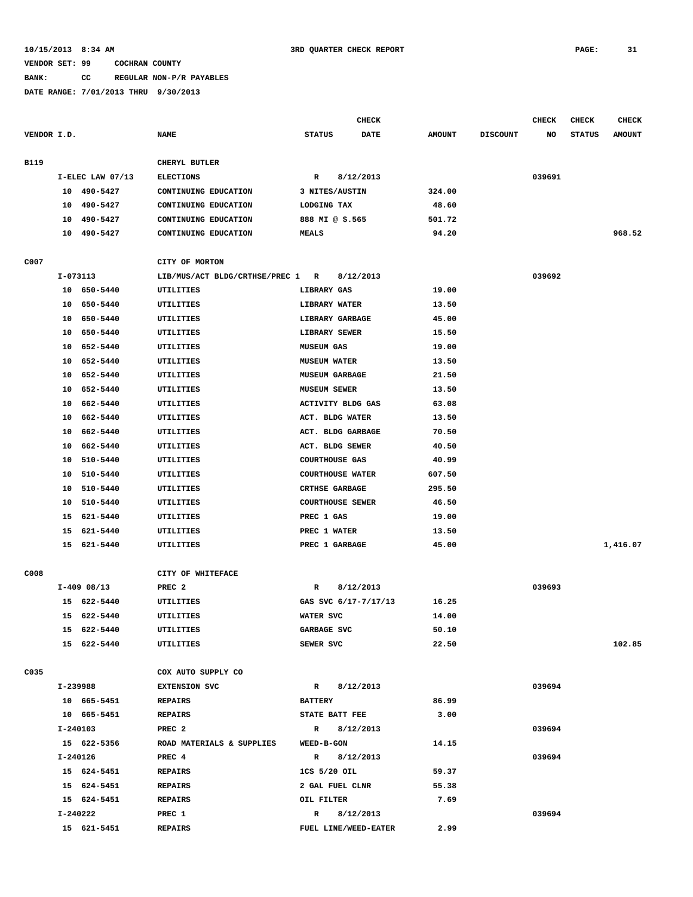10/15/2013 8:34 AM 3RD QUARTER CHECK REPORT

VENDOR SET: 99 COCHRAN COUNTY

BANK: CC REGULAR NON-P/R PAYABLES

DATE RANGE: 7/01/2013 THRU 9/30/2013

| VENDOR I.D. | NAME | STATUS | CHECK DATE | AMOUNT | DISCOUNT | CHECK NO | CHECK STATUS | CHECK AMOUNT |
|---|---|---|---|---|---|---|---|---|
| B119 | CHERYL BUTLER | | | | | | | |
| I-ELEC LAW 07/13 | ELECTIONS | R | 8/12/2013 | | | 039691 | | |
| 10 490-5427 | CONTINUING EDUCATION | 3 NITES/AUSTIN | | 324.00 | | | | |
| 10 490-5427 | CONTINUING EDUCATION | LODGING TAX | | 48.60 | | | | |
| 10 490-5427 | CONTINUING EDUCATION | 888 MI @ $.565 | | 501.72 | | | | |
| 10 490-5427 | CONTINUING EDUCATION | MEALS | | 94.20 | | | | 968.52 |
| C007 | CITY OF MORTON | | | | | | | |
| I-073113 | LIB/MUS/ACT BLDG/CRTHSE/PREC 1 | R | 8/12/2013 | | | 039692 | | |
| 10 650-5440 | UTILITIES | LIBRARY GAS | | 19.00 | | | | |
| 10 650-5440 | UTILITIES | LIBRARY WATER | | 13.50 | | | | |
| 10 650-5440 | UTILITIES | LIBRARY GARBAGE | | 45.00 | | | | |
| 10 650-5440 | UTILITIES | LIBRARY SEWER | | 15.50 | | | | |
| 10 652-5440 | UTILITIES | MUSEUM GAS | | 19.00 | | | | |
| 10 652-5440 | UTILITIES | MUSEUM WATER | | 13.50 | | | | |
| 10 652-5440 | UTILITIES | MUSEUM GARBAGE | | 21.50 | | | | |
| 10 652-5440 | UTILITIES | MUSEUM SEWER | | 13.50 | | | | |
| 10 662-5440 | UTILITIES | ACTIVITY BLDG GAS | | 63.08 | | | | |
| 10 662-5440 | UTILITIES | ACT. BLDG WATER | | 13.50 | | | | |
| 10 662-5440 | UTILITIES | ACT. BLDG GARBAGE | | 70.50 | | | | |
| 10 662-5440 | UTILITIES | ACT. BLDG SEWER | | 40.50 | | | | |
| 10 510-5440 | UTILITIES | COURTHOUSE GAS | | 40.99 | | | | |
| 10 510-5440 | UTILITIES | COURTHOUSE WATER | | 607.50 | | | | |
| 10 510-5440 | UTILITIES | CRTHSE GARBAGE | | 295.50 | | | | |
| 10 510-5440 | UTILITIES | COURTHOUSE SEWER | | 46.50 | | | | |
| 15 621-5440 | UTILITIES | PREC 1 GAS | | 19.00 | | | | |
| 15 621-5440 | UTILITIES | PREC 1 WATER | | 13.50 | | | | |
| 15 621-5440 | UTILITIES | PREC 1 GARBAGE | | 45.00 | | | | 1,416.07 |
| C008 | CITY OF WHITEFACE | | | | | | | |
| I-409 08/13 | PREC 2 | R | 8/12/2013 | | | 039693 | | |
| 15 622-5440 | UTILITIES | GAS SVC 6/17-7/17/13 | | 16.25 | | | | |
| 15 622-5440 | UTILITIES | WATER SVC | | 14.00 | | | | |
| 15 622-5440 | UTILITIES | GARBAGE SVC | | 50.10 | | | | |
| 15 622-5440 | UTILITIES | SEWER SVC | | 22.50 | | | | 102.85 |
| C035 | COX AUTO SUPPLY CO | | | | | | | |
| I-239988 | EXTENSION SVC | R | 8/12/2013 | | | 039694 | | |
| 10 665-5451 | REPAIRS | BATTERY | | 86.99 | | | | |
| 10 665-5451 | REPAIRS | STATE BATT FEE | | 3.00 | | | | |
| I-240103 | PREC 2 | R | 8/12/2013 | | | 039694 | | |
| 15 622-5356 | ROAD MATERIALS & SUPPLIES | WEED-B-GON | | 14.15 | | | | |
| I-240126 | PREC 4 | R | 8/12/2013 | | | 039694 | | |
| 15 624-5451 | REPAIRS | 1CS 5/20 OIL | | 59.37 | | | | |
| 15 624-5451 | REPAIRS | 2 GAL FUEL CLNR | | 55.38 | | | | |
| 15 624-5451 | REPAIRS | OIL FILTER | | 7.69 | | | | |
| I-240222 | PREC 1 | R | 8/12/2013 | | | 039694 | | |
| 15 621-5451 | REPAIRS | FUEL LINE/WEED-EATER | | 2.99 | | | | |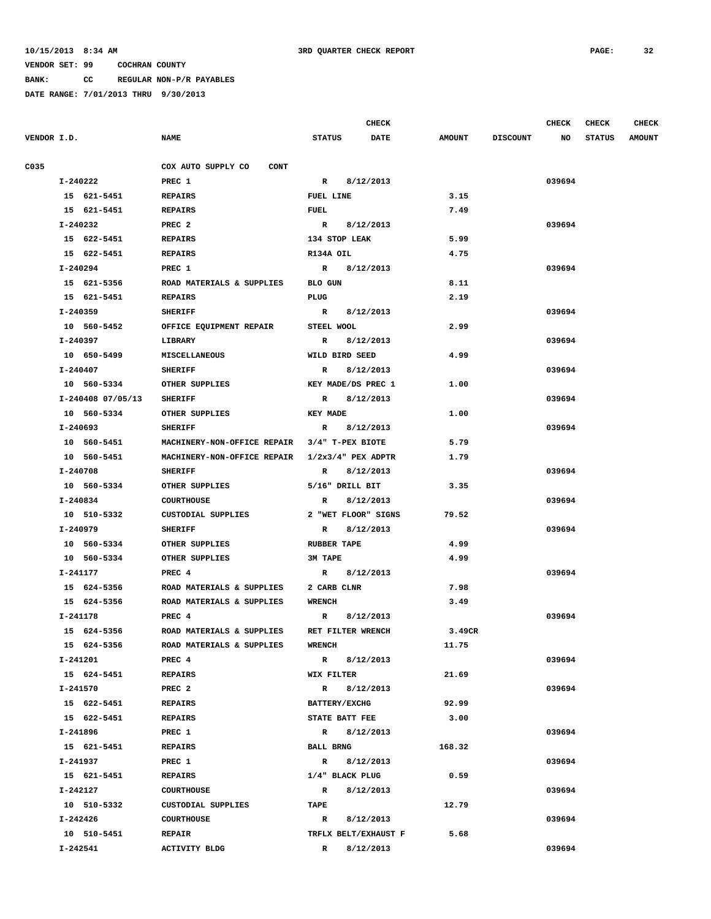10/15/2013 8:34 AM 3RD QUARTER CHECK REPORT

VENDOR SET: 99 COCHRAN COUNTY

BANK: CC REGULAR NON-P/R PAYABLES

DATE RANGE: 7/01/2013 THRU 9/30/2013

| VENDOR I.D. | NAME | STATUS | CHECK DATE | AMOUNT | DISCOUNT | CHECK NO | CHECK STATUS | CHECK AMOUNT |
|---|---|---|---|---|---|---|---|---|
| C035 | COX AUTO SUPPLY CO CONT | | | | | | | |
| I-240222 | PREC 1 | R | 8/12/2013 | | | 039694 | | |
| 15 621-5451 | REPAIRS | FUEL LINE | | 3.15 | | | | |
| 15 621-5451 | REPAIRS | FUEL | | 7.49 | | | | |
| I-240232 | PREC 2 | R | 8/12/2013 | | | 039694 | | |
| 15 622-5451 | REPAIRS | 134 STOP LEAK | | 5.99 | | | | |
| 15 622-5451 | REPAIRS | R134A OIL | | 4.75 | | | | |
| I-240294 | PREC 1 | R | 8/12/2013 | | | 039694 | | |
| 15 621-5356 | ROAD MATERIALS & SUPPLIES | BLO GUN | | 8.11 | | | | |
| 15 621-5451 | REPAIRS | PLUG | | 2.19 | | | | |
| I-240359 | SHERIFF | R | 8/12/2013 | | | 039694 | | |
| 10 560-5452 | OFFICE EQUIPMENT REPAIR | STEEL WOOL | | 2.99 | | | | |
| I-240397 | LIBRARY | R | 8/12/2013 | | | 039694 | | |
| 10 650-5499 | MISCELLANEOUS | WILD BIRD SEED | | 4.99 | | | | |
| I-240407 | SHERIFF | R | 8/12/2013 | | | 039694 | | |
| 10 560-5334 | OTHER SUPPLIES | KEY MADE/DS PREC 1 | | 1.00 | | | | |
| I-240408 07/05/13 | SHERIFF | R | 8/12/2013 | | | 039694 | | |
| 10 560-5334 | OTHER SUPPLIES | KEY MADE | | 1.00 | | | | |
| I-240693 | SHERIFF | R | 8/12/2013 | | | 039694 | | |
| 10 560-5451 | MACHINERY-NON-OFFICE REPAIR | 3/4" T-PEX BIOTE | | 5.79 | | | | |
| 10 560-5451 | MACHINERY-NON-OFFICE REPAIR | 1/2x3/4" PEX ADPTR | | 1.79 | | | | |
| I-240708 | SHERIFF | R | 8/12/2013 | | | 039694 | | |
| 10 560-5334 | OTHER SUPPLIES | 5/16" DRILL BIT | | 3.35 | | | | |
| I-240834 | COURTHOUSE | R | 8/12/2013 | | | 039694 | | |
| 10 510-5332 | CUSTODIAL SUPPLIES | 2 "WET FLOOR" SIGNS | | 79.52 | | | | |
| I-240979 | SHERIFF | R | 8/12/2013 | | | 039694 | | |
| 10 560-5334 | OTHER SUPPLIES | RUBBER TAPE | | 4.99 | | | | |
| 10 560-5334 | OTHER SUPPLIES | 3M TAPE | | 4.99 | | | | |
| I-241177 | PREC 4 | R | 8/12/2013 | | | 039694 | | |
| 15 624-5356 | ROAD MATERIALS & SUPPLIES | 2 CARB CLNR | | 7.98 | | | | |
| 15 624-5356 | ROAD MATERIALS & SUPPLIES | WRENCH | | 3.49 | | | | |
| I-241178 | PREC 4 | R | 8/12/2013 | | | 039694 | | |
| 15 624-5356 | ROAD MATERIALS & SUPPLIES | RET FILTER WRENCH | | 3.49CR | | | | |
| 15 624-5356 | ROAD MATERIALS & SUPPLIES | WRENCH | | 11.75 | | | | |
| I-241201 | PREC 4 | R | 8/12/2013 | | | 039694 | | |
| 15 624-5451 | REPAIRS | WIX FILTER | | 21.69 | | | | |
| I-241570 | PREC 2 | R | 8/12/2013 | | | 039694 | | |
| 15 622-5451 | REPAIRS | BATTERY/EXCHG | | 92.99 | | | | |
| 15 622-5451 | REPAIRS | STATE BATT FEE | | 3.00 | | | | |
| I-241896 | PREC 1 | R | 8/12/2013 | | | 039694 | | |
| 15 621-5451 | REPAIRS | BALL BRNG | | 168.32 | | | | |
| I-241937 | PREC 1 | R | 8/12/2013 | | | 039694 | | |
| 15 621-5451 | REPAIRS | 1/4" BLACK PLUG | | 0.59 | | | | |
| I-242127 | COURTHOUSE | R | 8/12/2013 | | | 039694 | | |
| 10 510-5332 | CUSTODIAL SUPPLIES | TAPE | | 12.79 | | | | |
| I-242426 | COURTHOUSE | R | 8/12/2013 | | | 039694 | | |
| 10 510-5451 | REPAIR | TRFLX BELT/EXHAUST F | | 5.68 | | | | |
| I-242541 | ACTIVITY BLDG | R | 8/12/2013 | | | 039694 | | |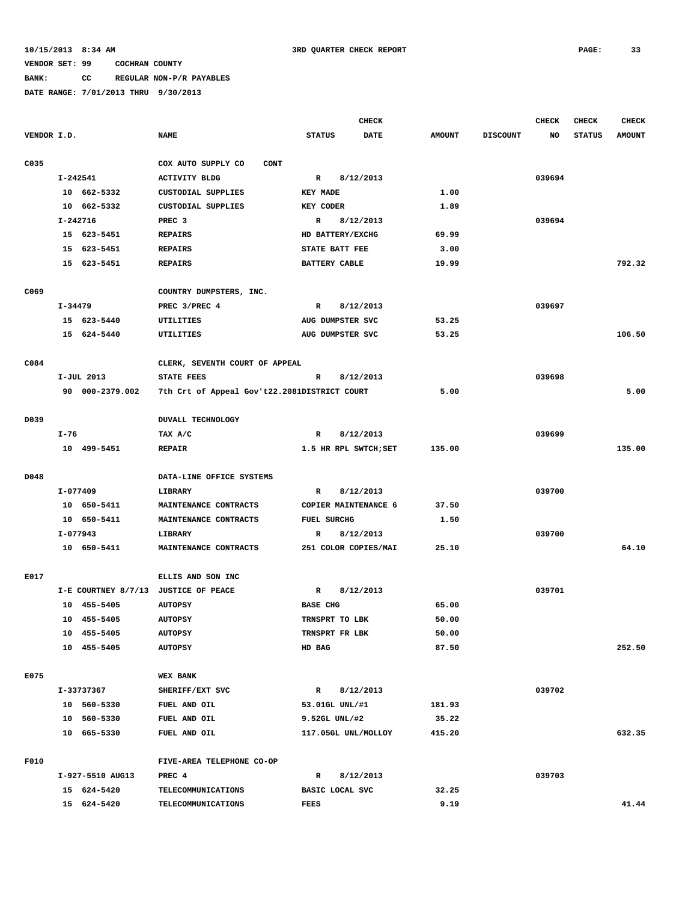10/15/2013 8:34 AM 3RD QUARTER CHECK REPORT

VENDOR SET: 99 COCHRAN COUNTY

BANK: CC REGULAR NON-P/R PAYABLES

DATE RANGE: 7/01/2013 THRU 9/30/2013

| VENDOR I.D. | NAME | STATUS | CHECK DATE | AMOUNT | DISCOUNT | CHECK NO | CHECK STATUS | CHECK AMOUNT |
|---|---|---|---|---|---|---|---|---|
| C035 | COX AUTO SUPPLY CO CONT | | | | | | | |
| I-242541 | ACTIVITY BLDG | R | 8/12/2013 | | | 039694 | | |
| 10 662-5332 | CUSTODIAL SUPPLIES | KEY MADE | | 1.00 | | | | |
| 10 662-5332 | CUSTODIAL SUPPLIES | KEY CODER | | 1.89 | | | | |
| I-242716 | PREC 3 | R | 8/12/2013 | | | 039694 | | |
| 15 623-5451 | REPAIRS | HD BATTERY/EXCHG | | 69.99 | | | | |
| 15 623-5451 | REPAIRS | STATE BATT FEE | | 3.00 | | | | |
| 15 623-5451 | REPAIRS | BATTERY CABLE | | 19.99 | | | | 792.32 |
| C069 | COUNTRY DUMPSTERS, INC. | | | | | | | |
| I-34479 | PREC 3/PREC 4 | R | 8/12/2013 | | | 039697 | | |
| 15 623-5440 | UTILITIES | AUG DUMPSTER SVC | | 53.25 | | | | |
| 15 624-5440 | UTILITIES | AUG DUMPSTER SVC | | 53.25 | | | | 106.50 |
| C084 | CLERK, SEVENTH COURT OF APPEAL | | | | | | | |
| I-JUL 2013 | STATE FEES | R | 8/12/2013 | | | 039698 | | |
| 90 000-2379.002 | 7th Crt of Appeal Gov't22.2081 | DISTRICT COURT | | 5.00 | | | | 5.00 |
| D039 | DUVALL TECHNOLOGY | | | | | | | |
| I-76 | TAX A/C | R | 8/12/2013 | | | 039699 | | |
| 10 499-5451 | REPAIR | 1.5 HR RPL SWTCH;SET | | 135.00 | | | | 135.00 |
| D048 | DATA-LINE OFFICE SYSTEMS | | | | | | | |
| I-077409 | LIBRARY | R | 8/12/2013 | | | 039700 | | |
| 10 650-5411 | MAINTENANCE CONTRACTS | COPIER MAINTENANCE 6 | | 37.50 | | | | |
| 10 650-5411 | MAINTENANCE CONTRACTS | FUEL SURCHG | | 1.50 | | | | |
| I-077943 | LIBRARY | R | 8/12/2013 | | | 039700 | | |
| 10 650-5411 | MAINTENANCE CONTRACTS | 251 COLOR COPIES/MAI | | 25.10 | | | | 64.10 |
| E017 | ELLIS AND SON INC | | | | | | | |
| I-E COURTNEY 8/7/13 | JUSTICE OF PEACE | R | 8/12/2013 | | | 039701 | | |
| 10 455-5405 | AUTOPSY | BASE CHG | | 65.00 | | | | |
| 10 455-5405 | AUTOPSY | TRNSPRT TO LBK | | 50.00 | | | | |
| 10 455-5405 | AUTOPSY | TRNSPRT FR LBK | | 50.00 | | | | |
| 10 455-5405 | AUTOPSY | HD BAG | | 87.50 | | | | 252.50 |
| E075 | WEX BANK | | | | | | | |
| I-33737367 | SHERIFF/EXT SVC | R | 8/12/2013 | | | 039702 | | |
| 10 560-5330 | FUEL AND OIL | 53.01GL UNL/#1 | | 181.93 | | | | |
| 10 560-5330 | FUEL AND OIL | 9.52GL UNL/#2 | | 35.22 | | | | |
| 10 665-5330 | FUEL AND OIL | 117.05GL UNL/MOLLOY | | 415.20 | | | | 632.35 |
| F010 | FIVE-AREA TELEPHONE CO-OP | | | | | | | |
| I-927-5510 AUG13 | PREC 4 | R | 8/12/2013 | | | 039703 | | |
| 15 624-5420 | TELECOMMUNICATIONS | BASIC LOCAL SVC | | 32.25 | | | | |
| 15 624-5420 | TELECOMMUNICATIONS | FEES | | 9.19 | | | | 41.44 |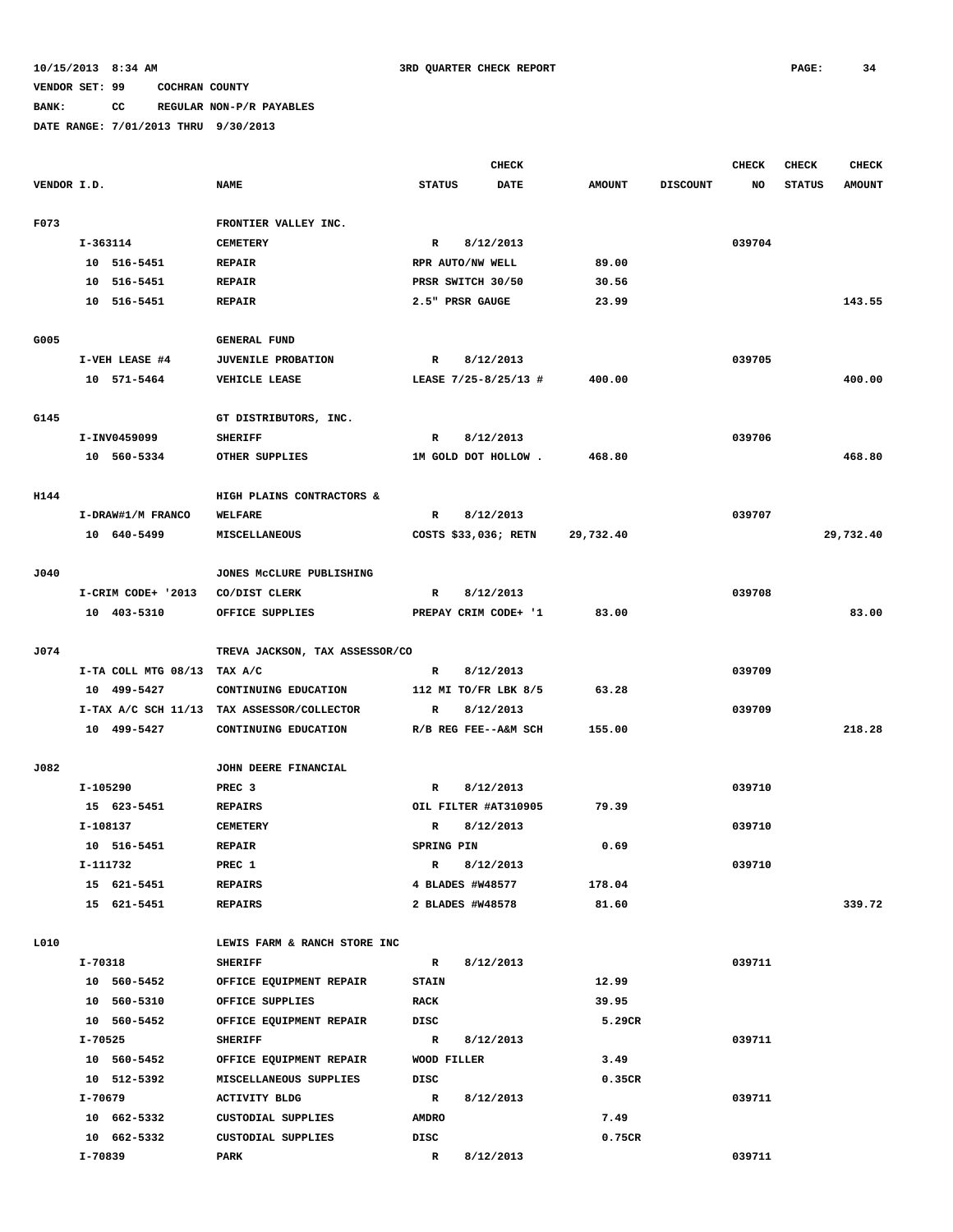10/15/2013 8:34 AM 3RD QUARTER CHECK REPORT

VENDOR SET: 99 COCHRAN COUNTY

BANK: CC REGULAR NON-P/R PAYABLES

DATE RANGE: 7/01/2013 THRU 9/30/2013

| VENDOR I.D. | NAME | STATUS | CHECK DATE | AMOUNT | DISCOUNT | CHECK NO | CHECK STATUS | CHECK AMOUNT |
|---|---|---|---|---|---|---|---|---|
| F073 | FRONTIER VALLEY INC. | | | | | | | |
| I-363114 | CEMETERY | R | 8/12/2013 | | | 039704 | | |
| 10 516-5451 | REPAIR | RPR AUTO/NW WELL | | 89.00 | | | | |
| 10 516-5451 | REPAIR | PRSR SWITCH 30/50 | | 30.56 | | | | |
| 10 516-5451 | REPAIR | 2.5" PRSR GAUGE | | 23.99 | | | | 143.55 |
| G005 | GENERAL FUND | | | | | | | |
| I-VEH LEASE #4 | JUVENILE PROBATION | R | 8/12/2013 | | | 039705 | | |
| 10 571-5464 | VEHICLE LEASE | LEASE 7/25-8/25/13 # | | 400.00 | | | | 400.00 |
| G145 | GT DISTRIBUTORS, INC. | | | | | | | |
| I-INV0459099 | SHERIFF | R | 8/12/2013 | | | 039706 | | |
| 10 560-5334 | OTHER SUPPLIES | 1M GOLD DOT HOLLOW . | | 468.80 | | | | 468.80 |
| H144 | HIGH PLAINS CONTRACTORS & | | | | | | | |
| I-DRAW#1/M FRANCO | WELFARE | R | 8/12/2013 | | | 039707 | | |
| 10 640-5499 | MISCELLANEOUS | COSTS $33,036; RETN | | 29,732.40 | | | | 29,732.40 |
| J040 | JONES McCLURE PUBLISHING | | | | | | | |
| I-CRIM CODE+ '2013 | CO/DIST CLERK | R | 8/12/2013 | | | 039708 | | |
| 10 403-5310 | OFFICE SUPPLIES | PREPAY CRIM CODE+ '1 | | 83.00 | | | | 83.00 |
| J074 | TREVA JACKSON, TAX ASSESSOR/CO | | | | | | | |
| I-TA COLL MTG 08/13 | TAX A/C | R | 8/12/2013 | | | 039709 | | |
| 10 499-5427 | CONTINUING EDUCATION | 112 MI TO/FR LBK 8/5 | | 63.28 | | | | |
| I-TAX A/C SCH 11/13 | TAX ASSESSOR/COLLECTOR | R | 8/12/2013 | | | 039709 | | |
| 10 499-5427 | CONTINUING EDUCATION | R/B REG FEE--A&M SCH | | 155.00 | | | | 218.28 |
| J082 | JOHN DEERE FINANCIAL | | | | | | | |
| I-105290 | PREC 3 | R | 8/12/2013 | | | 039710 | | |
| 15 623-5451 | REPAIRS | OIL FILTER #AT310905 | | 79.39 | | | | |
| I-108137 | CEMETERY | R | 8/12/2013 | | | 039710 | | |
| 10 516-5451 | REPAIR | SPRING PIN | | 0.69 | | | | |
| I-111732 | PREC 1 | R | 8/12/2013 | | | 039710 | | |
| 15 621-5451 | REPAIRS | 4 BLADES #W48577 | | 178.04 | | | | |
| 15 621-5451 | REPAIRS | 2 BLADES #W48578 | | 81.60 | | | | 339.72 |
| L010 | LEWIS FARM & RANCH STORE INC | | | | | | | |
| I-70318 | SHERIFF | R | 8/12/2013 | | | 039711 | | |
| 10 560-5452 | OFFICE EQUIPMENT REPAIR | STAIN | | 12.99 | | | | |
| 10 560-5310 | OFFICE SUPPLIES | RACK | | 39.95 | | | | |
| 10 560-5452 | OFFICE EQUIPMENT REPAIR | DISC | | 5.29CR | | | | |
| I-70525 | SHERIFF | R | 8/12/2013 | | | 039711 | | |
| 10 560-5452 | OFFICE EQUIPMENT REPAIR | WOOD FILLER | | 3.49 | | | | |
| 10 512-5392 | MISCELLANEOUS SUPPLIES | DISC | | 0.35CR | | | | |
| I-70679 | ACTIVITY BLDG | R | 8/12/2013 | | | 039711 | | |
| 10 662-5332 | CUSTODIAL SUPPLIES | AMDRO | | 7.49 | | | | |
| 10 662-5332 | CUSTODIAL SUPPLIES | DISC | | 0.75CR | | | | |
| I-70839 | PARK | R | 8/12/2013 | | | 039711 | | |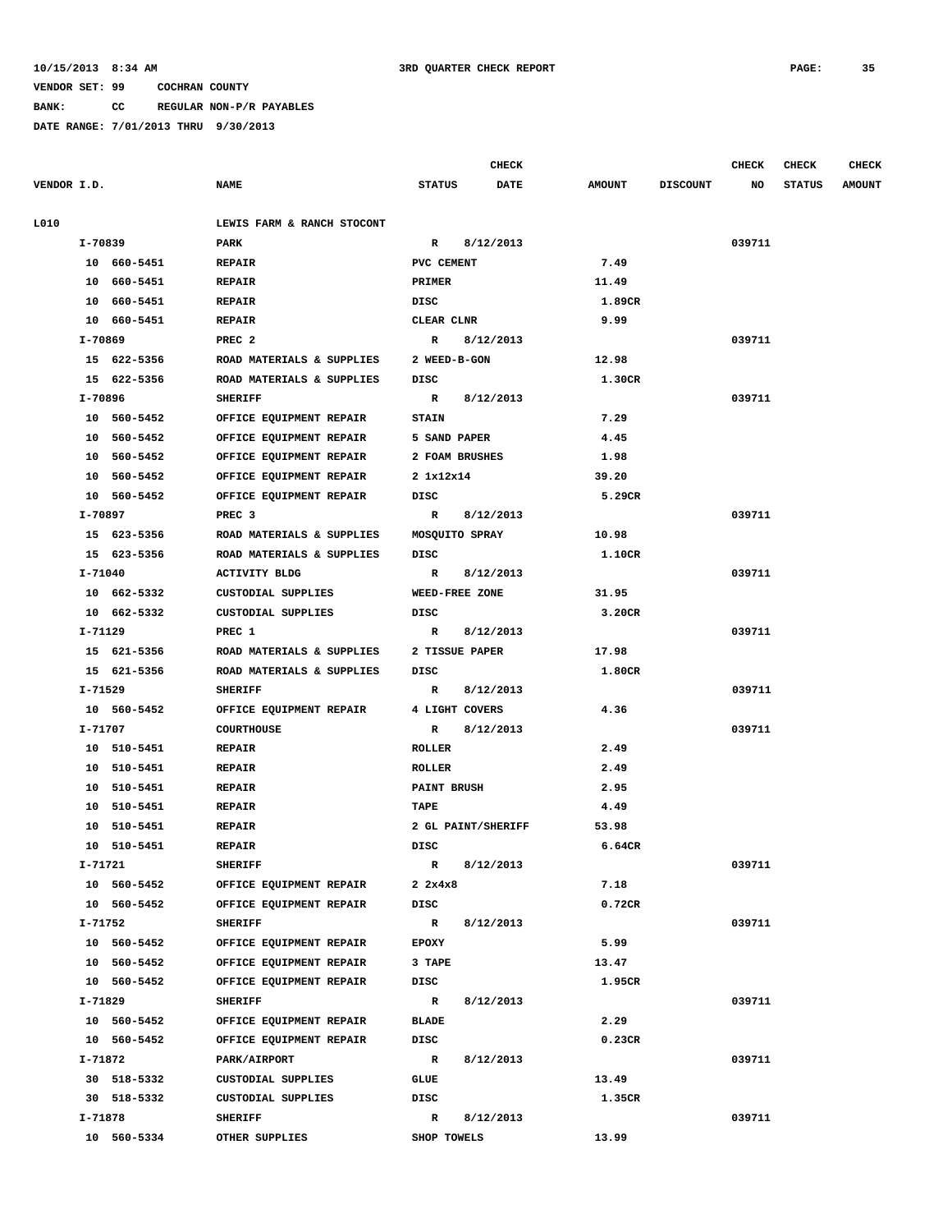10/15/2013 8:34 AM 3RD QUARTER CHECK REPORT

VENDOR SET: 99 COCHRAN COUNTY

BANK: CC REGULAR NON-P/R PAYABLES

DATE RANGE: 7/01/2013 THRU 9/30/2013

| VENDOR I.D. | NAME | STATUS | CHECK DATE | AMOUNT | DISCOUNT | CHECK NO | CHECK STATUS | CHECK AMOUNT |
|---|---|---|---|---|---|---|---|---|
| L010 | LEWIS FARM & RANCH STOCONT | | | | | | | |
| I-70839 | PARK | R | 8/12/2013 | | | 039711 | | |
| 10 660-5451 | REPAIR | PVC CEMENT | | 7.49 | | | | |
| 10 660-5451 | REPAIR | PRIMER | | 11.49 | | | | |
| 10 660-5451 | REPAIR | DISC | | 1.89CR | | | | |
| 10 660-5451 | REPAIR | CLEAR CLNR | | 9.99 | | | | |
| I-70869 | PREC 2 | R | 8/12/2013 | | | 039711 | | |
| 15 622-5356 | ROAD MATERIALS & SUPPLIES | 2 WEED-B-GON | | 12.98 | | | | |
| 15 622-5356 | ROAD MATERIALS & SUPPLIES | DISC | | 1.30CR | | | | |
| I-70896 | SHERIFF | R | 8/12/2013 | | | 039711 | | |
| 10 560-5452 | OFFICE EQUIPMENT REPAIR | STAIN | | 7.29 | | | | |
| 10 560-5452 | OFFICE EQUIPMENT REPAIR | 5 SAND PAPER | | 4.45 | | | | |
| 10 560-5452 | OFFICE EQUIPMENT REPAIR | 2 FOAM BRUSHES | | 1.98 | | | | |
| 10 560-5452 | OFFICE EQUIPMENT REPAIR | 2 1x12x14 | | 39.20 | | | | |
| 10 560-5452 | OFFICE EQUIPMENT REPAIR | DISC | | 5.29CR | | | | |
| I-70897 | PREC 3 | R | 8/12/2013 | | | 039711 | | |
| 15 623-5356 | ROAD MATERIALS & SUPPLIES | MOSQUITO SPRAY | | 10.98 | | | | |
| 15 623-5356 | ROAD MATERIALS & SUPPLIES | DISC | | 1.10CR | | | | |
| I-71040 | ACTIVITY BLDG | R | 8/12/2013 | | | 039711 | | |
| 10 662-5332 | CUSTODIAL SUPPLIES | WEED-FREE ZONE | | 31.95 | | | | |
| 10 662-5332 | CUSTODIAL SUPPLIES | DISC | | 3.20CR | | | | |
| I-71129 | PREC 1 | R | 8/12/2013 | | | 039711 | | |
| 15 621-5356 | ROAD MATERIALS & SUPPLIES | 2 TISSUE PAPER | | 17.98 | | | | |
| 15 621-5356 | ROAD MATERIALS & SUPPLIES | DISC | | 1.80CR | | | | |
| I-71529 | SHERIFF | R | 8/12/2013 | | | 039711 | | |
| 10 560-5452 | OFFICE EQUIPMENT REPAIR | 4 LIGHT COVERS | | 4.36 | | | | |
| I-71707 | COURTHOUSE | R | 8/12/2013 | | | 039711 | | |
| 10 510-5451 | REPAIR | ROLLER | | 2.49 | | | | |
| 10 510-5451 | REPAIR | ROLLER | | 2.49 | | | | |
| 10 510-5451 | REPAIR | PAINT BRUSH | | 2.95 | | | | |
| 10 510-5451 | REPAIR | TAPE | | 4.49 | | | | |
| 10 510-5451 | REPAIR | 2 GL PAINT/SHERIFF | | 53.98 | | | | |
| 10 510-5451 | REPAIR | DISC | | 6.64CR | | | | |
| I-71721 | SHERIFF | R | 8/12/2013 | | | 039711 | | |
| 10 560-5452 | OFFICE EQUIPMENT REPAIR | 2 2x4x8 | | 7.18 | | | | |
| 10 560-5452 | OFFICE EQUIPMENT REPAIR | DISC | | 0.72CR | | | | |
| I-71752 | SHERIFF | R | 8/12/2013 | | | 039711 | | |
| 10 560-5452 | OFFICE EQUIPMENT REPAIR | EPOXY | | 5.99 | | | | |
| 10 560-5452 | OFFICE EQUIPMENT REPAIR | 3 TAPE | | 13.47 | | | | |
| 10 560-5452 | OFFICE EQUIPMENT REPAIR | DISC | | 1.95CR | | | | |
| I-71829 | SHERIFF | R | 8/12/2013 | | | 039711 | | |
| 10 560-5452 | OFFICE EQUIPMENT REPAIR | BLADE | | 2.29 | | | | |
| 10 560-5452 | OFFICE EQUIPMENT REPAIR | DISC | | 0.23CR | | | | |
| I-71872 | PARK/AIRPORT | R | 8/12/2013 | | | 039711 | | |
| 30 518-5332 | CUSTODIAL SUPPLIES | GLUE | | 13.49 | | | | |
| 30 518-5332 | CUSTODIAL SUPPLIES | DISC | | 1.35CR | | | | |
| I-71878 | SHERIFF | R | 8/12/2013 | | | 039711 | | |
| 10 560-5334 | OTHER SUPPLIES | SHOP TOWELS | | 13.99 | | | | |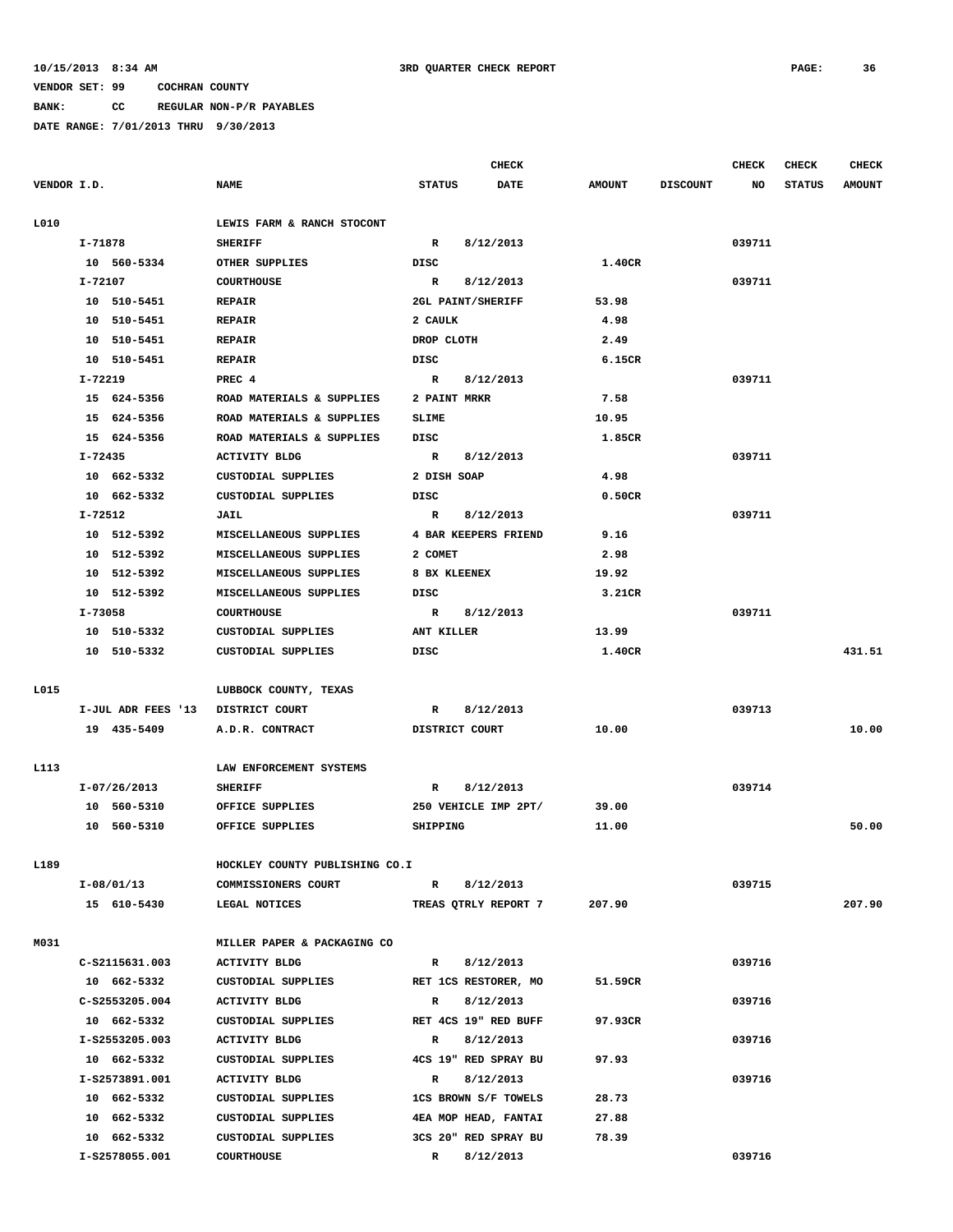10/15/2013 8:34 AM 3RD QUARTER CHECK REPORT

VENDOR SET: 99 COCHRAN COUNTY

BANK: CC REGULAR NON-P/R PAYABLES

DATE RANGE: 7/01/2013 THRU 9/30/2013

| VENDOR I.D. | NAME | STATUS | CHECK DATE | AMOUNT | DISCOUNT | CHECK NO | CHECK STATUS | CHECK AMOUNT |
|---|---|---|---|---|---|---|---|---|
| L010 | LEWIS FARM & RANCH STOCONT | | | | | | | |
| I-71878 | SHERIFF | R | 8/12/2013 | | | 039711 | | |
| 10 560-5334 | OTHER SUPPLIES | DISC | | 1.40CR | | | | |
| I-72107 | COURTHOUSE | R | 8/12/2013 | | | 039711 | | |
| 10 510-5451 | REPAIR | 2GL PAINT/SHERIFF | | 53.98 | | | | |
| 10 510-5451 | REPAIR | 2 CAULK | | 4.98 | | | | |
| 10 510-5451 | REPAIR | DROP CLOTH | | 2.49 | | | | |
| 10 510-5451 | REPAIR | DISC | | 6.15CR | | | | |
| I-72219 | PREC 4 | R | 8/12/2013 | | | 039711 | | |
| 15 624-5356 | ROAD MATERIALS & SUPPLIES | 2 PAINT MRKR | | 7.58 | | | | |
| 15 624-5356 | ROAD MATERIALS & SUPPLIES | SLIME | | 10.95 | | | | |
| 15 624-5356 | ROAD MATERIALS & SUPPLIES | DISC | | 1.85CR | | | | |
| I-72435 | ACTIVITY BLDG | R | 8/12/2013 | | | 039711 | | |
| 10 662-5332 | CUSTODIAL SUPPLIES | 2 DISH SOAP | | 4.98 | | | | |
| 10 662-5332 | CUSTODIAL SUPPLIES | DISC | | 0.50CR | | | | |
| I-72512 | JAIL | R | 8/12/2013 | | | 039711 | | |
| 10 512-5392 | MISCELLANEOUS SUPPLIES | 4 BAR KEEPERS FRIEND | | 9.16 | | | | |
| 10 512-5392 | MISCELLANEOUS SUPPLIES | 2 COMET | | 2.98 | | | | |
| 10 512-5392 | MISCELLANEOUS SUPPLIES | 8 BX KLEENEX | | 19.92 | | | | |
| 10 512-5392 | MISCELLANEOUS SUPPLIES | DISC | | 3.21CR | | | | |
| I-73058 | COURTHOUSE | R | 8/12/2013 | | | 039711 | | |
| 10 510-5332 | CUSTODIAL SUPPLIES | ANT KILLER | | 13.99 | | | | |
| 10 510-5332 | CUSTODIAL SUPPLIES | DISC | | 1.40CR | | | | 431.51 |
| L015 | LUBBOCK COUNTY, TEXAS | | | | | | | |
| I-JUL ADR FEES '13 | DISTRICT COURT | R | 8/12/2013 | | | 039713 | | |
| 19 435-5409 | A.D.R. CONTRACT | DISTRICT COURT | | 10.00 | | | | 10.00 |
| L113 | LAW ENFORCEMENT SYSTEMS | | | | | | | |
| I-07/26/2013 | SHERIFF | R | 8/12/2013 | | | 039714 | | |
| 10 560-5310 | OFFICE SUPPLIES | 250 VEHICLE IMP 2PT/ | | 39.00 | | | | |
| 10 560-5310 | OFFICE SUPPLIES | SHIPPING | | 11.00 | | | | 50.00 |
| L189 | HOCKLEY COUNTY PUBLISHING CO.I | | | | | | | |
| I-08/01/13 | COMMISSIONERS COURT | R | 8/12/2013 | | | 039715 | | |
| 15 610-5430 | LEGAL NOTICES | TREAS QTRLY REPORT 7 | | 207.90 | | | | 207.90 |
| M031 | MILLER PAPER & PACKAGING CO | | | | | | | |
| C-S2115631.003 | ACTIVITY BLDG | R | 8/12/2013 | | | 039716 | | |
| 10 662-5332 | CUSTODIAL SUPPLIES | RET 1CS RESTORER, MO | | 51.59CR | | | | |
| C-S2553205.004 | ACTIVITY BLDG | R | 8/12/2013 | | | 039716 | | |
| 10 662-5332 | CUSTODIAL SUPPLIES | RET 4CS 19" RED BUFF | | 97.93CR | | | | |
| I-S2553205.003 | ACTIVITY BLDG | R | 8/12/2013 | | | 039716 | | |
| 10 662-5332 | CUSTODIAL SUPPLIES | 4CS 19" RED SPRAY BU | | 97.93 | | | | |
| I-S2573891.001 | ACTIVITY BLDG | R | 8/12/2013 | | | 039716 | | |
| 10 662-5332 | CUSTODIAL SUPPLIES | 1CS BROWN S/F TOWELS | | 28.73 | | | | |
| 10 662-5332 | CUSTODIAL SUPPLIES | 4EA MOP HEAD, FANTAI | | 27.88 | | | | |
| 10 662-5332 | CUSTODIAL SUPPLIES | 3CS 20" RED SPRAY BU | | 78.39 | | | | |
| I-S2578055.001 | COURTHOUSE | R | 8/12/2013 | | | 039716 | | |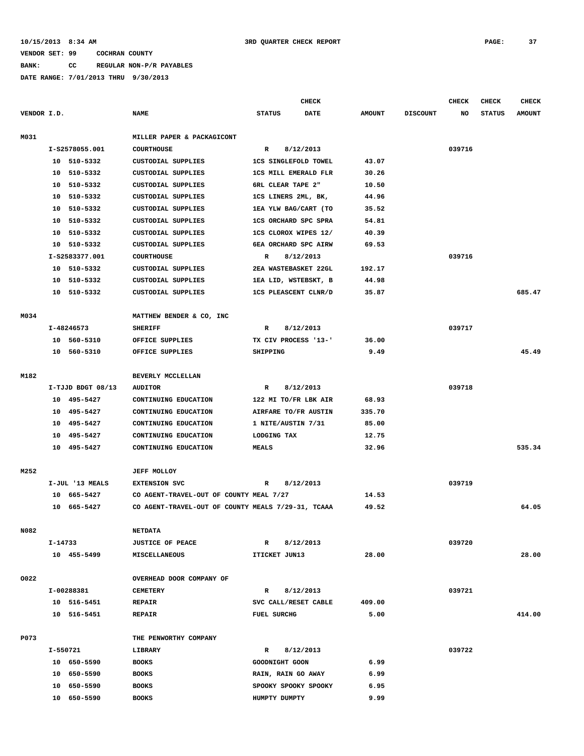10/15/2013 8:34 AM 3RD QUARTER CHECK REPORT

VENDOR SET: 99 COCHRAN COUNTY

BANK: CC REGULAR NON-P/R PAYABLES

DATE RANGE: 7/01/2013 THRU 9/30/2013

| VENDOR I.D. | NAME | STATUS | CHECK DATE | AMOUNT | DISCOUNT | CHECK NO | CHECK STATUS | CHECK AMOUNT |
|---|---|---|---|---|---|---|---|---|
| M031 | MILLER PAPER & PACKAGICONT | | | | | | | |
| I-S2578055.001 | COURTHOUSE | R | 8/12/2013 | | | 039716 | | |
| 10 510-5332 | CUSTODIAL SUPPLIES | 1CS SINGLEFOLD TOWEL | | 43.07 | | | | |
| 10 510-5332 | CUSTODIAL SUPPLIES | 1CS MILL EMERALD FLR | | 30.26 | | | | |
| 10 510-5332 | CUSTODIAL SUPPLIES | 6RL CLEAR TAPE 2" | | 10.50 | | | | |
| 10 510-5332 | CUSTODIAL SUPPLIES | 1CS LINERS 2ML, BK, | | 44.96 | | | | |
| 10 510-5332 | CUSTODIAL SUPPLIES | 1EA YLW BAG/CART (TO | | 35.52 | | | | |
| 10 510-5332 | CUSTODIAL SUPPLIES | 1CS ORCHARD SPC SPRA | | 54.81 | | | | |
| 10 510-5332 | CUSTODIAL SUPPLIES | 1CS CLOROX WIPES 12/ | | 40.39 | | | | |
| 10 510-5332 | CUSTODIAL SUPPLIES | 6EA ORCHARD SPC AIRW | | 69.53 | | | | |
| I-S2583377.001 | COURTHOUSE | R | 8/12/2013 | | | 039716 | | |
| 10 510-5332 | CUSTODIAL SUPPLIES | 2EA WASTEBASKET 22GL | | 192.17 | | | | |
| 10 510-5332 | CUSTODIAL SUPPLIES | 1EA LID, WSTEBSKT, B | | 44.98 | | | | |
| 10 510-5332 | CUSTODIAL SUPPLIES | 1CS PLEASCENT CLNR/D | | 35.87 | | | | 685.47 |
| M034 | MATTHEW BENDER & CO, INC | | | | | | | |
| I-48246573 | SHERIFF | R | 8/12/2013 | | | 039717 | | |
| 10 560-5310 | OFFICE SUPPLIES | TX CIV PROCESS '13-' | | 36.00 | | | | |
| 10 560-5310 | OFFICE SUPPLIES | SHIPPING | | 9.49 | | | | 45.49 |
| M182 | BEVERLY MCCLELLAN | | | | | | | |
| I-TJJD BDGT 08/13 | AUDITOR | R | 8/12/2013 | | | 039718 | | |
| 10 495-5427 | CONTINUING EDUCATION | 122 MI TO/FR LBK AIR | | 68.93 | | | | |
| 10 495-5427 | CONTINUING EDUCATION | AIRFARE TO/FR AUSTIN | | 335.70 | | | | |
| 10 495-5427 | CONTINUING EDUCATION | 1 NITE/AUSTIN 7/31 | | 85.00 | | | | |
| 10 495-5427 | CONTINUING EDUCATION | LODGING TAX | | 12.75 | | | | |
| 10 495-5427 | CONTINUING EDUCATION | MEALS | | 32.96 | | | | 535.34 |
| M252 | JEFF MOLLOY | | | | | | | |
| I-JUL '13 MEALS | EXTENSION SVC | R | 8/12/2013 | | | 039719 | | |
| 10 665-5427 | CO AGENT-TRAVEL-OUT OF COUNTY MEAL 7/27 | | | 14.53 | | | | |
| 10 665-5427 | CO AGENT-TRAVEL-OUT OF COUNTY MEALS 7/29-31, TCAAA | | | 49.52 | | | | 64.05 |
| N082 | NETDATA | | | | | | | |
| I-14733 | JUSTICE OF PEACE | R | 8/12/2013 | | | 039720 | | |
| 10 455-5499 | MISCELLANEOUS | ITICKET JUN13 | | 28.00 | | | | 28.00 |
| O022 | OVERHEAD DOOR COMPANY OF | | | | | | | |
| I-00288381 | CEMETERY | R | 8/12/2013 | | | 039721 | | |
| 10 516-5451 | REPAIR | SVC CALL/RESET CABLE | | 409.00 | | | | |
| 10 516-5451 | REPAIR | FUEL SURCHG | | 5.00 | | | | 414.00 |
| P073 | THE PENWORTHY COMPANY | | | | | | | |
| I-550721 | LIBRARY | R | 8/12/2013 | | | 039722 | | |
| 10 650-5590 | BOOKS | GOODNIGHT GOON | | 6.99 | | | | |
| 10 650-5590 | BOOKS | RAIN, RAIN GO AWAY | | 6.99 | | | | |
| 10 650-5590 | BOOKS | SPOOKY SPOOKY SPOOKY | | 6.95 | | | | |
| 10 650-5590 | BOOKS | HUMPTY DUMPTY | | 9.99 | | | | |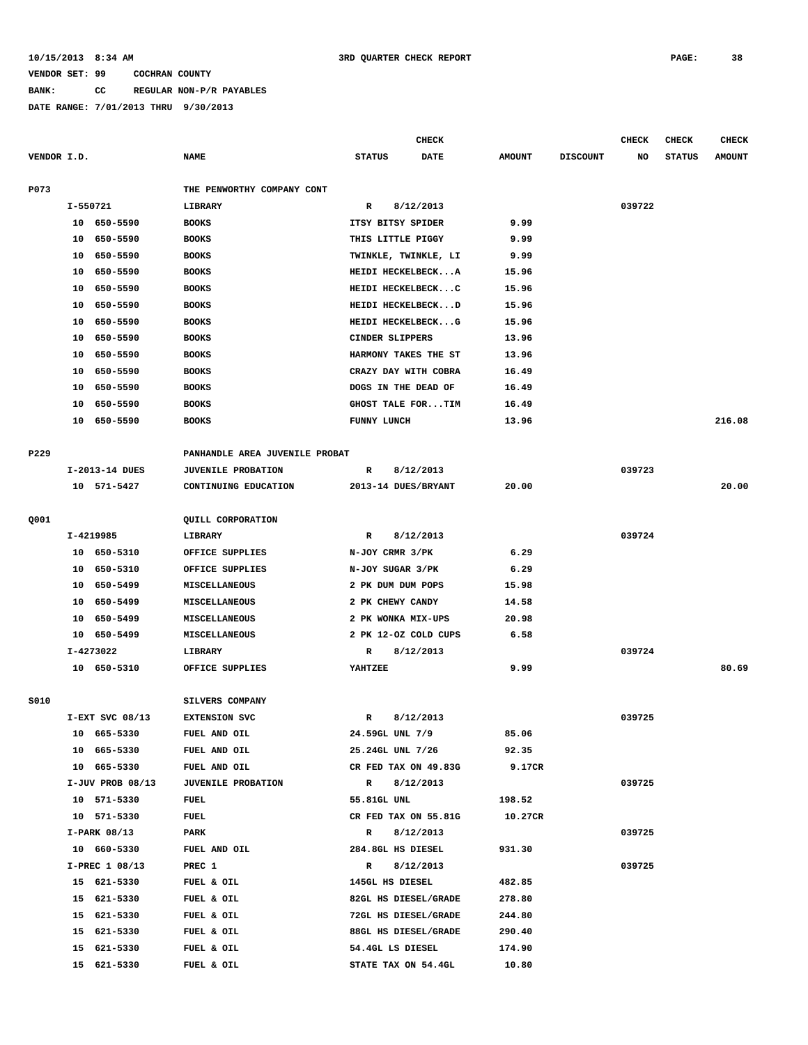10/15/2013 8:34 AM 3RD QUARTER CHECK REPORT

VENDOR SET: 99 COCHRAN COUNTY

BANK: CC REGULAR NON-P/R PAYABLES

DATE RANGE: 7/01/2013 THRU 9/30/2013

| VENDOR I.D. | NAME | STATUS | CHECK DATE | AMOUNT | DISCOUNT | CHECK NO | CHECK STATUS | CHECK AMOUNT |
|---|---|---|---|---|---|---|---|---|
| P073 | THE PENWORTHY COMPANY CONT | | | | | | | |
| I-550721 | LIBRARY | R | 8/12/2013 | | | 039722 | | |
| 10 650-5590 | BOOKS | ITSY BITSY SPIDER | | 9.99 | | | | |
| 10 650-5590 | BOOKS | THIS LITTLE PIGGY | | 9.99 | | | | |
| 10 650-5590 | BOOKS | TWINKLE, TWINKLE, LI | | 9.99 | | | | |
| 10 650-5590 | BOOKS | HEIDI HECKELBECK...A | | 15.96 | | | | |
| 10 650-5590 | BOOKS | HEIDI HECKELBECK...C | | 15.96 | | | | |
| 10 650-5590 | BOOKS | HEIDI HECKELBECK...D | | 15.96 | | | | |
| 10 650-5590 | BOOKS | HEIDI HECKELBECK...G | | 15.96 | | | | |
| 10 650-5590 | BOOKS | CINDER SLIPPERS | | 13.96 | | | | |
| 10 650-5590 | BOOKS | HARMONY TAKES THE ST | | 13.96 | | | | |
| 10 650-5590 | BOOKS | CRAZY DAY WITH COBRA | | 16.49 | | | | |
| 10 650-5590 | BOOKS | DOGS IN THE DEAD OF | | 16.49 | | | | |
| 10 650-5590 | BOOKS | GHOST TALE FOR...TIM | | 16.49 | | | | |
| 10 650-5590 | BOOKS | FUNNY LUNCH | | 13.96 | | | | 216.08 |
| P229 | PANHANDLE AREA JUVENILE PROBAT | | | | | | | |
| I-2013-14 DUES | JUVENILE PROBATION | R | 8/12/2013 | | | 039723 | | |
| 10 571-5427 | CONTINUING EDUCATION | 2013-14 DUES/BRYANT | | 20.00 | | | | 20.00 |
| Q001 | QUILL CORPORATION | | | | | | | |
| I-4219985 | LIBRARY | R | 8/12/2013 | | | 039724 | | |
| 10 650-5310 | OFFICE SUPPLIES | N-JOY CRMR 3/PK | | 6.29 | | | | |
| 10 650-5310 | OFFICE SUPPLIES | N-JOY SUGAR 3/PK | | 6.29 | | | | |
| 10 650-5499 | MISCELLANEOUS | 2 PK DUM DUM POPS | | 15.98 | | | | |
| 10 650-5499 | MISCELLANEOUS | 2 PK CHEWY CANDY | | 14.58 | | | | |
| 10 650-5499 | MISCELLANEOUS | 2 PK WONKA MIX-UPS | | 20.98 | | | | |
| 10 650-5499 | MISCELLANEOUS | 2 PK 12-OZ COLD CUPS | | 6.58 | | | | |
| I-4273022 | LIBRARY | R | 8/12/2013 | | | 039724 | | |
| 10 650-5310 | OFFICE SUPPLIES | YAHTZEE | | 9.99 | | | | 80.69 |
| S010 | SILVERS COMPANY | | | | | | | |
| I-EXT SVC 08/13 | EXTENSION SVC | R | 8/12/2013 | | | 039725 | | |
| 10 665-5330 | FUEL AND OIL | 24.59GL UNL 7/9 | | 85.06 | | | | |
| 10 665-5330 | FUEL AND OIL | 25.24GL UNL 7/26 | | 92.35 | | | | |
| 10 665-5330 | FUEL AND OIL | CR FED TAX ON 49.83G | | 9.17CR | | | | |
| I-JUV PROB 08/13 | JUVENILE PROBATION | R | 8/12/2013 | | | 039725 | | |
| 10 571-5330 | FUEL | 55.81GL UNL | | 198.52 | | | | |
| 10 571-5330 | FUEL | CR FED TAX ON 55.81G | | 10.27CR | | | | |
| I-PARK 08/13 | PARK | R | 8/12/2013 | | | 039725 | | |
| 10 660-5330 | FUEL AND OIL | 284.8GL HS DIESEL | | 931.30 | | | | |
| I-PREC 1 08/13 | PREC 1 | R | 8/12/2013 | | | 039725 | | |
| 15 621-5330 | FUEL & OIL | 145GL HS DIESEL | | 482.85 | | | | |
| 15 621-5330 | FUEL & OIL | 82GL HS DIESEL/GRADE | | 278.80 | | | | |
| 15 621-5330 | FUEL & OIL | 72GL HS DIESEL/GRADE | | 244.80 | | | | |
| 15 621-5330 | FUEL & OIL | 88GL HS DIESEL/GRADE | | 290.40 | | | | |
| 15 621-5330 | FUEL & OIL | 54.4GL LS DIESEL | | 174.90 | | | | |
| 15 621-5330 | FUEL & OIL | STATE TAX ON 54.4GL | | 10.80 | | | | |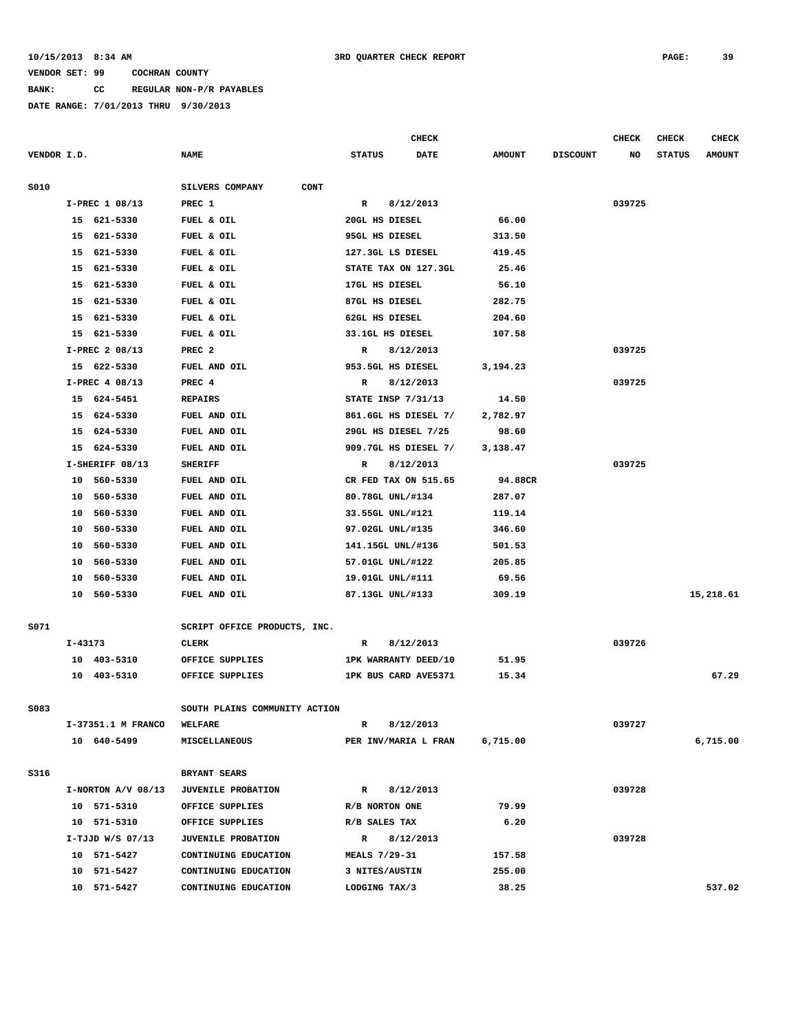10/15/2013 8:34 AM 3RD QUARTER CHECK REPORT

VENDOR SET: 99 COCHRAN COUNTY

BANK: CC REGULAR NON-P/R PAYABLES

DATE RANGE: 7/01/2013 THRU 9/30/2013

| VENDOR I.D. | NAME | STATUS | CHECK DATE | AMOUNT | DISCOUNT | CHECK NO | CHECK STATUS | CHECK AMOUNT |
|---|---|---|---|---|---|---|---|---|
| S010 | SILVERS COMPANY CONT | | | | | | | |
| I-PREC 1 08/13 | PREC 1 | R | 8/12/2013 | | | 039725 | | |
| 15 621-5330 | FUEL & OIL | 20GL HS DIESEL | | 66.00 | | | | |
| 15 621-5330 | FUEL & OIL | 95GL HS DIESEL | | 313.50 | | | | |
| 15 621-5330 | FUEL & OIL | 127.3GL LS DIESEL | | 419.45 | | | | |
| 15 621-5330 | FUEL & OIL | STATE TAX ON 127.3GL | | 25.46 | | | | |
| 15 621-5330 | FUEL & OIL | 17GL HS DIESEL | | 56.10 | | | | |
| 15 621-5330 | FUEL & OIL | 87GL HS DIESEL | | 282.75 | | | | |
| 15 621-5330 | FUEL & OIL | 62GL HS DIESEL | | 204.60 | | | | |
| 15 621-5330 | FUEL & OIL | 33.1GL HS DIESEL | | 107.58 | | | | |
| I-PREC 2 08/13 | PREC 2 | R | 8/12/2013 | | | 039725 | | |
| 15 622-5330 | FUEL AND OIL | 953.5GL HS DIESEL | | 3,194.23 | | | | |
| I-PREC 4 08/13 | PREC 4 | R | 8/12/2013 | | | 039725 | | |
| 15 624-5451 | REPAIRS | STATE INSP 7/31/13 | | 14.50 | | | | |
| 15 624-5330 | FUEL AND OIL | 861.6GL HS DIESEL 7/ | | 2,782.97 | | | | |
| 15 624-5330 | FUEL AND OIL | 29GL HS DIESEL 7/25 | | 98.60 | | | | |
| 15 624-5330 | FUEL AND OIL | 909.7GL HS DIESEL 7/ | | 3,138.47 | | | | |
| I-SHERIFF 08/13 | SHERIFF | R | 8/12/2013 | | | 039725 | | |
| 10 560-5330 | FUEL AND OIL | CR FED TAX ON 515.65 | | 94.88CR | | | | |
| 10 560-5330 | FUEL AND OIL | 80.78GL UNL/#134 | | 287.07 | | | | |
| 10 560-5330 | FUEL AND OIL | 33.55GL UNL/#121 | | 119.14 | | | | |
| 10 560-5330 | FUEL AND OIL | 97.02GL UNL/#135 | | 346.60 | | | | |
| 10 560-5330 | FUEL AND OIL | 141.15GL UNL/#136 | | 501.53 | | | | |
| 10 560-5330 | FUEL AND OIL | 57.01GL UNL/#122 | | 205.85 | | | | |
| 10 560-5330 | FUEL AND OIL | 19.01GL UNL/#111 | | 69.56 | | | | |
| 10 560-5330 | FUEL AND OIL | 87.13GL UNL/#133 | | 309.19 | | | | 15,218.61 |
| S071 | SCRIPT OFFICE PRODUCTS, INC. | | | | | | | |
| I-43173 | CLERK | R | 8/12/2013 | | | 039726 | | |
| 10 403-5310 | OFFICE SUPPLIES | 1PK WARRANTY DEED/10 | | 51.95 | | | | |
| 10 403-5310 | OFFICE SUPPLIES | 1PK BUS CARD AVE5371 | | 15.34 | | | | 67.29 |
| S083 | SOUTH PLAINS COMMUNITY ACTION | | | | | | | |
| I-37351.1 M FRANCO | WELFARE | R | 8/12/2013 | | | 039727 | | |
| 10 640-5499 | MISCELLANEOUS | PER INV/MARIA L FRAN | | 6,715.00 | | | | 6,715.00 |
| S316 | BRYANT SEARS | | | | | | | |
| I-NORTON A/V 08/13 | JUVENILE PROBATION | R | 8/12/2013 | | | 039728 | | |
| 10 571-5310 | OFFICE SUPPLIES | R/B NORTON ONE | | 79.99 | | | | |
| 10 571-5310 | OFFICE SUPPLIES | R/B SALES TAX | | 6.20 | | | | |
| I-TJJD W/S 07/13 | JUVENILE PROBATION | R | 8/12/2013 | | | 039728 | | |
| 10 571-5427 | CONTINUING EDUCATION | MEALS 7/29-31 | | 157.58 | | | | |
| 10 571-5427 | CONTINUING EDUCATION | 3 NITES/AUSTIN | | 255.00 | | | | |
| 10 571-5427 | CONTINUING EDUCATION | LODGING TAX/3 | | 38.25 | | | | 537.02 |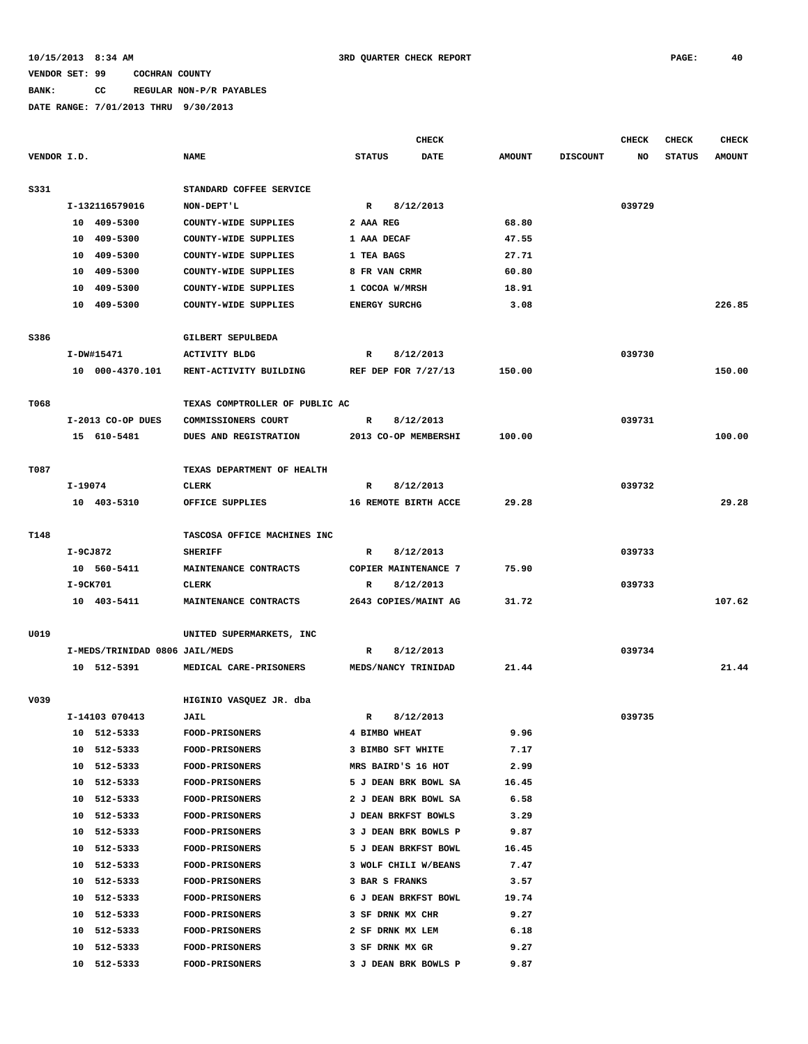10/15/2013 8:34 AM 3RD QUARTER CHECK REPORT

VENDOR SET: 99 COCHRAN COUNTY

BANK: CC REGULAR NON-P/R PAYABLES

DATE RANGE: 7/01/2013 THRU 9/30/2013

| VENDOR I.D. | NAME | STATUS | CHECK DATE | AMOUNT | DISCOUNT | CHECK NO | CHECK STATUS | CHECK AMOUNT |
|---|---|---|---|---|---|---|---|---|
| S331 | STANDARD COFFEE SERVICE | | | | | | | |
| I-132116579016 | NON-DEPT'L | R | 8/12/2013 | | | 039729 | | |
| 10 409-5300 | COUNTY-WIDE SUPPLIES | 2 AAA REG | | 68.80 | | | | |
| 10 409-5300 | COUNTY-WIDE SUPPLIES | 1 AAA DECAF | | 47.55 | | | | |
| 10 409-5300 | COUNTY-WIDE SUPPLIES | 1 TEA BAGS | | 27.71 | | | | |
| 10 409-5300 | COUNTY-WIDE SUPPLIES | 8 FR VAN CRMR | | 60.80 | | | | |
| 10 409-5300 | COUNTY-WIDE SUPPLIES | 1 COCOA W/MRSH | | 18.91 | | | | |
| 10 409-5300 | COUNTY-WIDE SUPPLIES | ENERGY SURCHG | | 3.08 | | | | 226.85 |
| S386 | GILBERT SEPULBEDA | | | | | | | |
| I-DW#15471 | ACTIVITY BLDG | R | 8/12/2013 | | | 039730 | | |
| 10 000-4370.101 | RENT-ACTIVITY BUILDING | REF DEP FOR 7/27/13 | | 150.00 | | | | 150.00 |
| T068 | TEXAS COMPTROLLER OF PUBLIC AC | | | | | | | |
| I-2013 CO-OP DUES | COMMISSIONERS COURT | R | 8/12/2013 | | | 039731 | | |
| 15 610-5481 | DUES AND REGISTRATION | 2013 CO-OP MEMBERSHI | | 100.00 | | | | 100.00 |
| T087 | TEXAS DEPARTMENT OF HEALTH | | | | | | | |
| I-19074 | CLERK | R | 8/12/2013 | | | 039732 | | |
| 10 403-5310 | OFFICE SUPPLIES | 16 REMOTE BIRTH ACCE | | 29.28 | | | | 29.28 |
| T148 | TASCOSA OFFICE MACHINES INC | | | | | | | |
| I-9CJ872 | SHERIFF | R | 8/12/2013 | | | 039733 | | |
| 10 560-5411 | MAINTENANCE CONTRACTS | COPIER MAINTENANCE 7 | | 75.90 | | | | |
| I-9CK701 | CLERK | R | 8/12/2013 | | | 039733 | | |
| 10 403-5411 | MAINTENANCE CONTRACTS | 2643 COPIES/MAINT AG | | 31.72 | | | | 107.62 |
| U019 | UNITED SUPERMARKETS, INC | | | | | | | |
| I-MEDS/TRINIDAD 0806 | JAIL/MEDS | R | 8/12/2013 | | | 039734 | | |
| 10 512-5391 | MEDICAL CARE-PRISONERS | MEDS/NANCY TRINIDAD | | 21.44 | | | | 21.44 |
| V039 | HIGINIO VASQUEZ JR. dba | | | | | | | |
| I-14103 070413 | JAIL | R | 8/12/2013 | | | 039735 | | |
| 10 512-5333 | FOOD-PRISONERS | 4 BIMBO WHEAT | | 9.96 | | | | |
| 10 512-5333 | FOOD-PRISONERS | 3 BIMBO SFT WHITE | | 7.17 | | | | |
| 10 512-5333 | FOOD-PRISONERS | MRS BAIRD'S 16 HOT | | 2.99 | | | | |
| 10 512-5333 | FOOD-PRISONERS | 5 J DEAN BRK BOWL SA | | 16.45 | | | | |
| 10 512-5333 | FOOD-PRISONERS | 2 J DEAN BRK BOWL SA | | 6.58 | | | | |
| 10 512-5333 | FOOD-PRISONERS | J DEAN BRKFST BOWLS | | 3.29 | | | | |
| 10 512-5333 | FOOD-PRISONERS | 3 J DEAN BRK BOWLS P | | 9.87 | | | | |
| 10 512-5333 | FOOD-PRISONERS | 5 J DEAN BRKFST BOWL | | 16.45 | | | | |
| 10 512-5333 | FOOD-PRISONERS | 3 WOLF CHILI W/BEANS | | 7.47 | | | | |
| 10 512-5333 | FOOD-PRISONERS | 3 BAR S FRANKS | | 3.57 | | | | |
| 10 512-5333 | FOOD-PRISONERS | 6 J DEAN BRKFST BOWL | | 19.74 | | | | |
| 10 512-5333 | FOOD-PRISONERS | 3 SF DRNK MX CHR | | 9.27 | | | | |
| 10 512-5333 | FOOD-PRISONERS | 2 SF DRNK MX LEM | | 6.18 | | | | |
| 10 512-5333 | FOOD-PRISONERS | 3 SF DRNK MX GR | | 9.27 | | | | |
| 10 512-5333 | FOOD-PRISONERS | 3 J DEAN BRK BOWLS P | | 9.87 | | | | |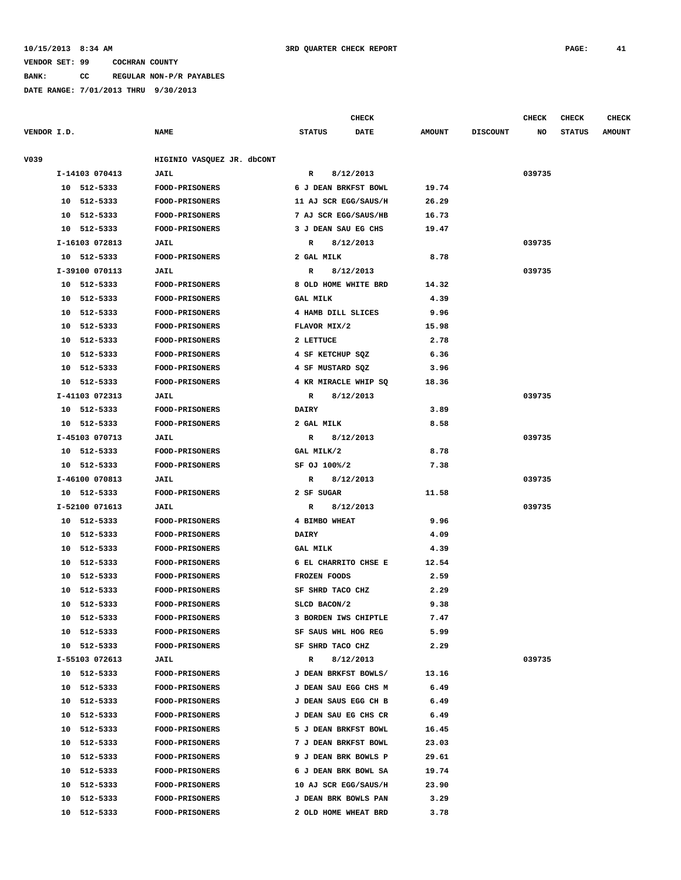10/15/2013 8:34 AM 3RD QUARTER CHECK REPORT

VENDOR SET: 99 COCHRAN COUNTY

BANK: CC REGULAR NON-P/R PAYABLES

DATE RANGE: 7/01/2013 THRU 9/30/2013

| VENDOR I.D. | NAME | STATUS | CHECK DATE | AMOUNT | DISCOUNT | CHECK NO | CHECK STATUS | CHECK AMOUNT |
|---|---|---|---|---|---|---|---|---|
| V039 | HIGINIO VASQUEZ JR. dbCONT | | | | | | | |
| I-14103 070413 | JAIL | R | 8/12/2013 | | | 039735 | | |
| 10 512-5333 | FOOD-PRISONERS | 6 J DEAN BRKFST BOWL | | 19.74 | | | | |
| 10 512-5333 | FOOD-PRISONERS | 11 AJ SCR EGG/SAUS/H | | 26.29 | | | | |
| 10 512-5333 | FOOD-PRISONERS | 7 AJ SCR EGG/SAUS/HB | | 16.73 | | | | |
| 10 512-5333 | FOOD-PRISONERS | 3 J DEAN SAU EG CHS | | 19.47 | | | | |
| I-16103 072813 | JAIL | R | 8/12/2013 | | | 039735 | | |
| 10 512-5333 | FOOD-PRISONERS | 2 GAL MILK | | 8.78 | | | | |
| I-39100 070113 | JAIL | R | 8/12/2013 | | | 039735 | | |
| 10 512-5333 | FOOD-PRISONERS | 8 OLD HOME WHITE BRD | | 14.32 | | | | |
| 10 512-5333 | FOOD-PRISONERS | GAL MILK | | 4.39 | | | | |
| 10 512-5333 | FOOD-PRISONERS | 4 HAMB DILL SLICES | | 9.96 | | | | |
| 10 512-5333 | FOOD-PRISONERS | FLAVOR MIX/2 | | 15.98 | | | | |
| 10 512-5333 | FOOD-PRISONERS | 2 LETTUCE | | 2.78 | | | | |
| 10 512-5333 | FOOD-PRISONERS | 4 SF KETCHUP SQZ | | 6.36 | | | | |
| 10 512-5333 | FOOD-PRISONERS | 4 SF MUSTARD SQZ | | 3.96 | | | | |
| 10 512-5333 | FOOD-PRISONERS | 4 KR MIRACLE WHIP SQ | | 18.36 | | | | |
| I-41103 072313 | JAIL | R | 8/12/2013 | | | 039735 | | |
| 10 512-5333 | FOOD-PRISONERS | DAIRY | | 3.89 | | | | |
| 10 512-5333 | FOOD-PRISONERS | 2 GAL MILK | | 8.58 | | | | |
| I-45103 070713 | JAIL | R | 8/12/2013 | | | 039735 | | |
| 10 512-5333 | FOOD-PRISONERS | GAL MILK/2 | | 8.78 | | | | |
| 10 512-5333 | FOOD-PRISONERS | SF OJ 100%/2 | | 7.38 | | | | |
| I-46100 070813 | JAIL | R | 8/12/2013 | | | 039735 | | |
| 10 512-5333 | FOOD-PRISONERS | 2 SF SUGAR | | 11.58 | | | | |
| I-52100 071613 | JAIL | R | 8/12/2013 | | | 039735 | | |
| 10 512-5333 | FOOD-PRISONERS | 4 BIMBO WHEAT | | 9.96 | | | | |
| 10 512-5333 | FOOD-PRISONERS | DAIRY | | 4.09 | | | | |
| 10 512-5333 | FOOD-PRISONERS | GAL MILK | | 4.39 | | | | |
| 10 512-5333 | FOOD-PRISONERS | 6 EL CHARRITO CHSE E | | 12.54 | | | | |
| 10 512-5333 | FOOD-PRISONERS | FROZEN FOODS | | 2.59 | | | | |
| 10 512-5333 | FOOD-PRISONERS | SF SHRD TACO CHZ | | 2.29 | | | | |
| 10 512-5333 | FOOD-PRISONERS | SLCD BACON/2 | | 9.38 | | | | |
| 10 512-5333 | FOOD-PRISONERS | 3 BORDEN IWS CHIPTLE | | 7.47 | | | | |
| 10 512-5333 | FOOD-PRISONERS | SF SAUS WHL HOG REG | | 5.99 | | | | |
| 10 512-5333 | FOOD-PRISONERS | SF SHRD TACO CHZ | | 2.29 | | | | |
| I-55103 072613 | JAIL | R | 8/12/2013 | | | 039735 | | |
| 10 512-5333 | FOOD-PRISONERS | J DEAN BRKFST BOWLS/ | | 13.16 | | | | |
| 10 512-5333 | FOOD-PRISONERS | J DEAN SAU EGG CHS M | | 6.49 | | | | |
| 10 512-5333 | FOOD-PRISONERS | J DEAN SAUS EGG CH B | | 6.49 | | | | |
| 10 512-5333 | FOOD-PRISONERS | J DEAN SAU EG CHS CR | | 6.49 | | | | |
| 10 512-5333 | FOOD-PRISONERS | 5 J DEAN BRKFST BOWL | | 16.45 | | | | |
| 10 512-5333 | FOOD-PRISONERS | 7 J DEAN BRKFST BOWL | | 23.03 | | | | |
| 10 512-5333 | FOOD-PRISONERS | 9 J DEAN BRK BOWLS P | | 29.61 | | | | |
| 10 512-5333 | FOOD-PRISONERS | 6 J DEAN BRK BOWL SA | | 19.74 | | | | |
| 10 512-5333 | FOOD-PRISONERS | 10 AJ SCR EGG/SAUS/H | | 23.90 | | | | |
| 10 512-5333 | FOOD-PRISONERS | J DEAN BRK BOWLS PAN | | 3.29 | | | | |
| 10 512-5333 | FOOD-PRISONERS | 2 OLD HOME WHEAT BRD | | 3.78 | | | | |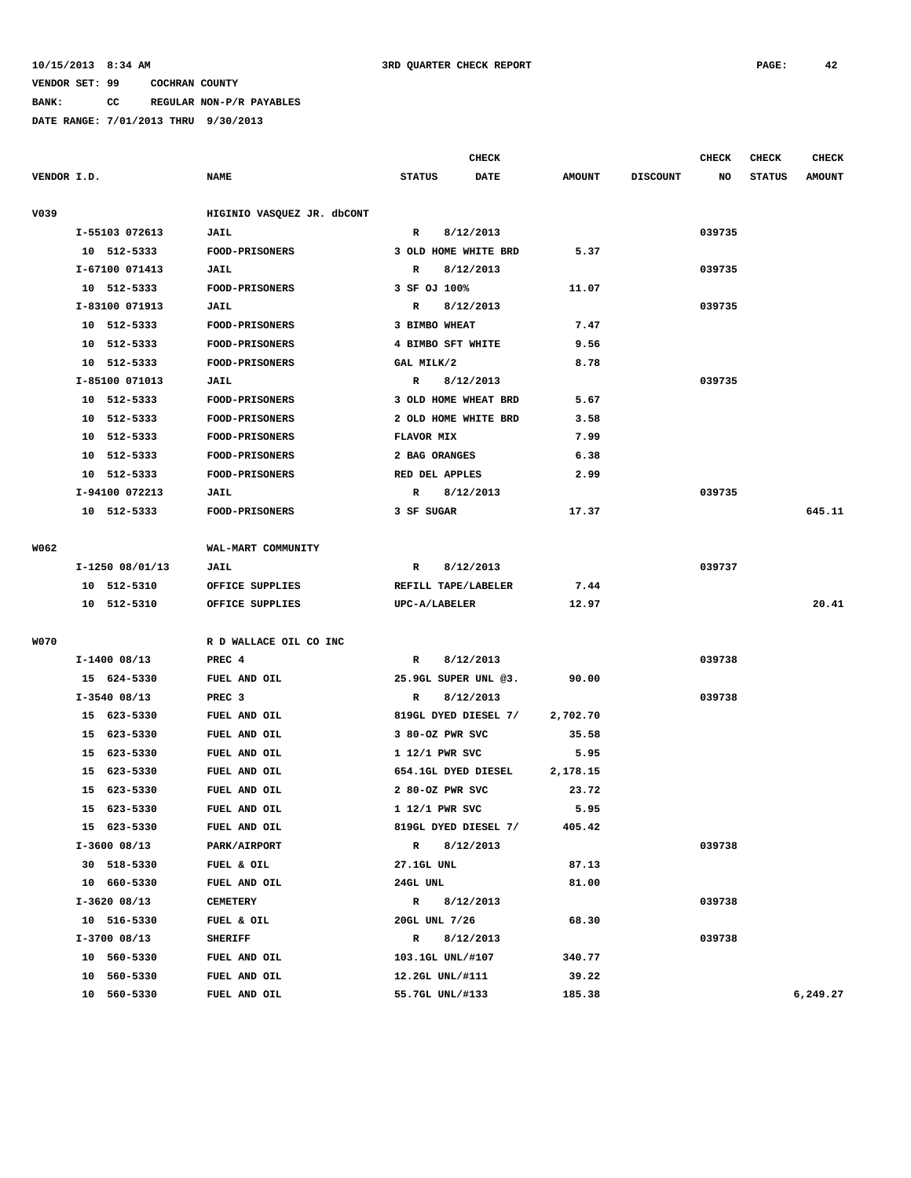10/15/2013 8:34 AM    3RD QUARTER CHECK REPORT

VENDOR SET: 99    COCHRAN COUNTY

BANK: CC    REGULAR NON-P/R PAYABLES

DATE RANGE: 7/01/2013 THRU 9/30/2013

| VENDOR I.D. | NAME | STATUS | CHECK DATE | AMOUNT | DISCOUNT | CHECK NO | CHECK STATUS | CHECK AMOUNT |
|---|---|---|---|---|---|---|---|---|
| V039 | HIGINIO VASQUEZ JR. dbCONT | | | | | | | |
| I-55103 072613 | JAIL | R | 8/12/2013 | | | 039735 | | |
| 10 512-5333 | FOOD-PRISONERS | 3 OLD HOME WHITE BRD | | 5.37 | | | | |
| I-67100 071413 | JAIL | R | 8/12/2013 | | | 039735 | | |
| 10 512-5333 | FOOD-PRISONERS | 3 SF OJ 100% | | 11.07 | | | | |
| I-83100 071913 | JAIL | R | 8/12/2013 | | | 039735 | | |
| 10 512-5333 | FOOD-PRISONERS | 3 BIMBO WHEAT | | 7.47 | | | | |
| 10 512-5333 | FOOD-PRISONERS | 4 BIMBO SFT WHITE | | 9.56 | | | | |
| 10 512-5333 | FOOD-PRISONERS | GAL MILK/2 | | 8.78 | | | | |
| I-85100 071013 | JAIL | R | 8/12/2013 | | | 039735 | | |
| 10 512-5333 | FOOD-PRISONERS | 3 OLD HOME WHEAT BRD | | 5.67 | | | | |
| 10 512-5333 | FOOD-PRISONERS | 2 OLD HOME WHITE BRD | | 3.58 | | | | |
| 10 512-5333 | FOOD-PRISONERS | FLAVOR MIX | | 7.99 | | | | |
| 10 512-5333 | FOOD-PRISONERS | 2 BAG ORANGES | | 6.38 | | | | |
| 10 512-5333 | FOOD-PRISONERS | RED DEL APPLES | | 2.99 | | | | |
| I-94100 072213 | JAIL | R | 8/12/2013 | | | 039735 | | |
| 10 512-5333 | FOOD-PRISONERS | 3 SF SUGAR | | 17.37 | | | | 645.11 |
| W062 | WAL-MART COMMUNITY | | | | | | | |
| I-1250 08/01/13 | JAIL | R | 8/12/2013 | | | 039737 | | |
| 10 512-5310 | OFFICE SUPPLIES | REFILL TAPE/LABELER | | 7.44 | | | | |
| 10 512-5310 | OFFICE SUPPLIES | UPC-A/LABELER | | 12.97 | | | | 20.41 |
| W070 | R D WALLACE OIL CO INC | | | | | | | |
| I-1400 08/13 | PREC 4 | R | 8/12/2013 | | | 039738 | | |
| 15 624-5330 | FUEL AND OIL | 25.9GL SUPER UNL @3. | | 90.00 | | | | |
| I-3540 08/13 | PREC 3 | R | 8/12/2013 | | | 039738 | | |
| 15 623-5330 | FUEL AND OIL | 819GL DYED DIESEL 7/ | | 2,702.70 | | | | |
| 15 623-5330 | FUEL AND OIL | 3 80-OZ PWR SVC | | 35.58 | | | | |
| 15 623-5330 | FUEL AND OIL | 1 12/1 PWR SVC | | 5.95 | | | | |
| 15 623-5330 | FUEL AND OIL | 654.1GL DYED DIESEL | | 2,178.15 | | | | |
| 15 623-5330 | FUEL AND OIL | 2 80-OZ PWR SVC | | 23.72 | | | | |
| 15 623-5330 | FUEL AND OIL | 1 12/1 PWR SVC | | 5.95 | | | | |
| 15 623-5330 | FUEL AND OIL | 819GL DYED DIESEL 7/ | | 405.42 | | | | |
| I-3600 08/13 | PARK/AIRPORT | R | 8/12/2013 | | | 039738 | | |
| 30 518-5330 | FUEL & OIL | 27.1GL UNL | | 87.13 | | | | |
| 10 660-5330 | FUEL AND OIL | 24GL UNL | | 81.00 | | | | |
| I-3620 08/13 | CEMETERY | R | 8/12/2013 | | | 039738 | | |
| 10 516-5330 | FUEL & OIL | 20GL UNL 7/26 | | 68.30 | | | | |
| I-3700 08/13 | SHERIFF | R | 8/12/2013 | | | 039738 | | |
| 10 560-5330 | FUEL AND OIL | 103.1GL UNL/#107 | | 340.77 | | | | |
| 10 560-5330 | FUEL AND OIL | 12.2GL UNL/#111 | | 39.22 | | | | |
| 10 560-5330 | FUEL AND OIL | 55.7GL UNL/#133 | | 185.38 | | | | 6,249.27 |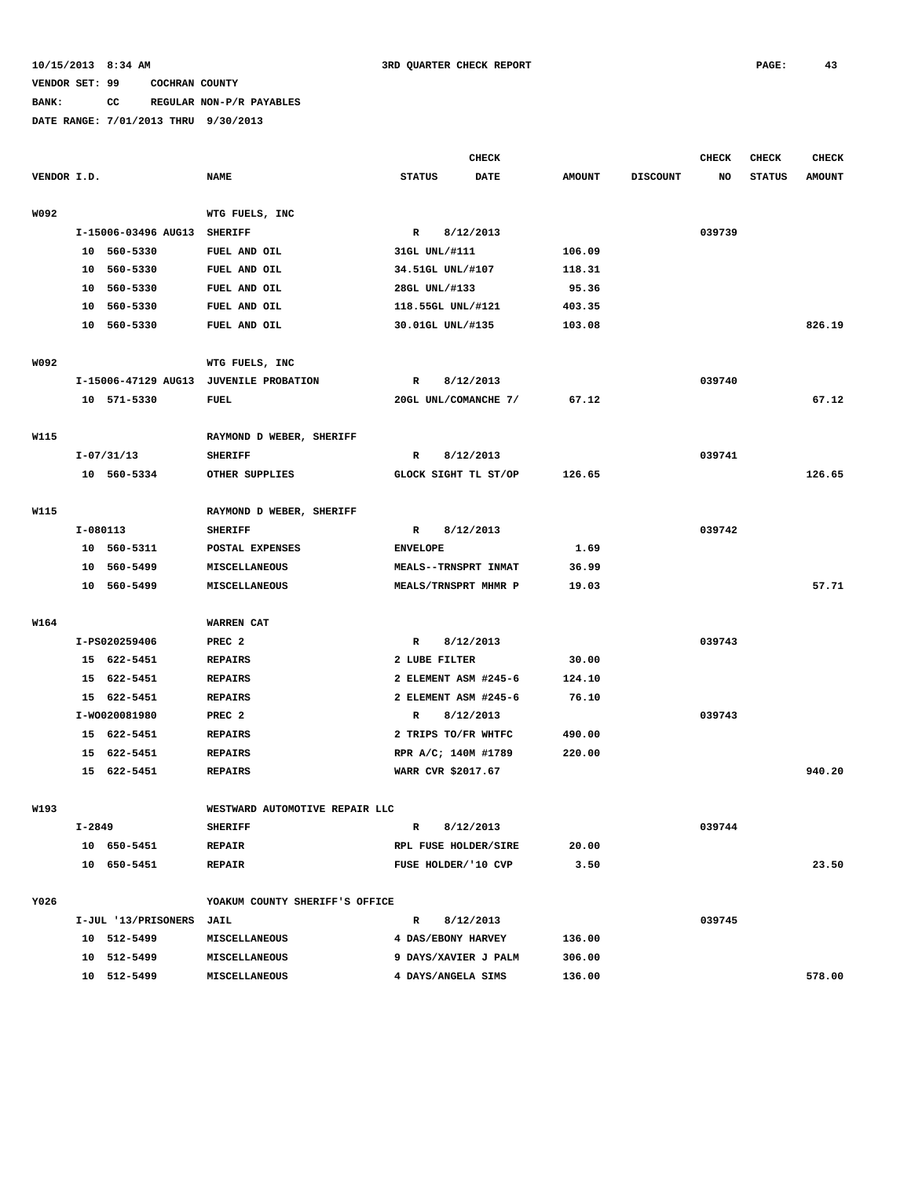10/15/2013 8:34 AM — 3RD QUARTER CHECK REPORT

VENDOR SET: 99 COCHRAN COUNTY

BANK: CC REGULAR NON-P/R PAYABLES

DATE RANGE: 7/01/2013 THRU 9/30/2013

| VENDOR I.D. | NAME | STATUS | CHECK DATE | AMOUNT | DISCOUNT | CHECK NO | CHECK STATUS | CHECK AMOUNT |
|---|---|---|---|---|---|---|---|---|
| W092 | WTG FUELS, INC | | | | | | | |
| I-15006-03496 AUG13 | SHERIFF | R | 8/12/2013 | | | 039739 | | |
| 10 560-5330 | FUEL AND OIL | 31GL UNL/#111 | | 106.09 | | | | |
| 10 560-5330 | FUEL AND OIL | 34.51GL UNL/#107 | | 118.31 | | | | |
| 10 560-5330 | FUEL AND OIL | 28GL UNL/#133 | | 95.36 | | | | |
| 10 560-5330 | FUEL AND OIL | 118.55GL UNL/#121 | | 403.35 | | | | |
| 10 560-5330 | FUEL AND OIL | 30.01GL UNL/#135 | | 103.08 | | | | 826.19 |
| W092 | WTG FUELS, INC | | | | | | | |
| I-15006-47129 AUG13 | JUVENILE PROBATION | R | 8/12/2013 | | | 039740 | | |
| 10 571-5330 | FUEL | 20GL UNL/COMANCHE 7/ | | 67.12 | | | | 67.12 |
| W115 | RAYMOND D WEBER, SHERIFF | | | | | | | |
| I-07/31/13 | SHERIFF | R | 8/12/2013 | | | 039741 | | |
| 10 560-5334 | OTHER SUPPLIES | GLOCK SIGHT TL ST/OP | | 126.65 | | | | 126.65 |
| W115 | RAYMOND D WEBER, SHERIFF | | | | | | | |
| I-080113 | SHERIFF | R | 8/12/2013 | | | 039742 | | |
| 10 560-5311 | POSTAL EXPENSES | ENVELOPE | | 1.69 | | | | |
| 10 560-5499 | MISCELLANEOUS | MEALS--TRNSPRT INMAT | | 36.99 | | | | |
| 10 560-5499 | MISCELLANEOUS | MEALS/TRNSPRT MHMR P | | 19.03 | | | | 57.71 |
| W164 | WARREN CAT | | | | | | | |
| I-PS020259406 | PREC 2 | R | 8/12/2013 | | | 039743 | | |
| 15 622-5451 | REPAIRS | 2 LUBE FILTER | | 30.00 | | | | |
| 15 622-5451 | REPAIRS | 2 ELEMENT ASM #245-6 | | 124.10 | | | | |
| 15 622-5451 | REPAIRS | 2 ELEMENT ASM #245-6 | | 76.10 | | | | |
| I-WO020081980 | PREC 2 | R | 8/12/2013 | | | 039743 | | |
| 15 622-5451 | REPAIRS | 2 TRIPS TO/FR WHTFC | | 490.00 | | | | |
| 15 622-5451 | REPAIRS | RPR A/C; 140M #1789 | | 220.00 | | | | |
| 15 622-5451 | REPAIRS | WARR CVR $2017.67 | | | | | | 940.20 |
| W193 | WESTWARD AUTOMOTIVE REPAIR LLC | | | | | | | |
| I-2849 | SHERIFF | R | 8/12/2013 | | | 039744 | | |
| 10 650-5451 | REPAIR | RPL FUSE HOLDER/SIRE | | 20.00 | | | | |
| 10 650-5451 | REPAIR | FUSE HOLDER/'10 CVP | | 3.50 | | | | 23.50 |
| Y026 | YOAKUM COUNTY SHERIFF'S OFFICE | | | | | | | |
| I-JUL '13/PRISONERS | JAIL | R | 8/12/2013 | | | 039745 | | |
| 10 512-5499 | MISCELLANEOUS | 4 DAS/EBONY HARVEY | | 136.00 | | | | |
| 10 512-5499 | MISCELLANEOUS | 9 DAYS/XAVIER J PALM | | 306.00 | | | | |
| 10 512-5499 | MISCELLANEOUS | 4 DAYS/ANGELA SIMS | | 136.00 | | | | 578.00 |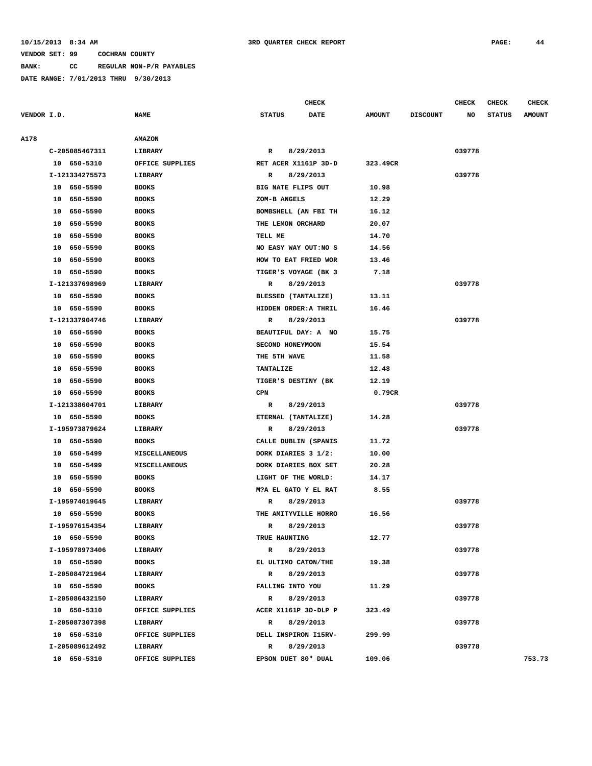10/15/2013 8:34 AM 3RD QUARTER CHECK REPORT

VENDOR SET: 99 COCHRAN COUNTY

BANK: CC REGULAR NON-P/R PAYABLES

DATE RANGE: 7/01/2013 THRU 9/30/2013

| VENDOR I.D. | NAME | STATUS | CHECK DATE | AMOUNT | DISCOUNT | CHECK NO | CHECK STATUS | CHECK AMOUNT |
|---|---|---|---|---|---|---|---|---|
| A178 | AMAZON | | | | | | | |
| C-205085467311 | LIBRARY | R | 8/29/2013 | | | 039778 | | |
| 10 650-5310 | OFFICE SUPPLIES | RET ACER X1161P 3D-D | | 323.49CR | | | | |
| I-121334275573 | LIBRARY | R | 8/29/2013 | | | 039778 | | |
| 10 650-5590 | BOOKS | BIG NATE FLIPS OUT | | 10.98 | | | | |
| 10 650-5590 | BOOKS | ZOM-B ANGELS | | 12.29 | | | | |
| 10 650-5590 | BOOKS | BOMBSHELL (AN FBI TH | | 16.12 | | | | |
| 10 650-5590 | BOOKS | THE LEMON ORCHARD | | 20.07 | | | | |
| 10 650-5590 | BOOKS | TELL ME | | 14.70 | | | | |
| 10 650-5590 | BOOKS | NO EASY WAY OUT:NO S | | 14.56 | | | | |
| 10 650-5590 | BOOKS | HOW TO EAT FRIED WOR | | 13.46 | | | | |
| 10 650-5590 | BOOKS | TIGER'S VOYAGE (BK 3 | | 7.18 | | | | |
| I-121337698969 | LIBRARY | R | 8/29/2013 | | | 039778 | | |
| 10 650-5590 | BOOKS | BLESSED (TANTALIZE) | | 13.11 | | | | |
| 10 650-5590 | BOOKS | HIDDEN ORDER:A THRIL | | 16.46 | | | | |
| I-121337904746 | LIBRARY | R | 8/29/2013 | | | 039778 | | |
| 10 650-5590 | BOOKS | BEAUTIFUL DAY: A NO | | 15.75 | | | | |
| 10 650-5590 | BOOKS | SECOND HONEYMOON | | 15.54 | | | | |
| 10 650-5590 | BOOKS | THE 5TH WAVE | | 11.58 | | | | |
| 10 650-5590 | BOOKS | TANTALIZE | | 12.48 | | | | |
| 10 650-5590 | BOOKS | TIGER'S DESTINY (BK | | 12.19 | | | | |
| 10 650-5590 | BOOKS | CPN | | 0.79CR | | | | |
| I-121338604701 | LIBRARY | R | 8/29/2013 | | | 039778 | | |
| 10 650-5590 | BOOKS | ETERNAL (TANTALIZE) | | 14.28 | | | | |
| I-195973879624 | LIBRARY | R | 8/29/2013 | | | 039778 | | |
| 10 650-5590 | BOOKS | CALLE DUBLIN (SPANIS | | 11.72 | | | | |
| 10 650-5499 | MISCELLANEOUS | DORK DIARIES 3 1/2: | | 10.00 | | | | |
| 10 650-5499 | MISCELLANEOUS | DORK DIARIES BOX SET | | 20.28 | | | | |
| 10 650-5590 | BOOKS | LIGHT OF THE WORLD: | | 14.17 | | | | |
| 10 650-5590 | BOOKS | M?A EL GATO Y EL RAT | | 8.55 | | | | |
| I-195974019645 | LIBRARY | R | 8/29/2013 | | | 039778 | | |
| 10 650-5590 | BOOKS | THE AMITYVILLE HORRO | | 16.56 | | | | |
| I-195976154354 | LIBRARY | R | 8/29/2013 | | | 039778 | | |
| 10 650-5590 | BOOKS | TRUE HAUNTING | | 12.77 | | | | |
| I-195978973406 | LIBRARY | R | 8/29/2013 | | | 039778 | | |
| 10 650-5590 | BOOKS | EL ULTIMO CATON/THE | | 19.38 | | | | |
| I-205084721964 | LIBRARY | R | 8/29/2013 | | | 039778 | | |
| 10 650-5590 | BOOKS | FALLING INTO YOU | | 11.29 | | | | |
| I-205086432150 | LIBRARY | R | 8/29/2013 | | | 039778 | | |
| 10 650-5310 | OFFICE SUPPLIES | ACER X1161P 3D-DLP P | | 323.49 | | | | |
| I-205087307398 | LIBRARY | R | 8/29/2013 | | | 039778 | | |
| 10 650-5310 | OFFICE SUPPLIES | DELL INSPIRON I15RV- | | 299.99 | | | | |
| I-205089612492 | LIBRARY | R | 8/29/2013 | | | 039778 | | |
| 10 650-5310 | OFFICE SUPPLIES | EPSON DUET 80" DUAL | | 109.06 | | | | 753.73 |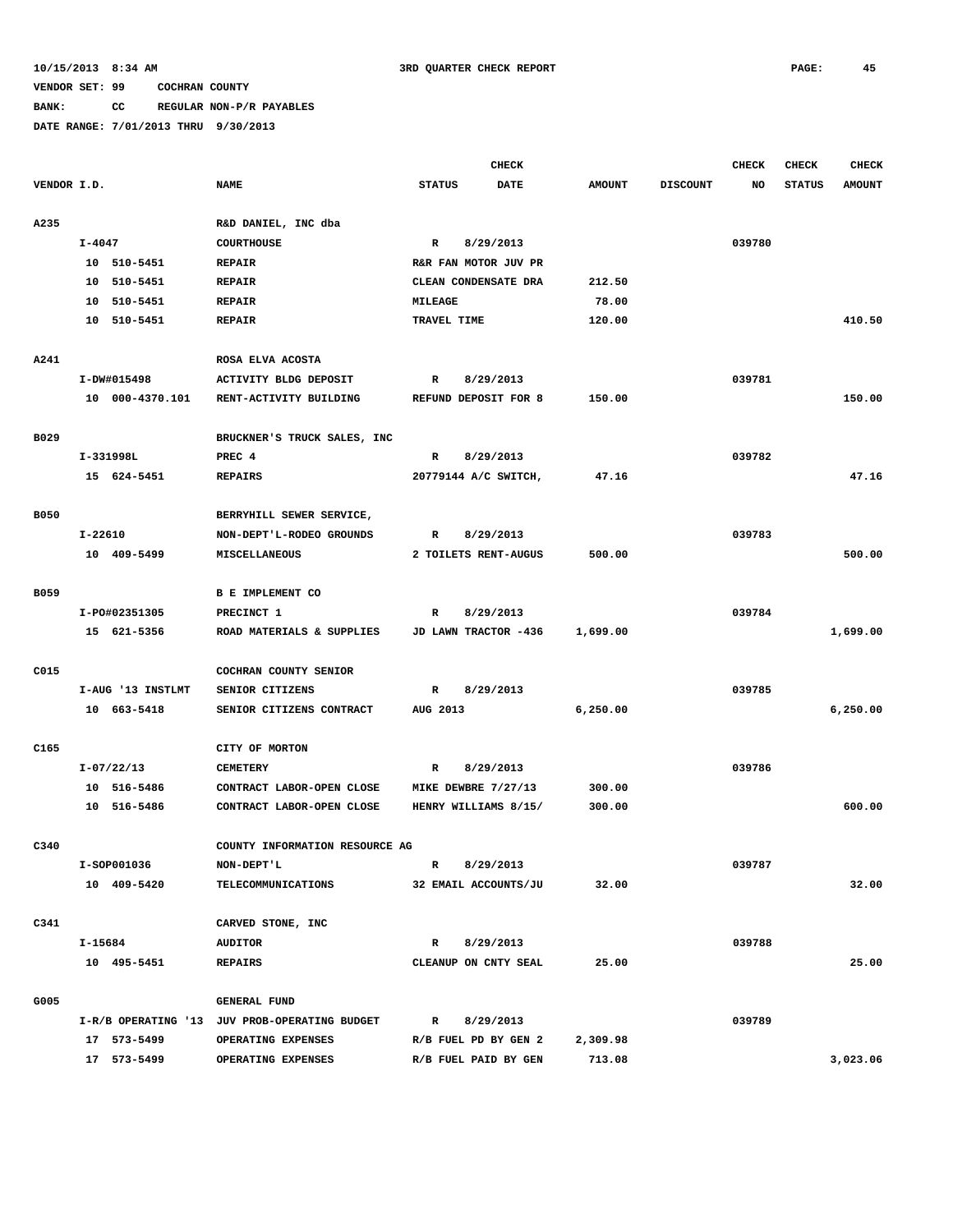10/15/2013 8:34 AM 3RD QUARTER CHECK REPORT

VENDOR SET: 99 COCHRAN COUNTY

BANK: CC REGULAR NON-P/R PAYABLES

DATE RANGE: 7/01/2013 THRU 9/30/2013

| VENDOR I.D. | NAME | CHECK STATUS | CHECK DATE | AMOUNT | DISCOUNT | CHECK NO | CHECK STATUS | CHECK AMOUNT |
|---|---|---|---|---|---|---|---|---|
| A235 | R&D DANIEL, INC dba | | | | | | | |
| I-4047 | COURTHOUSE | R | 8/29/2013 | | | 039780 | | |
| 10 510-5451 | REPAIR | R&R FAN MOTOR JUV PR | | | | | | |
| 10 510-5451 | REPAIR | CLEAN CONDENSATE DRA | | 212.50 | | | | |
| 10 510-5451 | REPAIR | MILEAGE | | 78.00 | | | | |
| 10 510-5451 | REPAIR | TRAVEL TIME | | 120.00 | | | | 410.50 |
| A241 | ROSA ELVA ACOSTA | | | | | | | |
| I-DW#015498 | ACTIVITY BLDG DEPOSIT | R | 8/29/2013 | | | 039781 | | |
| 10 000-4370.101 | RENT-ACTIVITY BUILDING | REFUND DEPOSIT FOR 8 | | 150.00 | | | | 150.00 |
| B029 | BRUCKNER'S TRUCK SALES, INC | | | | | | | |
| I-331998L | PREC 4 | R | 8/29/2013 | | | 039782 | | |
| 15 624-5451 | REPAIRS | 20779144 A/C SWITCH, | | 47.16 | | | | 47.16 |
| B050 | BERRYHILL SEWER SERVICE, | | | | | | | |
| I-22610 | NON-DEPT'L-RODEO GROUNDS | R | 8/29/2013 | | | 039783 | | |
| 10 409-5499 | MISCELLANEOUS | 2 TOILETS RENT-AUGUS | | 500.00 | | | | 500.00 |
| B059 | B E IMPLEMENT CO | | | | | | | |
| I-PO#02351305 | PRECINCT 1 | R | 8/29/2013 | | | 039784 | | |
| 15 621-5356 | ROAD MATERIALS & SUPPLIES | JD LAWN TRACTOR -436 | | 1,699.00 | | | | 1,699.00 |
| C015 | COCHRAN COUNTY SENIOR | | | | | | | |
| I-AUG '13 INSTLMT | SENIOR CITIZENS | R | 8/29/2013 | | | 039785 | | |
| 10 663-5418 | SENIOR CITIZENS CONTRACT | AUG 2013 | | 6,250.00 | | | | 6,250.00 |
| C165 | CITY OF MORTON | | | | | | | |
| I-07/22/13 | CEMETERY | R | 8/29/2013 | | | 039786 | | |
| 10 516-5486 | CONTRACT LABOR-OPEN CLOSE | MIKE DEWBRE 7/27/13 | | 300.00 | | | | |
| 10 516-5486 | CONTRACT LABOR-OPEN CLOSE | HENRY WILLIAMS 8/15/ | | 300.00 | | | | 600.00 |
| C340 | COUNTY INFORMATION RESOURCE AG | | | | | | | |
| I-SOP001036 | NON-DEPT'L | R | 8/29/2013 | | | 039787 | | |
| 10 409-5420 | TELECOMMUNICATIONS | 32 EMAIL ACCOUNTS/JU | | 32.00 | | | | 32.00 |
| C341 | CARVED STONE, INC | | | | | | | |
| I-15684 | AUDITOR | R | 8/29/2013 | | | 039788 | | |
| 10 495-5451 | REPAIRS | CLEANUP ON CNTY SEAL | | 25.00 | | | | 25.00 |
| G005 | GENERAL FUND | | | | | | | |
| I-R/B OPERATING '13 | JUV PROB-OPERATING BUDGET | R | 8/29/2013 | | | 039789 | | |
| 17 573-5499 | OPERATING EXPENSES | R/B FUEL PD BY GEN 2 | | 2,309.98 | | | | |
| 17 573-5499 | OPERATING EXPENSES | R/B FUEL PAID BY GEN | | 713.08 | | | | 3,023.06 |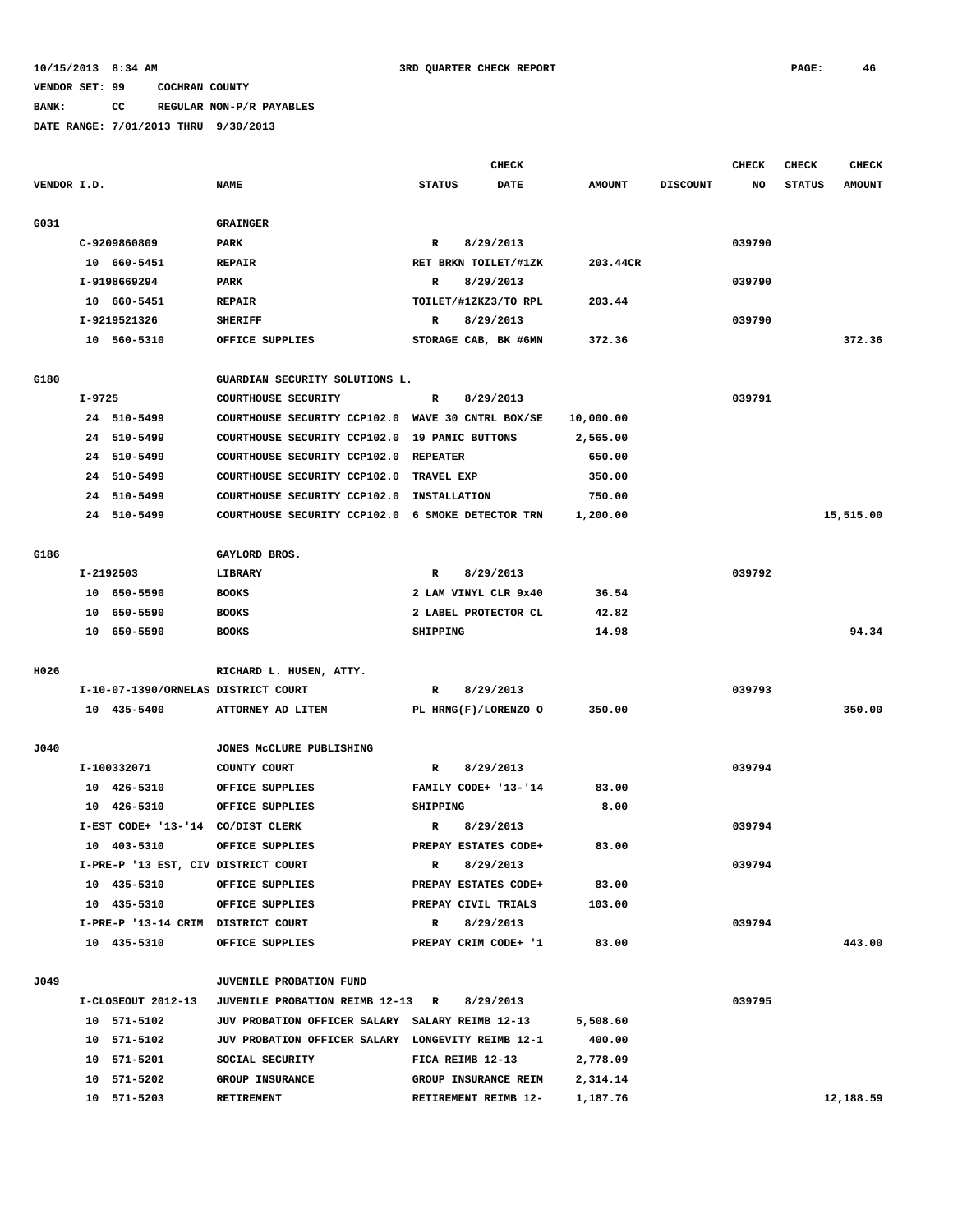10/15/2013 8:34 AM    3RD QUARTER CHECK REPORT

VENDOR SET: 99    COCHRAN COUNTY

BANK: CC    REGULAR NON-P/R PAYABLES

DATE RANGE: 7/01/2013 THRU 9/30/2013

| VENDOR I.D. | NAME | STATUS | CHECK DATE | AMOUNT | DISCOUNT | CHECK NO | CHECK STATUS | CHECK AMOUNT |
|---|---|---|---|---|---|---|---|---|
| G031 | GRAINGER | | | | | | | |
| C-9209860809 | PARK | R | 8/29/2013 | | | 039790 | | |
| 10 660-5451 | REPAIR | RET BRKN TOILET/#1ZK | | 203.44CR | | | | |
| I-9198669294 | PARK | R | 8/29/2013 | | | 039790 | | |
| 10 660-5451 | REPAIR | TOILET/#1ZKZ3/TO RPL | | 203.44 | | | | |
| I-9219521326 | SHERIFF | R | 8/29/2013 | | | 039790 | | |
| 10 560-5310 | OFFICE SUPPLIES | STORAGE CAB, BK #6MN | | 372.36 | | | | 372.36 |
| G180 | GUARDIAN SECURITY SOLUTIONS L. | | | | | | | |
| I-9725 | COURTHOUSE SECURITY | R | 8/29/2013 | | | 039791 | | |
| 24 510-5499 | COURTHOUSE SECURITY CCP102.0 | WAVE 30 CNTRL BOX/SE | | 10,000.00 | | | | |
| 24 510-5499 | COURTHOUSE SECURITY CCP102.0 | 19 PANIC BUTTONS | | 2,565.00 | | | | |
| 24 510-5499 | COURTHOUSE SECURITY CCP102.0 | REPEATER | | 650.00 | | | | |
| 24 510-5499 | COURTHOUSE SECURITY CCP102.0 | TRAVEL EXP | | 350.00 | | | | |
| 24 510-5499 | COURTHOUSE SECURITY CCP102.0 | INSTALLATION | | 750.00 | | | | |
| 24 510-5499 | COURTHOUSE SECURITY CCP102.0 | 6 SMOKE DETECTOR TRN | | 1,200.00 | | | | 15,515.00 |
| G186 | GAYLORD BROS. | | | | | | | |
| I-2192503 | LIBRARY | R | 8/29/2013 | | | 039792 | | |
| 10 650-5590 | BOOKS | 2 LAM VINYL CLR 9x40 | | 36.54 | | | | |
| 10 650-5590 | BOOKS | 2 LABEL PROTECTOR CL | | 42.82 | | | | |
| 10 650-5590 | BOOKS | SHIPPING | | 14.98 | | | | 94.34 |
| H026 | RICHARD L. HUSEN, ATTY. | | | | | | | |
| I-10-07-1390/ORNELAS | DISTRICT COURT | R | 8/29/2013 | | | 039793 | | |
| 10 435-5400 | ATTORNEY AD LITEM | PL HRNG(F)/LORENZO O | | 350.00 | | | | 350.00 |
| J040 | JONES McCLURE PUBLISHING | | | | | | | |
| I-100332071 | COUNTY COURT | R | 8/29/2013 | | | 039794 | | |
| 10 426-5310 | OFFICE SUPPLIES | FAMILY CODE+ '13-'14 | | 83.00 | | | | |
| 10 426-5310 | OFFICE SUPPLIES | SHIPPING | | 8.00 | | | | |
| I-EST CODE+ '13-'14 | CO/DIST CLERK | R | 8/29/2013 | | | 039794 | | |
| 10 403-5310 | OFFICE SUPPLIES | PREPAY ESTATES CODE+ | | 83.00 | | | | |
| I-PRE-P '13 EST, CIV | DISTRICT COURT | R | 8/29/2013 | | | 039794 | | |
| 10 435-5310 | OFFICE SUPPLIES | PREPAY ESTATES CODE+ | | 83.00 | | | | |
| 10 435-5310 | OFFICE SUPPLIES | PREPAY CIVIL TRIALS | | 103.00 | | | | |
| I-PRE-P '13-14 CRIM | DISTRICT COURT | R | 8/29/2013 | | | 039794 | | |
| 10 435-5310 | OFFICE SUPPLIES | PREPAY CRIM CODE+ '1 | | 83.00 | | | | 443.00 |
| J049 | JUVENILE PROBATION FUND | | | | | | | |
| I-CLOSEOUT 2012-13 | JUVENILE PROBATION REIMB 12-13 | R | 8/29/2013 | | | 039795 | | |
| 10 571-5102 | JUV PROBATION OFFICER SALARY | SALARY REIMB 12-13 | | 5,508.60 | | | | |
| 10 571-5102 | JUV PROBATION OFFICER SALARY | LONGEVITY REIMB 12-1 | | 400.00 | | | | |
| 10 571-5201 | SOCIAL SECURITY | FICA REIMB 12-13 | | 2,778.09 | | | | |
| 10 571-5202 | GROUP INSURANCE | GROUP INSURANCE REIM | | 2,314.14 | | | | |
| 10 571-5203 | RETIREMENT | RETIREMENT REIMB 12- | | 1,187.76 | | | | 12,188.59 |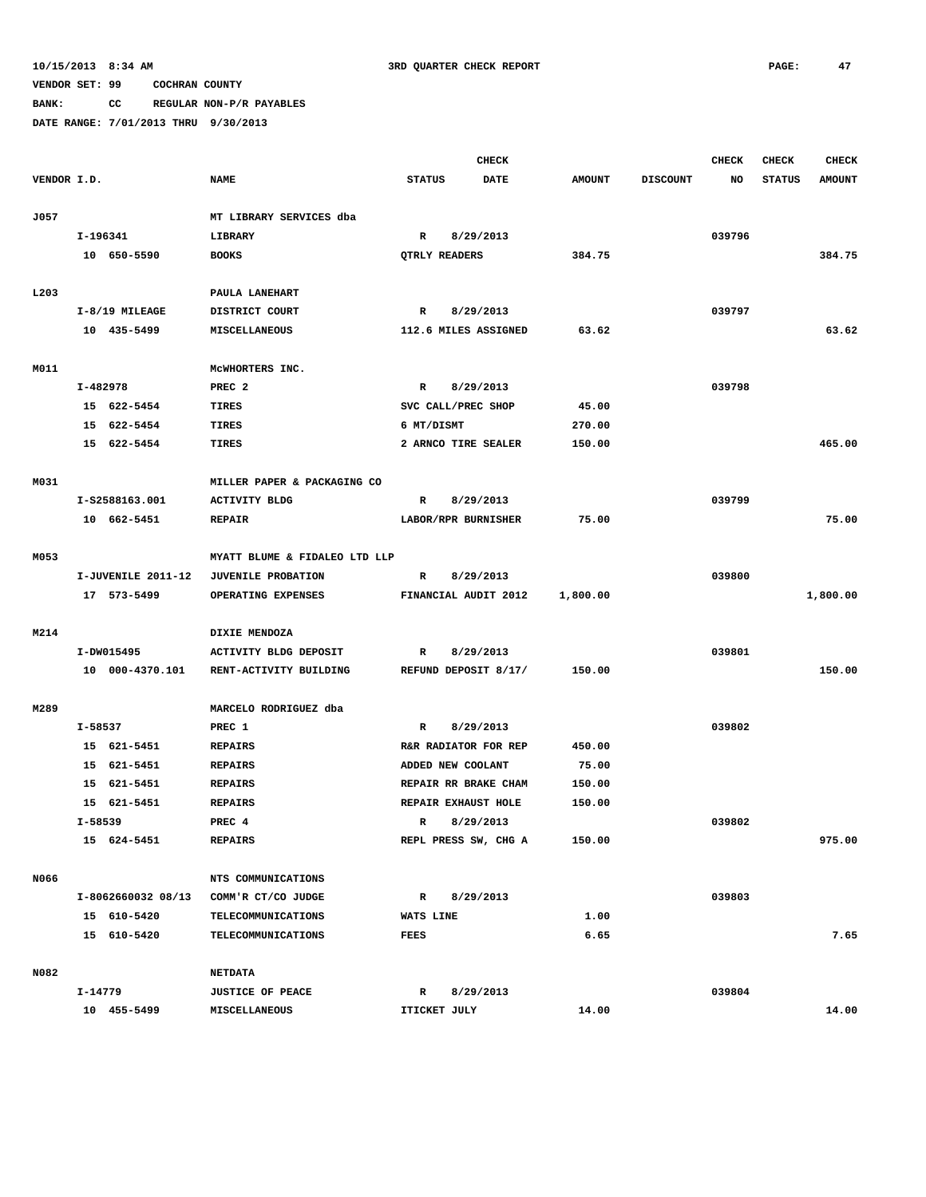10/15/2013 8:34 AM — 3RD QUARTER CHECK REPORT

VENDOR SET: 99 COCHRAN COUNTY

BANK: CC REGULAR NON-P/R PAYABLES

DATE RANGE: 7/01/2013 THRU 9/30/2013

| VENDOR I.D. | NAME | STATUS | CHECK DATE | AMOUNT | DISCOUNT | CHECK NO | CHECK STATUS | CHECK AMOUNT |
|---|---|---|---|---|---|---|---|---|
| J057 | MT LIBRARY SERVICES dba | | | | | | | |
| I-196341 | LIBRARY | R | 8/29/2013 | | | 039796 | | |
| 10 650-5590 | BOOKS | QTRLY READERS | | 384.75 | | | | 384.75 |
| L203 | PAULA LANEHART | | | | | | | |
| I-8/19 MILEAGE | DISTRICT COURT | R | 8/29/2013 | | | 039797 | | |
| 10 435-5499 | MISCELLANEOUS | 112.6 MILES ASSIGNED | | 63.62 | | | | 63.62 |
| M011 | McWHORTERS INC. | | | | | | | |
| I-482978 | PREC 2 | R | 8/29/2013 | | | 039798 | | |
| 15 622-5454 | TIRES | SVC CALL/PREC SHOP | | 45.00 | | | | |
| 15 622-5454 | TIRES | 6 MT/DISMT | | 270.00 | | | | |
| 15 622-5454 | TIRES | 2 ARNCO TIRE SEALER | | 150.00 | | | | 465.00 |
| M031 | MILLER PAPER & PACKAGING CO | | | | | | | |
| I-S2588163.001 | ACTIVITY BLDG | R | 8/29/2013 | | | 039799 | | |
| 10 662-5451 | REPAIR | LABOR/RPR BURNISHER | | 75.00 | | | | 75.00 |
| M053 | MYATT BLUME & FIDALEO LTD LLP | | | | | | | |
| I-JUVENILE 2011-12 | JUVENILE PROBATION | R | 8/29/2013 | | | 039800 | | |
| 17 573-5499 | OPERATING EXPENSES | FINANCIAL AUDIT 2012 | | 1,800.00 | | | | 1,800.00 |
| M214 | DIXIE MENDOZA | | | | | | | |
| I-DW015495 | ACTIVITY BLDG DEPOSIT | R | 8/29/2013 | | | 039801 | | |
| 10 000-4370.101 | RENT-ACTIVITY BUILDING | REFUND DEPOSIT 8/17/ | | 150.00 | | | | 150.00 |
| M289 | MARCELO RODRIGUEZ dba | | | | | | | |
| I-58537 | PREC 1 | R | 8/29/2013 | | | 039802 | | |
| 15 621-5451 | REPAIRS | R&R RADIATOR FOR REP | | 450.00 | | | | |
| 15 621-5451 | REPAIRS | ADDED NEW COOLANT | | 75.00 | | | | |
| 15 621-5451 | REPAIRS | REPAIR RR BRAKE CHAM | | 150.00 | | | | |
| 15 621-5451 | REPAIRS | REPAIR EXHAUST HOLE | | 150.00 | | | | |
| I-58539 | PREC 4 | R | 8/29/2013 | | | 039802 | | |
| 15 624-5451 | REPAIRS | REPL PRESS SW, CHG A | | 150.00 | | | | 975.00 |
| N066 | NTS COMMUNICATIONS | | | | | | | |
| I-8062660032 08/13 | COMM'R CT/CO JUDGE | R | 8/29/2013 | | | 039803 | | |
| 15 610-5420 | TELECOMMUNICATIONS | WATS LINE | | 1.00 | | | | |
| 15 610-5420 | TELECOMMUNICATIONS | FEES | | 6.65 | | | | 7.65 |
| N082 | NETDATA | | | | | | | |
| I-14779 | JUSTICE OF PEACE | R | 8/29/2013 | | | 039804 | | |
| 10 455-5499 | MISCELLANEOUS | ITICKET JULY | | 14.00 | | | | 14.00 |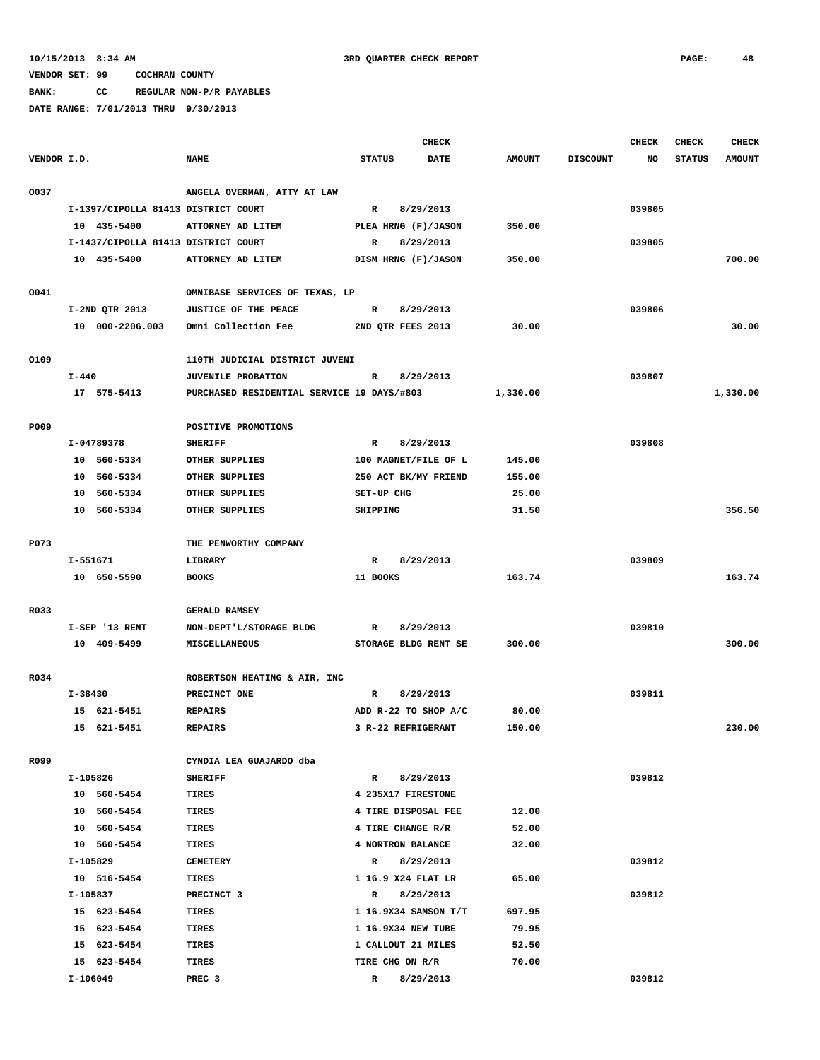10/15/2013 8:34 AM 3RD QUARTER CHECK REPORT

VENDOR SET: 99 COCHRAN COUNTY

BANK: CC REGULAR NON-P/R PAYABLES

DATE RANGE: 7/01/2013 THRU 9/30/2013

| VENDOR I.D. | NAME | STATUS | CHECK DATE | AMOUNT | DISCOUNT | CHECK NO | CHECK STATUS | CHECK AMOUNT |
|---|---|---|---|---|---|---|---|---|
| O037 | ANGELA OVERMAN, ATTY AT LAW | | | | | | | |
| I-1397/CIPOLLA 81413 | DISTRICT COURT | R | 8/29/2013 | | | 039805 | | |
| 10 435-5400 | ATTORNEY AD LITEM | PLEA HRNG (F)/JASON | | 350.00 | | | | |
| I-1437/CIPOLLA 81413 | DISTRICT COURT | R | 8/29/2013 | | | 039805 | | |
| 10 435-5400 | ATTORNEY AD LITEM | DISM HRNG (F)/JASON | | 350.00 | | | | 700.00 |
| O041 | OMNIBASE SERVICES OF TEXAS, LP | | | | | | | |
| I-2ND QTR 2013 | JUSTICE OF THE PEACE | R | 8/29/2013 | | | 039806 | | |
| 10 000-2206.003 | Omni Collection Fee | 2ND QTR FEES 2013 | | 30.00 | | | | 30.00 |
| O109 | 110TH JUDICIAL DISTRICT JUVENI | | | | | | | |
| I-440 | JUVENILE PROBATION | R | 8/29/2013 | | | 039807 | | |
| 17 575-5413 | PURCHASED RESIDENTIAL SERVICE 19 DAYS/#803 | | | 1,330.00 | | | | 1,330.00 |
| P009 | POSITIVE PROMOTIONS | | | | | | | |
| I-04789378 | SHERIFF | R | 8/29/2013 | | | 039808 | | |
| 10 560-5334 | OTHER SUPPLIES | 100 MAGNET/FILE OF L | | 145.00 | | | | |
| 10 560-5334 | OTHER SUPPLIES | 250 ACT BK/MY FRIEND | | 155.00 | | | | |
| 10 560-5334 | OTHER SUPPLIES | SET-UP CHG | | 25.00 | | | | |
| 10 560-5334 | OTHER SUPPLIES | SHIPPING | | 31.50 | | | | 356.50 |
| P073 | THE PENWORTHY COMPANY | | | | | | | |
| I-551671 | LIBRARY | R | 8/29/2013 | | | 039809 | | |
| 10 650-5590 | BOOKS | 11 BOOKS | | 163.74 | | | | 163.74 |
| R033 | GERALD RAMSEY | | | | | | | |
| I-SEP '13 RENT | NON-DEPT'L/STORAGE BLDG | R | 8/29/2013 | | | 039810 | | |
| 10 409-5499 | MISCELLANEOUS | STORAGE BLDG RENT SE | | 300.00 | | | | 300.00 |
| R034 | ROBERTSON HEATING & AIR, INC | | | | | | | |
| I-38430 | PRECINCT ONE | R | 8/29/2013 | | | 039811 | | |
| 15 621-5451 | REPAIRS | ADD R-22 TO SHOP A/C | | 80.00 | | | | |
| 15 621-5451 | REPAIRS | 3 R-22 REFRIGERANT | | 150.00 | | | | 230.00 |
| R099 | CYNDIA LEA GUAJARDO dba | | | | | | | |
| I-105826 | SHERIFF | R | 8/29/2013 | | | 039812 | | |
| 10 560-5454 | TIRES | 4 235X17 FIRESTONE | | | | | | |
| 10 560-5454 | TIRES | 4 TIRE DISPOSAL FEE | | 12.00 | | | | |
| 10 560-5454 | TIRES | 4 TIRE CHANGE R/R | | 52.00 | | | | |
| 10 560-5454 | TIRES | 4 NORTRON BALANCE | | 32.00 | | | | |
| I-105829 | CEMETERY | R | 8/29/2013 | | | 039812 | | |
| 10 516-5454 | TIRES | 1 16.9 X24 FLAT LR | | 65.00 | | | | |
| I-105837 | PRECINCT 3 | R | 8/29/2013 | | | 039812 | | |
| 15 623-5454 | TIRES | 1 16.9X34 SAMSON T/T | | 697.95 | | | | |
| 15 623-5454 | TIRES | 1 16.9X34 NEW TUBE | | 79.95 | | | | |
| 15 623-5454 | TIRES | 1 CALLOUT 21 MILES | | 52.50 | | | | |
| 15 623-5454 | TIRES | TIRE CHG ON R/R | | 70.00 | | | | |
| I-106049 | PREC 3 | R | 8/29/2013 | | | 039812 | | |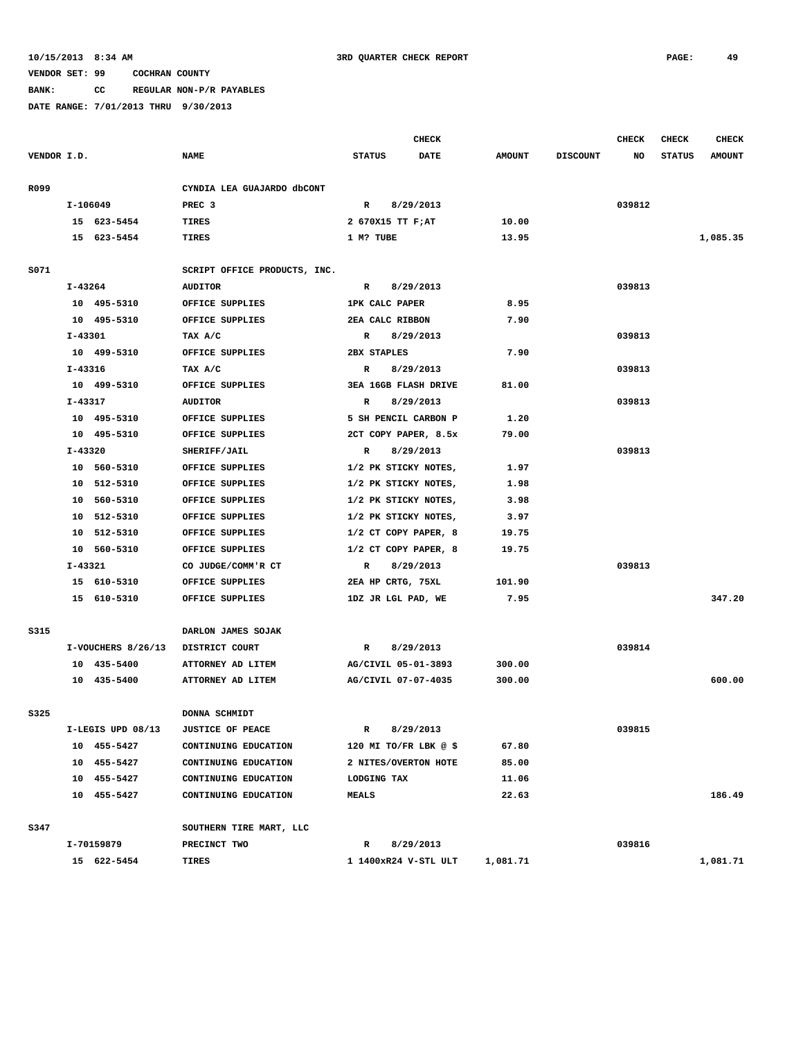10/15/2013 8:34 AM 3RD QUARTER CHECK REPORT

VENDOR SET: 99 COCHRAN COUNTY

BANK: CC REGULAR NON-P/R PAYABLES

DATE RANGE: 7/01/2013 THRU 9/30/2013

| VENDOR I.D. | NAME | STATUS | CHECK DATE | AMOUNT | DISCOUNT | CHECK NO | CHECK STATUS | CHECK AMOUNT |
|---|---|---|---|---|---|---|---|---|
| R099 | CYNDIA LEA GUAJARDO dbCONT | | | | | | | |
| I-106049 | PREC 3 | R | 8/29/2013 | | | 039812 | | |
| 15 623-5454 | TIRES | 2 670X15 TT F;AT | | 10.00 | | | | |
| 15 623-5454 | TIRES | 1 M? TUBE | | 13.95 | | | | 1,085.35 |
| S071 | SCRIPT OFFICE PRODUCTS, INC. | | | | | | | |
| I-43264 | AUDITOR | R | 8/29/2013 | | | 039813 | | |
| 10 495-5310 | OFFICE SUPPLIES | 1PK CALC PAPER | | 8.95 | | | | |
| 10 495-5310 | OFFICE SUPPLIES | 2EA CALC RIBBON | | 7.90 | | | | |
| I-43301 | TAX A/C | R | 8/29/2013 | | | 039813 | | |
| 10 499-5310 | OFFICE SUPPLIES | 2BX STAPLES | | 7.90 | | | | |
| I-43316 | TAX A/C | R | 8/29/2013 | | | 039813 | | |
| 10 499-5310 | OFFICE SUPPLIES | 3EA 16GB FLASH DRIVE | | 81.00 | | | | |
| I-43317 | AUDITOR | R | 8/29/2013 | | | 039813 | | |
| 10 495-5310 | OFFICE SUPPLIES | 5 SH PENCIL CARBON P | | 1.20 | | | | |
| 10 495-5310 | OFFICE SUPPLIES | 2CT COPY PAPER, 8.5x | | 79.00 | | | | |
| I-43320 | SHERIFF/JAIL | R | 8/29/2013 | | | 039813 | | |
| 10 560-5310 | OFFICE SUPPLIES | 1/2 PK STICKY NOTES, | | 1.97 | | | | |
| 10 512-5310 | OFFICE SUPPLIES | 1/2 PK STICKY NOTES, | | 1.98 | | | | |
| 10 560-5310 | OFFICE SUPPLIES | 1/2 PK STICKY NOTES, | | 3.98 | | | | |
| 10 512-5310 | OFFICE SUPPLIES | 1/2 PK STICKY NOTES, | | 3.97 | | | | |
| 10 512-5310 | OFFICE SUPPLIES | 1/2 CT COPY PAPER, 8 | | 19.75 | | | | |
| 10 560-5310 | OFFICE SUPPLIES | 1/2 CT COPY PAPER, 8 | | 19.75 | | | | |
| I-43321 | CO JUDGE/COMM'R CT | R | 8/29/2013 | | | 039813 | | |
| 15 610-5310 | OFFICE SUPPLIES | 2EA HP CRTG, 75XL | | 101.90 | | | | |
| 15 610-5310 | OFFICE SUPPLIES | 1DZ JR LGL PAD, WE | | 7.95 | | | | 347.20 |
| S315 | DARLON JAMES SOJAK | | | | | | | |
| I-VOUCHERS 8/26/13 | DISTRICT COURT | R | 8/29/2013 | | | 039814 | | |
| 10 435-5400 | ATTORNEY AD LITEM | AG/CIVIL 05-01-3893 | | 300.00 | | | | |
| 10 435-5400 | ATTORNEY AD LITEM | AG/CIVIL 07-07-4035 | | 300.00 | | | | 600.00 |
| S325 | DONNA SCHMIDT | | | | | | | |
| I-LEGIS UPD 08/13 | JUSTICE OF PEACE | R | 8/29/2013 | | | 039815 | | |
| 10 455-5427 | CONTINUING EDUCATION | 120 MI TO/FR LBK @ $ | | 67.80 | | | | |
| 10 455-5427 | CONTINUING EDUCATION | 2 NITES/OVERTON HOTE | | 85.00 | | | | |
| 10 455-5427 | CONTINUING EDUCATION | LODGING TAX | | 11.06 | | | | |
| 10 455-5427 | CONTINUING EDUCATION | MEALS | | 22.63 | | | | 186.49 |
| S347 | SOUTHERN TIRE MART, LLC | | | | | | | |
| I-70159879 | PRECINCT TWO | R | 8/29/2013 | | | 039816 | | |
| 15 622-5454 | TIRES | 1 1400xR24 V-STL ULT | | 1,081.71 | | | | 1,081.71 |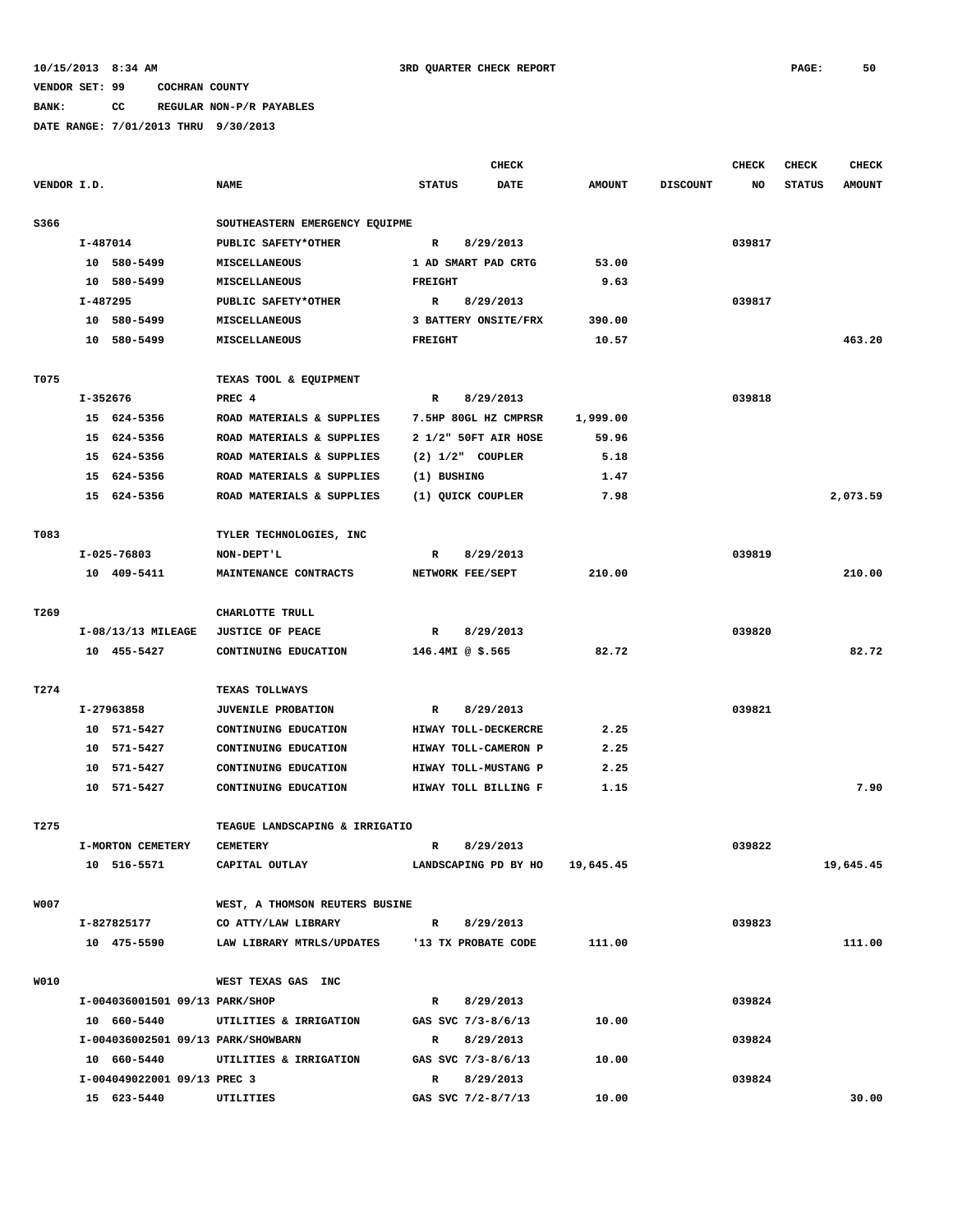10/15/2013 8:34 AM                3RD QUARTER CHECK REPORT

VENDOR SET: 99    COCHRAN COUNTY

BANK: CC    REGULAR NON-P/R PAYABLES

DATE RANGE: 7/01/2013 THRU 9/30/2013

| VENDOR I.D. | NAME | STATUS | CHECK DATE | AMOUNT | DISCOUNT | CHECK NO | CHECK STATUS | CHECK AMOUNT |
|---|---|---|---|---|---|---|---|---|
| S366 | SOUTHEASTERN EMERGENCY EQUIPME | | | | | | | |
| I-487014 | PUBLIC SAFETY*OTHER | R | 8/29/2013 | | | 039817 | | |
| 10 580-5499 | MISCELLANEOUS | 1 AD SMART PAD CRTG | | 53.00 | | | | |
| 10 580-5499 | MISCELLANEOUS | FREIGHT | | 9.63 | | | | |
| I-487295 | PUBLIC SAFETY*OTHER | R | 8/29/2013 | | | 039817 | | |
| 10 580-5499 | MISCELLANEOUS | 3 BATTERY ONSITE/FRX | | 390.00 | | | | |
| 10 580-5499 | MISCELLANEOUS | FREIGHT | | 10.57 | | | | 463.20 |
| T075 | TEXAS TOOL & EQUIPMENT | | | | | | | |
| I-352676 | PREC 4 | R | 8/29/2013 | | | 039818 | | |
| 15 624-5356 | ROAD MATERIALS & SUPPLIES | 7.5HP 80GL HZ CMPRSR | | 1,999.00 | | | | |
| 15 624-5356 | ROAD MATERIALS & SUPPLIES | 2 1/2" 50FT AIR HOSE | | 59.96 | | | | |
| 15 624-5356 | ROAD MATERIALS & SUPPLIES | (2) 1/2" COUPLER | | 5.18 | | | | |
| 15 624-5356 | ROAD MATERIALS & SUPPLIES | (1) BUSHING | | 1.47 | | | | |
| 15 624-5356 | ROAD MATERIALS & SUPPLIES | (1) QUICK COUPLER | | 7.98 | | | | 2,073.59 |
| T083 | TYLER TECHNOLOGIES, INC | | | | | | | |
| I-025-76803 | NON-DEPT'L | R | 8/29/2013 | | | 039819 | | |
| 10 409-5411 | MAINTENANCE CONTRACTS | NETWORK FEE/SEPT | | 210.00 | | | | 210.00 |
| T269 | CHARLOTTE TRULL | | | | | | | |
| I-08/13/13 MILEAGE | JUSTICE OF PEACE | R | 8/29/2013 | | | 039820 | | |
| 10 455-5427 | CONTINUING EDUCATION | 146.4MI @ $.565 | | 82.72 | | | | 82.72 |
| T274 | TEXAS TOLLWAYS | | | | | | | |
| I-27963858 | JUVENILE PROBATION | R | 8/29/2013 | | | 039821 | | |
| 10 571-5427 | CONTINUING EDUCATION | HIWAY TOLL-DECKERCRE | | 2.25 | | | | |
| 10 571-5427 | CONTINUING EDUCATION | HIWAY TOLL-CAMERON P | | 2.25 | | | | |
| 10 571-5427 | CONTINUING EDUCATION | HIWAY TOLL-MUSTANG P | | 2.25 | | | | |
| 10 571-5427 | CONTINUING EDUCATION | HIWAY TOLL BILLING F | | 1.15 | | | | 7.90 |
| T275 | TEAGUE LANDSCAPING & IRRIGATIO | | | | | | | |
| I-MORTON CEMETERY | CEMETERY | R | 8/29/2013 | | | 039822 | | |
| 10 516-5571 | CAPITAL OUTLAY | LANDSCAPING PD BY HO | | 19,645.45 | | | | 19,645.45 |
| W007 | WEST, A THOMSON REUTERS BUSINE | | | | | | | |
| I-827825177 | CO ATTY/LAW LIBRARY | R | 8/29/2013 | | | 039823 | | |
| 10 475-5590 | LAW LIBRARY MTRLS/UPDATES | '13 TX PROBATE CODE | | 111.00 | | | | 111.00 |
| W010 | WEST TEXAS GAS INC | | | | | | | |
| I-004036001501 09/13 PARK/SHOP | | R | 8/29/2013 | | | 039824 | | |
| 10 660-5440 | UTILITIES & IRRIGATION | GAS SVC 7/3-8/6/13 | | 10.00 | | | | |
| I-004036002501 09/13 PARK/SHOWBARN | | R | 8/29/2013 | | | 039824 | | |
| 10 660-5440 | UTILITIES & IRRIGATION | GAS SVC 7/3-8/6/13 | | 10.00 | | | | |
| I-004049022001 09/13 PREC 3 | | R | 8/29/2013 | | | 039824 | | |
| 15 623-5440 | UTILITIES | GAS SVC 7/2-8/7/13 | | 10.00 | | | | 30.00 |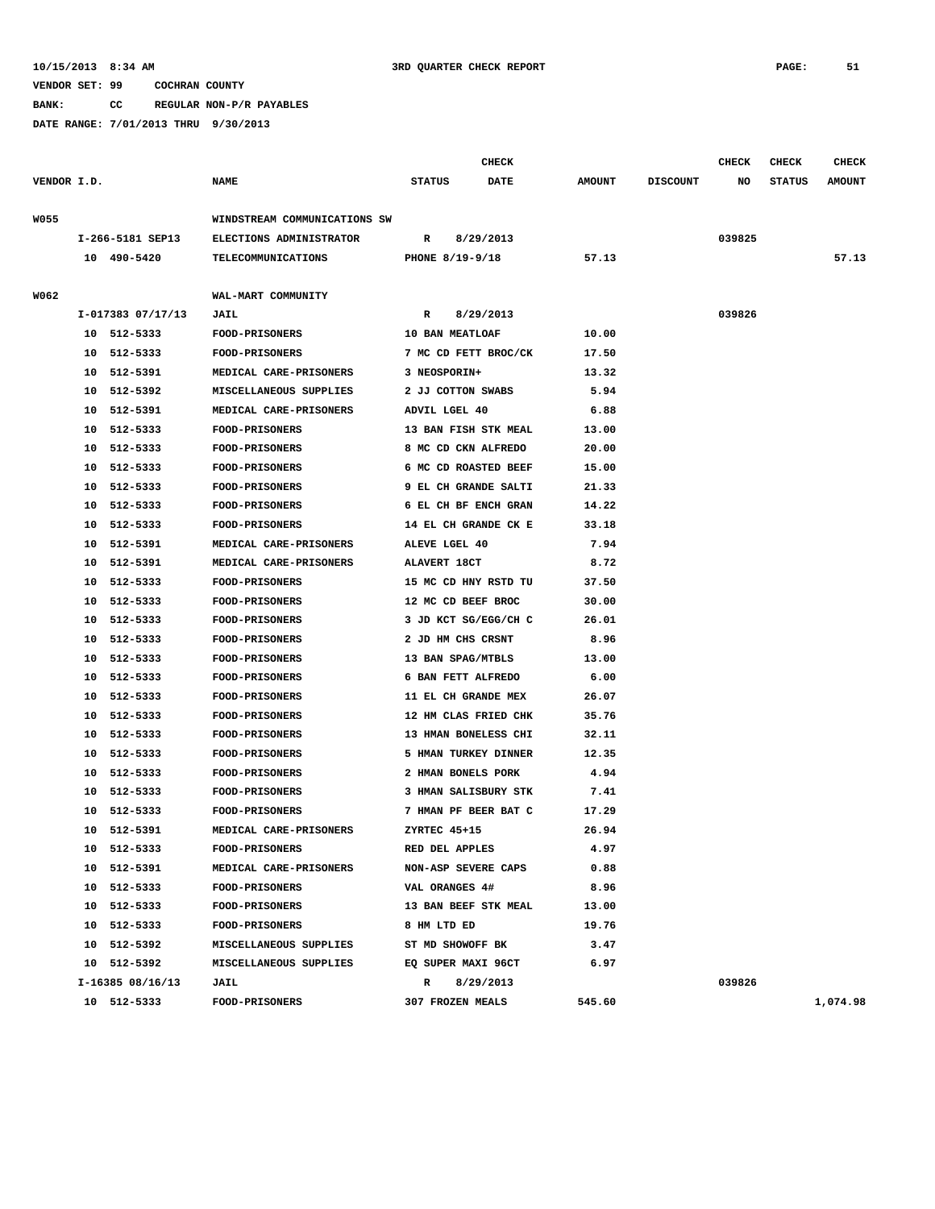VENDOR SET: 99 COCHRAN COUNTY

BANK: CC REGULAR NON-P/R PAYABLES

DATE RANGE: 7/01/2013 THRU 9/30/2013

| VENDOR I.D. | NAME | STATUS | CHECK DATE | AMOUNT | DISCOUNT | CHECK NO | CHECK STATUS | CHECK AMOUNT |
|---|---|---|---|---|---|---|---|---|
| W055 | WINDSTREAM COMMUNICATIONS SW | | | | | | | |
| I-266-5181 SEP13 | ELECTIONS ADMINISTRATOR | R | 8/29/2013 | | | 039825 | | |
| 10 490-5420 | TELECOMMUNICATIONS | PHONE 8/19-9/18 | | 57.13 | | | | 57.13 |
| W062 | WAL-MART COMMUNITY | | | | | | | |
| I-017383 07/17/13 | JAIL | R | 8/29/2013 | | | 039826 | | |
| 10 512-5333 | FOOD-PRISONERS | 10 BAN MEATLOAF | | 10.00 | | | | |
| 10 512-5333 | FOOD-PRISONERS | 7 MC CD FETT BROC/CK | | 17.50 | | | | |
| 10 512-5391 | MEDICAL CARE-PRISONERS | 3 NEOSPORIN+ | | 13.32 | | | | |
| 10 512-5392 | MISCELLANEOUS SUPPLIES | 2 JJ COTTON SWABS | | 5.94 | | | | |
| 10 512-5391 | MEDICAL CARE-PRISONERS | ADVIL LGEL 40 | | 6.88 | | | | |
| 10 512-5333 | FOOD-PRISONERS | 13 BAN FISH STK MEAL | | 13.00 | | | | |
| 10 512-5333 | FOOD-PRISONERS | 8 MC CD CKN ALFREDO | | 20.00 | | | | |
| 10 512-5333 | FOOD-PRISONERS | 6 MC CD ROASTED BEEF | | 15.00 | | | | |
| 10 512-5333 | FOOD-PRISONERS | 9 EL CH GRANDE SALTI | | 21.33 | | | | |
| 10 512-5333 | FOOD-PRISONERS | 6 EL CH BF ENCH GRAN | | 14.22 | | | | |
| 10 512-5333 | FOOD-PRISONERS | 14 EL CH GRANDE CK E | | 33.18 | | | | |
| 10 512-5391 | MEDICAL CARE-PRISONERS | ALEVE LGEL 40 | | 7.94 | | | | |
| 10 512-5391 | MEDICAL CARE-PRISONERS | ALAVERT 18CT | | 8.72 | | | | |
| 10 512-5333 | FOOD-PRISONERS | 15 MC CD HNY RSTD TU | | 37.50 | | | | |
| 10 512-5333 | FOOD-PRISONERS | 12 MC CD BEEF BROC | | 30.00 | | | | |
| 10 512-5333 | FOOD-PRISONERS | 3 JD KCT SG/EGG/CH C | | 26.01 | | | | |
| 10 512-5333 | FOOD-PRISONERS | 2 JD HM CHS CRSNT | | 8.96 | | | | |
| 10 512-5333 | FOOD-PRISONERS | 13 BAN SPAG/MTBLS | | 13.00 | | | | |
| 10 512-5333 | FOOD-PRISONERS | 6 BAN FETT ALFREDO | | 6.00 | | | | |
| 10 512-5333 | FOOD-PRISONERS | 11 EL CH GRANDE MEX | | 26.07 | | | | |
| 10 512-5333 | FOOD-PRISONERS | 12 HM CLAS FRIED CHK | | 35.76 | | | | |
| 10 512-5333 | FOOD-PRISONERS | 13 HMAN BONELESS CHI | | 32.11 | | | | |
| 10 512-5333 | FOOD-PRISONERS | 5 HMAN TURKEY DINNER | | 12.35 | | | | |
| 10 512-5333 | FOOD-PRISONERS | 2 HMAN BONELS PORK | | 4.94 | | | | |
| 10 512-5333 | FOOD-PRISONERS | 3 HMAN SALISBURY STK | | 7.41 | | | | |
| 10 512-5333 | FOOD-PRISONERS | 7 HMAN PF BEER BAT C | | 17.29 | | | | |
| 10 512-5391 | MEDICAL CARE-PRISONERS | ZYRTEC 45+15 | | 26.94 | | | | |
| 10 512-5333 | FOOD-PRISONERS | RED DEL APPLES | | 4.97 | | | | |
| 10 512-5391 | MEDICAL CARE-PRISONERS | NON-ASP SEVERE CAPS | | 0.88 | | | | |
| 10 512-5333 | FOOD-PRISONERS | VAL ORANGES 4# | | 8.96 | | | | |
| 10 512-5333 | FOOD-PRISONERS | 13 BAN BEEF STK MEAL | | 13.00 | | | | |
| 10 512-5333 | FOOD-PRISONERS | 8 HM LTD ED | | 19.76 | | | | |
| 10 512-5392 | MISCELLANEOUS SUPPLIES | ST MD SHOWOFF BK | | 3.47 | | | | |
| 10 512-5392 | MISCELLANEOUS SUPPLIES | EQ SUPER MAXI 96CT | | 6.97 | | | | |
| I-16385 08/16/13 | JAIL | R | 8/29/2013 | | | 039826 | | |
| 10 512-5333 | FOOD-PRISONERS | 307 FROZEN MEALS | | 545.60 | | | | 1,074.98 |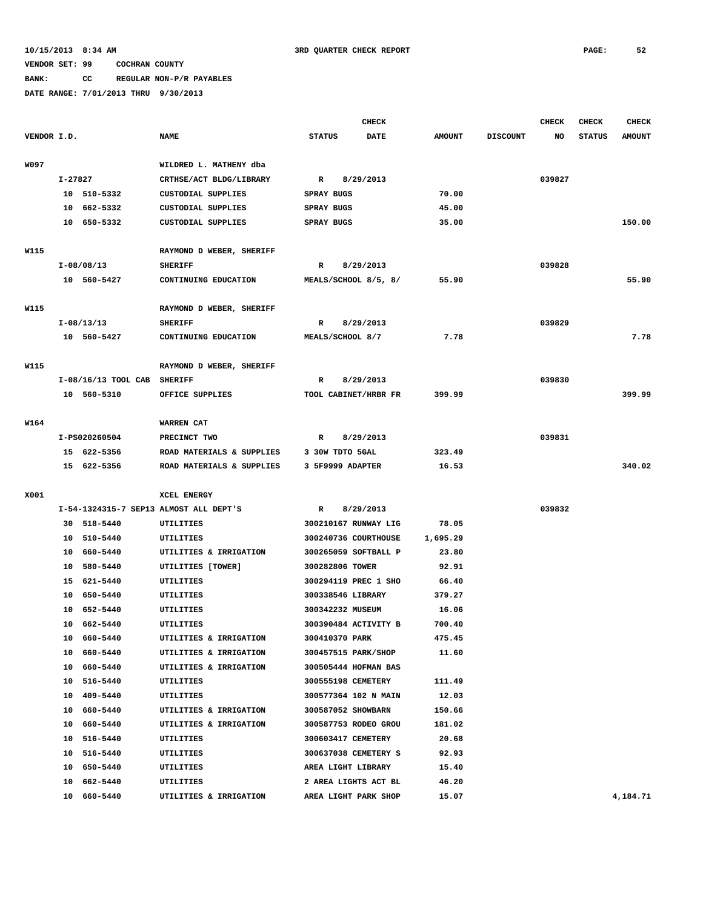10/15/2013 8:34 AM 3RD QUARTER CHECK REPORT

VENDOR SET: 99 COCHRAN COUNTY

BANK: CC REGULAR NON-P/R PAYABLES

DATE RANGE: 7/01/2013 THRU 9/30/2013

| VENDOR I.D. | NAME | STATUS | CHECK DATE | AMOUNT | DISCOUNT | CHECK NO | CHECK STATUS | CHECK AMOUNT |
|---|---|---|---|---|---|---|---|---|
| W097 | WILDRED L. MATHENY dba | | | | | | | |
| I-27827 | CRTHSE/ACT BLDG/LIBRARY | R | 8/29/2013 | | | 039827 | | |
| 10 510-5332 | CUSTODIAL SUPPLIES | SPRAY BUGS | | 70.00 | | | | |
| 10 662-5332 | CUSTODIAL SUPPLIES | SPRAY BUGS | | 45.00 | | | | |
| 10 650-5332 | CUSTODIAL SUPPLIES | SPRAY BUGS | | 35.00 | | | | 150.00 |
| W115 | RAYMOND D WEBER, SHERIFF | | | | | | | |
| I-08/08/13 | SHERIFF | R | 8/29/2013 | | | 039828 | | |
| 10 560-5427 | CONTINUING EDUCATION | MEALS/SCHOOL 8/5, 8/ | | 55.90 | | | | 55.90 |
| W115 | RAYMOND D WEBER, SHERIFF | | | | | | | |
| I-08/13/13 | SHERIFF | R | 8/29/2013 | | | 039829 | | |
| 10 560-5427 | CONTINUING EDUCATION | MEALS/SCHOOL 8/7 | | 7.78 | | | | 7.78 |
| W115 | RAYMOND D WEBER, SHERIFF | | | | | | | |
| I-08/16/13 TOOL CAB | SHERIFF | R | 8/29/2013 | | | 039830 | | |
| 10 560-5310 | OFFICE SUPPLIES | TOOL CABINET/HRBR FR | | 399.99 | | | | 399.99 |
| W164 | WARREN CAT | | | | | | | |
| I-PS020260504 | PRECINCT TWO | R | 8/29/2013 | | | 039831 | | |
| 15 622-5356 | ROAD MATERIALS & SUPPLIES | 3 30W TDTO 5GAL | | 323.49 | | | | |
| 15 622-5356 | ROAD MATERIALS & SUPPLIES | 3 5F9999 ADAPTER | | 16.53 | | | | 340.02 |
| X001 | XCEL ENERGY | | | | | | | |
| I-54-1324315-7 SEP13 | ALMOST ALL DEPT'S | R | 8/29/2013 | | | 039832 | | |
| 30 518-5440 | UTILITIES | 300210167 RUNWAY LIG | | 78.05 | | | | |
| 10 510-5440 | UTILITIES | 300240736 COURTHOUSE | | 1,695.29 | | | | |
| 10 660-5440 | UTILITIES & IRRIGATION | 300265059 SOFTBALL P | | 23.80 | | | | |
| 10 580-5440 | UTILITIES [TOWER] | 300282806 TOWER | | 92.91 | | | | |
| 15 621-5440 | UTILITIES | 300294119 PREC 1 SHO | | 66.40 | | | | |
| 10 650-5440 | UTILITIES | 300338546 LIBRARY | | 379.27 | | | | |
| 10 652-5440 | UTILITIES | 300342232 MUSEUM | | 16.06 | | | | |
| 10 662-5440 | UTILITIES | 300390484 ACTIVITY B | | 700.40 | | | | |
| 10 660-5440 | UTILITIES & IRRIGATION | 300410370 PARK | | 475.45 | | | | |
| 10 660-5440 | UTILITIES & IRRIGATION | 300457515 PARK/SHOP | | 11.60 | | | | |
| 10 660-5440 | UTILITIES & IRRIGATION | 300505444 HOFMAN BAS | | | | | | |
| 10 516-5440 | UTILITIES | 300555198 CEMETERY | | 111.49 | | | | |
| 10 409-5440 | UTILITIES | 300577364 102 N MAIN | | 12.03 | | | | |
| 10 660-5440 | UTILITIES & IRRIGATION | 300587052 SHOWBARN | | 150.66 | | | | |
| 10 660-5440 | UTILITIES & IRRIGATION | 300587753 RODEO GROU | | 181.02 | | | | |
| 10 516-5440 | UTILITIES | 300603417 CEMETERY | | 20.68 | | | | |
| 10 516-5440 | UTILITIES | 300637038 CEMETERY S | | 92.93 | | | | |
| 10 650-5440 | UTILITIES | AREA LIGHT LIBRARY | | 15.40 | | | | |
| 10 662-5440 | UTILITIES | 2 AREA LIGHTS ACT BL | | 46.20 | | | | |
| 10 660-5440 | UTILITIES & IRRIGATION | AREA LIGHT PARK SHOP | | 15.07 | | | | 4,184.71 |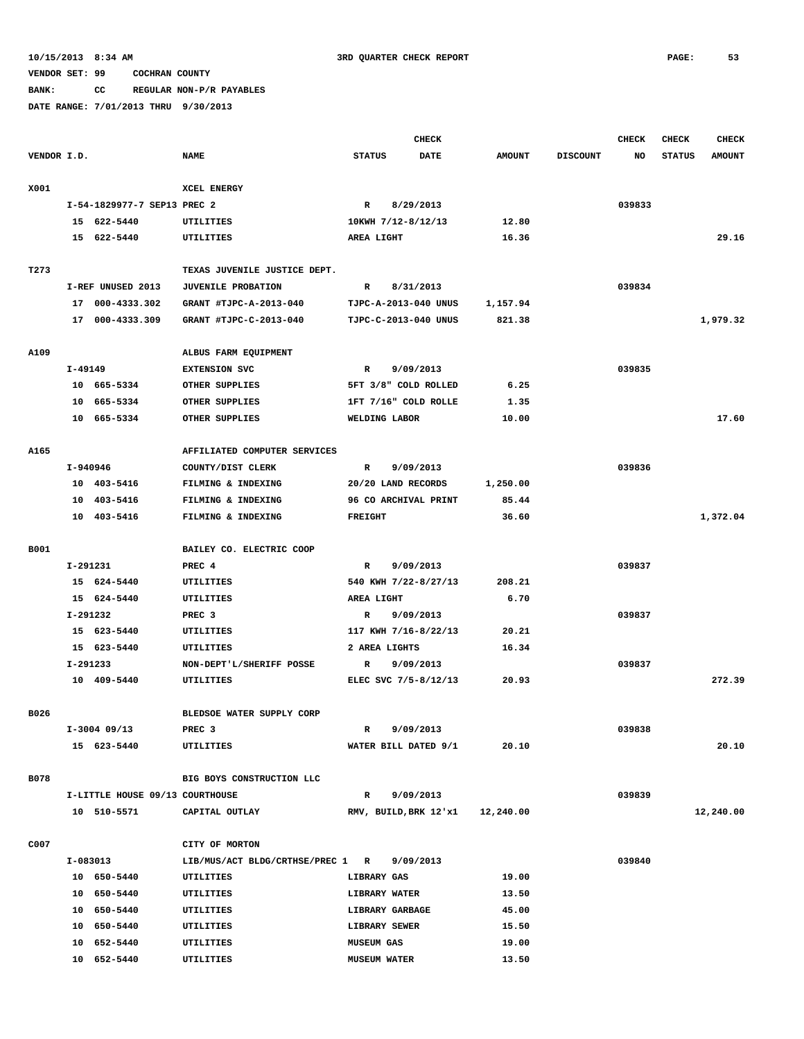10/15/2013 8:34 AM 3RD QUARTER CHECK REPORT

VENDOR SET: 99 COCHRAN COUNTY

BANK: CC REGULAR NON-P/R PAYABLES

DATE RANGE: 7/01/2013 THRU 9/30/2013

| VENDOR I.D. | NAME | STATUS | CHECK DATE | AMOUNT | DISCOUNT | CHECK NO | CHECK STATUS | CHECK AMOUNT |
|---|---|---|---|---|---|---|---|---|
| X001 | XCEL ENERGY | | | | | | | |
| I-54-1829977-7 SEP13 | PREC 2 | R | 8/29/2013 | | | 039833 | | |
| 15 622-5440 | UTILITIES | 10KWH 7/12-8/12/13 | | 12.80 | | | | |
| 15 622-5440 | UTILITIES | AREA LIGHT | | 16.36 | | | | 29.16 |
| T273 | TEXAS JUVENILE JUSTICE DEPT. | | | | | | | |
| I-REF UNUSED 2013 | JUVENILE PROBATION | R | 8/31/2013 | | | 039834 | | |
| 17 000-4333.302 | GRANT #TJPC-A-2013-040 | TJPC-A-2013-040 UNUS | | 1,157.94 | | | | |
| 17 000-4333.309 | GRANT #TJPC-C-2013-040 | TJPC-C-2013-040 UNUS | | 821.38 | | | | 1,979.32 |
| A109 | ALBUS FARM EQUIPMENT | | | | | | | |
| I-49149 | EXTENSION SVC | R | 9/09/2013 | | | 039835 | | |
| 10 665-5334 | OTHER SUPPLIES | 5FT 3/8" COLD ROLLED | | 6.25 | | | | |
| 10 665-5334 | OTHER SUPPLIES | 1FT 7/16" COLD ROLLE | | 1.35 | | | | |
| 10 665-5334 | OTHER SUPPLIES | WELDING LABOR | | 10.00 | | | | 17.60 |
| A165 | AFFILIATED COMPUTER SERVICES | | | | | | | |
| I-940946 | COUNTY/DIST CLERK | R | 9/09/2013 | | | 039836 | | |
| 10 403-5416 | FILMING & INDEXING | 20/20 LAND RECORDS | | 1,250.00 | | | | |
| 10 403-5416 | FILMING & INDEXING | 96 CO ARCHIVAL PRINT | | 85.44 | | | | |
| 10 403-5416 | FILMING & INDEXING | FREIGHT | | 36.60 | | | | 1,372.04 |
| B001 | BAILEY CO. ELECTRIC COOP | | | | | | | |
| I-291231 | PREC 4 | R | 9/09/2013 | | | 039837 | | |
| 15 624-5440 | UTILITIES | 540 KWH 7/22-8/27/13 | | 208.21 | | | | |
| 15 624-5440 | UTILITIES | AREA LIGHT | | 6.70 | | | | |
| I-291232 | PREC 3 | R | 9/09/2013 | | | 039837 | | |
| 15 623-5440 | UTILITIES | 117 KWH 7/16-8/22/13 | | 20.21 | | | | |
| 15 623-5440 | UTILITIES | 2 AREA LIGHTS | | 16.34 | | | | |
| I-291233 | NON-DEPT'L/SHERIFF POSSE | R | 9/09/2013 | | | 039837 | | |
| 10 409-5440 | UTILITIES | ELEC SVC 7/5-8/12/13 | | 20.93 | | | | 272.39 |
| B026 | BLEDSOE WATER SUPPLY CORP | | | | | | | |
| I-3004 09/13 | PREC 3 | R | 9/09/2013 | | | 039838 | | |
| 15 623-5440 | UTILITIES | WATER BILL DATED 9/1 | | 20.10 | | | | 20.10 |
| B078 | BIG BOYS CONSTRUCTION LLC | | | | | | | |
| I-LITTLE HOUSE 09/13 | COURTHOUSE | R | 9/09/2013 | | | 039839 | | |
| 10 510-5571 | CAPITAL OUTLAY | RMV, BUILD,BRK 12'x1 | | 12,240.00 | | | | 12,240.00 |
| C007 | CITY OF MORTON | | | | | | | |
| I-083013 | LIB/MUS/ACT BLDG/CRTHSE/PREC 1 | R | 9/09/2013 | | | 039840 | | |
| 10 650-5440 | UTILITIES | LIBRARY GAS | | 19.00 | | | | |
| 10 650-5440 | UTILITIES | LIBRARY WATER | | 13.50 | | | | |
| 10 650-5440 | UTILITIES | LIBRARY GARBAGE | | 45.00 | | | | |
| 10 650-5440 | UTILITIES | LIBRARY SEWER | | 15.50 | | | | |
| 10 652-5440 | UTILITIES | MUSEUM GAS | | 19.00 | | | | |
| 10 652-5440 | UTILITIES | MUSEUM WATER | | 13.50 | | | | |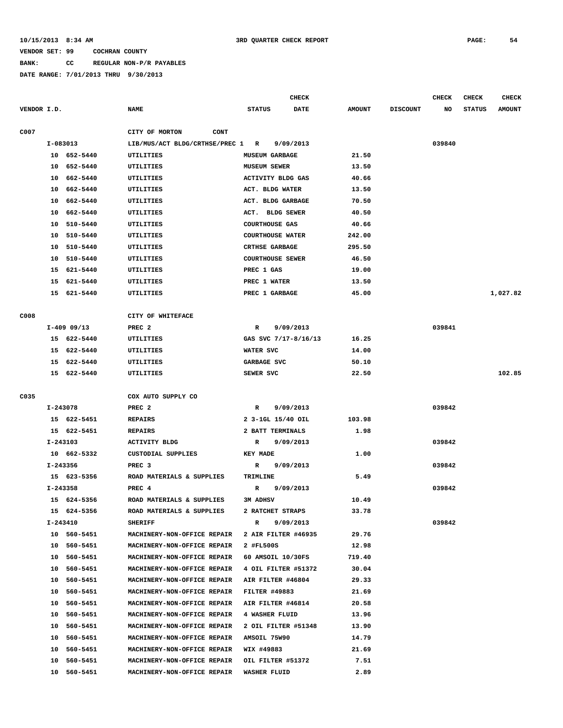10/15/2013 8:34 AM 3RD QUARTER CHECK REPORT

VENDOR SET: 99 COCHRAN COUNTY

BANK: CC REGULAR NON-P/R PAYABLES

DATE RANGE: 7/01/2013 THRU 9/30/2013

| VENDOR I.D. | NAME | STATUS | CHECK DATE | AMOUNT | DISCOUNT | CHECK NO | CHECK STATUS | CHECK AMOUNT |
|---|---|---|---|---|---|---|---|---|
| C007 | CITY OF MORTON CONT | | | | | | | |
| I-083013 | LIB/MUS/ACT BLDG/CRTHSE/PREC 1 | R | 9/09/2013 | | | 039840 | | |
| 10 652-5440 | UTILITIES | MUSEUM GARBAGE | | 21.50 | | | | |
| 10 652-5440 | UTILITIES | MUSEUM SEWER | | 13.50 | | | | |
| 10 662-5440 | UTILITIES | ACTIVITY BLDG GAS | | 40.66 | | | | |
| 10 662-5440 | UTILITIES | ACT. BLDG WATER | | 13.50 | | | | |
| 10 662-5440 | UTILITIES | ACT. BLDG GARBAGE | | 70.50 | | | | |
| 10 662-5440 | UTILITIES | ACT. BLDG SEWER | | 40.50 | | | | |
| 10 510-5440 | UTILITIES | COURTHOUSE GAS | | 40.66 | | | | |
| 10 510-5440 | UTILITIES | COURTHOUSE WATER | | 242.00 | | | | |
| 10 510-5440 | UTILITIES | CRTHSE GARBAGE | | 295.50 | | | | |
| 10 510-5440 | UTILITIES | COURTHOUSE SEWER | | 46.50 | | | | |
| 15 621-5440 | UTILITIES | PREC 1 GAS | | 19.00 | | | | |
| 15 621-5440 | UTILITIES | PREC 1 WATER | | 13.50 | | | | |
| 15 621-5440 | UTILITIES | PREC 1 GARBAGE | | 45.00 | | | | 1,027.82 |
| C008 | CITY OF WHITEFACE | | | | | | | |
| I-409 09/13 | PREC 2 | R | 9/09/2013 | | | 039841 | | |
| 15 622-5440 | UTILITIES | GAS SVC 7/17-8/16/13 | | 16.25 | | | | |
| 15 622-5440 | UTILITIES | WATER SVC | | 14.00 | | | | |
| 15 622-5440 | UTILITIES | GARBAGE SVC | | 50.10 | | | | |
| 15 622-5440 | UTILITIES | SEWER SVC | | 22.50 | | | | 102.85 |
| C035 | COX AUTO SUPPLY CO | | | | | | | |
| I-243078 | PREC 2 | R | 9/09/2013 | | | 039842 | | |
| 15 622-5451 | REPAIRS | 2 3-1GL 15/40 OIL | | 103.98 | | | | |
| 15 622-5451 | REPAIRS | 2 BATT TERMINALS | | 1.98 | | | | |
| I-243103 | ACTIVITY BLDG | R | 9/09/2013 | | | 039842 | | |
| 10 662-5332 | CUSTODIAL SUPPLIES | KEY MADE | | 1.00 | | | | |
| I-243356 | PREC 3 | R | 9/09/2013 | | | 039842 | | |
| 15 623-5356 | ROAD MATERIALS & SUPPLIES | TRIMLINE | | 5.49 | | | | |
| I-243358 | PREC 4 | R | 9/09/2013 | | | 039842 | | |
| 15 624-5356 | ROAD MATERIALS & SUPPLIES | 3M ADHSV | | 10.49 | | | | |
| 15 624-5356 | ROAD MATERIALS & SUPPLIES | 2 RATCHET STRAPS | | 33.78 | | | | |
| I-243410 | SHERIFF | R | 9/09/2013 | | | 039842 | | |
| 10 560-5451 | MACHINERY-NON-OFFICE REPAIR | 2 AIR FILTER #46935 | | 29.76 | | | | |
| 10 560-5451 | MACHINERY-NON-OFFICE REPAIR | 2 #FL500S | | 12.98 | | | | |
| 10 560-5451 | MACHINERY-NON-OFFICE REPAIR | 60 AMSOIL 10/30FS | | 719.40 | | | | |
| 10 560-5451 | MACHINERY-NON-OFFICE REPAIR | 4 OIL FILTER #51372 | | 30.04 | | | | |
| 10 560-5451 | MACHINERY-NON-OFFICE REPAIR | AIR FILTER #46804 | | 29.33 | | | | |
| 10 560-5451 | MACHINERY-NON-OFFICE REPAIR | FILTER #49883 | | 21.69 | | | | |
| 10 560-5451 | MACHINERY-NON-OFFICE REPAIR | AIR FILTER #46814 | | 20.58 | | | | |
| 10 560-5451 | MACHINERY-NON-OFFICE REPAIR | 4 WASHER FLUID | | 13.96 | | | | |
| 10 560-5451 | MACHINERY-NON-OFFICE REPAIR | 2 OIL FILTER #51348 | | 13.90 | | | | |
| 10 560-5451 | MACHINERY-NON-OFFICE REPAIR | AMSOIL 75W90 | | 14.79 | | | | |
| 10 560-5451 | MACHINERY-NON-OFFICE REPAIR | WIX #49883 | | 21.69 | | | | |
| 10 560-5451 | MACHINERY-NON-OFFICE REPAIR | OIL FILTER #51372 | | 7.51 | | | | |
| 10 560-5451 | MACHINERY-NON-OFFICE REPAIR | WASHER FLUID | | 2.89 | | | | |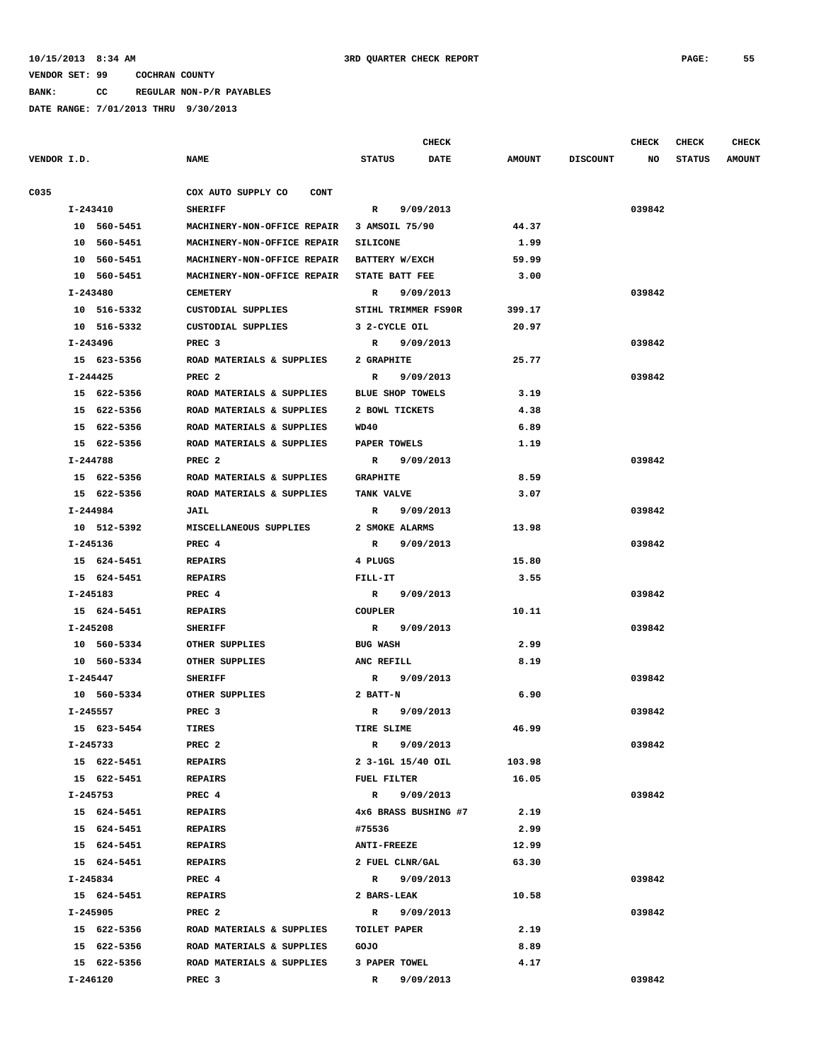10/15/2013 8:34 AM 3RD QUARTER CHECK REPORT

VENDOR SET: 99 COCHRAN COUNTY

BANK: CC REGULAR NON-P/R PAYABLES

DATE RANGE: 7/01/2013 THRU 9/30/2013

| VENDOR I.D. | NAME | STATUS | CHECK DATE | AMOUNT | DISCOUNT | CHECK NO | CHECK STATUS | CHECK AMOUNT |
|---|---|---|---|---|---|---|---|---|
| C035 | COX AUTO SUPPLY CO CONT | | | | | | | |
| I-243410 | SHERIFF | R | 9/09/2013 | | | 039842 | | |
| 10 560-5451 | MACHINERY-NON-OFFICE REPAIR | 3 AMSOIL 75/90 | | 44.37 | | | | |
| 10 560-5451 | MACHINERY-NON-OFFICE REPAIR | SILICONE | | 1.99 | | | | |
| 10 560-5451 | MACHINERY-NON-OFFICE REPAIR | BATTERY W/EXCH | | 59.99 | | | | |
| 10 560-5451 | MACHINERY-NON-OFFICE REPAIR | STATE BATT FEE | | 3.00 | | | | |
| I-243480 | CEMETERY | R | 9/09/2013 | | | 039842 | | |
| 10 516-5332 | CUSTODIAL SUPPLIES | STIHL TRIMMER FS90R | | 399.17 | | | | |
| 10 516-5332 | CUSTODIAL SUPPLIES | 3 2-CYCLE OIL | | 20.97 | | | | |
| I-243496 | PREC 3 | R | 9/09/2013 | | | 039842 | | |
| 15 623-5356 | ROAD MATERIALS & SUPPLIES | 2 GRAPHITE | | 25.77 | | | | |
| I-244425 | PREC 2 | R | 9/09/2013 | | | 039842 | | |
| 15 622-5356 | ROAD MATERIALS & SUPPLIES | BLUE SHOP TOWELS | | 3.19 | | | | |
| 15 622-5356 | ROAD MATERIALS & SUPPLIES | 2 BOWL TICKETS | | 4.38 | | | | |
| 15 622-5356 | ROAD MATERIALS & SUPPLIES | WD40 | | 6.89 | | | | |
| 15 622-5356 | ROAD MATERIALS & SUPPLIES | PAPER TOWELS | | 1.19 | | | | |
| I-244788 | PREC 2 | R | 9/09/2013 | | | 039842 | | |
| 15 622-5356 | ROAD MATERIALS & SUPPLIES | GRAPHITE | | 8.59 | | | | |
| 15 622-5356 | ROAD MATERIALS & SUPPLIES | TANK VALVE | | 3.07 | | | | |
| I-244984 | JAIL | R | 9/09/2013 | | | 039842 | | |
| 10 512-5392 | MISCELLANEOUS SUPPLIES | 2 SMOKE ALARMS | | 13.98 | | | | |
| I-245136 | PREC 4 | R | 9/09/2013 | | | 039842 | | |
| 15 624-5451 | REPAIRS | 4 PLUGS | | 15.80 | | | | |
| 15 624-5451 | REPAIRS | FILL-IT | | 3.55 | | | | |
| I-245183 | PREC 4 | R | 9/09/2013 | | | 039842 | | |
| 15 624-5451 | REPAIRS | COUPLER | | 10.11 | | | | |
| I-245208 | SHERIFF | R | 9/09/2013 | | | 039842 | | |
| 10 560-5334 | OTHER SUPPLIES | BUG WASH | | 2.99 | | | | |
| 10 560-5334 | OTHER SUPPLIES | ANC REFILL | | 8.19 | | | | |
| I-245447 | SHERIFF | R | 9/09/2013 | | | 039842 | | |
| 10 560-5334 | OTHER SUPPLIES | 2 BATT-N | | 6.90 | | | | |
| I-245557 | PREC 3 | R | 9/09/2013 | | | 039842 | | |
| 15 623-5454 | TIRES | TIRE SLIME | | 46.99 | | | | |
| I-245733 | PREC 2 | R | 9/09/2013 | | | 039842 | | |
| 15 622-5451 | REPAIRS | 2 3-1GL 15/40 OIL | | 103.98 | | | | |
| 15 622-5451 | REPAIRS | FUEL FILTER | | 16.05 | | | | |
| I-245753 | PREC 4 | R | 9/09/2013 | | | 039842 | | |
| 15 624-5451 | REPAIRS | 4x6 BRASS BUSHING #7 | | 2.19 | | | | |
| 15 624-5451 | REPAIRS | #75536 | | 2.99 | | | | |
| 15 624-5451 | REPAIRS | ANTI-FREEZE | | 12.99 | | | | |
| 15 624-5451 | REPAIRS | 2 FUEL CLNR/GAL | | 63.30 | | | | |
| I-245834 | PREC 4 | R | 9/09/2013 | | | 039842 | | |
| 15 624-5451 | REPAIRS | 2 BARS-LEAK | | 10.58 | | | | |
| I-245905 | PREC 2 | R | 9/09/2013 | | | 039842 | | |
| 15 622-5356 | ROAD MATERIALS & SUPPLIES | TOILET PAPER | | 2.19 | | | | |
| 15 622-5356 | ROAD MATERIALS & SUPPLIES | GOJO | | 8.89 | | | | |
| 15 622-5356 | ROAD MATERIALS & SUPPLIES | 3 PAPER TOWEL | | 4.17 | | | | |
| I-246120 | PREC 3 | R | 9/09/2013 | | | 039842 | | |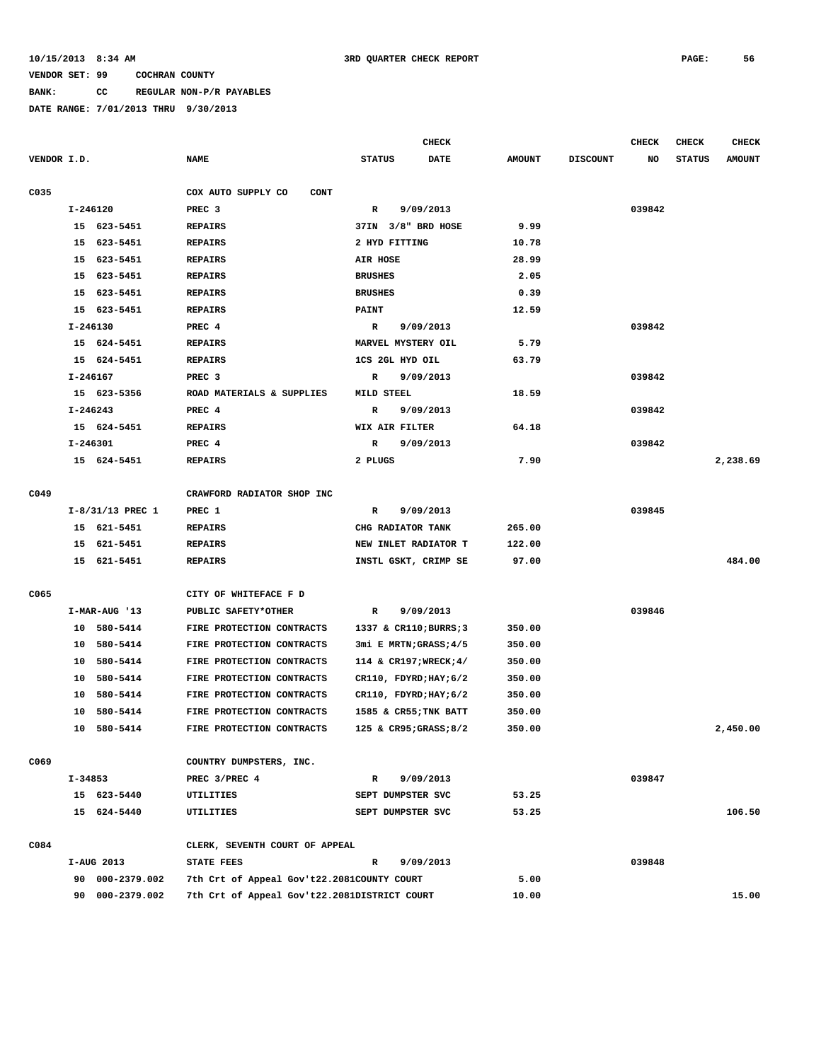10/15/2013 8:34 AM 3RD QUARTER CHECK REPORT

VENDOR SET: 99 COCHRAN COUNTY

BANK: CC REGULAR NON-P/R PAYABLES

DATE RANGE: 7/01/2013 THRU 9/30/2013

| VENDOR I.D. | NAME | STATUS | CHECK DATE | AMOUNT | DISCOUNT | CHECK NO | CHECK STATUS | CHECK AMOUNT |
|---|---|---|---|---|---|---|---|---|
| C035 | COX AUTO SUPPLY CO CONT | | | | | | | |
| I-246120 | PREC 3 | R | 9/09/2013 | | | 039842 | | |
| 15 623-5451 | REPAIRS | 37IN 3/8" BRD HOSE | | 9.99 | | | | |
| 15 623-5451 | REPAIRS | 2 HYD FITTING | | 10.78 | | | | |
| 15 623-5451 | REPAIRS | AIR HOSE | | 28.99 | | | | |
| 15 623-5451 | REPAIRS | BRUSHES | | 2.05 | | | | |
| 15 623-5451 | REPAIRS | BRUSHES | | 0.39 | | | | |
| 15 623-5451 | REPAIRS | PAINT | | 12.59 | | | | |
| I-246130 | PREC 4 | R | 9/09/2013 | | | 039842 | | |
| 15 624-5451 | REPAIRS | MARVEL MYSTERY OIL | | 5.79 | | | | |
| 15 624-5451 | REPAIRS | 1CS 2GL HYD OIL | | 63.79 | | | | |
| I-246167 | PREC 3 | R | 9/09/2013 | | | 039842 | | |
| 15 623-5356 | ROAD MATERIALS & SUPPLIES | MILD STEEL | | 18.59 | | | | |
| I-246243 | PREC 4 | R | 9/09/2013 | | | 039842 | | |
| 15 624-5451 | REPAIRS | WIX AIR FILTER | | 64.18 | | | | |
| I-246301 | PREC 4 | R | 9/09/2013 | | | 039842 | | |
| 15 624-5451 | REPAIRS | 2 PLUGS | | 7.90 | | | | 2,238.69 |
| C049 | CRAWFORD RADIATOR SHOP INC | | | | | | | |
| I-8/31/13 PREC 1 | PREC 1 | R | 9/09/2013 | | | 039845 | | |
| 15 621-5451 | REPAIRS | CHG RADIATOR TANK | | 265.00 | | | | |
| 15 621-5451 | REPAIRS | NEW INLET RADIATOR T | | 122.00 | | | | |
| 15 621-5451 | REPAIRS | INSTL GSKT, CRIMP SE | | 97.00 | | | | 484.00 |
| C065 | CITY OF WHITEFACE F D | | | | | | | |
| I-MAR-AUG '13 | PUBLIC SAFETY*OTHER | R | 9/09/2013 | | | 039846 | | |
| 10 580-5414 | FIRE PROTECTION CONTRACTS | 1337 & CR110;BURRS;3 | | 350.00 | | | | |
| 10 580-5414 | FIRE PROTECTION CONTRACTS | 3mi E MRTN;GRASS;4/5 | | 350.00 | | | | |
| 10 580-5414 | FIRE PROTECTION CONTRACTS | 114 & CR197;WRECK;4/ | | 350.00 | | | | |
| 10 580-5414 | FIRE PROTECTION CONTRACTS | CR110, FDYRD;HAY;6/2 | | 350.00 | | | | |
| 10 580-5414 | FIRE PROTECTION CONTRACTS | CR110, FDYRD;HAY;6/2 | | 350.00 | | | | |
| 10 580-5414 | FIRE PROTECTION CONTRACTS | 1585 & CR55;TNK BATT | | 350.00 | | | | |
| 10 580-5414 | FIRE PROTECTION CONTRACTS | 125 & CR95;GRASS;8/2 | | 350.00 | | | | 2,450.00 |
| C069 | COUNTRY DUMPSTERS, INC. | | | | | | | |
| I-34853 | PREC 3/PREC 4 | R | 9/09/2013 | | | 039847 | | |
| 15 623-5440 | UTILITIES | SEPT DUMPSTER SVC | | 53.25 | | | | |
| 15 624-5440 | UTILITIES | SEPT DUMPSTER SVC | | 53.25 | | | | 106.50 |
| C084 | CLERK, SEVENTH COURT OF APPEAL | | | | | | | |
| I-AUG 2013 | STATE FEES | R | 9/09/2013 | | | 039848 | | |
| 90 000-2379.002 | 7th Crt of Appeal Gov't22.2081 | COUNTY COURT | | 5.00 | | | | |
| 90 000-2379.002 | 7th Crt of Appeal Gov't22.2081 | DISTRICT COURT | | 10.00 | | | | 15.00 |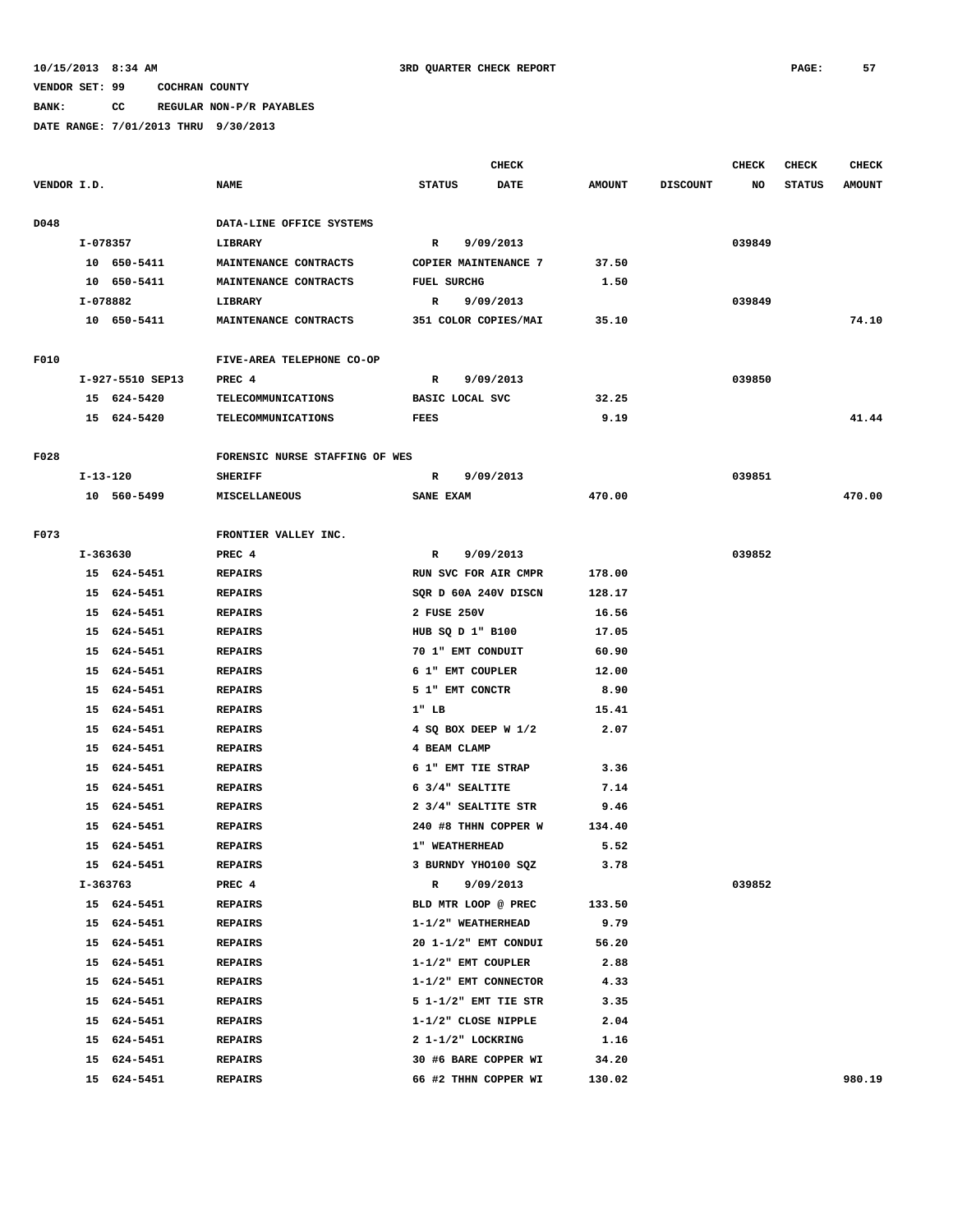10/15/2013 8:34 AM — 3RD QUARTER CHECK REPORT

VENDOR SET: 99 COCHRAN COUNTY

BANK: CC REGULAR NON-P/R PAYABLES

DATE RANGE: 7/01/2013 THRU 9/30/2013

| VENDOR I.D. | NAME | STATUS | CHECK DATE | AMOUNT | DISCOUNT | CHECK NO | CHECK STATUS | CHECK AMOUNT |
|---|---|---|---|---|---|---|---|---|
| D048 | DATA-LINE OFFICE SYSTEMS | | | | | | | |
| I-078357 | LIBRARY | R | 9/09/2013 | | | 039849 | | |
| 10 650-5411 | MAINTENANCE CONTRACTS | COPIER MAINTENANCE 7 | | 37.50 | | | | |
| 10 650-5411 | MAINTENANCE CONTRACTS | FUEL SURCHG | | 1.50 | | | | |
| I-078882 | LIBRARY | R | 9/09/2013 | | | 039849 | | |
| 10 650-5411 | MAINTENANCE CONTRACTS | 351 COLOR COPIES/MAI | | 35.10 | | | | 74.10 |
| F010 | FIVE-AREA TELEPHONE CO-OP | | | | | | | |
| I-927-5510 SEP13 | PREC 4 | R | 9/09/2013 | | | 039850 | | |
| 15 624-5420 | TELECOMMUNICATIONS | BASIC LOCAL SVC | | 32.25 | | | | |
| 15 624-5420 | TELECOMMUNICATIONS | FEES | | 9.19 | | | | 41.44 |
| F028 | FORENSIC NURSE STAFFING OF WES | | | | | | | |
| I-13-120 | SHERIFF | R | 9/09/2013 | | | 039851 | | |
| 10 560-5499 | MISCELLANEOUS | SANE EXAM | | 470.00 | | | | 470.00 |
| F073 | FRONTIER VALLEY INC. | | | | | | | |
| I-363630 | PREC 4 | R | 9/09/2013 | | | 039852 | | |
| 15 624-5451 | REPAIRS | RUN SVC FOR AIR CMPR | | 178.00 | | | | |
| 15 624-5451 | REPAIRS | SQR D 60A 240V DISCN | | 128.17 | | | | |
| 15 624-5451 | REPAIRS | 2 FUSE 250V | | 16.56 | | | | |
| 15 624-5451 | REPAIRS | HUB SQ D 1" B100 | | 17.05 | | | | |
| 15 624-5451 | REPAIRS | 70 1" EMT CONDUIT | | 60.90 | | | | |
| 15 624-5451 | REPAIRS | 6 1" EMT COUPLER | | 12.00 | | | | |
| 15 624-5451 | REPAIRS | 5 1" EMT CONCTR | | 8.90 | | | | |
| 15 624-5451 | REPAIRS | 1" LB | | 15.41 | | | | |
| 15 624-5451 | REPAIRS | 4 SQ BOX DEEP W 1/2 | | 2.07 | | | | |
| 15 624-5451 | REPAIRS | 4 BEAM CLAMP | | | | | | |
| 15 624-5451 | REPAIRS | 6 1" EMT TIE STRAP | | 3.36 | | | | |
| 15 624-5451 | REPAIRS | 6 3/4" SEALTITE | | 7.14 | | | | |
| 15 624-5451 | REPAIRS | 2 3/4" SEALTITE STR | | 9.46 | | | | |
| 15 624-5451 | REPAIRS | 240 #8 THHN COPPER W | | 134.40 | | | | |
| 15 624-5451 | REPAIRS | 1" WEATHERHEAD | | 5.52 | | | | |
| 15 624-5451 | REPAIRS | 3 BURNDY YHO100 SQZ | | 3.78 | | | | |
| I-363763 | PREC 4 | R | 9/09/2013 | | | 039852 | | |
| 15 624-5451 | REPAIRS | BLD MTR LOOP @ PREC | | 133.50 | | | | |
| 15 624-5451 | REPAIRS | 1-1/2" WEATHERHEAD | | 9.79 | | | | |
| 15 624-5451 | REPAIRS | 20 1-1/2" EMT CONDUI | | 56.20 | | | | |
| 15 624-5451 | REPAIRS | 1-1/2" EMT COUPLER | | 2.88 | | | | |
| 15 624-5451 | REPAIRS | 1-1/2" EMT CONNECTOR | | 4.33 | | | | |
| 15 624-5451 | REPAIRS | 5 1-1/2" EMT TIE STR | | 3.35 | | | | |
| 15 624-5451 | REPAIRS | 1-1/2" CLOSE NIPPLE | | 2.04 | | | | |
| 15 624-5451 | REPAIRS | 2 1-1/2" LOCKRING | | 1.16 | | | | |
| 15 624-5451 | REPAIRS | 30 #6 BARE COPPER WI | | 34.20 | | | | |
| 15 624-5451 | REPAIRS | 66 #2 THHN COPPER WI | | 130.02 | | | | 980.19 |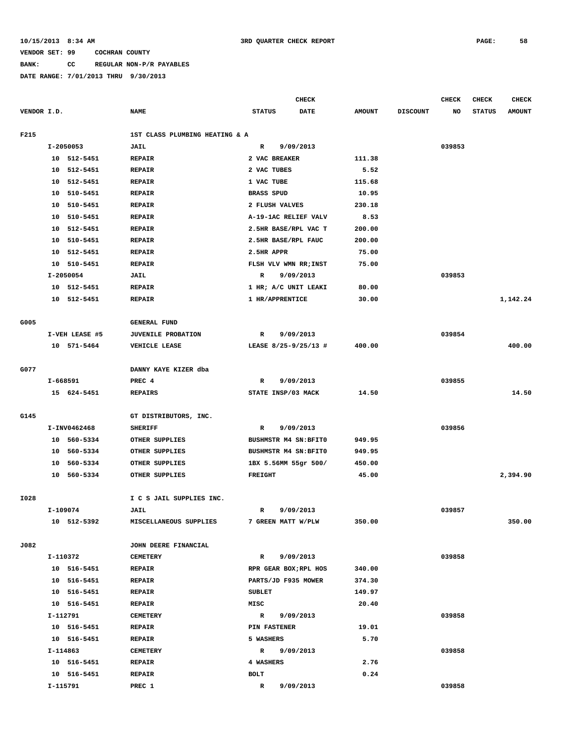10/15/2013 8:34 AM　　　3RD QUARTER CHECK REPORT

VENDOR SET: 99　　COCHRAN COUNTY

BANK:　　CC　　REGULAR NON-P/R PAYABLES

DATE RANGE: 7/01/2013 THRU 9/30/2013

| VENDOR I.D. | NAME | STATUS | CHECK DATE | AMOUNT | DISCOUNT | CHECK NO | CHECK STATUS | CHECK AMOUNT |
|---|---|---|---|---|---|---|---|---|
| F215 | 1ST CLASS PLUMBING HEATING & A | | | | | | | |
| I-2050053 | JAIL | R | 9/09/2013 | | | 039853 | | |
| 10 512-5451 | REPAIR | 2 VAC BREAKER | | 111.38 | | | | |
| 10 512-5451 | REPAIR | 2 VAC TUBES | | 5.52 | | | | |
| 10 512-5451 | REPAIR | 1 VAC TUBE | | 115.68 | | | | |
| 10 510-5451 | REPAIR | BRASS SPUD | | 10.95 | | | | |
| 10 510-5451 | REPAIR | 2 FLUSH VALVES | | 230.18 | | | | |
| 10 510-5451 | REPAIR | A-19-1AC RELIEF VALV | | 8.53 | | | | |
| 10 512-5451 | REPAIR | 2.5HR BASE/RPL VAC T | | 200.00 | | | | |
| 10 510-5451 | REPAIR | 2.5HR BASE/RPL FAUC | | 200.00 | | | | |
| 10 512-5451 | REPAIR | 2.5HR APPR | | 75.00 | | | | |
| 10 510-5451 | REPAIR | FLSH VLV WMN RR;INST | | 75.00 | | | | |
| I-2050054 | JAIL | R | 9/09/2013 | | | 039853 | | |
| 10 512-5451 | REPAIR | 1 HR; A/C UNIT LEAKI | | 80.00 | | | | |
| 10 512-5451 | REPAIR | 1 HR/APPRENTICE | | 30.00 | | | | 1,142.24 |
| G005 | GENERAL FUND | | | | | | | |
| I-VEH LEASE #5 | JUVENILE PROBATION | R | 9/09/2013 | | | 039854 | | |
| 10 571-5464 | VEHICLE LEASE | LEASE 8/25-9/25/13 # | | 400.00 | | | | 400.00 |
| G077 | DANNY KAYE KIZER dba | | | | | | | |
| I-668591 | PREC 4 | R | 9/09/2013 | | | 039855 | | |
| 15 624-5451 | REPAIRS | STATE INSP/03 MACK | | 14.50 | | | | 14.50 |
| G145 | GT DISTRIBUTORS, INC. | | | | | | | |
| I-INV0462468 | SHERIFF | R | 9/09/2013 | | | 039856 | | |
| 10 560-5334 | OTHER SUPPLIES | BUSHMSTR M4 SN:BFIT0 | | 949.95 | | | | |
| 10 560-5334 | OTHER SUPPLIES | BUSHMSTR M4 SN:BFIT0 | | 949.95 | | | | |
| 10 560-5334 | OTHER SUPPLIES | 1BX 5.56MM 55gr 500/ | | 450.00 | | | | |
| 10 560-5334 | OTHER SUPPLIES | FREIGHT | | 45.00 | | | | 2,394.90 |
| I028 | I C S JAIL SUPPLIES INC. | | | | | | | |
| I-109074 | JAIL | R | 9/09/2013 | | | 039857 | | |
| 10 512-5392 | MISCELLANEOUS SUPPLIES | 7 GREEN MATT W/PLW | | 350.00 | | | | 350.00 |
| J082 | JOHN DEERE FINANCIAL | | | | | | | |
| I-110372 | CEMETERY | R | 9/09/2013 | | | 039858 | | |
| 10 516-5451 | REPAIR | RPR GEAR BOX;RPL HOS | | 340.00 | | | | |
| 10 516-5451 | REPAIR | PARTS/JD F935 MOWER | | 374.30 | | | | |
| 10 516-5451 | REPAIR | SUBLET | | 149.97 | | | | |
| 10 516-5451 | REPAIR | MISC | | 20.40 | | | | |
| I-112791 | CEMETERY | R | 9/09/2013 | | | 039858 | | |
| 10 516-5451 | REPAIR | PIN FASTENER | | 19.01 | | | | |
| 10 516-5451 | REPAIR | 5 WASHERS | | 5.70 | | | | |
| I-114863 | CEMETERY | R | 9/09/2013 | | | 039858 | | |
| 10 516-5451 | REPAIR | 4 WASHERS | | 2.76 | | | | |
| 10 516-5451 | REPAIR | BOLT | | 0.24 | | | | |
| I-115791 | PREC 1 | R | 9/09/2013 | | | 039858 | | |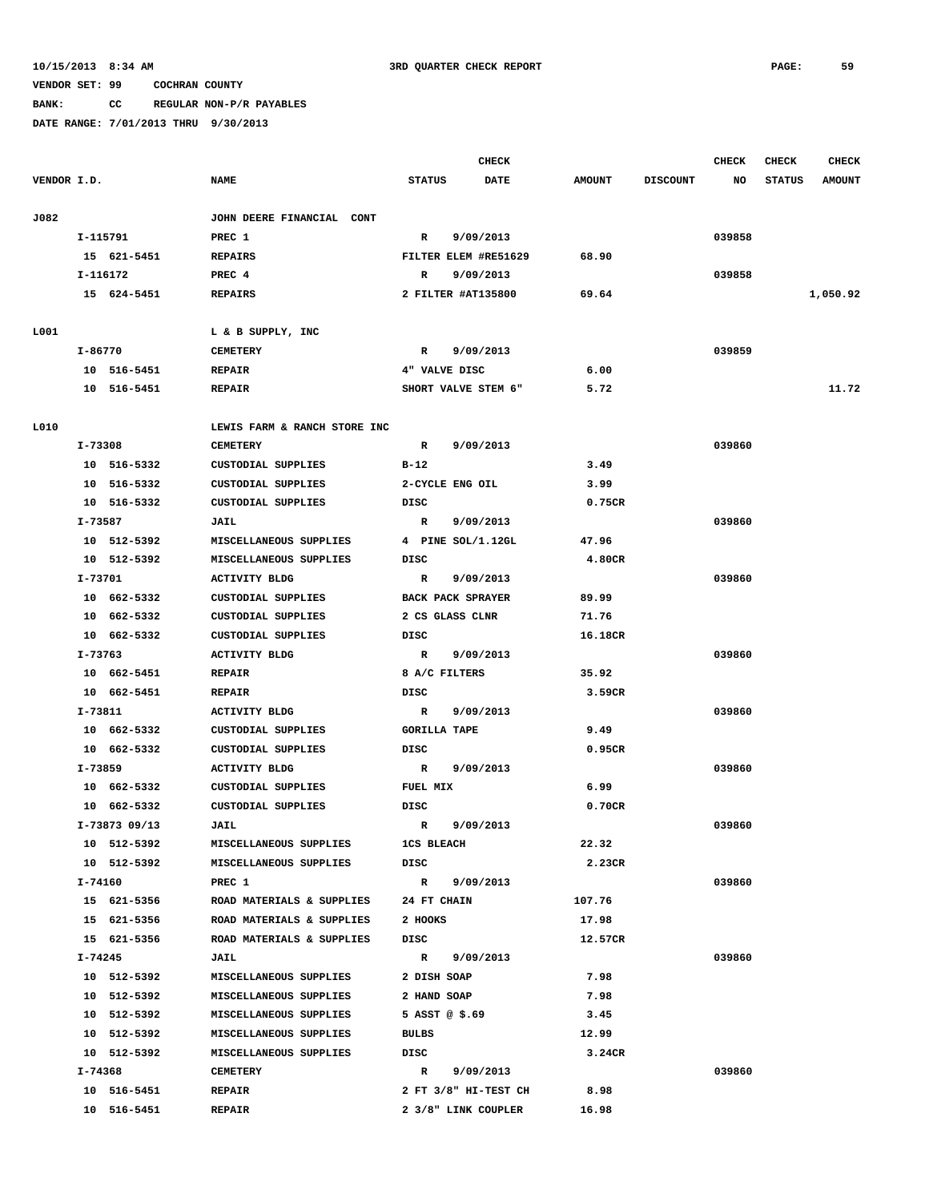10/15/2013 8:34 AM 3RD QUARTER CHECK REPORT

VENDOR SET: 99 COCHRAN COUNTY

BANK: CC REGULAR NON-P/R PAYABLES

DATE RANGE: 7/01/2013 THRU 9/30/2013

| VENDOR I.D. | NAME | STATUS | CHECK DATE | AMOUNT | DISCOUNT | CHECK NO | CHECK STATUS | CHECK AMOUNT |
|---|---|---|---|---|---|---|---|---|
| J082 | JOHN DEERE FINANCIAL CONT | | | | | | | |
| I-115791 | PREC 1 | R | 9/09/2013 | | | 039858 | | |
| 15 621-5451 | REPAIRS | FILTER ELEM #RE51629 | | 68.90 | | | | |
| I-116172 | PREC 4 | R | 9/09/2013 | | | 039858 | | |
| 15 624-5451 | REPAIRS | 2 FILTER #AT135800 | | 69.64 | | | | 1,050.92 |
| L001 | L & B SUPPLY, INC | | | | | | | |
| I-86770 | CEMETERY | R | 9/09/2013 | | | 039859 | | |
| 10 516-5451 | REPAIR | 4" VALVE DISC | | 6.00 | | | | |
| 10 516-5451 | REPAIR | SHORT VALVE STEM 6" | | 5.72 | | | | 11.72 |
| L010 | LEWIS FARM & RANCH STORE INC | | | | | | | |
| I-73308 | CEMETERY | R | 9/09/2013 | | | 039860 | | |
| 10 516-5332 | CUSTODIAL SUPPLIES | B-12 | | 3.49 | | | | |
| 10 516-5332 | CUSTODIAL SUPPLIES | 2-CYCLE ENG OIL | | 3.99 | | | | |
| 10 516-5332 | CUSTODIAL SUPPLIES | DISC | | 0.75CR | | | | |
| I-73587 | JAIL | R | 9/09/2013 | | | 039860 | | |
| 10 512-5392 | MISCELLANEOUS SUPPLIES | 4 PINE SOL/1.12GL | | 47.96 | | | | |
| 10 512-5392 | MISCELLANEOUS SUPPLIES | DISC | | 4.80CR | | | | |
| I-73701 | ACTIVITY BLDG | R | 9/09/2013 | | | 039860 | | |
| 10 662-5332 | CUSTODIAL SUPPLIES | BACK PACK SPRAYER | | 89.99 | | | | |
| 10 662-5332 | CUSTODIAL SUPPLIES | 2 CS GLASS CLNR | | 71.76 | | | | |
| 10 662-5332 | CUSTODIAL SUPPLIES | DISC | | 16.18CR | | | | |
| I-73763 | ACTIVITY BLDG | R | 9/09/2013 | | | 039860 | | |
| 10 662-5451 | REPAIR | 8 A/C FILTERS | | 35.92 | | | | |
| 10 662-5451 | REPAIR | DISC | | 3.59CR | | | | |
| I-73811 | ACTIVITY BLDG | R | 9/09/2013 | | | 039860 | | |
| 10 662-5332 | CUSTODIAL SUPPLIES | GORILLA TAPE | | 9.49 | | | | |
| 10 662-5332 | CUSTODIAL SUPPLIES | DISC | | 0.95CR | | | | |
| I-73859 | ACTIVITY BLDG | R | 9/09/2013 | | | 039860 | | |
| 10 662-5332 | CUSTODIAL SUPPLIES | FUEL MIX | | 6.99 | | | | |
| 10 662-5332 | CUSTODIAL SUPPLIES | DISC | | 0.70CR | | | | |
| I-73873 09/13 | JAIL | R | 9/09/2013 | | | 039860 | | |
| 10 512-5392 | MISCELLANEOUS SUPPLIES | 1CS BLEACH | | 22.32 | | | | |
| 10 512-5392 | MISCELLANEOUS SUPPLIES | DISC | | 2.23CR | | | | |
| I-74160 | PREC 1 | R | 9/09/2013 | | | 039860 | | |
| 15 621-5356 | ROAD MATERIALS & SUPPLIES | 24 FT CHAIN | | 107.76 | | | | |
| 15 621-5356 | ROAD MATERIALS & SUPPLIES | 2 HOOKS | | 17.98 | | | | |
| 15 621-5356 | ROAD MATERIALS & SUPPLIES | DISC | | 12.57CR | | | | |
| I-74245 | JAIL | R | 9/09/2013 | | | 039860 | | |
| 10 512-5392 | MISCELLANEOUS SUPPLIES | 2 DISH SOAP | | 7.98 | | | | |
| 10 512-5392 | MISCELLANEOUS SUPPLIES | 2 HAND SOAP | | 7.98 | | | | |
| 10 512-5392 | MISCELLANEOUS SUPPLIES | 5 ASST @ $.69 | | 3.45 | | | | |
| 10 512-5392 | MISCELLANEOUS SUPPLIES | BULBS | | 12.99 | | | | |
| 10 512-5392 | MISCELLANEOUS SUPPLIES | DISC | | 3.24CR | | | | |
| I-74368 | CEMETERY | R | 9/09/2013 | | | 039860 | | |
| 10 516-5451 | REPAIR | 2 FT 3/8" HI-TEST CH | | 8.98 | | | | |
| 10 516-5451 | REPAIR | 2 3/8" LINK COUPLER | | 16.98 | | | | |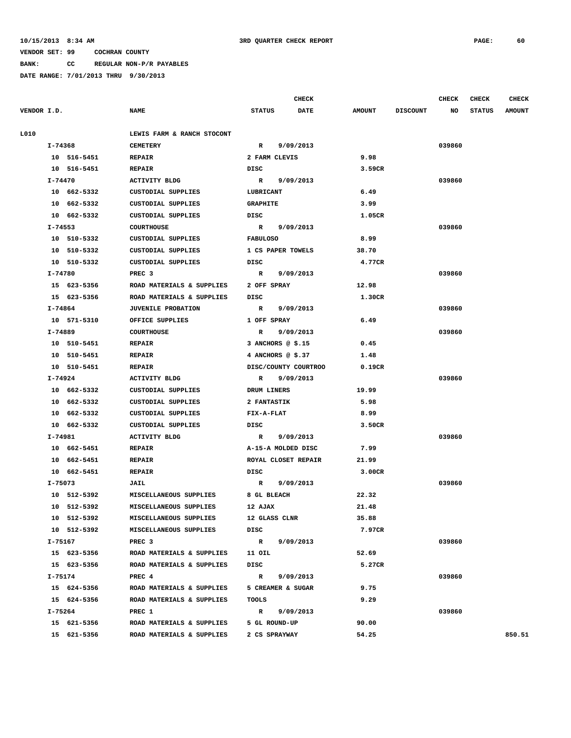10/15/2013 8:34 AM 3RD QUARTER CHECK REPORT

VENDOR SET: 99 COCHRAN COUNTY

BANK: CC REGULAR NON-P/R PAYABLES

DATE RANGE: 7/01/2013 THRU 9/30/2013

| VENDOR I.D. | NAME | STATUS | CHECK DATE | AMOUNT | DISCOUNT | CHECK NO | CHECK STATUS | CHECK AMOUNT |
|---|---|---|---|---|---|---|---|---|
| L010 | LEWIS FARM & RANCH STOCONT | | | | | | | |
| I-74368 | CEMETERY | R | 9/09/2013 | | | 039860 | | |
| 10 516-5451 | REPAIR | 2 FARM CLEVIS | | 9.98 | | | | |
| 10 516-5451 | REPAIR | DISC | | 3.59CR | | | | |
| I-74470 | ACTIVITY BLDG | R | 9/09/2013 | | | 039860 | | |
| 10 662-5332 | CUSTODIAL SUPPLIES | LUBRICANT | | 6.49 | | | | |
| 10 662-5332 | CUSTODIAL SUPPLIES | GRAPHITE | | 3.99 | | | | |
| 10 662-5332 | CUSTODIAL SUPPLIES | DISC | | 1.05CR | | | | |
| I-74553 | COURTHOUSE | R | 9/09/2013 | | | 039860 | | |
| 10 510-5332 | CUSTODIAL SUPPLIES | FABULOSO | | 8.99 | | | | |
| 10 510-5332 | CUSTODIAL SUPPLIES | 1 CS PAPER TOWELS | | 38.70 | | | | |
| 10 510-5332 | CUSTODIAL SUPPLIES | DISC | | 4.77CR | | | | |
| I-74780 | PREC 3 | R | 9/09/2013 | | | 039860 | | |
| 15 623-5356 | ROAD MATERIALS & SUPPLIES | 2 OFF SPRAY | | 12.98 | | | | |
| 15 623-5356 | ROAD MATERIALS & SUPPLIES | DISC | | 1.30CR | | | | |
| I-74864 | JUVENILE PROBATION | R | 9/09/2013 | | | 039860 | | |
| 10 571-5310 | OFFICE SUPPLIES | 1 OFF SPRAY | | 6.49 | | | | |
| I-74889 | COURTHOUSE | R | 9/09/2013 | | | 039860 | | |
| 10 510-5451 | REPAIR | 3 ANCHORS @ $.15 | | 0.45 | | | | |
| 10 510-5451 | REPAIR | 4 ANCHORS @ $.37 | | 1.48 | | | | |
| 10 510-5451 | REPAIR | DISC/COUNTY COURTROO | | 0.19CR | | | | |
| I-74924 | ACTIVITY BLDG | R | 9/09/2013 | | | 039860 | | |
| 10 662-5332 | CUSTODIAL SUPPLIES | DRUM LINERS | | 19.99 | | | | |
| 10 662-5332 | CUSTODIAL SUPPLIES | 2 FANTASTIK | | 5.98 | | | | |
| 10 662-5332 | CUSTODIAL SUPPLIES | FIX-A-FLAT | | 8.99 | | | | |
| 10 662-5332 | CUSTODIAL SUPPLIES | DISC | | 3.50CR | | | | |
| I-74981 | ACTIVITY BLDG | R | 9/09/2013 | | | 039860 | | |
| 10 662-5451 | REPAIR | A-15-A MOLDED DISC | | 7.99 | | | | |
| 10 662-5451 | REPAIR | ROYAL CLOSET REPAIR | | 21.99 | | | | |
| 10 662-5451 | REPAIR | DISC | | 3.00CR | | | | |
| I-75073 | JAIL | R | 9/09/2013 | | | 039860 | | |
| 10 512-5392 | MISCELLANEOUS SUPPLIES | 8 GL BLEACH | | 22.32 | | | | |
| 10 512-5392 | MISCELLANEOUS SUPPLIES | 12 AJAX | | 21.48 | | | | |
| 10 512-5392 | MISCELLANEOUS SUPPLIES | 12 GLASS CLNR | | 35.88 | | | | |
| 10 512-5392 | MISCELLANEOUS SUPPLIES | DISC | | 7.97CR | | | | |
| I-75167 | PREC 3 | R | 9/09/2013 | | | 039860 | | |
| 15 623-5356 | ROAD MATERIALS & SUPPLIES | 11 OIL | | 52.69 | | | | |
| 15 623-5356 | ROAD MATERIALS & SUPPLIES | DISC | | 5.27CR | | | | |
| I-75174 | PREC 4 | R | 9/09/2013 | | | 039860 | | |
| 15 624-5356 | ROAD MATERIALS & SUPPLIES | 5 CREAMER & SUGAR | | 9.75 | | | | |
| 15 624-5356 | ROAD MATERIALS & SUPPLIES | TOOLS | | 9.29 | | | | |
| I-75264 | PREC 1 | R | 9/09/2013 | | | 039860 | | |
| 15 621-5356 | ROAD MATERIALS & SUPPLIES | 5 GL ROUND-UP | | 90.00 | | | | |
| 15 621-5356 | ROAD MATERIALS & SUPPLIES | 2 CS SPRAYWAY | | 54.25 | | | | 850.51 |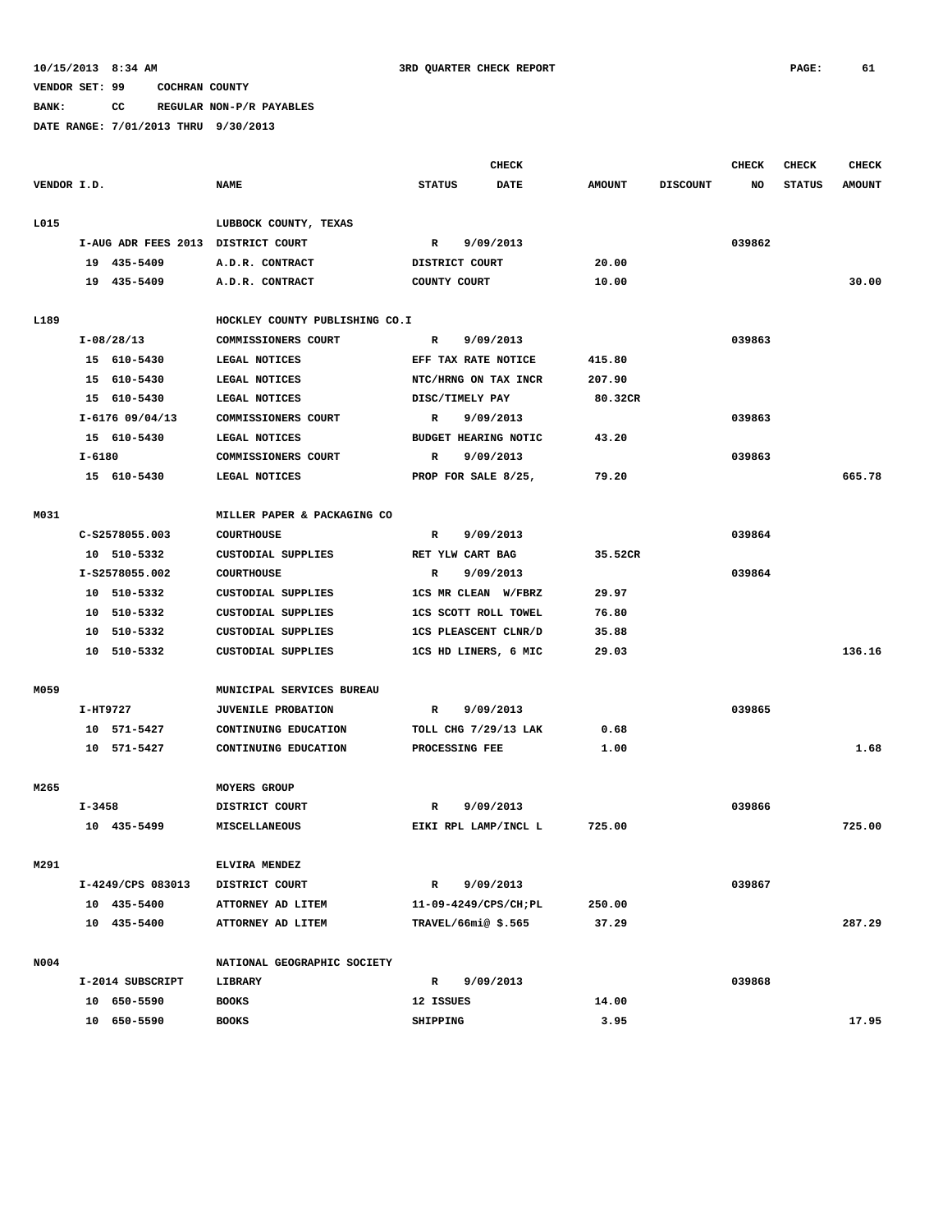10/15/2013 8:34 AM — 3RD QUARTER CHECK REPORT

VENDOR SET: 99 COCHRAN COUNTY

BANK: CC REGULAR NON-P/R PAYABLES

DATE RANGE: 7/01/2013 THRU 9/30/2013

| VENDOR I.D. | NAME | STATUS | CHECK DATE | AMOUNT | DISCOUNT | CHECK NO | CHECK STATUS | CHECK AMOUNT |
|---|---|---|---|---|---|---|---|---|
| L015 | LUBBOCK COUNTY, TEXAS | | | | | | | |
| I-AUG ADR FEES 2013 | DISTRICT COURT | R | 9/09/2013 | | | 039862 | | |
| 19 435-5409 | A.D.R. CONTRACT | DISTRICT COURT | | 20.00 | | | | |
| 19 435-5409 | A.D.R. CONTRACT | COUNTY COURT | | 10.00 | | | | 30.00 |
| L189 | HOCKLEY COUNTY PUBLISHING CO.I | | | | | | | |
| I-08/28/13 | COMMISSIONERS COURT | R | 9/09/2013 | | | 039863 | | |
| 15 610-5430 | LEGAL NOTICES | EFF TAX RATE NOTICE | | 415.80 | | | | |
| 15 610-5430 | LEGAL NOTICES | NTC/HRNG ON TAX INCR | | 207.90 | | | | |
| 15 610-5430 | LEGAL NOTICES | DISC/TIMELY PAY | | 80.32CR | | | | |
| I-6176 09/04/13 | COMMISSIONERS COURT | R | 9/09/2013 | | | 039863 | | |
| 15 610-5430 | LEGAL NOTICES | BUDGET HEARING NOTIC | | 43.20 | | | | |
| I-6180 | COMMISSIONERS COURT | R | 9/09/2013 | | | 039863 | | |
| 15 610-5430 | LEGAL NOTICES | PROP FOR SALE 8/25, | | 79.20 | | | | 665.78 |
| M031 | MILLER PAPER & PACKAGING CO | | | | | | | |
| C-S2578055.003 | COURTHOUSE | R | 9/09/2013 | | | 039864 | | |
| 10 510-5332 | CUSTODIAL SUPPLIES | RET YLW CART BAG | | 35.52CR | | | | |
| I-S2578055.002 | COURTHOUSE | R | 9/09/2013 | | | 039864 | | |
| 10 510-5332 | CUSTODIAL SUPPLIES | 1CS MR CLEAN W/FBRZ | | 29.97 | | | | |
| 10 510-5332 | CUSTODIAL SUPPLIES | 1CS SCOTT ROLL TOWEL | | 76.80 | | | | |
| 10 510-5332 | CUSTODIAL SUPPLIES | 1CS PLEASCENT CLNR/D | | 35.88 | | | | |
| 10 510-5332 | CUSTODIAL SUPPLIES | 1CS HD LINERS, 6 MIC | | 29.03 | | | | 136.16 |
| M059 | MUNICIPAL SERVICES BUREAU | | | | | | | |
| I-HT9727 | JUVENILE PROBATION | R | 9/09/2013 | | | 039865 | | |
| 10 571-5427 | CONTINUING EDUCATION | TOLL CHG 7/29/13 LAK | | 0.68 | | | | |
| 10 571-5427 | CONTINUING EDUCATION | PROCESSING FEE | | 1.00 | | | | 1.68 |
| M265 | MOYERS GROUP | | | | | | | |
| I-3458 | DISTRICT COURT | R | 9/09/2013 | | | 039866 | | |
| 10 435-5499 | MISCELLANEOUS | EIKI RPL LAMP/INCL L | | 725.00 | | | | 725.00 |
| M291 | ELVIRA MENDEZ | | | | | | | |
| I-4249/CPS 083013 | DISTRICT COURT | R | 9/09/2013 | | | 039867 | | |
| 10 435-5400 | ATTORNEY AD LITEM | 11-09-4249/CPS/CH;PL | | 250.00 | | | | |
| 10 435-5400 | ATTORNEY AD LITEM | TRAVEL/66mi@ $.565 | | 37.29 | | | | 287.29 |
| N004 | NATIONAL GEOGRAPHIC SOCIETY | | | | | | | |
| I-2014 SUBSCRIPT | LIBRARY | R | 9/09/2013 | | | 039868 | | |
| 10 650-5590 | BOOKS | 12 ISSUES | | 14.00 | | | | |
| 10 650-5590 | BOOKS | SHIPPING | | 3.95 | | | | 17.95 |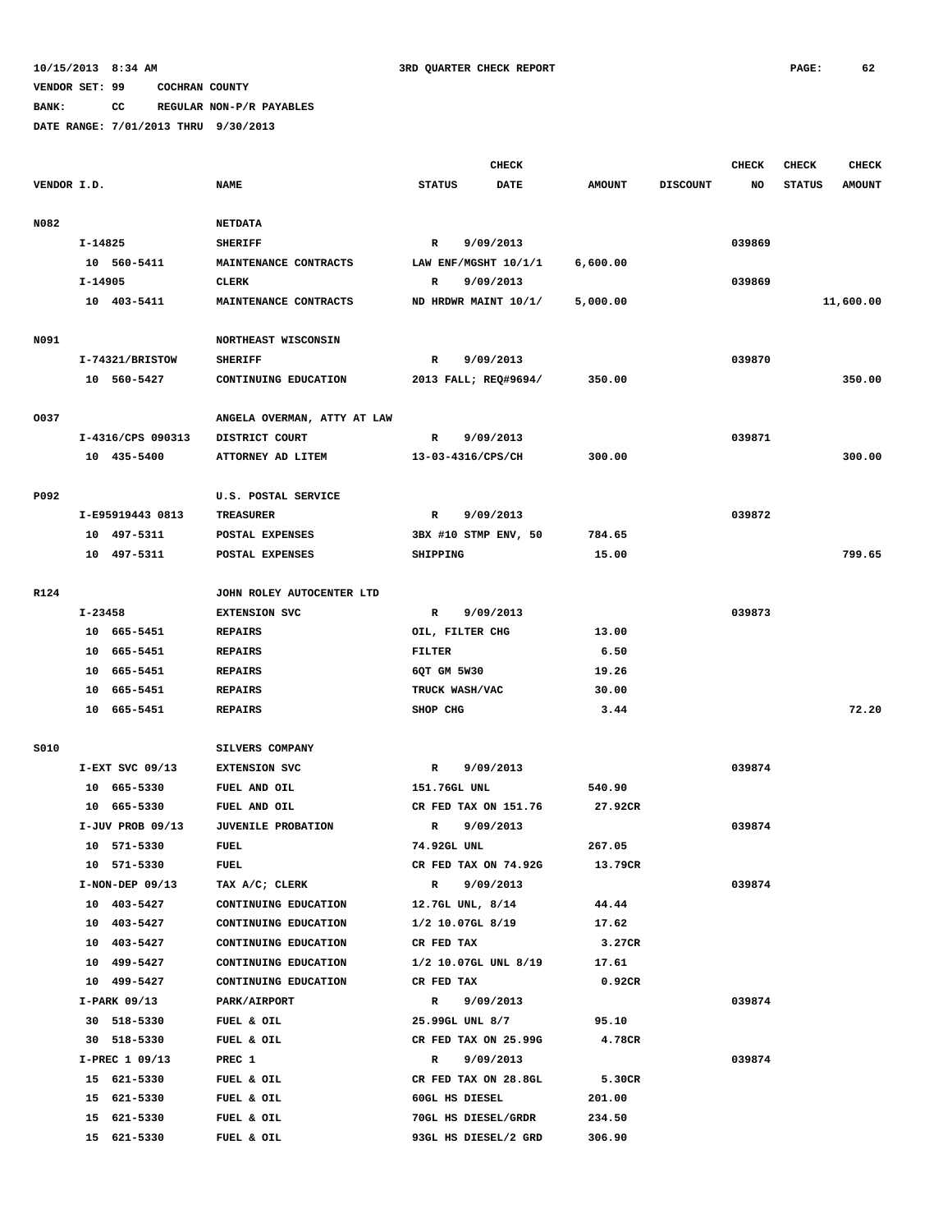10/15/2013 8:34 AM    3RD QUARTER CHECK REPORT

VENDOR SET: 99    COCHRAN COUNTY

BANK:    CC    REGULAR NON-P/R PAYABLES

DATE RANGE: 7/01/2013 THRU 9/30/2013

| VENDOR I.D. | NAME | STATUS | CHECK DATE | AMOUNT | DISCOUNT | CHECK NO | CHECK STATUS | CHECK AMOUNT |
|---|---|---|---|---|---|---|---|---|
| N082 | NETDATA | | | | | | | |
| I-14825 | SHERIFF | R | 9/09/2013 | | | 039869 | | |
| 10 560-5411 | MAINTENANCE CONTRACTS | LAW ENF/MGSHT 10/1/1 | | 6,600.00 | | | | |
| I-14905 | CLERK | R | 9/09/2013 | | | 039869 | | |
| 10 403-5411 | MAINTENANCE CONTRACTS | ND HRDWR MAINT 10/1/ | | 5,000.00 | | | | 11,600.00 |
| N091 | NORTHEAST WISCONSIN | | | | | | | |
| I-74321/BRISTOW | SHERIFF | R | 9/09/2013 | | | 039870 | | |
| 10 560-5427 | CONTINUING EDUCATION | 2013 FALL; REQ#9694/ | | 350.00 | | | | 350.00 |
| O037 | ANGELA OVERMAN, ATTY AT LAW | | | | | | | |
| I-4316/CPS 090313 | DISTRICT COURT | R | 9/09/2013 | | | 039871 | | |
| 10 435-5400 | ATTORNEY AD LITEM | 13-03-4316/CPS/CH | | 300.00 | | | | 300.00 |
| P092 | U.S. POSTAL SERVICE | | | | | | | |
| I-E95919443 0813 | TREASURER | R | 9/09/2013 | | | 039872 | | |
| 10 497-5311 | POSTAL EXPENSES | 3BX #10 STMP ENV, 50 | | 784.65 | | | | |
| 10 497-5311 | POSTAL EXPENSES | SHIPPING | | 15.00 | | | | 799.65 |
| R124 | JOHN ROLEY AUTOCENTER LTD | | | | | | | |
| I-23458 | EXTENSION SVC | R | 9/09/2013 | | | 039873 | | |
| 10 665-5451 | REPAIRS | OIL, FILTER CHG | | 13.00 | | | | |
| 10 665-5451 | REPAIRS | FILTER | | 6.50 | | | | |
| 10 665-5451 | REPAIRS | 6QT GM 5W30 | | 19.26 | | | | |
| 10 665-5451 | REPAIRS | TRUCK WASH/VAC | | 30.00 | | | | |
| 10 665-5451 | REPAIRS | SHOP CHG | | 3.44 | | | | 72.20 |
| S010 | SILVERS COMPANY | | | | | | | |
| I-EXT SVC 09/13 | EXTENSION SVC | R | 9/09/2013 | | | 039874 | | |
| 10 665-5330 | FUEL AND OIL | 151.76GL UNL | | 540.90 | | | | |
| 10 665-5330 | FUEL AND OIL | CR FED TAX ON 151.76 | | 27.92CR | | | | |
| I-JUV PROB 09/13 | JUVENILE PROBATION | R | 9/09/2013 | | | 039874 | | |
| 10 571-5330 | FUEL | 74.92GL UNL | | 267.05 | | | | |
| 10 571-5330 | FUEL | CR FED TAX ON 74.92G | | 13.79CR | | | | |
| I-NON-DEP 09/13 | TAX A/C; CLERK | R | 9/09/2013 | | | 039874 | | |
| 10 403-5427 | CONTINUING EDUCATION | 12.7GL UNL, 8/14 | | 44.44 | | | | |
| 10 403-5427 | CONTINUING EDUCATION | 1/2 10.07GL 8/19 | | 17.62 | | | | |
| 10 403-5427 | CONTINUING EDUCATION | CR FED TAX | | 3.27CR | | | | |
| 10 499-5427 | CONTINUING EDUCATION | 1/2 10.07GL UNL 8/19 | | 17.61 | | | | |
| 10 499-5427 | CONTINUING EDUCATION | CR FED TAX | | 0.92CR | | | | |
| I-PARK 09/13 | PARK/AIRPORT | R | 9/09/2013 | | | 039874 | | |
| 30 518-5330 | FUEL & OIL | 25.99GL UNL 8/7 | | 95.10 | | | | |
| 30 518-5330 | FUEL & OIL | CR FED TAX ON 25.99G | | 4.78CR | | | | |
| I-PREC 1 09/13 | PREC 1 | R | 9/09/2013 | | | 039874 | | |
| 15 621-5330 | FUEL & OIL | CR FED TAX ON 28.8GL | | 5.30CR | | | | |
| 15 621-5330 | FUEL & OIL | 60GL HS DIESEL | | 201.00 | | | | |
| 15 621-5330 | FUEL & OIL | 70GL HS DIESEL/GRDR | | 234.50 | | | | |
| 15 621-5330 | FUEL & OIL | 93GL HS DIESEL/2 GRD | | 306.90 | | | | |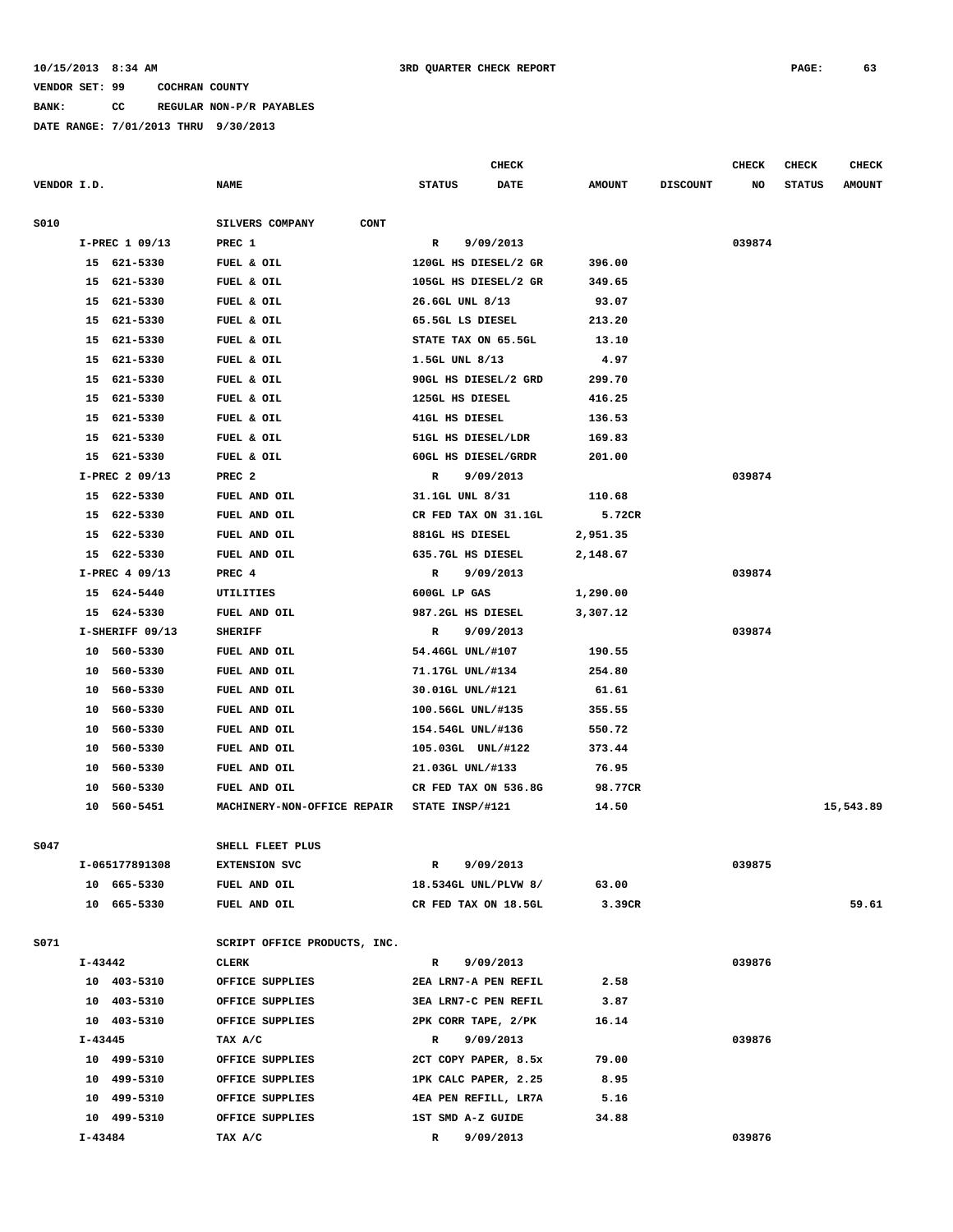10/15/2013 8:34 AM — 3RD QUARTER CHECK REPORT

VENDOR SET: 99 COCHRAN COUNTY

BANK: CC REGULAR NON-P/R PAYABLES

DATE RANGE: 7/01/2013 THRU 9/30/2013

| VENDOR I.D. | NAME | STATUS | CHECK DATE | AMOUNT | DISCOUNT | CHECK NO | CHECK STATUS | CHECK AMOUNT |
|---|---|---|---|---|---|---|---|---|
| S010 | SILVERS COMPANY CONT | | | | | | | |
| I-PREC 1 09/13 | PREC 1 | R | 9/09/2013 | | | 039874 | | |
| 15 621-5330 | FUEL & OIL | 120GL HS DIESEL/2 GR | | 396.00 | | | | |
| 15 621-5330 | FUEL & OIL | 105GL HS DIESEL/2 GR | | 349.65 | | | | |
| 15 621-5330 | FUEL & OIL | 26.6GL UNL 8/13 | | 93.07 | | | | |
| 15 621-5330 | FUEL & OIL | 65.5GL LS DIESEL | | 213.20 | | | | |
| 15 621-5330 | FUEL & OIL | STATE TAX ON 65.5GL | | 13.10 | | | | |
| 15 621-5330 | FUEL & OIL | 1.5GL UNL 8/13 | | 4.97 | | | | |
| 15 621-5330 | FUEL & OIL | 90GL HS DIESEL/2 GRD | | 299.70 | | | | |
| 15 621-5330 | FUEL & OIL | 125GL HS DIESEL | | 416.25 | | | | |
| 15 621-5330 | FUEL & OIL | 41GL HS DIESEL | | 136.53 | | | | |
| 15 621-5330 | FUEL & OIL | 51GL HS DIESEL/LDR | | 169.83 | | | | |
| 15 621-5330 | FUEL & OIL | 60GL HS DIESEL/GRDR | | 201.00 | | | | |
| I-PREC 2 09/13 | PREC 2 | R | 9/09/2013 | | | 039874 | | |
| 15 622-5330 | FUEL AND OIL | 31.1GL UNL 8/31 | | 110.68 | | | | |
| 15 622-5330 | FUEL AND OIL | CR FED TAX ON 31.1GL | | 5.72CR | | | | |
| 15 622-5330 | FUEL AND OIL | 881GL HS DIESEL | | 2,951.35 | | | | |
| 15 622-5330 | FUEL AND OIL | 635.7GL HS DIESEL | | 2,148.67 | | | | |
| I-PREC 4 09/13 | PREC 4 | R | 9/09/2013 | | | 039874 | | |
| 15 624-5440 | UTILITIES | 600GL LP GAS | | 1,290.00 | | | | |
| 15 624-5330 | FUEL AND OIL | 987.2GL HS DIESEL | | 3,307.12 | | | | |
| I-SHERIFF 09/13 | SHERIFF | R | 9/09/2013 | | | 039874 | | |
| 10 560-5330 | FUEL AND OIL | 54.46GL UNL/#107 | | 190.55 | | | | |
| 10 560-5330 | FUEL AND OIL | 71.17GL UNL/#134 | | 254.80 | | | | |
| 10 560-5330 | FUEL AND OIL | 30.01GL UNL/#121 | | 61.61 | | | | |
| 10 560-5330 | FUEL AND OIL | 100.56GL UNL/#135 | | 355.55 | | | | |
| 10 560-5330 | FUEL AND OIL | 154.54GL UNL/#136 | | 550.72 | | | | |
| 10 560-5330 | FUEL AND OIL | 105.03GL UNL/#122 | | 373.44 | | | | |
| 10 560-5330 | FUEL AND OIL | 21.03GL UNL/#133 | | 76.95 | | | | |
| 10 560-5330 | FUEL AND OIL | CR FED TAX ON 536.8G | | 98.77CR | | | | |
| 10 560-5451 | MACHINERY-NON-OFFICE REPAIR | STATE INSP/#121 | | 14.50 | | | | 15,543.89 |
| S047 | SHELL FLEET PLUS | | | | | | | |
| I-065177891308 | EXTENSION SVC | R | 9/09/2013 | | | 039875 | | |
| 10 665-5330 | FUEL AND OIL | 18.534GL UNL/PLVW 8/ | | 63.00 | | | | |
| 10 665-5330 | FUEL AND OIL | CR FED TAX ON 18.5GL | | 3.39CR | | | | 59.61 |
| S071 | SCRIPT OFFICE PRODUCTS, INC. | | | | | | | |
| I-43442 | CLERK | R | 9/09/2013 | | | 039876 | | |
| 10 403-5310 | OFFICE SUPPLIES | 2EA LRN7-A PEN REFIL | | 2.58 | | | | |
| 10 403-5310 | OFFICE SUPPLIES | 3EA LRN7-C PEN REFIL | | 3.87 | | | | |
| 10 403-5310 | OFFICE SUPPLIES | 2PK CORR TAPE, 2/PK | | 16.14 | | | | |
| I-43445 | TAX A/C | R | 9/09/2013 | | | 039876 | | |
| 10 499-5310 | OFFICE SUPPLIES | 2CT COPY PAPER, 8.5x | | 79.00 | | | | |
| 10 499-5310 | OFFICE SUPPLIES | 1PK CALC PAPER, 2.25 | | 8.95 | | | | |
| 10 499-5310 | OFFICE SUPPLIES | 4EA PEN REFILL, LR7A | | 5.16 | | | | |
| 10 499-5310 | OFFICE SUPPLIES | 1ST SMD A-Z GUIDE | | 34.88 | | | | |
| I-43484 | TAX A/C | R | 9/09/2013 | | | 039876 | | |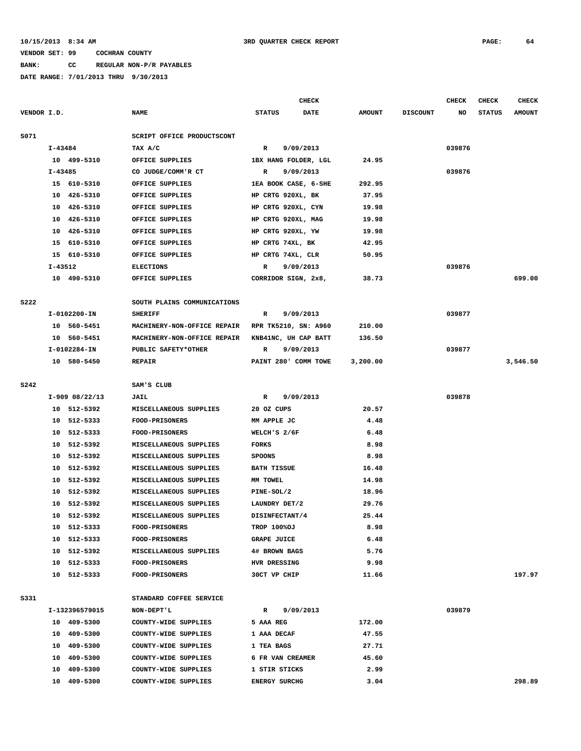10/15/2013 8:34 AM — 3RD QUARTER CHECK REPORT

VENDOR SET: 99 COCHRAN COUNTY

BANK: CC REGULAR NON-P/R PAYABLES

DATE RANGE: 7/01/2013 THRU 9/30/2013

| VENDOR I.D. | NAME | STATUS | CHECK DATE | AMOUNT | DISCOUNT | CHECK NO | CHECK STATUS | CHECK AMOUNT |
|---|---|---|---|---|---|---|---|---|
| S071 | SCRIPT OFFICE PRODUCTSCONT | | | | | | | |
| I-43484 | TAX A/C | R | 9/09/2013 | | | 039876 | | |
| 10 499-5310 | OFFICE SUPPLIES | 1BX HANG FOLDER, LGL | | 24.95 | | | | |
| I-43485 | CO JUDGE/COMM'R CT | R | 9/09/2013 | | | 039876 | | |
| 15 610-5310 | OFFICE SUPPLIES | 1EA BOOK CASE, 6-SHE | | 292.95 | | | | |
| 10 426-5310 | OFFICE SUPPLIES | HP CRTG 920XL, BK | | 37.95 | | | | |
| 10 426-5310 | OFFICE SUPPLIES | HP CRTG 920XL, CYN | | 19.98 | | | | |
| 10 426-5310 | OFFICE SUPPLIES | HP CRTG 920XL, MAG | | 19.98 | | | | |
| 10 426-5310 | OFFICE SUPPLIES | HP CRTG 920XL, YW | | 19.98 | | | | |
| 15 610-5310 | OFFICE SUPPLIES | HP CRTG 74XL, BK | | 42.95 | | | | |
| 15 610-5310 | OFFICE SUPPLIES | HP CRTG 74XL, CLR | | 50.95 | | | | |
| I-43512 | ELECTIONS | R | 9/09/2013 | | | 039876 | | |
| 10 490-5310 | OFFICE SUPPLIES | CORRIDOR SIGN, 2x8, | | 38.73 | | | | 699.00 |
| S222 | SOUTH PLAINS COMMUNICATIONS | | | | | | | |
| I-0102200-IN | SHERIFF | R | 9/09/2013 | | | 039877 | | |
| 10 560-5451 | MACHINERY-NON-OFFICE REPAIR | RPR TK5210, SN: A960 | | 210.00 | | | | |
| 10 560-5451 | MACHINERY-NON-OFFICE REPAIR | KNB41NC, UH CAP BATT | | 136.50 | | | | |
| I-0102284-IN | PUBLIC SAFETY*OTHER | R | 9/09/2013 | | | 039877 | | |
| 10 580-5450 | REPAIR | PAINT 280' COMM TOWE | | 3,200.00 | | | | 3,546.50 |
| S242 | SAM'S CLUB | | | | | | | |
| I-909 08/22/13 | JAIL | R | 9/09/2013 | | | 039878 | | |
| 10 512-5392 | MISCELLANEOUS SUPPLIES | 20 OZ CUPS | | 20.57 | | | | |
| 10 512-5333 | FOOD-PRISONERS | MM APPLE JC | | 4.48 | | | | |
| 10 512-5333 | FOOD-PRISONERS | WELCH'S 2/6F | | 6.48 | | | | |
| 10 512-5392 | MISCELLANEOUS SUPPLIES | FORKS | | 8.98 | | | | |
| 10 512-5392 | MISCELLANEOUS SUPPLIES | SPOONS | | 8.98 | | | | |
| 10 512-5392 | MISCELLANEOUS SUPPLIES | BATH TISSUE | | 16.48 | | | | |
| 10 512-5392 | MISCELLANEOUS SUPPLIES | MM TOWEL | | 14.98 | | | | |
| 10 512-5392 | MISCELLANEOUS SUPPLIES | PINE-SOL/2 | | 18.96 | | | | |
| 10 512-5392 | MISCELLANEOUS SUPPLIES | LAUNDRY DET/2 | | 29.76 | | | | |
| 10 512-5392 | MISCELLANEOUS SUPPLIES | DISINFECTANT/4 | | 25.44 | | | | |
| 10 512-5333 | FOOD-PRISONERS | TROP 100%OJ | | 8.98 | | | | |
| 10 512-5333 | FOOD-PRISONERS | GRAPE JUICE | | 6.48 | | | | |
| 10 512-5392 | MISCELLANEOUS SUPPLIES | 4# BROWN BAGS | | 5.76 | | | | |
| 10 512-5333 | FOOD-PRISONERS | HVR DRESSING | | 9.98 | | | | |
| 10 512-5333 | FOOD-PRISONERS | 30CT VP CHIP | | 11.66 | | | | 197.97 |
| S331 | STANDARD COFFEE SERVICE | | | | | | | |
| I-132396579015 | NON-DEPT'L | R | 9/09/2013 | | | 039879 | | |
| 10 409-5300 | COUNTY-WIDE SUPPLIES | 5 AAA REG | | 172.00 | | | | |
| 10 409-5300 | COUNTY-WIDE SUPPLIES | 1 AAA DECAF | | 47.55 | | | | |
| 10 409-5300 | COUNTY-WIDE SUPPLIES | 1 TEA BAGS | | 27.71 | | | | |
| 10 409-5300 | COUNTY-WIDE SUPPLIES | 6 FR VAN CREAMER | | 45.60 | | | | |
| 10 409-5300 | COUNTY-WIDE SUPPLIES | 1 STIR STICKS | | 2.99 | | | | |
| 10 409-5300 | COUNTY-WIDE SUPPLIES | ENERGY SURCHG | | 3.04 | | | | 298.89 |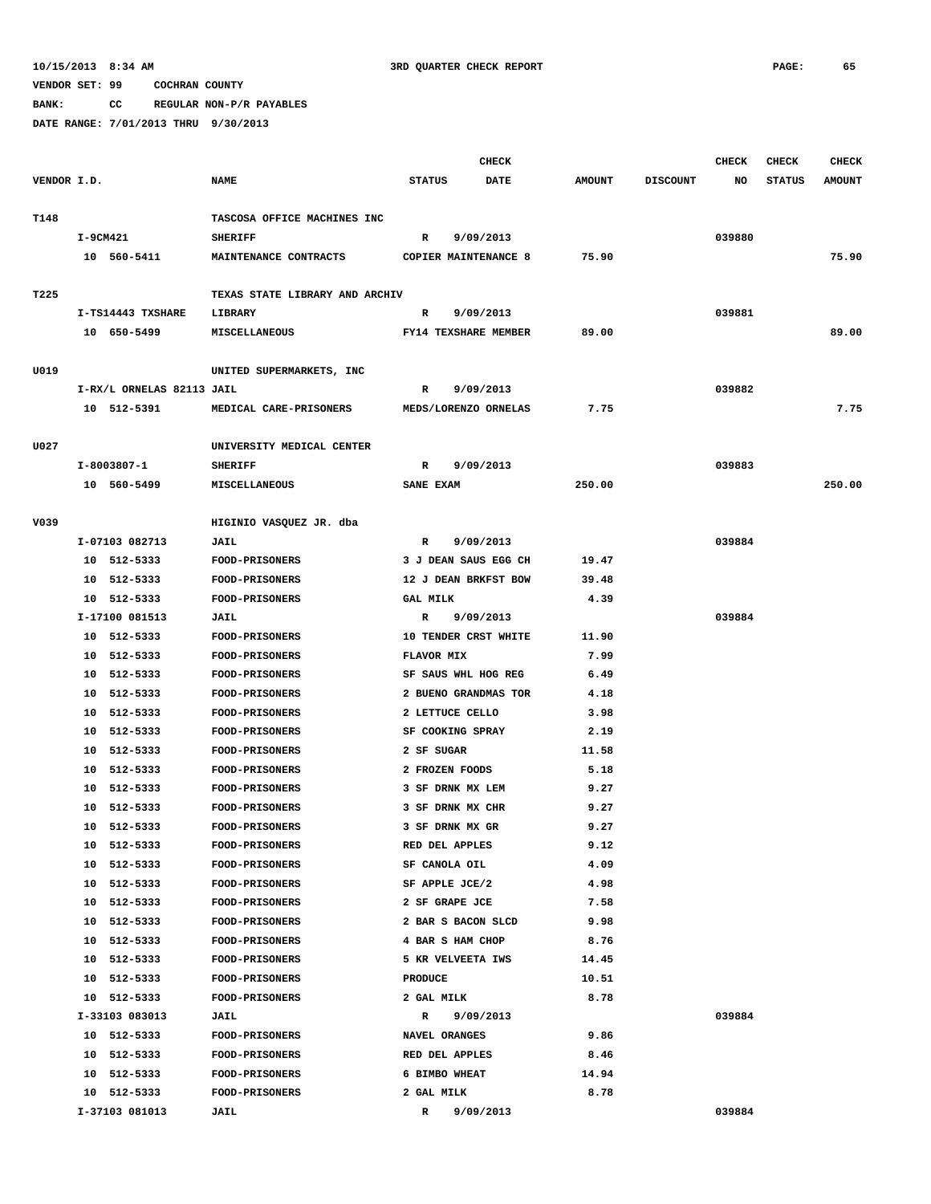10/15/2013 8:34 AM 3RD QUARTER CHECK REPORT

VENDOR SET: 99 COCHRAN COUNTY

BANK: CC REGULAR NON-P/R PAYABLES

DATE RANGE: 7/01/2013 THRU 9/30/2013

| VENDOR I.D. | NAME | STATUS | CHECK DATE | AMOUNT | DISCOUNT | CHECK NO | CHECK STATUS | CHECK AMOUNT |
|---|---|---|---|---|---|---|---|---|
| T148 | TASCOSA OFFICE MACHINES INC | | | | | | | |
| I-9CM421 | SHERIFF | R | 9/09/2013 | | | 039880 | | |
| 10 560-5411 | MAINTENANCE CONTRACTS | COPIER MAINTENANCE 8 | | 75.90 | | | | 75.90 |
| T225 | TEXAS STATE LIBRARY AND ARCHIV | | | | | | | |
| I-TS14443 TXSHARE | LIBRARY | R | 9/09/2013 | | | 039881 | | |
| 10 650-5499 | MISCELLANEOUS | FY14 TEXSHARE MEMBER | | 89.00 | | | | 89.00 |
| U019 | UNITED SUPERMARKETS, INC | | | | | | | |
| I-RX/L ORNELAS 82113 | JAIL | R | 9/09/2013 | | | 039882 | | |
| 10 512-5391 | MEDICAL CARE-PRISONERS | MEDS/LORENZO ORNELAS | | 7.75 | | | | 7.75 |
| U027 | UNIVERSITY MEDICAL CENTER | | | | | | | |
| I-8003807-1 | SHERIFF | R | 9/09/2013 | | | 039883 | | |
| 10 560-5499 | MISCELLANEOUS | SANE EXAM | | 250.00 | | | | 250.00 |
| V039 | HIGINIO VASQUEZ JR. dba | | | | | | | |
| I-07103 082713 | JAIL | R | 9/09/2013 | | | 039884 | | |
| 10 512-5333 | FOOD-PRISONERS | 3 J DEAN SAUS EGG CH | | 19.47 | | | | |
| 10 512-5333 | FOOD-PRISONERS | 12 J DEAN BRKFST BOW | | 39.48 | | | | |
| 10 512-5333 | FOOD-PRISONERS | GAL MILK | | 4.39 | | | | |
| I-17100 081513 | JAIL | R | 9/09/2013 | | | 039884 | | |
| 10 512-5333 | FOOD-PRISONERS | 10 TENDER CRST WHITE | | 11.90 | | | | |
| 10 512-5333 | FOOD-PRISONERS | FLAVOR MIX | | 7.99 | | | | |
| 10 512-5333 | FOOD-PRISONERS | SF SAUS WHL HOG REG | | 6.49 | | | | |
| 10 512-5333 | FOOD-PRISONERS | 2 BUENO GRANDMAS TOR | | 4.18 | | | | |
| 10 512-5333 | FOOD-PRISONERS | 2 LETTUCE CELLO | | 3.98 | | | | |
| 10 512-5333 | FOOD-PRISONERS | SF COOKING SPRAY | | 2.19 | | | | |
| 10 512-5333 | FOOD-PRISONERS | 2 SF SUGAR | | 11.58 | | | | |
| 10 512-5333 | FOOD-PRISONERS | 2 FROZEN FOODS | | 5.18 | | | | |
| 10 512-5333 | FOOD-PRISONERS | 3 SF DRNK MX LEM | | 9.27 | | | | |
| 10 512-5333 | FOOD-PRISONERS | 3 SF DRNK MX CHR | | 9.27 | | | | |
| 10 512-5333 | FOOD-PRISONERS | 3 SF DRNK MX GR | | 9.27 | | | | |
| 10 512-5333 | FOOD-PRISONERS | RED DEL APPLES | | 9.12 | | | | |
| 10 512-5333 | FOOD-PRISONERS | SF CANOLA OIL | | 4.09 | | | | |
| 10 512-5333 | FOOD-PRISONERS | SF APPLE JCE/2 | | 4.98 | | | | |
| 10 512-5333 | FOOD-PRISONERS | 2 SF GRAPE JCE | | 7.58 | | | | |
| 10 512-5333 | FOOD-PRISONERS | 2 BAR S BACON SLCD | | 9.98 | | | | |
| 10 512-5333 | FOOD-PRISONERS | 4 BAR S HAM CHOP | | 8.76 | | | | |
| 10 512-5333 | FOOD-PRISONERS | 5 KR VELVEETA IWS | | 14.45 | | | | |
| 10 512-5333 | FOOD-PRISONERS | PRODUCE | | 10.51 | | | | |
| 10 512-5333 | FOOD-PRISONERS | 2 GAL MILK | | 8.78 | | | | |
| I-33103 083013 | JAIL | R | 9/09/2013 | | | 039884 | | |
| 10 512-5333 | FOOD-PRISONERS | NAVEL ORANGES | | 9.86 | | | | |
| 10 512-5333 | FOOD-PRISONERS | RED DEL APPLES | | 8.46 | | | | |
| 10 512-5333 | FOOD-PRISONERS | 6 BIMBO WHEAT | | 14.94 | | | | |
| 10 512-5333 | FOOD-PRISONERS | 2 GAL MILK | | 8.78 | | | | |
| I-37103 081013 | JAIL | R | 9/09/2013 | | | 039884 | | |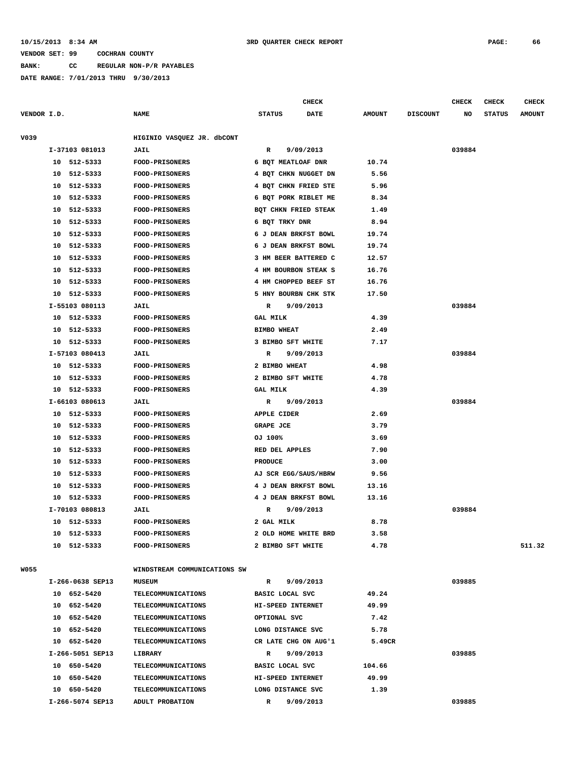10/15/2013 8:34 AM 3RD QUARTER CHECK REPORT

VENDOR SET: 99 COCHRAN COUNTY

BANK: CC REGULAR NON-P/R PAYABLES

DATE RANGE: 7/01/2013 THRU 9/30/2013

| VENDOR I.D. | NAME | STATUS | CHECK DATE | AMOUNT | DISCOUNT | CHECK NO | CHECK STATUS | CHECK AMOUNT |
|---|---|---|---|---|---|---|---|---|
| V039 | HIGINIO VASQUEZ JR. dbCONT | | | | | | | |
| I-37103 081013 | JAIL | R | 9/09/2013 | | | 039884 | | |
| 10 512-5333 | FOOD-PRISONERS | 6 BQT MEATLOAF DNR | | 10.74 | | | | |
| 10 512-5333 | FOOD-PRISONERS | 4 BQT CHKN NUGGET DN | | 5.56 | | | | |
| 10 512-5333 | FOOD-PRISONERS | 4 BQT CHKN FRIED STE | | 5.96 | | | | |
| 10 512-5333 | FOOD-PRISONERS | 6 BQT PORK RIBLET ME | | 8.34 | | | | |
| 10 512-5333 | FOOD-PRISONERS | BQT CHKN FRIED STEAK | | 1.49 | | | | |
| 10 512-5333 | FOOD-PRISONERS | 6 BQT TRKY DNR | | 8.94 | | | | |
| 10 512-5333 | FOOD-PRISONERS | 6 J DEAN BRKFST BOWL | | 19.74 | | | | |
| 10 512-5333 | FOOD-PRISONERS | 6 J DEAN BRKFST BOWL | | 19.74 | | | | |
| 10 512-5333 | FOOD-PRISONERS | 3 HM BEER BATTERED C | | 12.57 | | | | |
| 10 512-5333 | FOOD-PRISONERS | 4 HM BOURBON STEAK S | | 16.76 | | | | |
| 10 512-5333 | FOOD-PRISONERS | 4 HM CHOPPED BEEF ST | | 16.76 | | | | |
| 10 512-5333 | FOOD-PRISONERS | 5 HNY BOURBN CHK STK | | 17.50 | | | | |
| I-55103 080113 | JAIL | R | 9/09/2013 | | | 039884 | | |
| 10 512-5333 | FOOD-PRISONERS | GAL MILK | | 4.39 | | | | |
| 10 512-5333 | FOOD-PRISONERS | BIMBO WHEAT | | 2.49 | | | | |
| 10 512-5333 | FOOD-PRISONERS | 3 BIMBO SFT WHITE | | 7.17 | | | | |
| I-57103 080413 | JAIL | R | 9/09/2013 | | | 039884 | | |
| 10 512-5333 | FOOD-PRISONERS | 2 BIMBO WHEAT | | 4.98 | | | | |
| 10 512-5333 | FOOD-PRISONERS | 2 BIMBO SFT WHITE | | 4.78 | | | | |
| 10 512-5333 | FOOD-PRISONERS | GAL MILK | | 4.39 | | | | |
| I-66103 080613 | JAIL | R | 9/09/2013 | | | 039884 | | |
| 10 512-5333 | FOOD-PRISONERS | APPLE CIDER | | 2.69 | | | | |
| 10 512-5333 | FOOD-PRISONERS | GRAPE JCE | | 3.79 | | | | |
| 10 512-5333 | FOOD-PRISONERS | OJ 100% | | 3.69 | | | | |
| 10 512-5333 | FOOD-PRISONERS | RED DEL APPLES | | 7.90 | | | | |
| 10 512-5333 | FOOD-PRISONERS | PRODUCE | | 3.00 | | | | |
| 10 512-5333 | FOOD-PRISONERS | AJ SCR EGG/SAUS/HBRW | | 9.56 | | | | |
| 10 512-5333 | FOOD-PRISONERS | 4 J DEAN BRKFST BOWL | | 13.16 | | | | |
| 10 512-5333 | FOOD-PRISONERS | 4 J DEAN BRKFST BOWL | | 13.16 | | | | |
| I-70103 080813 | JAIL | R | 9/09/2013 | | | 039884 | | |
| 10 512-5333 | FOOD-PRISONERS | 2 GAL MILK | | 8.78 | | | | |
| 10 512-5333 | FOOD-PRISONERS | 2 OLD HOME WHITE BRD | | 3.58 | | | | |
| 10 512-5333 | FOOD-PRISONERS | 2 BIMBO SFT WHITE | | 4.78 | | | | 511.32 |
| W055 | WINDSTREAM COMMUNICATIONS SW | | | | | | | |
| I-266-0638 SEP13 | MUSEUM | R | 9/09/2013 | | | 039885 | | |
| 10 652-5420 | TELECOMMUNICATIONS | BASIC LOCAL SVC | | 49.24 | | | | |
| 10 652-5420 | TELECOMMUNICATIONS | HI-SPEED INTERNET | | 49.99 | | | | |
| 10 652-5420 | TELECOMMUNICATIONS | OPTIONAL SVC | | 7.42 | | | | |
| 10 652-5420 | TELECOMMUNICATIONS | LONG DISTANCE SVC | | 5.78 | | | | |
| 10 652-5420 | TELECOMMUNICATIONS | CR LATE CHG ON AUG'1 | | 5.49CR | | | | |
| I-266-5051 SEP13 | LIBRARY | R | 9/09/2013 | | | 039885 | | |
| 10 650-5420 | TELECOMMUNICATIONS | BASIC LOCAL SVC | | 104.66 | | | | |
| 10 650-5420 | TELECOMMUNICATIONS | HI-SPEED INTERNET | | 49.99 | | | | |
| 10 650-5420 | TELECOMMUNICATIONS | LONG DISTANCE SVC | | 1.39 | | | | |
| I-266-5074 SEP13 | ADULT PROBATION | R | 9/09/2013 | | | 039885 | | |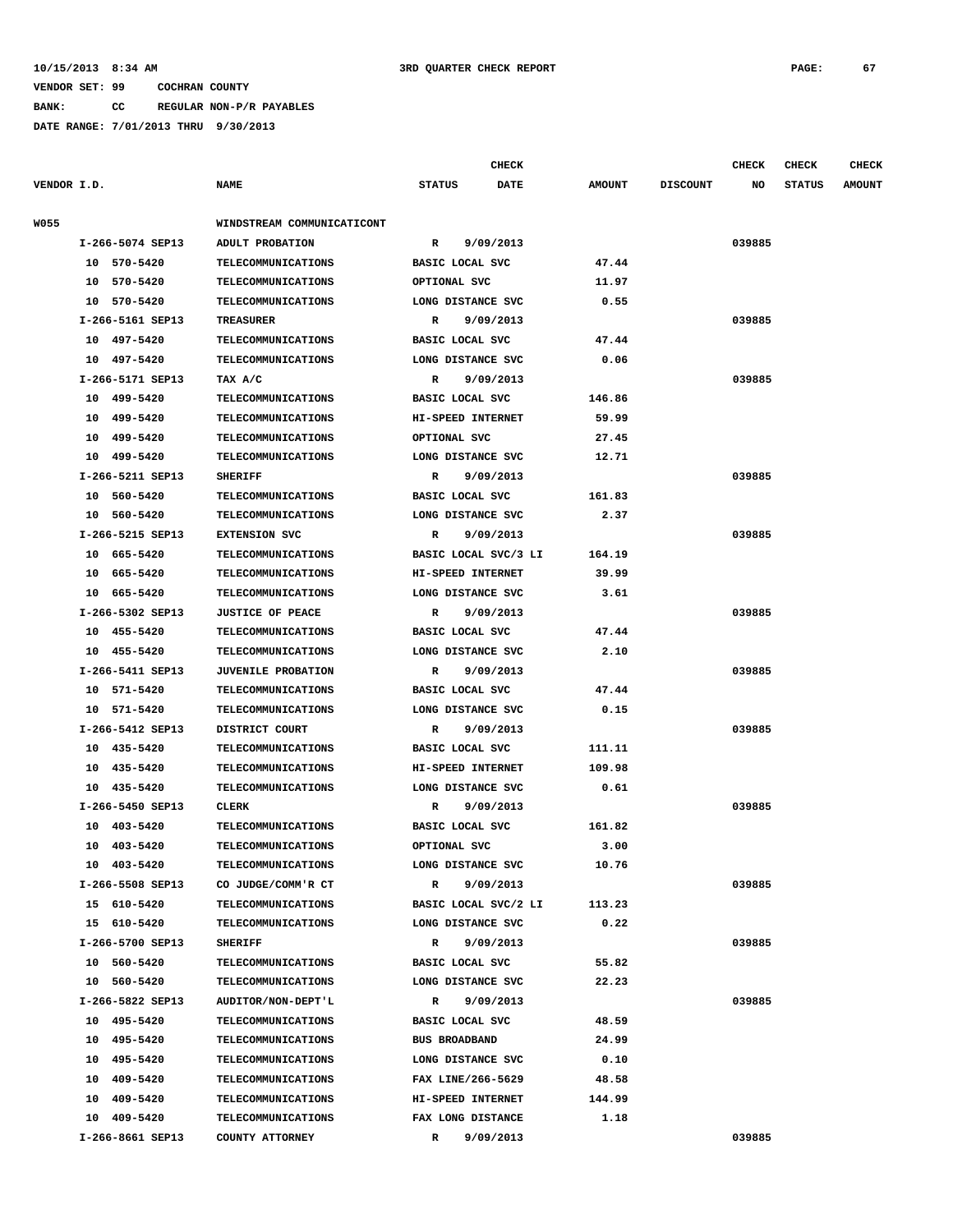VENDOR SET: 99 COCHRAN COUNTY

BANK: CC REGULAR NON-P/R PAYABLES

DATE RANGE: 7/01/2013 THRU 9/30/2013

| VENDOR I.D. | NAME | STATUS | CHECK DATE | AMOUNT | DISCOUNT | CHECK NO | CHECK STATUS | CHECK AMOUNT |
|---|---|---|---|---|---|---|---|---|
| W055 | WINDSTREAM COMMUNICATICONT | | | | | | | |
| I-266-5074 SEP13 | ADULT PROBATION | R | 9/09/2013 | | | 039885 | | |
| 10 570-5420 | TELECOMMUNICATIONS | BASIC LOCAL SVC | | 47.44 | | | | |
| 10 570-5420 | TELECOMMUNICATIONS | OPTIONAL SVC | | 11.97 | | | | |
| 10 570-5420 | TELECOMMUNICATIONS | LONG DISTANCE SVC | | 0.55 | | | | |
| I-266-5161 SEP13 | TREASURER | R | 9/09/2013 | | | 039885 | | |
| 10 497-5420 | TELECOMMUNICATIONS | BASIC LOCAL SVC | | 47.44 | | | | |
| 10 497-5420 | TELECOMMUNICATIONS | LONG DISTANCE SVC | | 0.06 | | | | |
| I-266-5171 SEP13 | TAX A/C | R | 9/09/2013 | | | 039885 | | |
| 10 499-5420 | TELECOMMUNICATIONS | BASIC LOCAL SVC | | 146.86 | | | | |
| 10 499-5420 | TELECOMMUNICATIONS | HI-SPEED INTERNET | | 59.99 | | | | |
| 10 499-5420 | TELECOMMUNICATIONS | OPTIONAL SVC | | 27.45 | | | | |
| 10 499-5420 | TELECOMMUNICATIONS | LONG DISTANCE SVC | | 12.71 | | | | |
| I-266-5211 SEP13 | SHERIFF | R | 9/09/2013 | | | 039885 | | |
| 10 560-5420 | TELECOMMUNICATIONS | BASIC LOCAL SVC | | 161.83 | | | | |
| 10 560-5420 | TELECOMMUNICATIONS | LONG DISTANCE SVC | | 2.37 | | | | |
| I-266-5215 SEP13 | EXTENSION SVC | R | 9/09/2013 | | | 039885 | | |
| 10 665-5420 | TELECOMMUNICATIONS | BASIC LOCAL SVC/3 LI | | 164.19 | | | | |
| 10 665-5420 | TELECOMMUNICATIONS | HI-SPEED INTERNET | | 39.99 | | | | |
| 10 665-5420 | TELECOMMUNICATIONS | LONG DISTANCE SVC | | 3.61 | | | | |
| I-266-5302 SEP13 | JUSTICE OF PEACE | R | 9/09/2013 | | | 039885 | | |
| 10 455-5420 | TELECOMMUNICATIONS | BASIC LOCAL SVC | | 47.44 | | | | |
| 10 455-5420 | TELECOMMUNICATIONS | LONG DISTANCE SVC | | 2.10 | | | | |
| I-266-5411 SEP13 | JUVENILE PROBATION | R | 9/09/2013 | | | 039885 | | |
| 10 571-5420 | TELECOMMUNICATIONS | BASIC LOCAL SVC | | 47.44 | | | | |
| 10 571-5420 | TELECOMMUNICATIONS | LONG DISTANCE SVC | | 0.15 | | | | |
| I-266-5412 SEP13 | DISTRICT COURT | R | 9/09/2013 | | | 039885 | | |
| 10 435-5420 | TELECOMMUNICATIONS | BASIC LOCAL SVC | | 111.11 | | | | |
| 10 435-5420 | TELECOMMUNICATIONS | HI-SPEED INTERNET | | 109.98 | | | | |
| 10 435-5420 | TELECOMMUNICATIONS | LONG DISTANCE SVC | | 0.61 | | | | |
| I-266-5450 SEP13 | CLERK | R | 9/09/2013 | | | 039885 | | |
| 10 403-5420 | TELECOMMUNICATIONS | BASIC LOCAL SVC | | 161.82 | | | | |
| 10 403-5420 | TELECOMMUNICATIONS | OPTIONAL SVC | | 3.00 | | | | |
| 10 403-5420 | TELECOMMUNICATIONS | LONG DISTANCE SVC | | 10.76 | | | | |
| I-266-5508 SEP13 | CO JUDGE/COMM'R CT | R | 9/09/2013 | | | 039885 | | |
| 15 610-5420 | TELECOMMUNICATIONS | BASIC LOCAL SVC/2 LI | | 113.23 | | | | |
| 15 610-5420 | TELECOMMUNICATIONS | LONG DISTANCE SVC | | 0.22 | | | | |
| I-266-5700 SEP13 | SHERIFF | R | 9/09/2013 | | | 039885 | | |
| 10 560-5420 | TELECOMMUNICATIONS | BASIC LOCAL SVC | | 55.82 | | | | |
| 10 560-5420 | TELECOMMUNICATIONS | LONG DISTANCE SVC | | 22.23 | | | | |
| I-266-5822 SEP13 | AUDITOR/NON-DEPT'L | R | 9/09/2013 | | | 039885 | | |
| 10 495-5420 | TELECOMMUNICATIONS | BASIC LOCAL SVC | | 48.59 | | | | |
| 10 495-5420 | TELECOMMUNICATIONS | BUS BROADBAND | | 24.99 | | | | |
| 10 495-5420 | TELECOMMUNICATIONS | LONG DISTANCE SVC | | 0.10 | | | | |
| 10 409-5420 | TELECOMMUNICATIONS | FAX LINE/266-5629 | | 48.58 | | | | |
| 10 409-5420 | TELECOMMUNICATIONS | HI-SPEED INTERNET | | 144.99 | | | | |
| 10 409-5420 | TELECOMMUNICATIONS | FAX LONG DISTANCE | | 1.18 | | | | |
| I-266-8661 SEP13 | COUNTY ATTORNEY | R | 9/09/2013 | | | 039885 | | |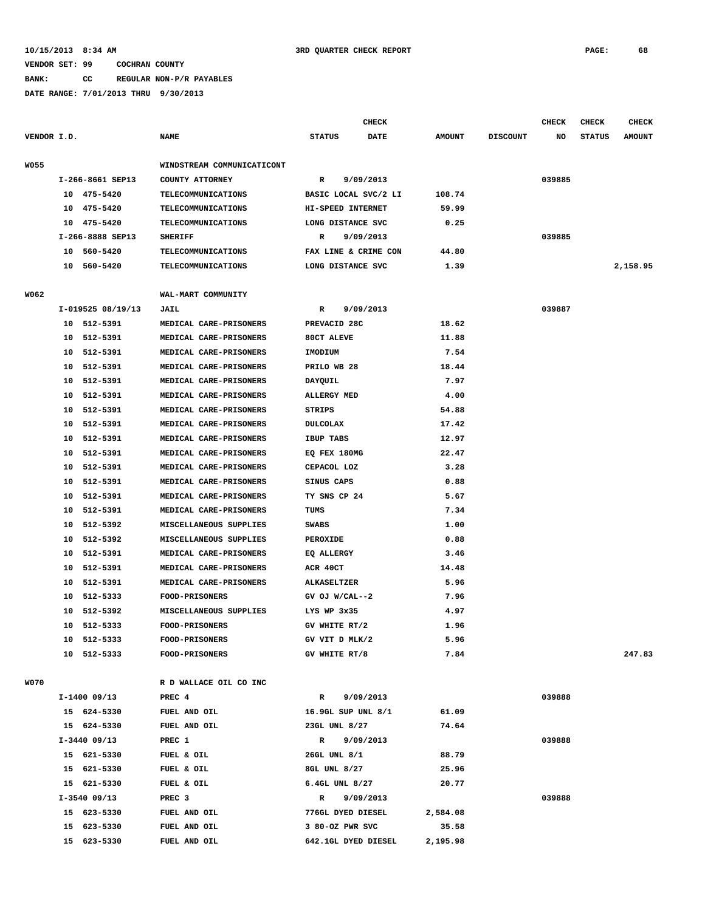10/15/2013 8:34 AM 3RD QUARTER CHECK REPORT

VENDOR SET: 99 COCHRAN COUNTY

BANK: CC REGULAR NON-P/R PAYABLES

DATE RANGE: 7/01/2013 THRU 9/30/2013

| VENDOR I.D. | NAME | STATUS | CHECK DATE | AMOUNT | DISCOUNT | CHECK NO | CHECK STATUS | CHECK AMOUNT |
|---|---|---|---|---|---|---|---|---|
| W055 | WINDSTREAM COMMUNICATICONT | | | | | | | |
| I-266-8661 SEP13 | COUNTY ATTORNEY | R | 9/09/2013 | | | 039885 | | |
| 10 475-5420 | TELECOMMUNICATIONS | BASIC LOCAL SVC/2 LI | | 108.74 | | | | |
| 10 475-5420 | TELECOMMUNICATIONS | HI-SPEED INTERNET | | 59.99 | | | | |
| 10 475-5420 | TELECOMMUNICATIONS | LONG DISTANCE SVC | | 0.25 | | | | |
| I-266-8888 SEP13 | SHERIFF | R | 9/09/2013 | | | 039885 | | |
| 10 560-5420 | TELECOMMUNICATIONS | FAX LINE & CRIME CON | | 44.80 | | | | |
| 10 560-5420 | TELECOMMUNICATIONS | LONG DISTANCE SVC | | 1.39 | | | | 2,158.95 |
| W062 | WAL-MART COMMUNITY | | | | | | | |
| I-019525 08/19/13 | JAIL | R | 9/09/2013 | | | 039887 | | |
| 10 512-5391 | MEDICAL CARE-PRISONERS | PREVACID 28C | | 18.62 | | | | |
| 10 512-5391 | MEDICAL CARE-PRISONERS | 80CT ALEVE | | 11.88 | | | | |
| 10 512-5391 | MEDICAL CARE-PRISONERS | IMODIUM | | 7.54 | | | | |
| 10 512-5391 | MEDICAL CARE-PRISONERS | PRILO WB 28 | | 18.44 | | | | |
| 10 512-5391 | MEDICAL CARE-PRISONERS | DAYQUIL | | 7.97 | | | | |
| 10 512-5391 | MEDICAL CARE-PRISONERS | ALLERGY MED | | 4.00 | | | | |
| 10 512-5391 | MEDICAL CARE-PRISONERS | STRIPS | | 54.88 | | | | |
| 10 512-5391 | MEDICAL CARE-PRISONERS | DULCOLAX | | 17.42 | | | | |
| 10 512-5391 | MEDICAL CARE-PRISONERS | IBUP TABS | | 12.97 | | | | |
| 10 512-5391 | MEDICAL CARE-PRISONERS | EQ FEX 180MG | | 22.47 | | | | |
| 10 512-5391 | MEDICAL CARE-PRISONERS | CEPACOL LOZ | | 3.28 | | | | |
| 10 512-5391 | MEDICAL CARE-PRISONERS | SINUS CAPS | | 0.88 | | | | |
| 10 512-5391 | MEDICAL CARE-PRISONERS | TY SNS CP 24 | | 5.67 | | | | |
| 10 512-5391 | MEDICAL CARE-PRISONERS | TUMS | | 7.34 | | | | |
| 10 512-5392 | MISCELLANEOUS SUPPLIES | SWABS | | 1.00 | | | | |
| 10 512-5392 | MISCELLANEOUS SUPPLIES | PEROXIDE | | 0.88 | | | | |
| 10 512-5391 | MEDICAL CARE-PRISONERS | EQ ALLERGY | | 3.46 | | | | |
| 10 512-5391 | MEDICAL CARE-PRISONERS | ACR 40CT | | 14.48 | | | | |
| 10 512-5391 | MEDICAL CARE-PRISONERS | ALKASELTZER | | 5.96 | | | | |
| 10 512-5333 | FOOD-PRISONERS | GV OJ W/CAL--2 | | 7.96 | | | | |
| 10 512-5392 | MISCELLANEOUS SUPPLIES | LYS WP 3x35 | | 4.97 | | | | |
| 10 512-5333 | FOOD-PRISONERS | GV WHITE RT/2 | | 1.96 | | | | |
| 10 512-5333 | FOOD-PRISONERS | GV VIT D MLK/2 | | 5.96 | | | | |
| 10 512-5333 | FOOD-PRISONERS | GV WHITE RT/8 | | 7.84 | | | | 247.83 |
| W070 | R D WALLACE OIL CO INC | | | | | | | |
| I-1400 09/13 | PREC 4 | R | 9/09/2013 | | | 039888 | | |
| 15 624-5330 | FUEL AND OIL | 16.9GL SUP UNL 8/1 | | 61.09 | | | | |
| 15 624-5330 | FUEL AND OIL | 23GL UNL 8/27 | | 74.64 | | | | |
| I-3440 09/13 | PREC 1 | R | 9/09/2013 | | | 039888 | | |
| 15 621-5330 | FUEL & OIL | 26GL UNL 8/1 | | 88.79 | | | | |
| 15 621-5330 | FUEL & OIL | 8GL UNL 8/27 | | 25.96 | | | | |
| 15 621-5330 | FUEL & OIL | 6.4GL UNL 8/27 | | 20.77 | | | | |
| I-3540 09/13 | PREC 3 | R | 9/09/2013 | | | 039888 | | |
| 15 623-5330 | FUEL AND OIL | 776GL DYED DIESEL | | 2,584.08 | | | | |
| 15 623-5330 | FUEL AND OIL | 3 80-OZ PWR SVC | | 35.58 | | | | |
| 15 623-5330 | FUEL AND OIL | 642.1GL DYED DIESEL | | 2,195.98 | | | | |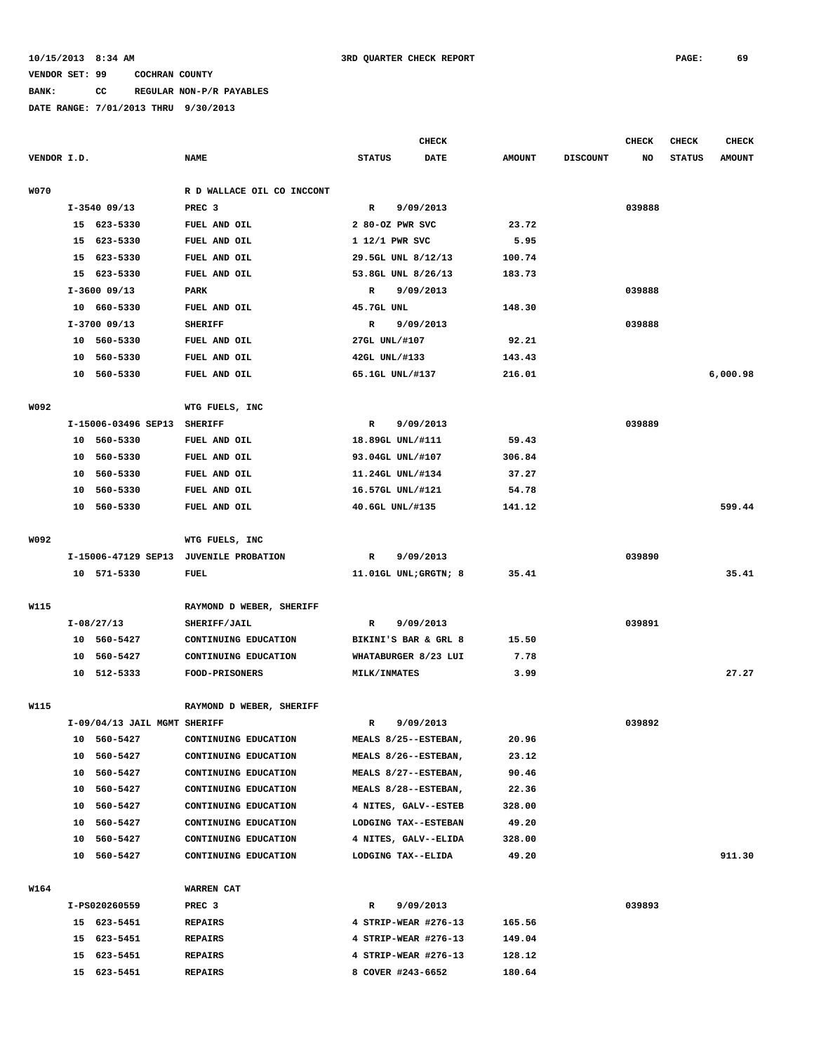10/15/2013 8:34 AM 3RD QUARTER CHECK REPORT

VENDOR SET: 99 COCHRAN COUNTY

BANK: CC REGULAR NON-P/R PAYABLES

DATE RANGE: 7/01/2013 THRU 9/30/2013

| VENDOR I.D. | NAME | STATUS | CHECK DATE | AMOUNT | DISCOUNT | CHECK NO | CHECK STATUS | CHECK AMOUNT |
|---|---|---|---|---|---|---|---|---|
| W070 | R D WALLACE OIL CO INCCONT | | | | | | | |
| I-3540 09/13 | PREC 3 | R | 9/09/2013 | | | 039888 | | |
| 15 623-5330 | FUEL AND OIL | 2 80-OZ PWR SVC | | 23.72 | | | | |
| 15 623-5330 | FUEL AND OIL | 1 12/1 PWR SVC | | 5.95 | | | | |
| 15 623-5330 | FUEL AND OIL | 29.5GL UNL 8/12/13 | | 100.74 | | | | |
| 15 623-5330 | FUEL AND OIL | 53.8GL UNL 8/26/13 | | 183.73 | | | | |
| I-3600 09/13 | PARK | R | 9/09/2013 | | | 039888 | | |
| 10 660-5330 | FUEL AND OIL | 45.7GL UNL | | 148.30 | | | | |
| I-3700 09/13 | SHERIFF | R | 9/09/2013 | | | 039888 | | |
| 10 560-5330 | FUEL AND OIL | 27GL UNL/#107 | | 92.21 | | | | |
| 10 560-5330 | FUEL AND OIL | 42GL UNL/#133 | | 143.43 | | | | |
| 10 560-5330 | FUEL AND OIL | 65.1GL UNL/#137 | | 216.01 | | | | 6,000.98 |
| W092 | WTG FUELS, INC | | | | | | | |
| I-15006-03496 SEP13 | SHERIFF | R | 9/09/2013 | | | 039889 | | |
| 10 560-5330 | FUEL AND OIL | 18.89GL UNL/#111 | | 59.43 | | | | |
| 10 560-5330 | FUEL AND OIL | 93.04GL UNL/#107 | | 306.84 | | | | |
| 10 560-5330 | FUEL AND OIL | 11.24GL UNL/#134 | | 37.27 | | | | |
| 10 560-5330 | FUEL AND OIL | 16.57GL UNL/#121 | | 54.78 | | | | |
| 10 560-5330 | FUEL AND OIL | 40.6GL UNL/#135 | | 141.12 | | | | 599.44 |
| W092 | WTG FUELS, INC | | | | | | | |
| I-15006-47129 SEP13 | JUVENILE PROBATION | R | 9/09/2013 | | | 039890 | | |
| 10 571-5330 | FUEL | 11.01GL UNL;GRGTN; 8 | | 35.41 | | | | 35.41 |
| W115 | RAYMOND D WEBER, SHERIFF | | | | | | | |
| I-08/27/13 | SHERIFF/JAIL | R | 9/09/2013 | | | 039891 | | |
| 10 560-5427 | CONTINUING EDUCATION | BIKINI'S BAR & GRL 8 | | 15.50 | | | | |
| 10 560-5427 | CONTINUING EDUCATION | WHATABURGER 8/23 LUI | | 7.78 | | | | |
| 10 512-5333 | FOOD-PRISONERS | MILK/INMATES | | 3.99 | | | | 27.27 |
| W115 | RAYMOND D WEBER, SHERIFF | | | | | | | |
| I-09/04/13 JAIL MGMT | SHERIFF | R | 9/09/2013 | | | 039892 | | |
| 10 560-5427 | CONTINUING EDUCATION | MEALS 8/25--ESTEBAN, | | 20.96 | | | | |
| 10 560-5427 | CONTINUING EDUCATION | MEALS 8/26--ESTEBAN, | | 23.12 | | | | |
| 10 560-5427 | CONTINUING EDUCATION | MEALS 8/27--ESTEBAN, | | 90.46 | | | | |
| 10 560-5427 | CONTINUING EDUCATION | MEALS 8/28--ESTEBAN, | | 22.36 | | | | |
| 10 560-5427 | CONTINUING EDUCATION | 4 NITES, GALV--ESTEB | | 328.00 | | | | |
| 10 560-5427 | CONTINUING EDUCATION | LODGING TAX--ESTEBAN | | 49.20 | | | | |
| 10 560-5427 | CONTINUING EDUCATION | 4 NITES, GALV--ELIDA | | 328.00 | | | | |
| 10 560-5427 | CONTINUING EDUCATION | LODGING TAX--ELIDA | | 49.20 | | | | 911.30 |
| W164 | WARREN CAT | | | | | | | |
| I-PS020260559 | PREC 3 | R | 9/09/2013 | | | 039893 | | |
| 15 623-5451 | REPAIRS | 4 STRIP-WEAR #276-13 | | 165.56 | | | | |
| 15 623-5451 | REPAIRS | 4 STRIP-WEAR #276-13 | | 149.04 | | | | |
| 15 623-5451 | REPAIRS | 4 STRIP-WEAR #276-13 | | 128.12 | | | | |
| 15 623-5451 | REPAIRS | 8 COVER #243-6652 | | 180.64 | | | | |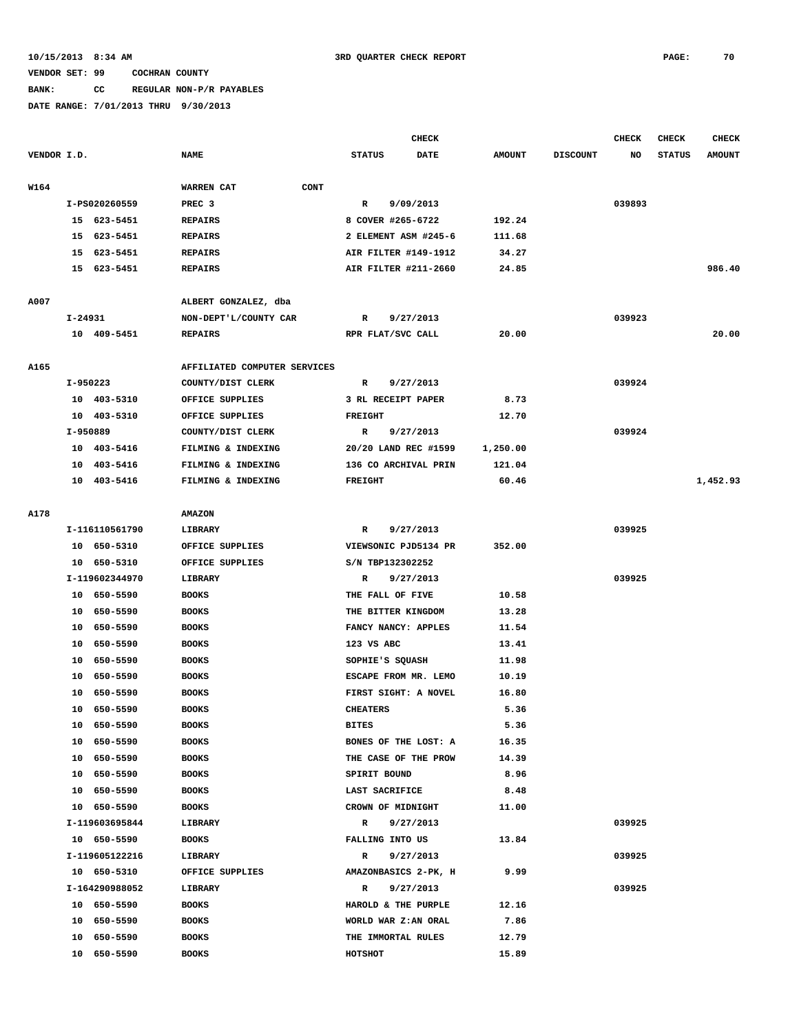10/15/2013 8:34 AM — 3RD QUARTER CHECK REPORT

VENDOR SET: 99 COCHRAN COUNTY
BANK: CC REGULAR NON-P/R PAYABLES
DATE RANGE: 7/01/2013 THRU 9/30/2013

| VENDOR I.D. | NAME | CHECK STATUS | CHECK DATE | AMOUNT | DISCOUNT | CHECK NO | CHECK STATUS | CHECK AMOUNT |
|---|---|---|---|---|---|---|---|---|
| W164 | WARREN CAT CONT | | | | | | | |
| I-PS020260559 | PREC 3 | R | 9/09/2013 | | | 039893 | | |
| 15 623-5451 | REPAIRS | 8 COVER #265-6722 | | 192.24 | | | | |
| 15 623-5451 | REPAIRS | 2 ELEMENT ASM #245-6 | | 111.68 | | | | |
| 15 623-5451 | REPAIRS | AIR FILTER #149-1912 | | 34.27 | | | | |
| 15 623-5451 | REPAIRS | AIR FILTER #211-2660 | | 24.85 | | | | 986.40 |
| A007 | ALBERT GONZALEZ, dba | | | | | | | |
| I-24931 | NON-DEPT'L/COUNTY CAR | R | 9/27/2013 | | | 039923 | | |
| 10 409-5451 | REPAIRS | RPR FLAT/SVC CALL | | 20.00 | | | | 20.00 |
| A165 | AFFILIATED COMPUTER SERVICES | | | | | | | |
| I-950223 | COUNTY/DIST CLERK | R | 9/27/2013 | | | 039924 | | |
| 10 403-5310 | OFFICE SUPPLIES | 3 RL RECEIPT PAPER | | 8.73 | | | | |
| 10 403-5310 | OFFICE SUPPLIES | FREIGHT | | 12.70 | | | | |
| I-950889 | COUNTY/DIST CLERK | R | 9/27/2013 | | | 039924 | | |
| 10 403-5416 | FILMING & INDEXING | 20/20 LAND REC #1599 | | 1,250.00 | | | | |
| 10 403-5416 | FILMING & INDEXING | 136 CO ARCHIVAL PRIN | | 121.04 | | | | |
| 10 403-5416 | FILMING & INDEXING | FREIGHT | | 60.46 | | | | 1,452.93 |
| A178 | AMAZON | | | | | | | |
| I-116110561790 | LIBRARY | R | 9/27/2013 | | | 039925 | | |
| 10 650-5310 | OFFICE SUPPLIES | VIEWSONIC PJD5134 PR | | 352.00 | | | | |
| 10 650-5310 | OFFICE SUPPLIES | S/N TBP132302252 | | | | | | |
| I-119602344970 | LIBRARY | R | 9/27/2013 | | | 039925 | | |
| 10 650-5590 | BOOKS | THE FALL OF FIVE | | 10.58 | | | | |
| 10 650-5590 | BOOKS | THE BITTER KINGDOM | | 13.28 | | | | |
| 10 650-5590 | BOOKS | FANCY NANCY: APPLES | | 11.54 | | | | |
| 10 650-5590 | BOOKS | 123 VS ABC | | 13.41 | | | | |
| 10 650-5590 | BOOKS | SOPHIE'S SQUASH | | 11.98 | | | | |
| 10 650-5590 | BOOKS | ESCAPE FROM MR. LEMO | | 10.19 | | | | |
| 10 650-5590 | BOOKS | FIRST SIGHT: A NOVEL | | 16.80 | | | | |
| 10 650-5590 | BOOKS | CHEATERS | | 5.36 | | | | |
| 10 650-5590 | BOOKS | BITES | | 5.36 | | | | |
| 10 650-5590 | BOOKS | BONES OF THE LOST: A | | 16.35 | | | | |
| 10 650-5590 | BOOKS | THE CASE OF THE PROW | | 14.39 | | | | |
| 10 650-5590 | BOOKS | SPIRIT BOUND | | 8.96 | | | | |
| 10 650-5590 | BOOKS | LAST SACRIFICE | | 8.48 | | | | |
| 10 650-5590 | BOOKS | CROWN OF MIDNIGHT | | 11.00 | | | | |
| I-119603695844 | LIBRARY | R | 9/27/2013 | | | 039925 | | |
| 10 650-5590 | BOOKS | FALLING INTO US | | 13.84 | | | | |
| I-119605122216 | LIBRARY | R | 9/27/2013 | | | 039925 | | |
| 10 650-5310 | OFFICE SUPPLIES | AMAZONBASICS 2-PK, H | | 9.99 | | | | |
| I-164290988052 | LIBRARY | R | 9/27/2013 | | | 039925 | | |
| 10 650-5590 | BOOKS | HAROLD & THE PURPLE | | 12.16 | | | | |
| 10 650-5590 | BOOKS | WORLD WAR Z:AN ORAL | | 7.86 | | | | |
| 10 650-5590 | BOOKS | THE IMMORTAL RULES | | 12.79 | | | | |
| 10 650-5590 | BOOKS | HOTSHOT | | 15.89 | | | | |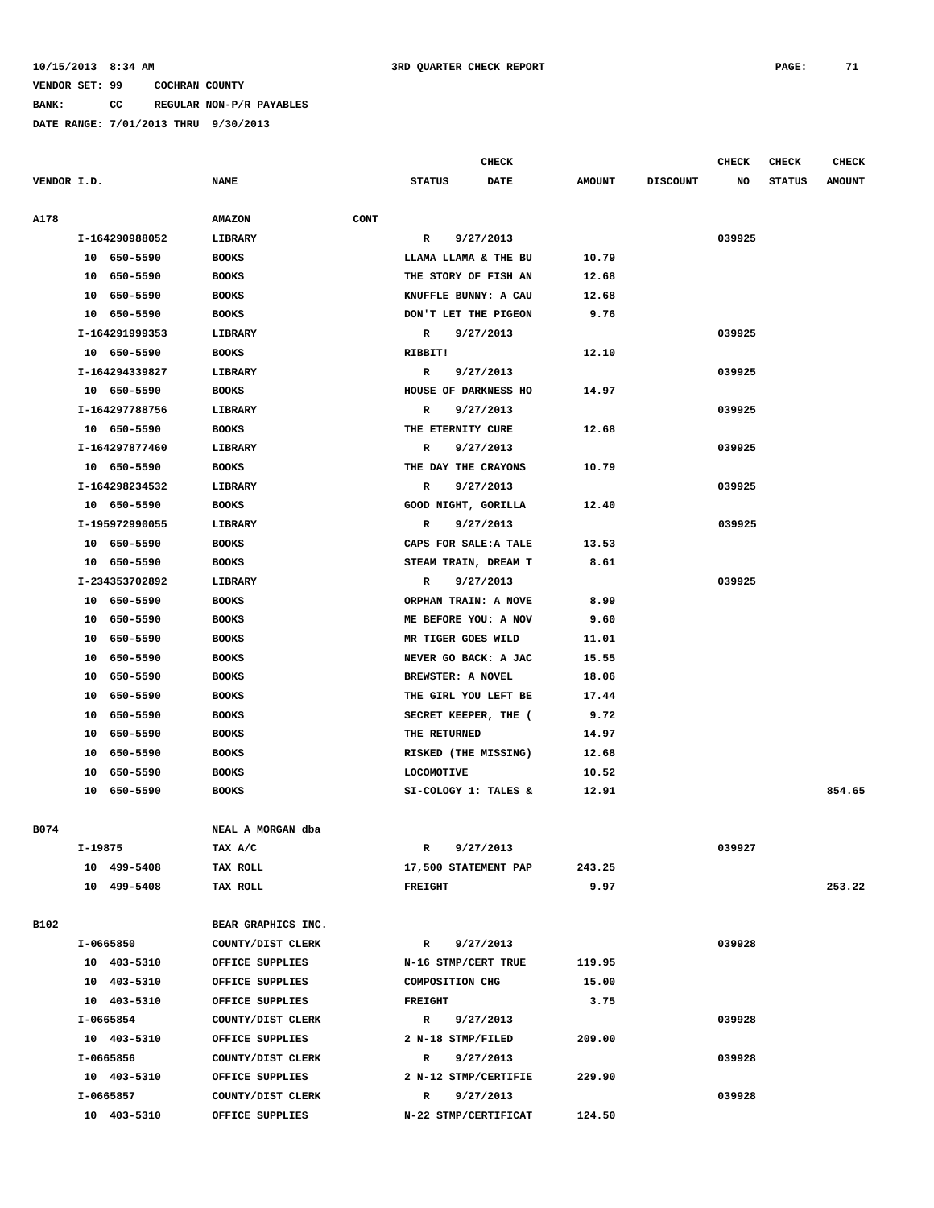10/15/2013 8:34 AM 3RD QUARTER CHECK REPORT

VENDOR SET: 99 COCHRAN COUNTY

BANK: CC REGULAR NON-P/R PAYABLES

DATE RANGE: 7/01/2013 THRU 9/30/2013

| VENDOR I.D. | NAME | | CHECK STATUS | CHECK DATE | AMOUNT | DISCOUNT | CHECK NO | CHECK STATUS | CHECK AMOUNT |
|---|---|---|---|---|---|---|---|---|---|
| A178 | AMAZON | CONT | | | | | | | |
| I-164290988052 | LIBRARY | | R | 9/27/2013 | | | 039925 | | |
| 10 650-5590 | BOOKS | | LLAMA LLAMA & THE BU | | 10.79 | | | | |
| 10 650-5590 | BOOKS | | THE STORY OF FISH AN | | 12.68 | | | | |
| 10 650-5590 | BOOKS | | KNUFFLE BUNNY: A CAU | | 12.68 | | | | |
| 10 650-5590 | BOOKS | | DON'T LET THE PIGEON | | 9.76 | | | | |
| I-164291999353 | LIBRARY | | R | 9/27/2013 | | | 039925 | | |
| 10 650-5590 | BOOKS | | RIBBIT! | | 12.10 | | | | |
| I-164294339827 | LIBRARY | | R | 9/27/2013 | | | 039925 | | |
| 10 650-5590 | BOOKS | | HOUSE OF DARKNESS HO | | 14.97 | | | | |
| I-164297788756 | LIBRARY | | R | 9/27/2013 | | | 039925 | | |
| 10 650-5590 | BOOKS | | THE ETERNITY CURE | | 12.68 | | | | |
| I-164297877460 | LIBRARY | | R | 9/27/2013 | | | 039925 | | |
| 10 650-5590 | BOOKS | | THE DAY THE CRAYONS | | 10.79 | | | | |
| I-164298234532 | LIBRARY | | R | 9/27/2013 | | | 039925 | | |
| 10 650-5590 | BOOKS | | GOOD NIGHT, GORILLA | | 12.40 | | | | |
| I-195972990055 | LIBRARY | | R | 9/27/2013 | | | 039925 | | |
| 10 650-5590 | BOOKS | | CAPS FOR SALE:A TALE | | 13.53 | | | | |
| 10 650-5590 | BOOKS | | STEAM TRAIN, DREAM T | | 8.61 | | | | |
| I-234353702892 | LIBRARY | | R | 9/27/2013 | | | 039925 | | |
| 10 650-5590 | BOOKS | | ORPHAN TRAIN: A NOVE | | 8.99 | | | | |
| 10 650-5590 | BOOKS | | ME BEFORE YOU: A NOV | | 9.60 | | | | |
| 10 650-5590 | BOOKS | | MR TIGER GOES WILD | | 11.01 | | | | |
| 10 650-5590 | BOOKS | | NEVER GO BACK: A JAC | | 15.55 | | | | |
| 10 650-5590 | BOOKS | | BREWSTER: A NOVEL | | 18.06 | | | | |
| 10 650-5590 | BOOKS | | THE GIRL YOU LEFT BE | | 17.44 | | | | |
| 10 650-5590 | BOOKS | | SECRET KEEPER, THE ( | | 9.72 | | | | |
| 10 650-5590 | BOOKS | | THE RETURNED | | 14.97 | | | | |
| 10 650-5590 | BOOKS | | RISKED (THE MISSING) | | 12.68 | | | | |
| 10 650-5590 | BOOKS | | LOCOMOTIVE | | 10.52 | | | | |
| 10 650-5590 | BOOKS | | SI-COLOGY 1: TALES & | | 12.91 | | | | 854.65 |
| B074 | NEAL A MORGAN dba | | | | | | | | |
| I-19875 | TAX A/C | | R | 9/27/2013 | | | 039927 | | |
| 10 499-5408 | TAX ROLL | | 17,500 STATEMENT PAP | | 243.25 | | | | |
| 10 499-5408 | TAX ROLL | | FREIGHT | | 9.97 | | | | 253.22 |
| B102 | BEAR GRAPHICS INC. | | | | | | | | |
| I-0665850 | COUNTY/DIST CLERK | | R | 9/27/2013 | | | 039928 | | |
| 10 403-5310 | OFFICE SUPPLIES | | N-16 STMP/CERT TRUE | | 119.95 | | | | |
| 10 403-5310 | OFFICE SUPPLIES | | COMPOSITION CHG | | 15.00 | | | | |
| 10 403-5310 | OFFICE SUPPLIES | | FREIGHT | | 3.75 | | | | |
| I-0665854 | COUNTY/DIST CLERK | | R | 9/27/2013 | | | 039928 | | |
| 10 403-5310 | OFFICE SUPPLIES | | 2 N-18 STMP/FILED | | 209.00 | | | | |
| I-0665856 | COUNTY/DIST CLERK | | R | 9/27/2013 | | | 039928 | | |
| 10 403-5310 | OFFICE SUPPLIES | | 2 N-12 STMP/CERTIFIE | | 229.90 | | | | |
| I-0665857 | COUNTY/DIST CLERK | | R | 9/27/2013 | | | 039928 | | |
| 10 403-5310 | OFFICE SUPPLIES | | N-22 STMP/CERTIFICAT | | 124.50 | | | | |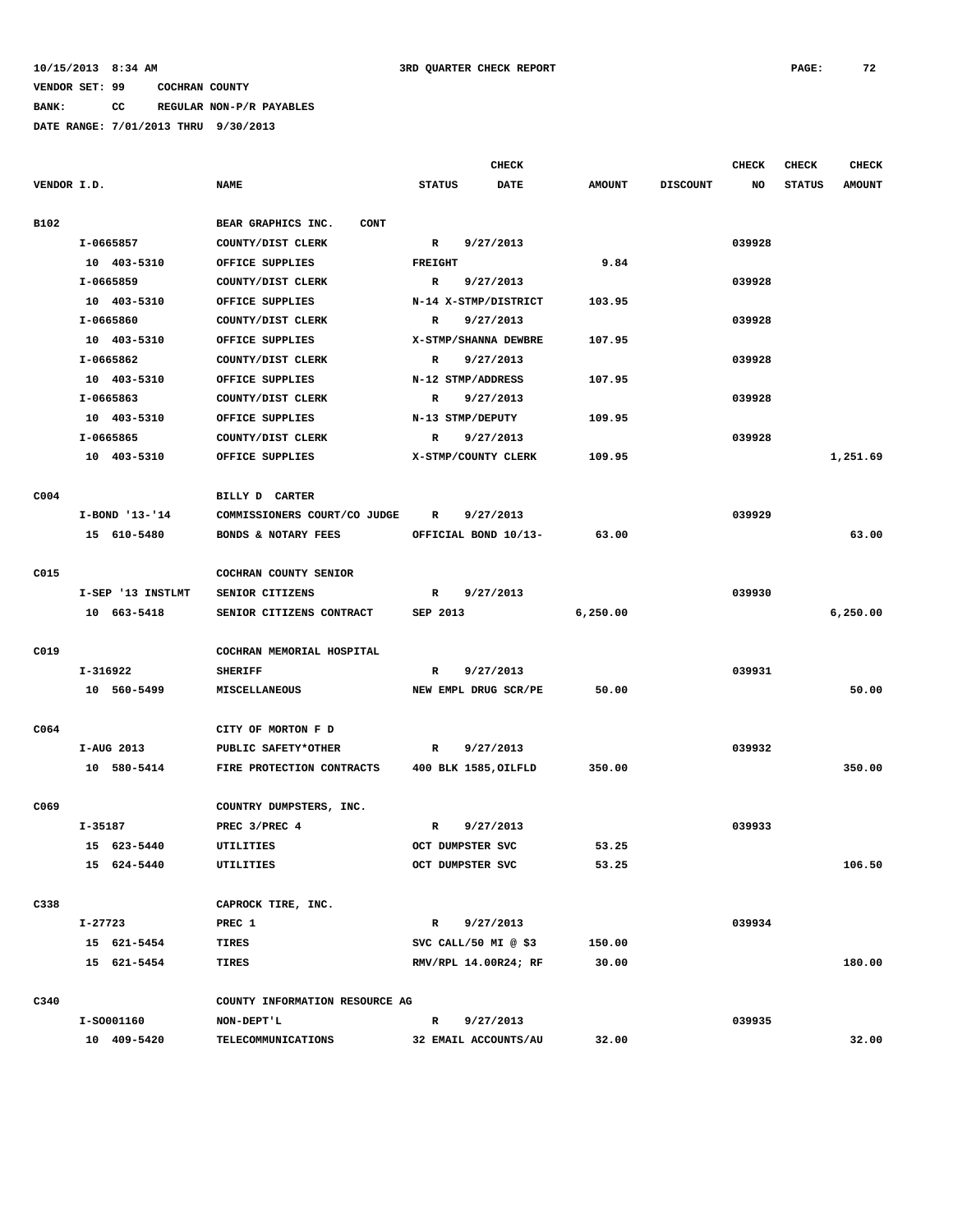10/15/2013 8:34 AM 3RD QUARTER CHECK REPORT

VENDOR SET: 99 COCHRAN COUNTY

BANK: CC REGULAR NON-P/R PAYABLES

DATE RANGE: 7/01/2013 THRU 9/30/2013

| VENDOR I.D. | NAME | STATUS | CHECK DATE | AMOUNT | DISCOUNT | CHECK NO | CHECK STATUS | CHECK AMOUNT |
|---|---|---|---|---|---|---|---|---|
| B102 | BEAR GRAPHICS INC. CONT | | | | | | | |
| I-0665857 | COUNTY/DIST CLERK | R | 9/27/2013 | | | 039928 | | |
| 10 403-5310 | OFFICE SUPPLIES | FREIGHT | | 9.84 | | | | |
| I-0665859 | COUNTY/DIST CLERK | R | 9/27/2013 | | | 039928 | | |
| 10 403-5310 | OFFICE SUPPLIES | N-14 X-STMP/DISTRICT | | 103.95 | | | | |
| I-0665860 | COUNTY/DIST CLERK | R | 9/27/2013 | | | 039928 | | |
| 10 403-5310 | OFFICE SUPPLIES | X-STMP/SHANNA DEWBRE | | 107.95 | | | | |
| I-0665862 | COUNTY/DIST CLERK | R | 9/27/2013 | | | 039928 | | |
| 10 403-5310 | OFFICE SUPPLIES | N-12 STMP/ADDRESS | | 107.95 | | | | |
| I-0665863 | COUNTY/DIST CLERK | R | 9/27/2013 | | | 039928 | | |
| 10 403-5310 | OFFICE SUPPLIES | N-13 STMP/DEPUTY | | 109.95 | | | | |
| I-0665865 | COUNTY/DIST CLERK | R | 9/27/2013 | | | 039928 | | |
| 10 403-5310 | OFFICE SUPPLIES | X-STMP/COUNTY CLERK | | 109.95 | | | | 1,251.69 |
| C004 | BILLY D CARTER | | | | | | | |
| I-BOND '13-'14 | COMMISSIONERS COURT/CO JUDGE | R | 9/27/2013 | | | 039929 | | |
| 15 610-5480 | BONDS & NOTARY FEES | OFFICIAL BOND 10/13- | | 63.00 | | | | 63.00 |
| C015 | COCHRAN COUNTY SENIOR | | | | | | | |
| I-SEP '13 INSTLMT | SENIOR CITIZENS | R | 9/27/2013 | | | 039930 | | |
| 10 663-5418 | SENIOR CITIZENS CONTRACT | SEP 2013 | | 6,250.00 | | | | 6,250.00 |
| C019 | COCHRAN MEMORIAL HOSPITAL | | | | | | | |
| I-316922 | SHERIFF | R | 9/27/2013 | | | 039931 | | |
| 10 560-5499 | MISCELLANEOUS | NEW EMPL DRUG SCR/PE | | 50.00 | | | | 50.00 |
| C064 | CITY OF MORTON F D | | | | | | | |
| I-AUG 2013 | PUBLIC SAFETY*OTHER | R | 9/27/2013 | | | 039932 | | |
| 10 580-5414 | FIRE PROTECTION CONTRACTS | 400 BLK 1585,OILFLD | | 350.00 | | | | 350.00 |
| C069 | COUNTRY DUMPSTERS, INC. | | | | | | | |
| I-35187 | PREC 3/PREC 4 | R | 9/27/2013 | | | 039933 | | |
| 15 623-5440 | UTILITIES | OCT DUMPSTER SVC | | 53.25 | | | | |
| 15 624-5440 | UTILITIES | OCT DUMPSTER SVC | | 53.25 | | | | 106.50 |
| C338 | CAPROCK TIRE, INC. | | | | | | | |
| I-27723 | PREC 1 | R | 9/27/2013 | | | 039934 | | |
| 15 621-5454 | TIRES | SVC CALL/50 MI @ $3 | | 150.00 | | | | |
| 15 621-5454 | TIRES | RMV/RPL 14.00R24; RF | | 30.00 | | | | 180.00 |
| C340 | COUNTY INFORMATION RESOURCE AG | | | | | | | |
| I-S0001160 | NON-DEPT'L | R | 9/27/2013 | | | 039935 | | |
| 10 409-5420 | TELECOMMUNICATIONS | 32 EMAIL ACCOUNTS/AU | | 32.00 | | | | 32.00 |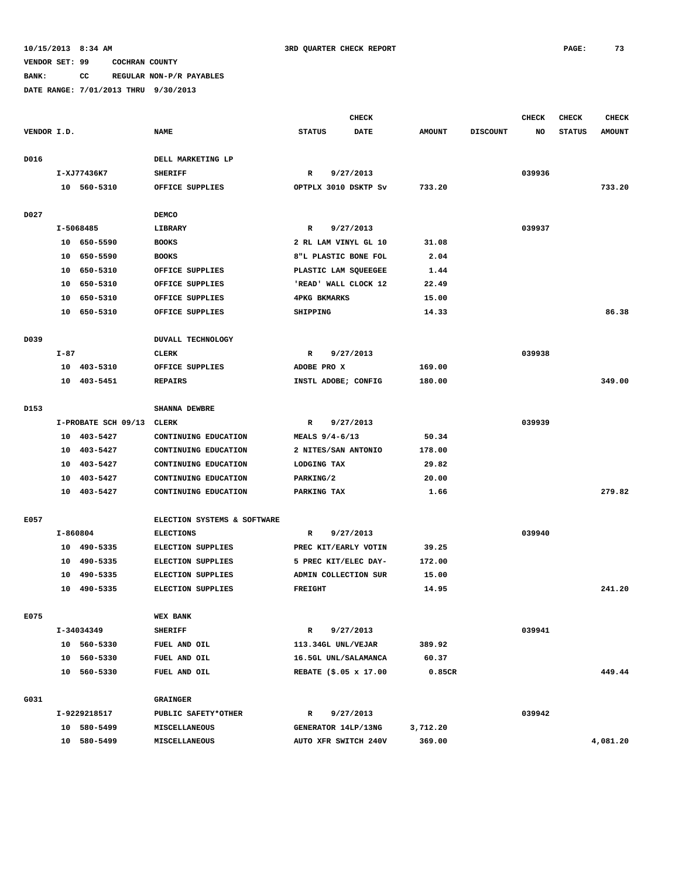10/15/2013 8:34 AM　　　　　　　　　　3RD QUARTER CHECK REPORT

VENDOR SET: 99　　COCHRAN COUNTY

BANK:　　CC　　REGULAR NON-P/R PAYABLES

DATE RANGE: 7/01/2013 THRU 9/30/2013

| VENDOR I.D. | NAME | CHECK STATUS | CHECK DATE | AMOUNT | DISCOUNT | CHECK NO | CHECK STATUS | CHECK AMOUNT |
|---|---|---|---|---|---|---|---|---|
| D016 | DELL MARKETING LP | | | | | | | |
| I-XJ77436K7 | SHERIFF | R | 9/27/2013 | | | 039936 | | |
| 10 560-5310 | OFFICE SUPPLIES | OPTPLX 3010 DSKTP Sv | | 733.20 | | | | 733.20 |
| D027 | DEMCO | | | | | | | |
| I-5068485 | LIBRARY | R | 9/27/2013 | | | 039937 | | |
| 10 650-5590 | BOOKS | 2 RL LAM VINYL GL 10 | | 31.08 | | | | |
| 10 650-5590 | BOOKS | 8"L PLASTIC BONE FOL | | 2.04 | | | | |
| 10 650-5310 | OFFICE SUPPLIES | PLASTIC LAM SQUEEGEE | | 1.44 | | | | |
| 10 650-5310 | OFFICE SUPPLIES | 'READ' WALL CLOCK 12 | | 22.49 | | | | |
| 10 650-5310 | OFFICE SUPPLIES | 4PKG BKMARKS | | 15.00 | | | | |
| 10 650-5310 | OFFICE SUPPLIES | SHIPPING | | 14.33 | | | | 86.38 |
| D039 | DUVALL TECHNOLOGY | | | | | | | |
| I-87 | CLERK | R | 9/27/2013 | | | 039938 | | |
| 10 403-5310 | OFFICE SUPPLIES | ADOBE PRO X | | 169.00 | | | | |
| 10 403-5451 | REPAIRS | INSTL ADOBE; CONFIG | | 180.00 | | | | 349.00 |
| D153 | SHANNA DEWBRE | | | | | | | |
| I-PROBATE SCH 09/13 | CLERK | R | 9/27/2013 | | | 039939 | | |
| 10 403-5427 | CONTINUING EDUCATION | MEALS 9/4-6/13 | | 50.34 | | | | |
| 10 403-5427 | CONTINUING EDUCATION | 2 NITES/SAN ANTONIO | | 178.00 | | | | |
| 10 403-5427 | CONTINUING EDUCATION | LODGING TAX | | 29.82 | | | | |
| 10 403-5427 | CONTINUING EDUCATION | PARKING/2 | | 20.00 | | | | |
| 10 403-5427 | CONTINUING EDUCATION | PARKING TAX | | 1.66 | | | | 279.82 |
| E057 | ELECTION SYSTEMS & SOFTWARE | | | | | | | |
| I-860804 | ELECTIONS | R | 9/27/2013 | | | 039940 | | |
| 10 490-5335 | ELECTION SUPPLIES | PREC KIT/EARLY VOTIN | | 39.25 | | | | |
| 10 490-5335 | ELECTION SUPPLIES | 5 PREC KIT/ELEC DAY- | | 172.00 | | | | |
| 10 490-5335 | ELECTION SUPPLIES | ADMIN COLLECTION SUR | | 15.00 | | | | |
| 10 490-5335 | ELECTION SUPPLIES | FREIGHT | | 14.95 | | | | 241.20 |
| E075 | WEX BANK | | | | | | | |
| I-34034349 | SHERIFF | R | 9/27/2013 | | | 039941 | | |
| 10 560-5330 | FUEL AND OIL | 113.34GL UNL/VEJAR | | 389.92 | | | | |
| 10 560-5330 | FUEL AND OIL | 16.5GL UNL/SALAMANCA | | 60.37 | | | | |
| 10 560-5330 | FUEL AND OIL | REBATE ($.05 x 17.00 | | 0.85CR | | | | 449.44 |
| G031 | GRAINGER | | | | | | | |
| I-9229218517 | PUBLIC SAFETY*OTHER | R | 9/27/2013 | | | 039942 | | |
| 10 580-5499 | MISCELLANEOUS | GENERATOR 14LP/13NG | | 3,712.20 | | | | |
| 10 580-5499 | MISCELLANEOUS | AUTO XFR SWITCH 240V | | 369.00 | | | | 4,081.20 |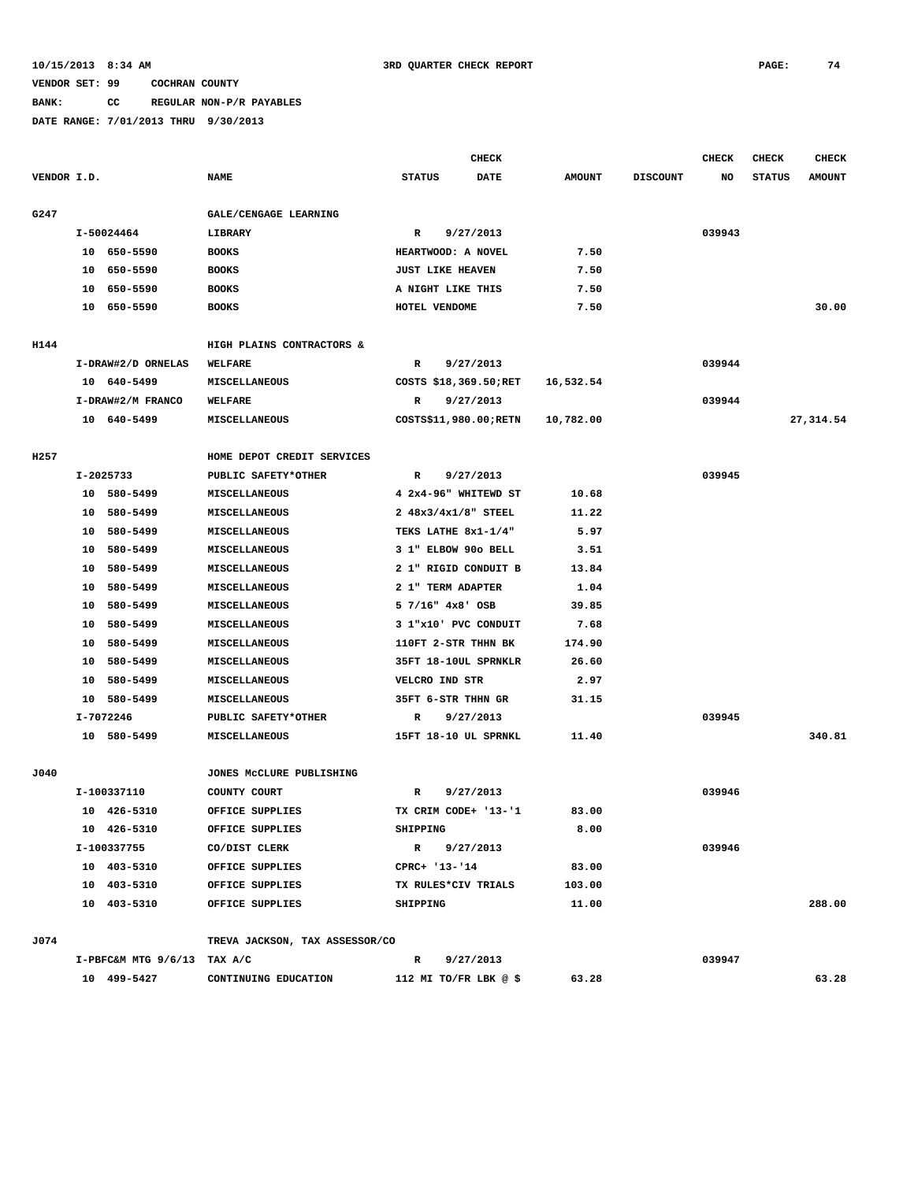10/15/2013 8:34 AM — 3RD QUARTER CHECK REPORT

VENDOR SET: 99 COCHRAN COUNTY
BANK: CC REGULAR NON-P/R PAYABLES
DATE RANGE: 7/01/2013 THRU 9/30/2013

| VENDOR I.D. | NAME | STATUS | CHECK DATE | AMOUNT | DISCOUNT | CHECK NO | CHECK STATUS | CHECK AMOUNT |
|---|---|---|---|---|---|---|---|---|
| G247 | GALE/CENGAGE LEARNING | | | | | | | |
| I-50024464 | LIBRARY | R | 9/27/2013 | | | 039943 | | |
| 10 650-5590 | BOOKS | HEARTWOOD: A NOVEL | | 7.50 | | | | |
| 10 650-5590 | BOOKS | JUST LIKE HEAVEN | | 7.50 | | | | |
| 10 650-5590 | BOOKS | A NIGHT LIKE THIS | | 7.50 | | | | |
| 10 650-5590 | BOOKS | HOTEL VENDOME | | 7.50 | | | | 30.00 |
| H144 | HIGH PLAINS CONTRACTORS & | | | | | | | |
| I-DRAW#2/D ORNELAS | WELFARE | R | 9/27/2013 | | | 039944 | | |
| 10 640-5499 | MISCELLANEOUS | COSTS $18,369.50;RET | | 16,532.54 | | | | |
| I-DRAW#2/M FRANCO | WELFARE | R | 9/27/2013 | | | 039944 | | |
| 10 640-5499 | MISCELLANEOUS | COSTS$11,980.00;RETN | | 10,782.00 | | | | 27,314.54 |
| H257 | HOME DEPOT CREDIT SERVICES | | | | | | | |
| I-2025733 | PUBLIC SAFETY*OTHER | R | 9/27/2013 | | | 039945 | | |
| 10 580-5499 | MISCELLANEOUS | 4 2x4-96" WHITEWD ST | | 10.68 | | | | |
| 10 580-5499 | MISCELLANEOUS | 2 48x3/4x1/8" STEEL | | 11.22 | | | | |
| 10 580-5499 | MISCELLANEOUS | TEKS LATHE 8x1-1/4" | | 5.97 | | | | |
| 10 580-5499 | MISCELLANEOUS | 3 1" ELBOW 90o BELL | | 3.51 | | | | |
| 10 580-5499 | MISCELLANEOUS | 2 1" RIGID CONDUIT B | | 13.84 | | | | |
| 10 580-5499 | MISCELLANEOUS | 2 1" TERM ADAPTER | | 1.04 | | | | |
| 10 580-5499 | MISCELLANEOUS | 5 7/16" 4x8' OSB | | 39.85 | | | | |
| 10 580-5499 | MISCELLANEOUS | 3 1"x10' PVC CONDUIT | | 7.68 | | | | |
| 10 580-5499 | MISCELLANEOUS | 110FT 2-STR THHN BK | | 174.90 | | | | |
| 10 580-5499 | MISCELLANEOUS | 35FT 18-10UL SPRNKLR | | 26.60 | | | | |
| 10 580-5499 | MISCELLANEOUS | VELCRO IND STR | | 2.97 | | | | |
| 10 580-5499 | MISCELLANEOUS | 35FT 6-STR THHN GR | | 31.15 | | | | |
| I-7072246 | PUBLIC SAFETY*OTHER | R | 9/27/2013 | | | 039945 | | |
| 10 580-5499 | MISCELLANEOUS | 15FT 18-10 UL SPRNKL | | 11.40 | | | | 340.81 |
| J040 | JONES McCLURE PUBLISHING | | | | | | | |
| I-100337110 | COUNTY COURT | R | 9/27/2013 | | | 039946 | | |
| 10 426-5310 | OFFICE SUPPLIES | TX CRIM CODE+ '13-'1 | | 83.00 | | | | |
| 10 426-5310 | OFFICE SUPPLIES | SHIPPING | | 8.00 | | | | |
| I-100337755 | CO/DIST CLERK | R | 9/27/2013 | | | 039946 | | |
| 10 403-5310 | OFFICE SUPPLIES | CPRC+ '13-'14 | | 83.00 | | | | |
| 10 403-5310 | OFFICE SUPPLIES | TX RULES*CIV TRIALS | | 103.00 | | | | |
| 10 403-5310 | OFFICE SUPPLIES | SHIPPING | | 11.00 | | | | 288.00 |
| J074 | TREVA JACKSON, TAX ASSESSOR/CO | | | | | | | |
| I-PBFC&M MTG 9/6/13 | TAX A/C | R | 9/27/2013 | | | 039947 | | |
| 10 499-5427 | CONTINUING EDUCATION | 112 MI TO/FR LBK @ $ | | 63.28 | | | | 63.28 |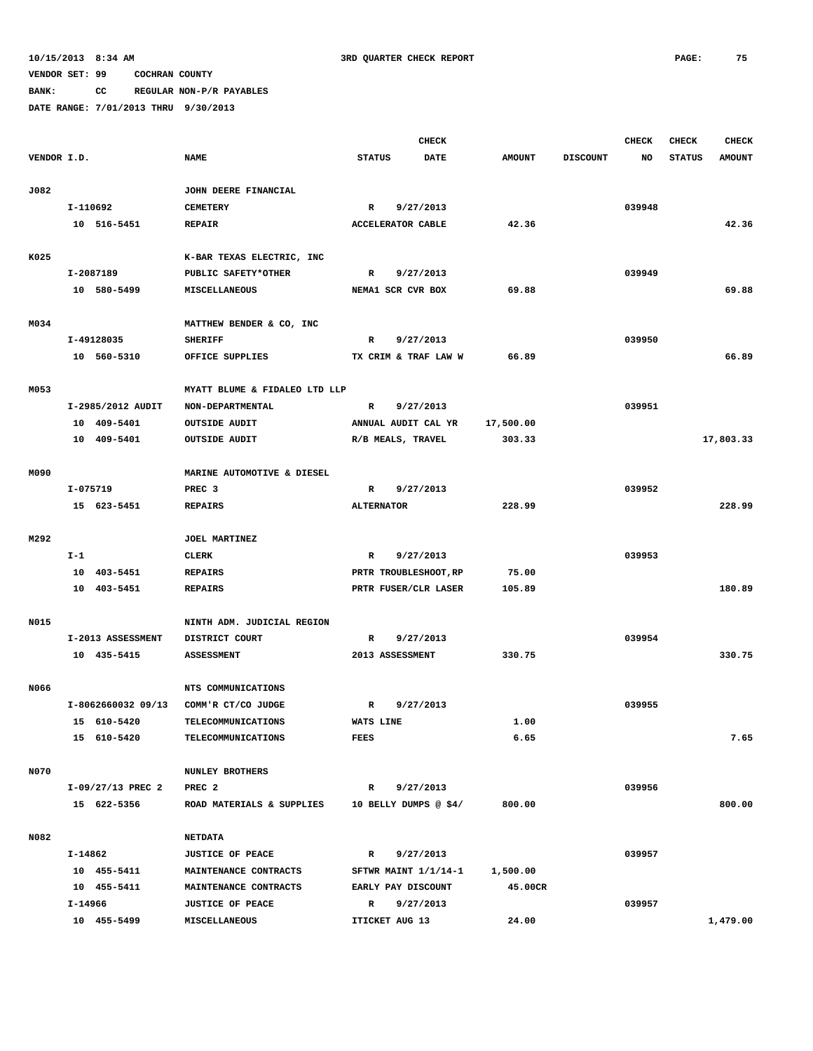10/15/2013 8:34 AM 3RD QUARTER CHECK REPORT

VENDOR SET: 99 COCHRAN COUNTY

BANK: CC REGULAR NON-P/R PAYABLES

DATE RANGE: 7/01/2013 THRU 9/30/2013

| VENDOR I.D. | NAME | STATUS | CHECK DATE | AMOUNT | DISCOUNT | CHECK NO | CHECK STATUS | CHECK AMOUNT |
|---|---|---|---|---|---|---|---|---|
| J082 | JOHN DEERE FINANCIAL | | | | | | | |
| I-110692 | CEMETERY | R | 9/27/2013 | | | 039948 | | |
| 10 516-5451 | REPAIR | ACCELERATOR CABLE | | 42.36 | | | | 42.36 |
| K025 | K-BAR TEXAS ELECTRIC, INC | | | | | | | |
| I-2087189 | PUBLIC SAFETY*OTHER | R | 9/27/2013 | | | 039949 | | |
| 10 580-5499 | MISCELLANEOUS | NEMA1 SCR CVR BOX | | 69.88 | | | | 69.88 |
| M034 | MATTHEW BENDER & CO, INC | | | | | | | |
| I-49128035 | SHERIFF | R | 9/27/2013 | | | 039950 | | |
| 10 560-5310 | OFFICE SUPPLIES | TX CRIM & TRAF LAW W | | 66.89 | | | | 66.89 |
| M053 | MYATT BLUME & FIDALEO LTD LLP | | | | | | | |
| I-2985/2012 AUDIT | NON-DEPARTMENTAL | R | 9/27/2013 | | | 039951 | | |
| 10 409-5401 | OUTSIDE AUDIT | ANNUAL AUDIT CAL YR | | 17,500.00 | | | | |
| 10 409-5401 | OUTSIDE AUDIT | R/B MEALS, TRAVEL | | 303.33 | | | | 17,803.33 |
| M090 | MARINE AUTOMOTIVE & DIESEL | | | | | | | |
| I-075719 | PREC 3 | R | 9/27/2013 | | | 039952 | | |
| 15 623-5451 | REPAIRS | ALTERNATOR | | 228.99 | | | | 228.99 |
| M292 | JOEL MARTINEZ | | | | | | | |
| I-1 | CLERK | R | 9/27/2013 | | | 039953 | | |
| 10 403-5451 | REPAIRS | PRTR TROUBLESHOOT,RP | | 75.00 | | | | |
| 10 403-5451 | REPAIRS | PRTR FUSER/CLR LASER | | 105.89 | | | | 180.89 |
| N015 | NINTH ADM. JUDICIAL REGION | | | | | | | |
| I-2013 ASSESSMENT | DISTRICT COURT | R | 9/27/2013 | | | 039954 | | |
| 10 435-5415 | ASSESSMENT | 2013 ASSESSMENT | | 330.75 | | | | 330.75 |
| N066 | NTS COMMUNICATIONS | | | | | | | |
| I-8062660032 09/13 | COMM'R CT/CO JUDGE | R | 9/27/2013 | | | 039955 | | |
| 15 610-5420 | TELECOMMUNICATIONS | WATS LINE | | 1.00 | | | | |
| 15 610-5420 | TELECOMMUNICATIONS | FEES | | 6.65 | | | | 7.65 |
| N070 | NUNLEY BROTHERS | | | | | | | |
| I-09/27/13 PREC 2 | PREC 2 | R | 9/27/2013 | | | 039956 | | |
| 15 622-5356 | ROAD MATERIALS & SUPPLIES | 10 BELLY DUMPS @ $4/ | | 800.00 | | | | 800.00 |
| N082 | NETDATA | | | | | | | |
| I-14862 | JUSTICE OF PEACE | R | 9/27/2013 | | | 039957 | | |
| 10 455-5411 | MAINTENANCE CONTRACTS | SFTWR MAINT 1/1/14-1 | | 1,500.00 | | | | |
| 10 455-5411 | MAINTENANCE CONTRACTS | EARLY PAY DISCOUNT | | 45.00CR | | | | |
| I-14966 | JUSTICE OF PEACE | R | 9/27/2013 | | | 039957 | | |
| 10 455-5499 | MISCELLANEOUS | ITICKET AUG 13 | | 24.00 | | | | 1,479.00 |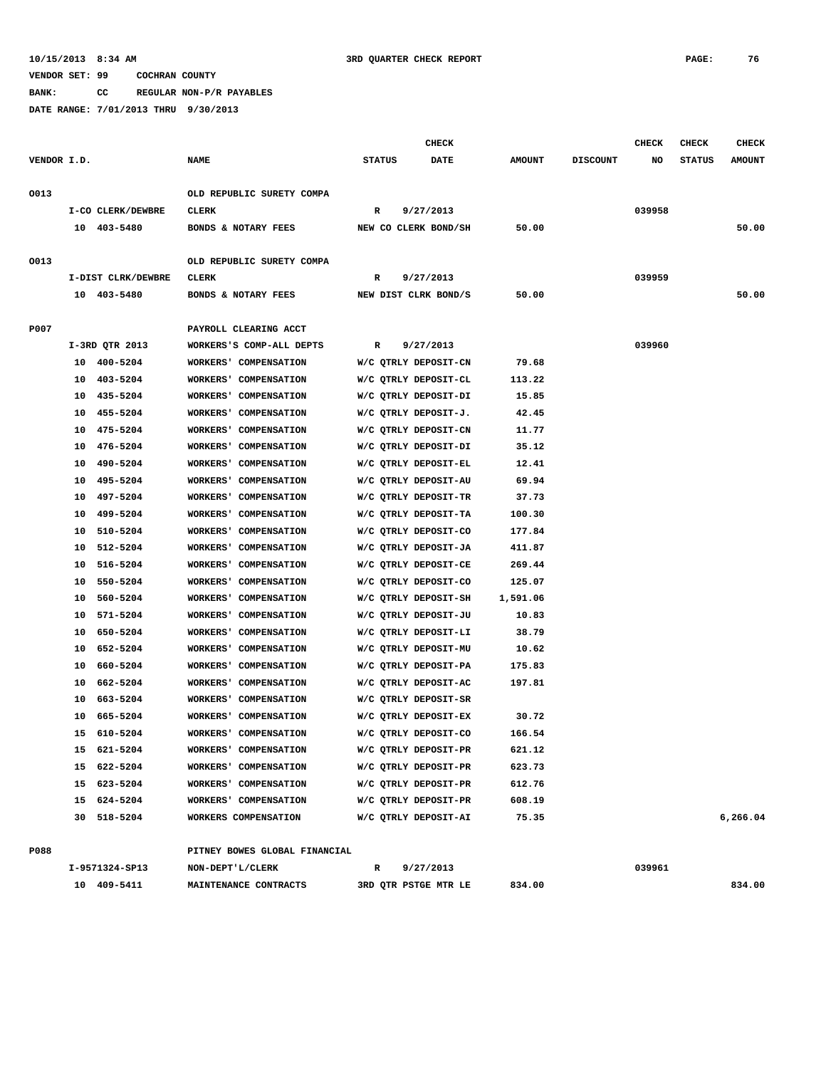10/15/2013 8:34 AM 3RD QUARTER CHECK REPORT

VENDOR SET: 99 COCHRAN COUNTY

BANK: CC REGULAR NON-P/R PAYABLES

DATE RANGE: 7/01/2013 THRU 9/30/2013

| VENDOR I.D. | NAME | STATUS | CHECK DATE | AMOUNT | DISCOUNT | CHECK NO | CHECK STATUS | CHECK AMOUNT |
|---|---|---|---|---|---|---|---|---|
| O013 | OLD REPUBLIC SURETY COMPA | | | | | | | |
| I-CO CLERK/DEWBRE | CLERK | R | 9/27/2013 | | | 039958 | | |
| 10 403-5480 | BONDS & NOTARY FEES | NEW CO CLERK BOND/SH | | 50.00 | | | | 50.00 |
| O013 | OLD REPUBLIC SURETY COMPA | | | | | | | |
| I-DIST CLRK/DEWBRE | CLERK | R | 9/27/2013 | | | 039959 | | |
| 10 403-5480 | BONDS & NOTARY FEES | NEW DIST CLRK BOND/S | | 50.00 | | | | 50.00 |
| P007 | PAYROLL CLEARING ACCT | | | | | | | |
| I-3RD QTR 2013 | WORKERS'S COMP-ALL DEPTS | R | 9/27/2013 | | | 039960 | | |
| 10 400-5204 | WORKERS' COMPENSATION | W/C QTRLY DEPOSIT-CN | | 79.68 | | | | |
| 10 403-5204 | WORKERS' COMPENSATION | W/C QTRLY DEPOSIT-CL | | 113.22 | | | | |
| 10 435-5204 | WORKERS' COMPENSATION | W/C QTRLY DEPOSIT-DI | | 15.85 | | | | |
| 10 455-5204 | WORKERS' COMPENSATION | W/C QTRLY DEPOSIT-J. | | 42.45 | | | | |
| 10 475-5204 | WORKERS' COMPENSATION | W/C QTRLY DEPOSIT-CN | | 11.77 | | | | |
| 10 476-5204 | WORKERS' COMPENSATION | W/C QTRLY DEPOSIT-DI | | 35.12 | | | | |
| 10 490-5204 | WORKERS' COMPENSATION | W/C QTRLY DEPOSIT-EL | | 12.41 | | | | |
| 10 495-5204 | WORKERS' COMPENSATION | W/C QTRLY DEPOSIT-AU | | 69.94 | | | | |
| 10 497-5204 | WORKERS' COMPENSATION | W/C QTRLY DEPOSIT-TR | | 37.73 | | | | |
| 10 499-5204 | WORKERS' COMPENSATION | W/C QTRLY DEPOSIT-TA | | 100.30 | | | | |
| 10 510-5204 | WORKERS' COMPENSATION | W/C QTRLY DEPOSIT-CO | | 177.84 | | | | |
| 10 512-5204 | WORKERS' COMPENSATION | W/C QTRLY DEPOSIT-JA | | 411.87 | | | | |
| 10 516-5204 | WORKERS' COMPENSATION | W/C QTRLY DEPOSIT-CE | | 269.44 | | | | |
| 10 550-5204 | WORKERS' COMPENSATION | W/C QTRLY DEPOSIT-CO | | 125.07 | | | | |
| 10 560-5204 | WORKERS' COMPENSATION | W/C QTRLY DEPOSIT-SH | | 1,591.06 | | | | |
| 10 571-5204 | WORKERS' COMPENSATION | W/C QTRLY DEPOSIT-JU | | 10.83 | | | | |
| 10 650-5204 | WORKERS' COMPENSATION | W/C QTRLY DEPOSIT-LI | | 38.79 | | | | |
| 10 652-5204 | WORKERS' COMPENSATION | W/C QTRLY DEPOSIT-MU | | 10.62 | | | | |
| 10 660-5204 | WORKERS' COMPENSATION | W/C QTRLY DEPOSIT-PA | | 175.83 | | | | |
| 10 662-5204 | WORKERS' COMPENSATION | W/C QTRLY DEPOSIT-AC | | 197.81 | | | | |
| 10 663-5204 | WORKERS' COMPENSATION | W/C QTRLY DEPOSIT-SR | | | | | | |
| 10 665-5204 | WORKERS' COMPENSATION | W/C QTRLY DEPOSIT-EX | | 30.72 | | | | |
| 15 610-5204 | WORKERS' COMPENSATION | W/C QTRLY DEPOSIT-CO | | 166.54 | | | | |
| 15 621-5204 | WORKERS' COMPENSATION | W/C QTRLY DEPOSIT-PR | | 621.12 | | | | |
| 15 622-5204 | WORKERS' COMPENSATION | W/C QTRLY DEPOSIT-PR | | 623.73 | | | | |
| 15 623-5204 | WORKERS' COMPENSATION | W/C QTRLY DEPOSIT-PR | | 612.76 | | | | |
| 15 624-5204 | WORKERS' COMPENSATION | W/C QTRLY DEPOSIT-PR | | 608.19 | | | | |
| 30 518-5204 | WORKERS COMPENSATION | W/C QTRLY DEPOSIT-AI | | 75.35 | | | | 6,266.04 |
| P088 | PITNEY BOWES GLOBAL FINANCIAL | | | | | | | |
| I-9571324-SP13 | NON-DEPT'L/CLERK | R | 9/27/2013 | | | 039961 | | |
| 10 409-5411 | MAINTENANCE CONTRACTS | 3RD QTR PSTGE MTR LE | | 834.00 | | | | 834.00 |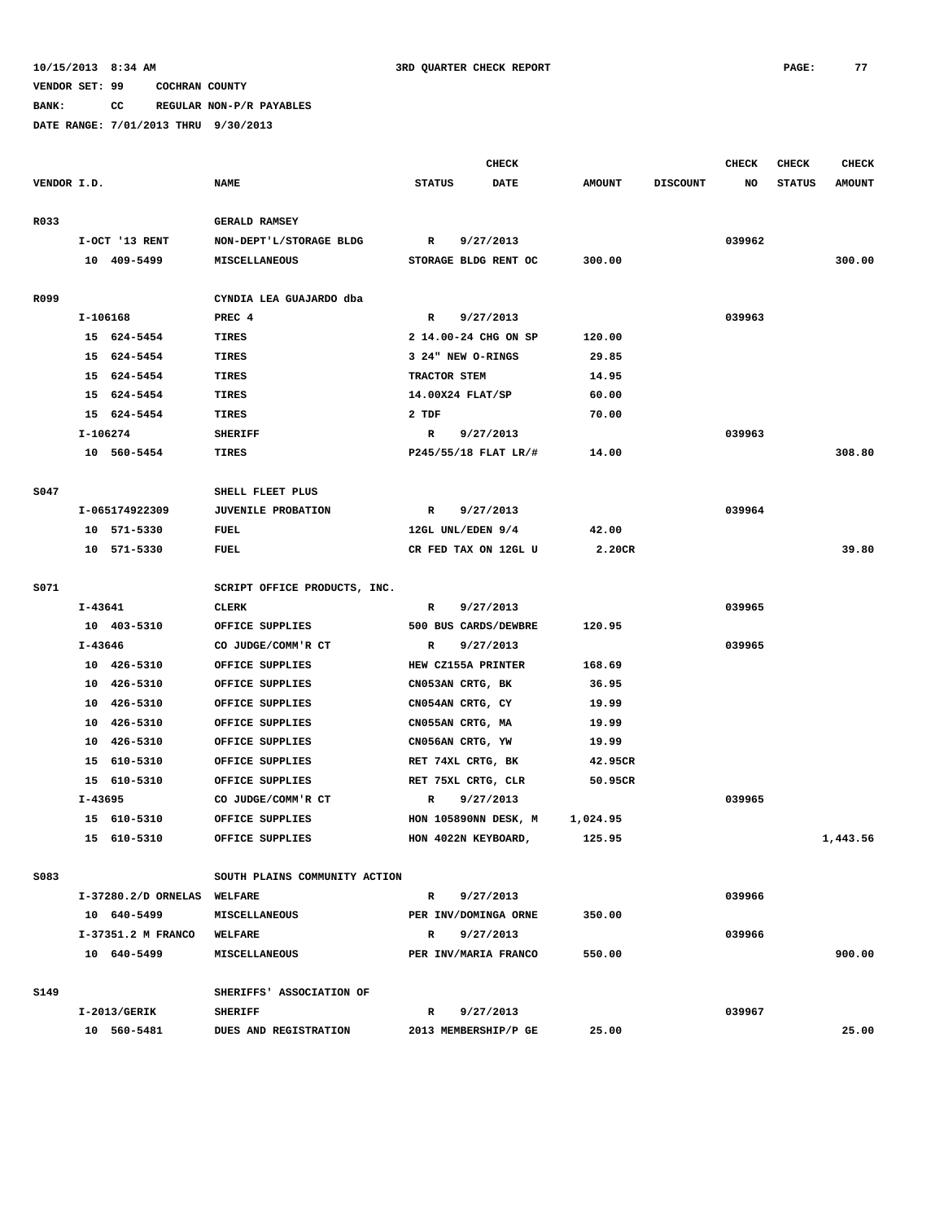10/15/2013 8:34 AM — 3RD QUARTER CHECK REPORT

VENDOR SET: 99 COCHRAN COUNTY

BANK: CC REGULAR NON-P/R PAYABLES

DATE RANGE: 7/01/2013 THRU 9/30/2013

| VENDOR I.D. | NAME | CHECK STATUS | CHECK DATE | AMOUNT | DISCOUNT | CHECK NO | CHECK STATUS | CHECK AMOUNT |
|---|---|---|---|---|---|---|---|---|
| R033 | GERALD RAMSEY | | | | | | | |
| I-OCT '13 RENT | NON-DEPT'L/STORAGE BLDG | R | 9/27/2013 | | | 039962 | | |
| 10 409-5499 | MISCELLANEOUS | STORAGE BLDG RENT OC | | 300.00 | | | | 300.00 |
| R099 | CYNDIA LEA GUAJARDO dba | | | | | | | |
| I-106168 | PREC 4 | R | 9/27/2013 | | | 039963 | | |
| 15 624-5454 | TIRES | 2 14.00-24 CHG ON SP | | 120.00 | | | | |
| 15 624-5454 | TIRES | 3 24" NEW O-RINGS | | 29.85 | | | | |
| 15 624-5454 | TIRES | TRACTOR STEM | | 14.95 | | | | |
| 15 624-5454 | TIRES | 14.00X24 FLAT/SP | | 60.00 | | | | |
| 15 624-5454 | TIRES | 2 TDF | | 70.00 | | | | |
| I-106274 | SHERIFF | R | 9/27/2013 | | | 039963 | | |
| 10 560-5454 | TIRES | P245/55/18 FLAT LR/# | | 14.00 | | | | 308.80 |
| S047 | SHELL FLEET PLUS | | | | | | | |
| I-065174922309 | JUVENILE PROBATION | R | 9/27/2013 | | | 039964 | | |
| 10 571-5330 | FUEL | 12GL UNL/EDEN 9/4 | | 42.00 | | | | |
| 10 571-5330 | FUEL | CR FED TAX ON 12GL U | | 2.20CR | | | | 39.80 |
| S071 | SCRIPT OFFICE PRODUCTS, INC. | | | | | | | |
| I-43641 | CLERK | R | 9/27/2013 | | | 039965 | | |
| 10 403-5310 | OFFICE SUPPLIES | 500 BUS CARDS/DEWBRE | | 120.95 | | | | |
| I-43646 | CO JUDGE/COMM'R CT | R | 9/27/2013 | | | 039965 | | |
| 10 426-5310 | OFFICE SUPPLIES | HEW CZ155A PRINTER | | 168.69 | | | | |
| 10 426-5310 | OFFICE SUPPLIES | CN053AN CRTG, BK | | 36.95 | | | | |
| 10 426-5310 | OFFICE SUPPLIES | CN054AN CRTG, CY | | 19.99 | | | | |
| 10 426-5310 | OFFICE SUPPLIES | CN055AN CRTG, MA | | 19.99 | | | | |
| 10 426-5310 | OFFICE SUPPLIES | CN056AN CRTG, YW | | 19.99 | | | | |
| 15 610-5310 | OFFICE SUPPLIES | RET 74XL CRTG, BK | | 42.95CR | | | | |
| 15 610-5310 | OFFICE SUPPLIES | RET 75XL CRTG, CLR | | 50.95CR | | | | |
| I-43695 | CO JUDGE/COMM'R CT | R | 9/27/2013 | | | 039965 | | |
| 15 610-5310 | OFFICE SUPPLIES | HON 105890NN DESK, M | | 1,024.95 | | | | |
| 15 610-5310 | OFFICE SUPPLIES | HON 4022N KEYBOARD, | | 125.95 | | | | 1,443.56 |
| S083 | SOUTH PLAINS COMMUNITY ACTION | | | | | | | |
| I-37280.2/D ORNELAS | WELFARE | R | 9/27/2013 | | | 039966 | | |
| 10 640-5499 | MISCELLANEOUS | PER INV/DOMINGA ORNE | | 350.00 | | | | |
| I-37351.2 M FRANCO | WELFARE | R | 9/27/2013 | | | 039966 | | |
| 10 640-5499 | MISCELLANEOUS | PER INV/MARIA FRANCO | | 550.00 | | | | 900.00 |
| S149 | SHERIFFS' ASSOCIATION OF | | | | | | | |
| I-2013/GERIK | SHERIFF | R | 9/27/2013 | | | 039967 | | |
| 10 560-5481 | DUES AND REGISTRATION | 2013 MEMBERSHIP/P GE | | 25.00 | | | | 25.00 |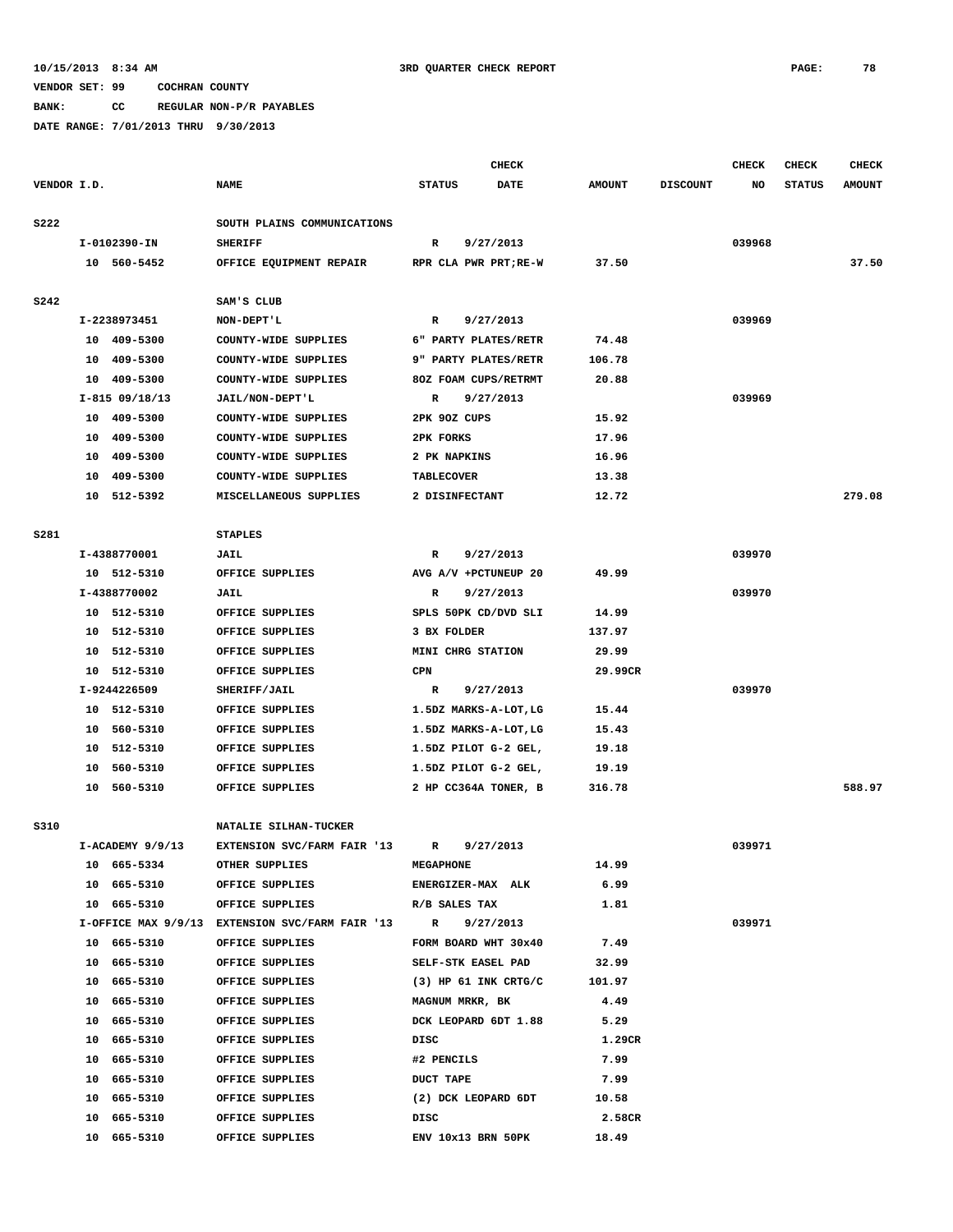**10/15/2013 8:34 AM** **3RD QUARTER CHECK REPORT**

**VENDOR SET: 99 COCHRAN COUNTY**

**BANK: CC REGULAR NON-P/R PAYABLES**

**DATE RANGE: 7/01/2013 THRU 9/30/2013**

| VENDOR I.D. | NAME | STATUS | CHECK DATE | AMOUNT | DISCOUNT | CHECK NO | CHECK STATUS | CHECK AMOUNT |
|---|---|---|---|---|---|---|---|---|
| S222 | SOUTH PLAINS COMMUNICATIONS | | | | | | | |
| I-0102390-IN | SHERIFF | R | 9/27/2013 | | | 039968 | | |
| 10 560-5452 | OFFICE EQUIPMENT REPAIR | RPR CLA PWR PRT;RE-W | | 37.50 | | | | 37.50 |
| S242 | SAM'S CLUB | | | | | | | |
| I-2238973451 | NON-DEPT'L | R | 9/27/2013 | | | 039969 | | |
| 10 409-5300 | COUNTY-WIDE SUPPLIES | 6" PARTY PLATES/RETR | | 74.48 | | | | |
| 10 409-5300 | COUNTY-WIDE SUPPLIES | 9" PARTY PLATES/RETR | | 106.78 | | | | |
| 10 409-5300 | COUNTY-WIDE SUPPLIES | 8OZ FOAM CUPS/RETRMT | | 20.88 | | | | |
| I-815 09/18/13 | JAIL/NON-DEPT'L | R | 9/27/2013 | | | 039969 | | |
| 10 409-5300 | COUNTY-WIDE SUPPLIES | 2PK 9OZ CUPS | | 15.92 | | | | |
| 10 409-5300 | COUNTY-WIDE SUPPLIES | 2PK FORKS | | 17.96 | | | | |
| 10 409-5300 | COUNTY-WIDE SUPPLIES | 2 PK NAPKINS | | 16.96 | | | | |
| 10 409-5300 | COUNTY-WIDE SUPPLIES | TABLECOVER | | 13.38 | | | | |
| 10 512-5392 | MISCELLANEOUS SUPPLIES | 2 DISINFECTANT | | 12.72 | | | | 279.08 |
| S281 | STAPLES | | | | | | | |
| I-4388770001 | JAIL | R | 9/27/2013 | | | 039970 | | |
| 10 512-5310 | OFFICE SUPPLIES | AVG A/V +PCTUNEUP 20 | | 49.99 | | | | |
| I-4388770002 | JAIL | R | 9/27/2013 | | | 039970 | | |
| 10 512-5310 | OFFICE SUPPLIES | SPLS 50PK CD/DVD SLI | | 14.99 | | | | |
| 10 512-5310 | OFFICE SUPPLIES | 3 BX FOLDER | | 137.97 | | | | |
| 10 512-5310 | OFFICE SUPPLIES | MINI CHRG STATION | | 29.99 | | | | |
| 10 512-5310 | OFFICE SUPPLIES | CPN | | 29.99CR | | | | |
| I-9244226509 | SHERIFF/JAIL | R | 9/27/2013 | | | 039970 | | |
| 10 512-5310 | OFFICE SUPPLIES | 1.5DZ MARKS-A-LOT,LG | | 15.44 | | | | |
| 10 560-5310 | OFFICE SUPPLIES | 1.5DZ MARKS-A-LOT,LG | | 15.43 | | | | |
| 10 512-5310 | OFFICE SUPPLIES | 1.5DZ PILOT G-2 GEL, | | 19.18 | | | | |
| 10 560-5310 | OFFICE SUPPLIES | 1.5DZ PILOT G-2 GEL, | | 19.19 | | | | |
| 10 560-5310 | OFFICE SUPPLIES | 2 HP CC364A TONER, B | | 316.78 | | | | 588.97 |
| S310 | NATALIE SILHAN-TUCKER | | | | | | | |
| I-ACADEMY 9/9/13 | EXTENSION SVC/FARM FAIR '13 | R | 9/27/2013 | | | 039971 | | |
| 10 665-5334 | OTHER SUPPLIES | MEGAPHONE | | 14.99 | | | | |
| 10 665-5310 | OFFICE SUPPLIES | ENERGIZER-MAX ALK | | 6.99 | | | | |
| 10 665-5310 | OFFICE SUPPLIES | R/B SALES TAX | | 1.81 | | | | |
| I-OFFICE MAX 9/9/13 | EXTENSION SVC/FARM FAIR '13 | R | 9/27/2013 | | | 039971 | | |
| 10 665-5310 | OFFICE SUPPLIES | FORM BOARD WHT 30x40 | | 7.49 | | | | |
| 10 665-5310 | OFFICE SUPPLIES | SELF-STK EASEL PAD | | 32.99 | | | | |
| 10 665-5310 | OFFICE SUPPLIES | (3) HP 61 INK CRTG/C | | 101.97 | | | | |
| 10 665-5310 | OFFICE SUPPLIES | MAGNUM MRKR, BK | | 4.49 | | | | |
| 10 665-5310 | OFFICE SUPPLIES | DCK LEOPARD 6DT 1.88 | | 5.29 | | | | |
| 10 665-5310 | OFFICE SUPPLIES | DISC | | 1.29CR | | | | |
| 10 665-5310 | OFFICE SUPPLIES | #2 PENCILS | | 7.99 | | | | |
| 10 665-5310 | OFFICE SUPPLIES | DUCT TAPE | | 7.99 | | | | |
| 10 665-5310 | OFFICE SUPPLIES | (2) DCK LEOPARD 6DT | | 10.58 | | | | |
| 10 665-5310 | OFFICE SUPPLIES | DISC | | 2.58CR | | | | |
| 10 665-5310 | OFFICE SUPPLIES | ENV 10x13 BRN 50PK | | 18.49 | | | | |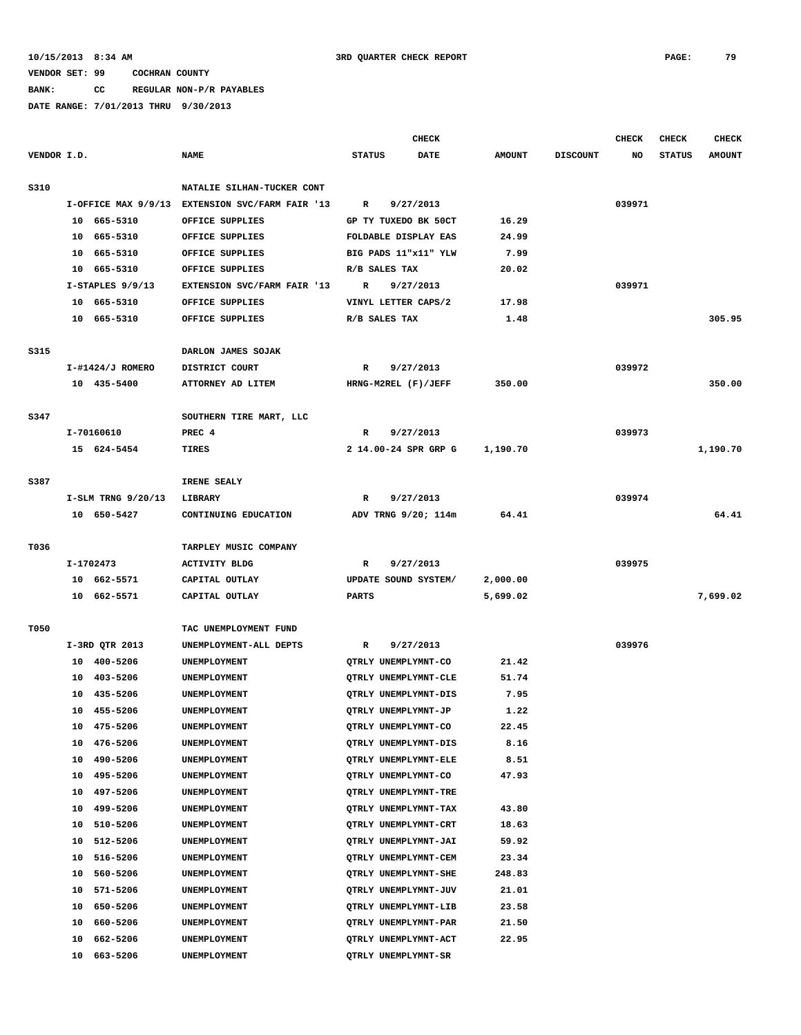10/15/2013 8:34 AM 3RD QUARTER CHECK REPORT

VENDOR SET: 99 COCHRAN COUNTY

BANK: CC REGULAR NON-P/R PAYABLES

DATE RANGE: 7/01/2013 THRU 9/30/2013

| VENDOR I.D. | NAME | STATUS | CHECK DATE | AMOUNT | DISCOUNT | CHECK NO | CHECK STATUS | CHECK AMOUNT |
|---|---|---|---|---|---|---|---|---|
| S310 | NATALIE SILHAN-TUCKER CONT | | | | | | | |
| I-OFFICE MAX 9/9/13 | EXTENSION SVC/FARM FAIR '13 | R | 9/27/2013 | | | 039971 | | |
| 10 665-5310 | OFFICE SUPPLIES | GP TY TUXEDO BK 50CT | | 16.29 | | | | |
| 10 665-5310 | OFFICE SUPPLIES | FOLDABLE DISPLAY EAS | | 24.99 | | | | |
| 10 665-5310 | OFFICE SUPPLIES | BIG PADS 11"x11" YLW | | 7.99 | | | | |
| 10 665-5310 | OFFICE SUPPLIES | R/B SALES TAX | | 20.02 | | | | |
| I-STAPLES 9/9/13 | EXTENSION SVC/FARM FAIR '13 | R | 9/27/2013 | | | 039971 | | |
| 10 665-5310 | OFFICE SUPPLIES | VINYL LETTER CAPS/2 | | 17.98 | | | | |
| 10 665-5310 | OFFICE SUPPLIES | R/B SALES TAX | | 1.48 | | | | 305.95 |
| S315 | DARLON JAMES SOJAK | | | | | | | |
| I-#1424/J ROMERO | DISTRICT COURT | R | 9/27/2013 | | | 039972 | | |
| 10 435-5400 | ATTORNEY AD LITEM | HRNG-M2REL (F)/JEFF | | 350.00 | | | | 350.00 |
| S347 | SOUTHERN TIRE MART, LLC | | | | | | | |
| I-70160610 | PREC 4 | R | 9/27/2013 | | | 039973 | | |
| 15 624-5454 | TIRES | 2 14.00-24 SPR GRP G | | 1,190.70 | | | | 1,190.70 |
| S387 | IRENE SEALY | | | | | | | |
| I-SLM TRNG 9/20/13 | LIBRARY | R | 9/27/2013 | | | 039974 | | |
| 10 650-5427 | CONTINUING EDUCATION | ADV TRNG 9/20; 114m | | 64.41 | | | | 64.41 |
| T036 | TARPLEY MUSIC COMPANY | | | | | | | |
| I-1702473 | ACTIVITY BLDG | R | 9/27/2013 | | | 039975 | | |
| 10 662-5571 | CAPITAL OUTLAY | UPDATE SOUND SYSTEM/ | | 2,000.00 | | | | |
| 10 662-5571 | CAPITAL OUTLAY | PARTS | | 5,699.02 | | | | 7,699.02 |
| T050 | TAC UNEMPLOYMENT FUND | | | | | | | |
| I-3RD QTR 2013 | UNEMPLOYMENT-ALL DEPTS | R | 9/27/2013 | | | 039976 | | |
| 10 400-5206 | UNEMPLOYMENT | QTRLY UNEMPLYMNT-CO | | 21.42 | | | | |
| 10 403-5206 | UNEMPLOYMENT | QTRLY UNEMPLYMNT-CLE | | 51.74 | | | | |
| 10 435-5206 | UNEMPLOYMENT | QTRLY UNEMPLYMNT-DIS | | 7.95 | | | | |
| 10 455-5206 | UNEMPLOYMENT | QTRLY UNEMPLYMNT-JP | | 1.22 | | | | |
| 10 475-5206 | UNEMPLOYMENT | QTRLY UNEMPLYMNT-CO | | 22.45 | | | | |
| 10 476-5206 | UNEMPLOYMENT | QTRLY UNEMPLYMNT-DIS | | 8.16 | | | | |
| 10 490-5206 | UNEMPLOYMENT | QTRLY UNEMPLYMNT-ELE | | 8.51 | | | | |
| 10 495-5206 | UNEMPLOYMENT | QTRLY UNEMPLYMNT-CO | | 47.93 | | | | |
| 10 497-5206 | UNEMPLOYMENT | QTRLY UNEMPLYMNT-TRE | | | | | | |
| 10 499-5206 | UNEMPLOYMENT | QTRLY UNEMPLYMNT-TAX | | 43.80 | | | | |
| 10 510-5206 | UNEMPLOYMENT | QTRLY UNEMPLYMNT-CRT | | 18.63 | | | | |
| 10 512-5206 | UNEMPLOYMENT | QTRLY UNEMPLYMNT-JAI | | 59.92 | | | | |
| 10 516-5206 | UNEMPLOYMENT | QTRLY UNEMPLYMNT-CEM | | 23.34 | | | | |
| 10 560-5206 | UNEMPLOYMENT | QTRLY UNEMPLYMNT-SHE | | 248.83 | | | | |
| 10 571-5206 | UNEMPLOYMENT | QTRLY UNEMPLYMNT-JUV | | 21.01 | | | | |
| 10 650-5206 | UNEMPLOYMENT | QTRLY UNEMPLYMNT-LIB | | 23.58 | | | | |
| 10 660-5206 | UNEMPLOYMENT | QTRLY UNEMPLYMNT-PAR | | 21.50 | | | | |
| 10 662-5206 | UNEMPLOYMENT | QTRLY UNEMPLYMNT-ACT | | 22.95 | | | | |
| 10 663-5206 | UNEMPLOYMENT | QTRLY UNEMPLYMNT-SR | | | | | | |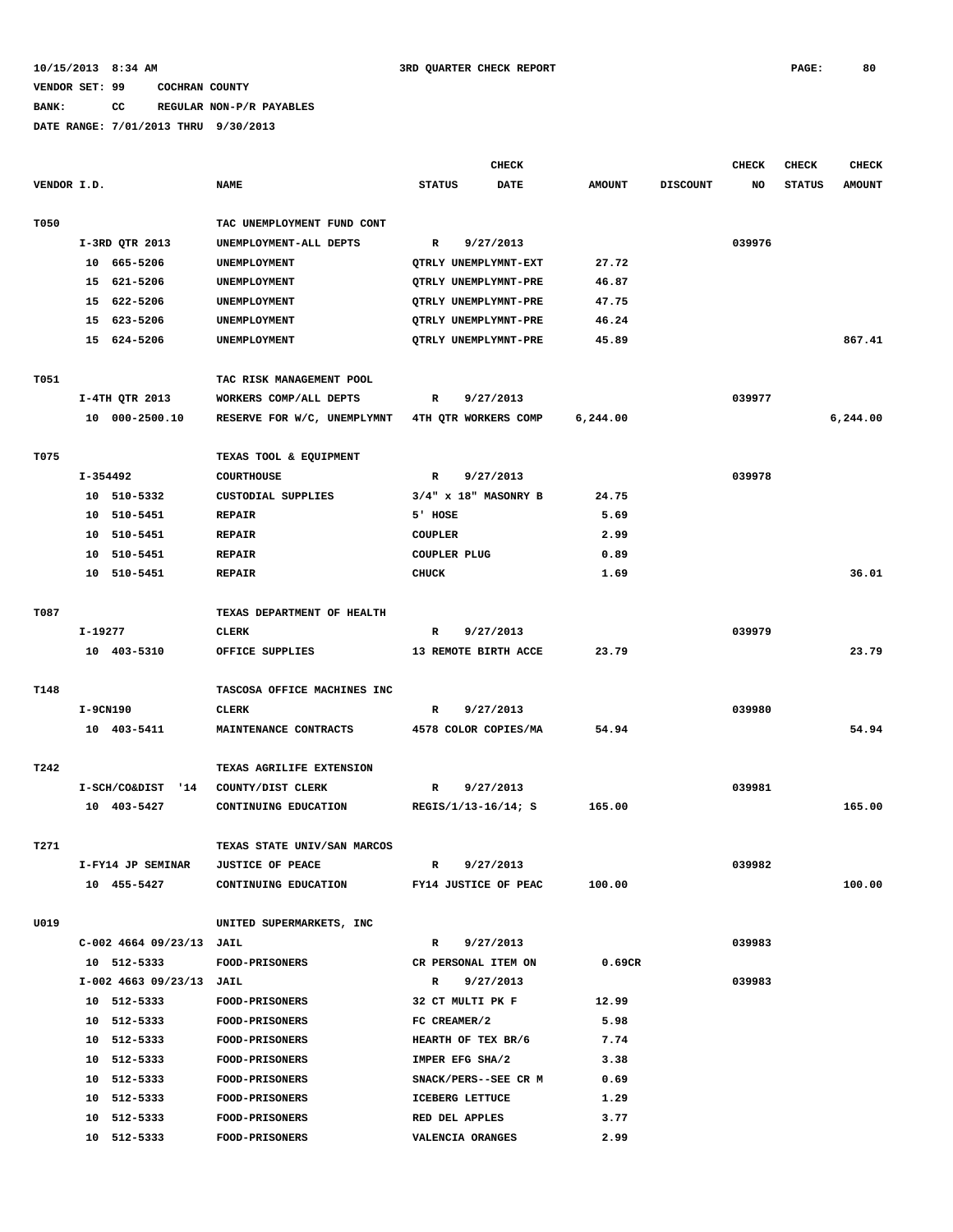10/15/2013 8:34 AM　　　　　　　　　　3RD QUARTER CHECK REPORT

VENDOR SET: 99　　COCHRAN COUNTY

BANK:　　CC　　REGULAR NON-P/R PAYABLES

DATE RANGE: 7/01/2013 THRU 9/30/2013

| VENDOR I.D. | NAME | STATUS | CHECK DATE | AMOUNT | DISCOUNT | CHECK NO | CHECK STATUS | CHECK AMOUNT |
|---|---|---|---|---|---|---|---|---|
| T050 | TAC UNEMPLOYMENT FUND CONT | | | | | | | |
| I-3RD QTR 2013 | UNEMPLOYMENT-ALL DEPTS | R | 9/27/2013 | | | 039976 | | |
| 10 665-5206 | UNEMPLOYMENT | QTRLY UNEMPLYMNT-EXT | | 27.72 | | | | |
| 15 621-5206 | UNEMPLOYMENT | QTRLY UNEMPLYMNT-PRE | | 46.87 | | | | |
| 15 622-5206 | UNEMPLOYMENT | QTRLY UNEMPLYMNT-PRE | | 47.75 | | | | |
| 15 623-5206 | UNEMPLOYMENT | QTRLY UNEMPLYMNT-PRE | | 46.24 | | | | |
| 15 624-5206 | UNEMPLOYMENT | QTRLY UNEMPLYMNT-PRE | | 45.89 | | | | 867.41 |
| T051 | TAC RISK MANAGEMENT POOL | | | | | | | |
| I-4TH QTR 2013 | WORKERS COMP/ALL DEPTS | R | 9/27/2013 | | | 039977 | | |
| 10 000-2500.10 | RESERVE FOR W/C, UNEMPLYMNT | 4TH QTR WORKERS COMP | | 6,244.00 | | | | 6,244.00 |
| T075 | TEXAS TOOL & EQUIPMENT | | | | | | | |
| I-354492 | COURTHOUSE | R | 9/27/2013 | | | 039978 | | |
| 10 510-5332 | CUSTODIAL SUPPLIES | 3/4" x 18" MASONRY B | | 24.75 | | | | |
| 10 510-5451 | REPAIR | 5' HOSE | | 5.69 | | | | |
| 10 510-5451 | REPAIR | COUPLER | | 2.99 | | | | |
| 10 510-5451 | REPAIR | COUPLER PLUG | | 0.89 | | | | |
| 10 510-5451 | REPAIR | CHUCK | | 1.69 | | | | 36.01 |
| T087 | TEXAS DEPARTMENT OF HEALTH | | | | | | | |
| I-19277 | CLERK | R | 9/27/2013 | | | 039979 | | |
| 10 403-5310 | OFFICE SUPPLIES | 13 REMOTE BIRTH ACCE | | 23.79 | | | | 23.79 |
| T148 | TASCOSA OFFICE MACHINES INC | | | | | | | |
| I-9CN190 | CLERK | R | 9/27/2013 | | | 039980 | | |
| 10 403-5411 | MAINTENANCE CONTRACTS | 4578 COLOR COPIES/MA | | 54.94 | | | | 54.94 |
| T242 | TEXAS AGRILIFE EXTENSION | | | | | | | |
| I-SCH/CO&DIST '14 | COUNTY/DIST CLERK | R | 9/27/2013 | | | 039981 | | |
| 10 403-5427 | CONTINUING EDUCATION | REGIS/1/13-16/14; S | | 165.00 | | | | 165.00 |
| T271 | TEXAS STATE UNIV/SAN MARCOS | | | | | | | |
| I-FY14 JP SEMINAR | JUSTICE OF PEACE | R | 9/27/2013 | | | 039982 | | |
| 10 455-5427 | CONTINUING EDUCATION | FY14 JUSTICE OF PEAC | | 100.00 | | | | 100.00 |
| U019 | UNITED SUPERMARKETS, INC | | | | | | | |
| C-002 4664 09/23/13 | JAIL | R | 9/27/2013 | | | 039983 | | |
| 10 512-5333 | FOOD-PRISONERS | CR PERSONAL ITEM ON | | 0.69CR | | | | |
| I-002 4663 09/23/13 | JAIL | R | 9/27/2013 | | | 039983 | | |
| 10 512-5333 | FOOD-PRISONERS | 32 CT MULTI PK F | | 12.99 | | | | |
| 10 512-5333 | FOOD-PRISONERS | FC CREAMER/2 | | 5.98 | | | | |
| 10 512-5333 | FOOD-PRISONERS | HEARTH OF TEX BR/6 | | 7.74 | | | | |
| 10 512-5333 | FOOD-PRISONERS | IMPER EFG SHA/2 | | 3.38 | | | | |
| 10 512-5333 | FOOD-PRISONERS | SNACK/PERS--SEE CR M | | 0.69 | | | | |
| 10 512-5333 | FOOD-PRISONERS | ICEBERG LETTUCE | | 1.29 | | | | |
| 10 512-5333 | FOOD-PRISONERS | RED DEL APPLES | | 3.77 | | | | |
| 10 512-5333 | FOOD-PRISONERS | VALENCIA ORANGES | | 2.99 | | | | |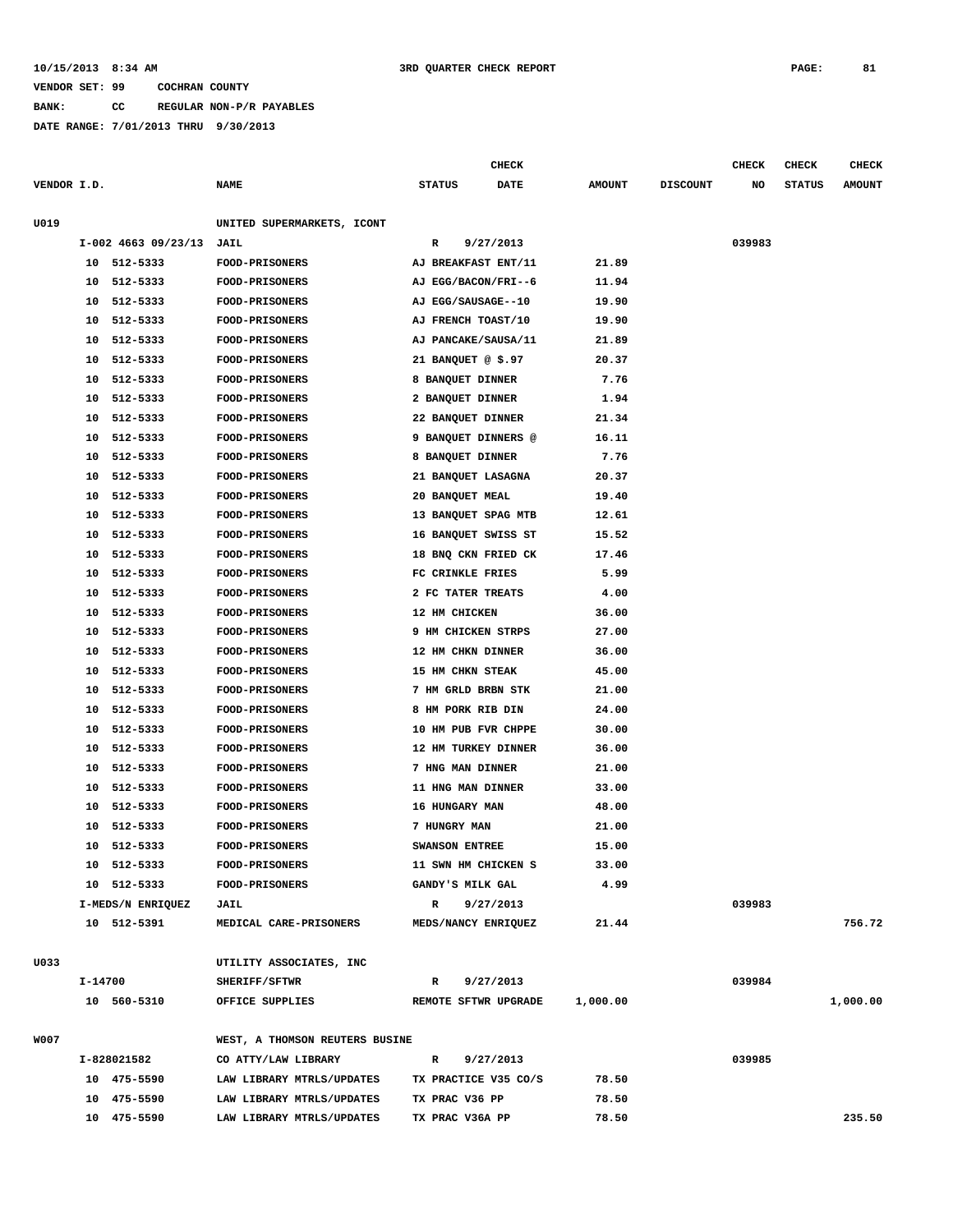10/15/2013 8:34 AM — 3RD QUARTER CHECK REPORT

VENDOR SET: 99 COCHRAN COUNTY

BANK: CC REGULAR NON-P/R PAYABLES

DATE RANGE: 7/01/2013 THRU 9/30/2013

| VENDOR I.D. | NAME | STATUS | CHECK DATE | AMOUNT | DISCOUNT | CHECK NO | CHECK STATUS | CHECK AMOUNT |
|---|---|---|---|---|---|---|---|---|
| U019 | UNITED SUPERMARKETS, ICONT | | | | | | | |
| I-002 4663 09/23/13 | JAIL | R | 9/27/2013 | | | 039983 | | |
| 10 512-5333 | FOOD-PRISONERS | AJ BREAKFAST ENT/11 | | 21.89 | | | | |
| 10 512-5333 | FOOD-PRISONERS | AJ EGG/BACON/FRI--6 | | 11.94 | | | | |
| 10 512-5333 | FOOD-PRISONERS | AJ EGG/SAUSAGE--10 | | 19.90 | | | | |
| 10 512-5333 | FOOD-PRISONERS | AJ FRENCH TOAST/10 | | 19.90 | | | | |
| 10 512-5333 | FOOD-PRISONERS | AJ PANCAKE/SAUSA/11 | | 21.89 | | | | |
| 10 512-5333 | FOOD-PRISONERS | 21 BANQUET @ $.97 | | 20.37 | | | | |
| 10 512-5333 | FOOD-PRISONERS | 8 BANQUET DINNER | | 7.76 | | | | |
| 10 512-5333 | FOOD-PRISONERS | 2 BANQUET DINNER | | 1.94 | | | | |
| 10 512-5333 | FOOD-PRISONERS | 22 BANQUET DINNER | | 21.34 | | | | |
| 10 512-5333 | FOOD-PRISONERS | 9 BANQUET DINNERS @ | | 16.11 | | | | |
| 10 512-5333 | FOOD-PRISONERS | 8 BANQUET DINNER | | 7.76 | | | | |
| 10 512-5333 | FOOD-PRISONERS | 21 BANQUET LASAGNA | | 20.37 | | | | |
| 10 512-5333 | FOOD-PRISONERS | 20 BANQUET MEAL | | 19.40 | | | | |
| 10 512-5333 | FOOD-PRISONERS | 13 BANQUET SPAG MTB | | 12.61 | | | | |
| 10 512-5333 | FOOD-PRISONERS | 16 BANQUET SWISS ST | | 15.52 | | | | |
| 10 512-5333 | FOOD-PRISONERS | 18 BNQ CKN FRIED CK | | 17.46 | | | | |
| 10 512-5333 | FOOD-PRISONERS | FC CRINKLE FRIES | | 5.99 | | | | |
| 10 512-5333 | FOOD-PRISONERS | 2 FC TATER TREATS | | 4.00 | | | | |
| 10 512-5333 | FOOD-PRISONERS | 12 HM CHICKEN | | 36.00 | | | | |
| 10 512-5333 | FOOD-PRISONERS | 9 HM CHICKEN STRPS | | 27.00 | | | | |
| 10 512-5333 | FOOD-PRISONERS | 12 HM CHKN DINNER | | 36.00 | | | | |
| 10 512-5333 | FOOD-PRISONERS | 15 HM CHKN STEAK | | 45.00 | | | | |
| 10 512-5333 | FOOD-PRISONERS | 7 HM GRLD BRBN STK | | 21.00 | | | | |
| 10 512-5333 | FOOD-PRISONERS | 8 HM PORK RIB DIN | | 24.00 | | | | |
| 10 512-5333 | FOOD-PRISONERS | 10 HM PUB FVR CHPPE | | 30.00 | | | | |
| 10 512-5333 | FOOD-PRISONERS | 12 HM TURKEY DINNER | | 36.00 | | | | |
| 10 512-5333 | FOOD-PRISONERS | 7 HNG MAN DINNER | | 21.00 | | | | |
| 10 512-5333 | FOOD-PRISONERS | 11 HNG MAN DINNER | | 33.00 | | | | |
| 10 512-5333 | FOOD-PRISONERS | 16 HUNGARY MAN | | 48.00 | | | | |
| 10 512-5333 | FOOD-PRISONERS | 7 HUNGRY MAN | | 21.00 | | | | |
| 10 512-5333 | FOOD-PRISONERS | SWANSON ENTREE | | 15.00 | | | | |
| 10 512-5333 | FOOD-PRISONERS | 11 SWN HM CHICKEN S | | 33.00 | | | | |
| 10 512-5333 | FOOD-PRISONERS | GANDY'S MILK GAL | | 4.99 | | | | |
| I-MEDS/N ENRIQUEZ | JAIL | R | 9/27/2013 | | | 039983 | | |
| 10 512-5391 | MEDICAL CARE-PRISONERS | MEDS/NANCY ENRIQUEZ | | 21.44 | | | | 756.72 |
| U033 | UTILITY ASSOCIATES, INC | | | | | | | |
| I-14700 | SHERIFF/SFTWR | R | 9/27/2013 | | | 039984 | | |
| 10 560-5310 | OFFICE SUPPLIES | REMOTE SFTWR UPGRADE | | 1,000.00 | | | | 1,000.00 |
| W007 | WEST, A THOMSON REUTERS BUSINE | | | | | | | |
| I-828021582 | CO ATTY/LAW LIBRARY | R | 9/27/2013 | | | 039985 | | |
| 10 475-5590 | LAW LIBRARY MTRLS/UPDATES | TX PRACTICE V35 CO/S | | 78.50 | | | | |
| 10 475-5590 | LAW LIBRARY MTRLS/UPDATES | TX PRAC V36 PP | | 78.50 | | | | |
| 10 475-5590 | LAW LIBRARY MTRLS/UPDATES | TX PRAC V36A PP | | 78.50 | | | | 235.50 |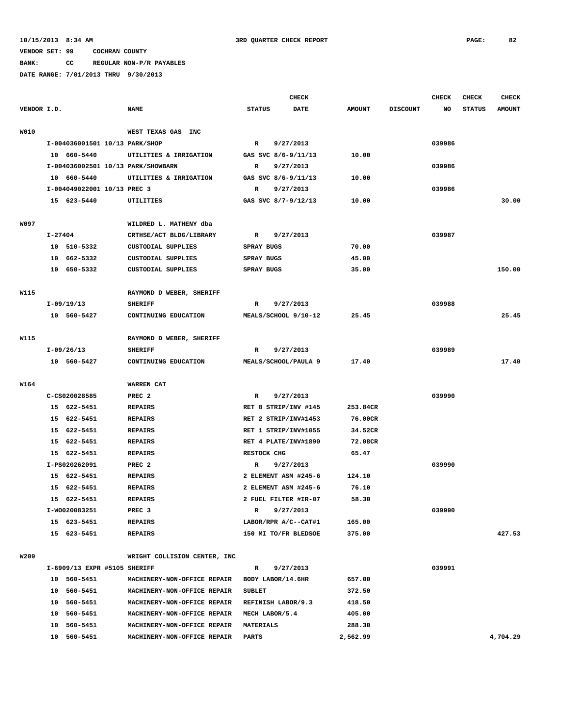10/15/2013 8:34 AM 3RD QUARTER CHECK REPORT

VENDOR SET: 99 COCHRAN COUNTY

BANK: CC REGULAR NON-P/R PAYABLES

DATE RANGE: 7/01/2013 THRU 9/30/2013

| VENDOR I.D. | NAME | STATUS | CHECK DATE | AMOUNT | DISCOUNT | CHECK NO | CHECK STATUS | CHECK AMOUNT |
|---|---|---|---|---|---|---|---|---|
| W010 | WEST TEXAS GAS INC | | | | | | | |
| I-004036001501 10/13 PARK/SHOP | | R | 9/27/2013 | | | 039986 | | |
| 10 660-5440 | UTILITIES & IRRIGATION | GAS SVC 8/6-9/11/13 | | 10.00 | | | | |
| I-004036002501 10/13 PARK/SHOWBARN | | R | 9/27/2013 | | | 039986 | | |
| 10 660-5440 | UTILITIES & IRRIGATION | GAS SVC 8/6-9/11/13 | | 10.00 | | | | |
| I-004049022001 10/13 PREC 3 | | R | 9/27/2013 | | | 039986 | | |
| 15 623-5440 | UTILITIES | GAS SVC 8/7-9/12/13 | | 10.00 | | | | 30.00 |
| W097 | WILDRED L. MATHENY dba | | | | | | | |
| I-27404 | CRTHSE/ACT BLDG/LIBRARY | R | 9/27/2013 | | | 039987 | | |
| 10 510-5332 | CUSTODIAL SUPPLIES | SPRAY BUGS | | 70.00 | | | | |
| 10 662-5332 | CUSTODIAL SUPPLIES | SPRAY BUGS | | 45.00 | | | | |
| 10 650-5332 | CUSTODIAL SUPPLIES | SPRAY BUGS | | 35.00 | | | | 150.00 |
| W115 | RAYMOND D WEBER, SHERIFF | | | | | | | |
| I-09/19/13 | SHERIFF | R | 9/27/2013 | | | 039988 | | |
| 10 560-5427 | CONTINUING EDUCATION | MEALS/SCHOOL 9/10-12 | | 25.45 | | | | 25.45 |
| W115 | RAYMOND D WEBER, SHERIFF | | | | | | | |
| I-09/26/13 | SHERIFF | R | 9/27/2013 | | | 039989 | | |
| 10 560-5427 | CONTINUING EDUCATION | MEALS/SCHOOL/PAULA 9 | | 17.40 | | | | 17.40 |
| W164 | WARREN CAT | | | | | | | |
| C-CS020028585 | PREC 2 | R | 9/27/2013 | | | 039990 | | |
| 15 622-5451 | REPAIRS | RET 8 STRIP/INV #145 | | 253.84CR | | | | |
| 15 622-5451 | REPAIRS | RET 2 STRIP/INV#1453 | | 76.00CR | | | | |
| 15 622-5451 | REPAIRS | RET 1 STRIP/INV#1055 | | 34.52CR | | | | |
| 15 622-5451 | REPAIRS | RET 4 PLATE/INV#1890 | | 72.08CR | | | | |
| 15 622-5451 | REPAIRS | RESTOCK CHG | | 65.47 | | | | |
| I-PS020262091 | PREC 2 | R | 9/27/2013 | | | 039990 | | |
| 15 622-5451 | REPAIRS | 2 ELEMENT ASM #245-6 | | 124.10 | | | | |
| 15 622-5451 | REPAIRS | 2 ELEMENT ASM #245-6 | | 76.10 | | | | |
| 15 622-5451 | REPAIRS | 2 FUEL FILTER #IR-07 | | 58.30 | | | | |
| I-WO020083251 | PREC 3 | R | 9/27/2013 | | | 039990 | | |
| 15 623-5451 | REPAIRS | LABOR/RPR A/C--CAT#1 | | 165.00 | | | | |
| 15 623-5451 | REPAIRS | 150 MI TO/FR BLEDSOE | | 375.00 | | | | 427.53 |
| W209 | WRIGHT COLLISION CENTER, INC | | | | | | | |
| I-6909/13 EXPR #5105 SHERIFF | | R | 9/27/2013 | | | 039991 | | |
| 10 560-5451 | MACHINERY-NON-OFFICE REPAIR | BODY LABOR/14.6HR | | 657.00 | | | | |
| 10 560-5451 | MACHINERY-NON-OFFICE REPAIR | SUBLET | | 372.50 | | | | |
| 10 560-5451 | MACHINERY-NON-OFFICE REPAIR | REFINISH LABOR/9.3 | | 418.50 | | | | |
| 10 560-5451 | MACHINERY-NON-OFFICE REPAIR | MECH LABOR/5.4 | | 405.00 | | | | |
| 10 560-5451 | MACHINERY-NON-OFFICE REPAIR | MATERIALS | | 288.30 | | | | |
| 10 560-5451 | MACHINERY-NON-OFFICE REPAIR | PARTS | | 2,562.99 | | | | 4,704.29 |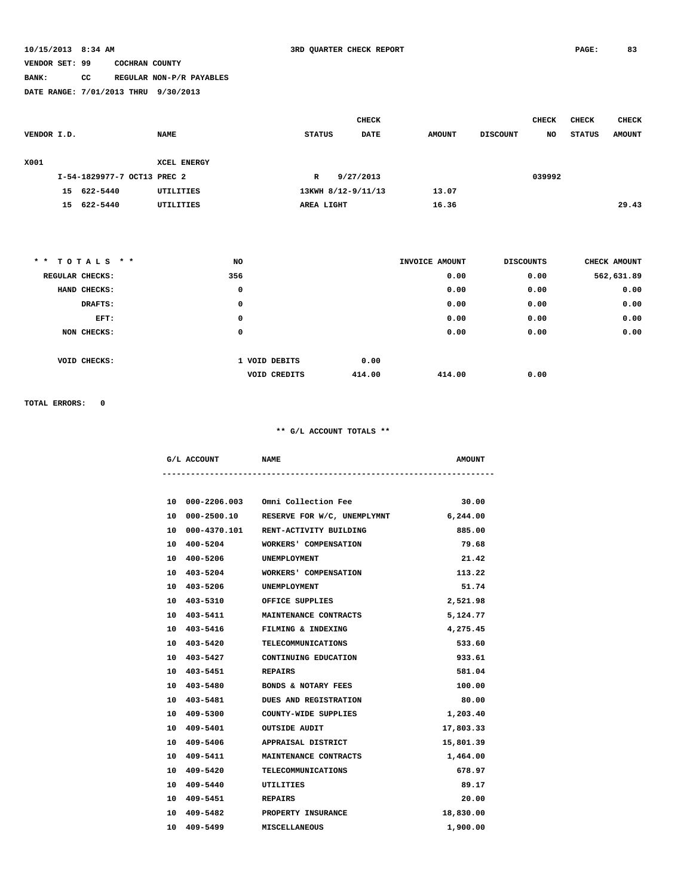10/15/2013 8:34 AM 3RD QUARTER CHECK REPORT

VENDOR SET: 99 COCHRAN COUNTY

BANK: CC REGULAR NON-P/R PAYABLES

DATE RANGE: 7/01/2013 THRU 9/30/2013

| VENDOR I.D. | NAME | STATUS | CHECK DATE | AMOUNT | DISCOUNT | CHECK NO | CHECK STATUS | CHECK AMOUNT |
|---|---|---|---|---|---|---|---|---|
| X001 | XCEL ENERGY | | | | | | | |
| I-54-1829977-7 OCT13 PREC 2 | | R | 9/27/2013 | | | 039992 | | |
| 15 622-5440 | UTILITIES | 13KWH 8/12-9/11/13 | | 13.07 | | | | |
| 15 622-5440 | UTILITIES | AREA LIGHT | | 16.36 | | | | 29.43 |

| * * T O T A L S * * | NO | | | INVOICE AMOUNT | DISCOUNTS | CHECK AMOUNT |
|---|---|---|---|---|---|---|
| REGULAR CHECKS: | 356 | | | 0.00 | 0.00 | 562,631.89 |
| HAND CHECKS: | 0 | | | 0.00 | 0.00 | 0.00 |
| DRAFTS: | 0 | | | 0.00 | 0.00 | 0.00 |
| EFT: | 0 | | | 0.00 | 0.00 | 0.00 |
| NON CHECKS: | 0 | | | 0.00 | 0.00 | 0.00 |
| VOID CHECKS: | 1 | VOID DEBITS | 0.00 | | | |
| | | VOID CREDITS | 414.00 | 414.00 | 0.00 | |

TOTAL ERRORS: 0

** G/L ACCOUNT TOTALS **

| G/L ACCOUNT | NAME | AMOUNT |
|---|---|---|
| 10 000-2206.003 | Omni Collection Fee | 30.00 |
| 10 000-2500.10 | RESERVE FOR W/C, UNEMPLYMNT | 6,244.00 |
| 10 000-4370.101 | RENT-ACTIVITY BUILDING | 885.00 |
| 10 400-5204 | WORKERS' COMPENSATION | 79.68 |
| 10 400-5206 | UNEMPLOYMENT | 21.42 |
| 10 403-5204 | WORKERS' COMPENSATION | 113.22 |
| 10 403-5206 | UNEMPLOYMENT | 51.74 |
| 10 403-5310 | OFFICE SUPPLIES | 2,521.98 |
| 10 403-5411 | MAINTENANCE CONTRACTS | 5,124.77 |
| 10 403-5416 | FILMING & INDEXING | 4,275.45 |
| 10 403-5420 | TELECOMMUNICATIONS | 533.60 |
| 10 403-5427 | CONTINUING EDUCATION | 933.61 |
| 10 403-5451 | REPAIRS | 581.04 |
| 10 403-5480 | BONDS & NOTARY FEES | 100.00 |
| 10 403-5481 | DUES AND REGISTRATION | 80.00 |
| 10 409-5300 | COUNTY-WIDE SUPPLIES | 1,203.40 |
| 10 409-5401 | OUTSIDE AUDIT | 17,803.33 |
| 10 409-5406 | APPRAISAL DISTRICT | 15,801.39 |
| 10 409-5411 | MAINTENANCE CONTRACTS | 1,464.00 |
| 10 409-5420 | TELECOMMUNICATIONS | 678.97 |
| 10 409-5440 | UTILITIES | 89.17 |
| 10 409-5451 | REPAIRS | 20.00 |
| 10 409-5482 | PROPERTY INSURANCE | 18,830.00 |
| 10 409-5499 | MISCELLANEOUS | 1,900.00 |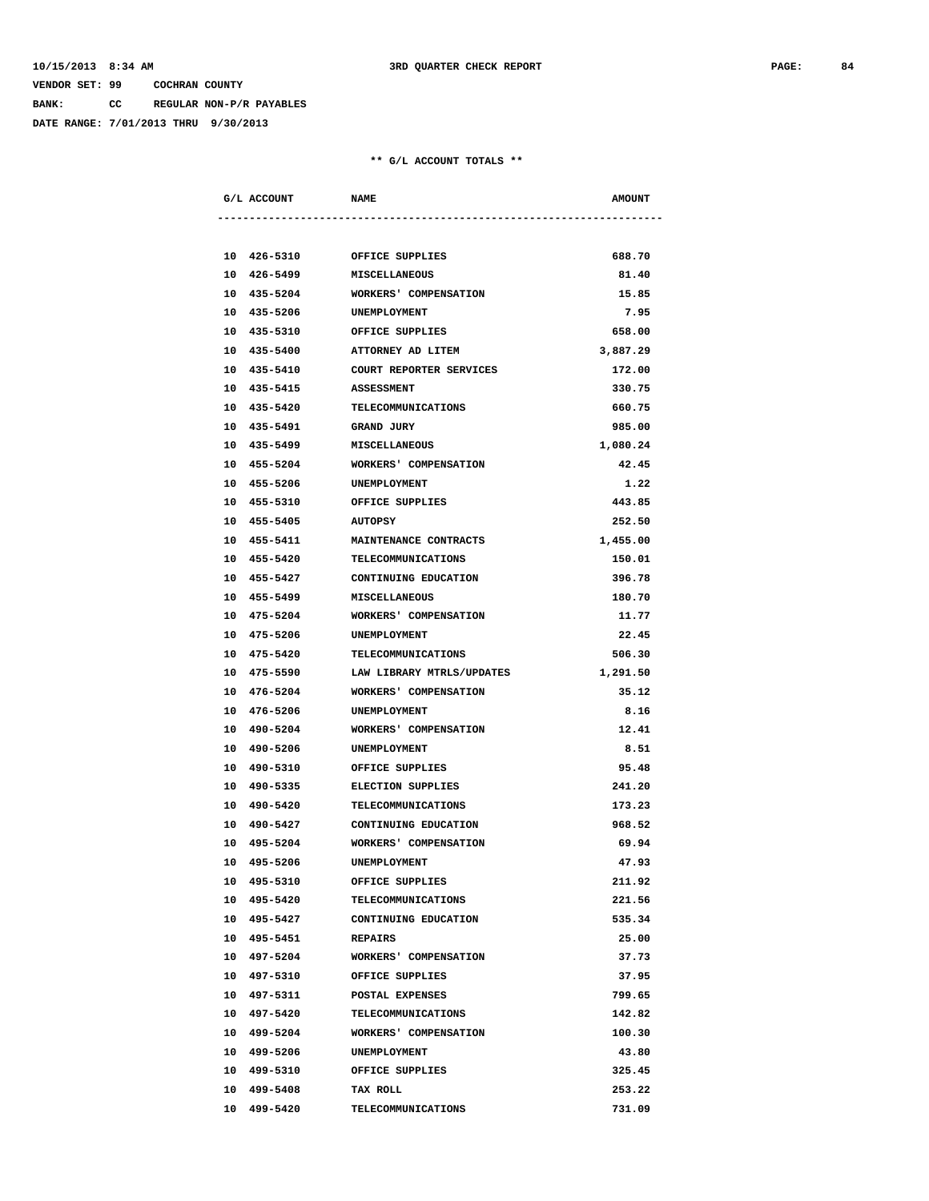VENDOR SET: 99 COCHRAN COUNTY

BANK: CC REGULAR NON-P/R PAYABLES

DATE RANGE: 7/01/2013 THRU 9/30/2013

3RD QUARTER CHECK REPORT

** G/L ACCOUNT TOTALS **

| G/L ACCOUNT | NAME | AMOUNT |
|---|---|---|
| 10 426-5310 | OFFICE SUPPLIES | 688.70 |
| 10 426-5499 | MISCELLANEOUS | 81.40 |
| 10 435-5204 | WORKERS' COMPENSATION | 15.85 |
| 10 435-5206 | UNEMPLOYMENT | 7.95 |
| 10 435-5310 | OFFICE SUPPLIES | 658.00 |
| 10 435-5400 | ATTORNEY AD LITEM | 3,887.29 |
| 10 435-5410 | COURT REPORTER SERVICES | 172.00 |
| 10 435-5415 | ASSESSMENT | 330.75 |
| 10 435-5420 | TELECOMMUNICATIONS | 660.75 |
| 10 435-5491 | GRAND JURY | 985.00 |
| 10 435-5499 | MISCELLANEOUS | 1,080.24 |
| 10 455-5204 | WORKERS' COMPENSATION | 42.45 |
| 10 455-5206 | UNEMPLOYMENT | 1.22 |
| 10 455-5310 | OFFICE SUPPLIES | 443.85 |
| 10 455-5405 | AUTOPSY | 252.50 |
| 10 455-5411 | MAINTENANCE CONTRACTS | 1,455.00 |
| 10 455-5420 | TELECOMMUNICATIONS | 150.01 |
| 10 455-5427 | CONTINUING EDUCATION | 396.78 |
| 10 455-5499 | MISCELLANEOUS | 180.70 |
| 10 475-5204 | WORKERS' COMPENSATION | 11.77 |
| 10 475-5206 | UNEMPLOYMENT | 22.45 |
| 10 475-5420 | TELECOMMUNICATIONS | 506.30 |
| 10 475-5590 | LAW LIBRARY MTRLS/UPDATES | 1,291.50 |
| 10 476-5204 | WORKERS' COMPENSATION | 35.12 |
| 10 476-5206 | UNEMPLOYMENT | 8.16 |
| 10 490-5204 | WORKERS' COMPENSATION | 12.41 |
| 10 490-5206 | UNEMPLOYMENT | 8.51 |
| 10 490-5310 | OFFICE SUPPLIES | 95.48 |
| 10 490-5335 | ELECTION SUPPLIES | 241.20 |
| 10 490-5420 | TELECOMMUNICATIONS | 173.23 |
| 10 490-5427 | CONTINUING EDUCATION | 968.52 |
| 10 495-5204 | WORKERS' COMPENSATION | 69.94 |
| 10 495-5206 | UNEMPLOYMENT | 47.93 |
| 10 495-5310 | OFFICE SUPPLIES | 211.92 |
| 10 495-5420 | TELECOMMUNICATIONS | 221.56 |
| 10 495-5427 | CONTINUING EDUCATION | 535.34 |
| 10 495-5451 | REPAIRS | 25.00 |
| 10 497-5204 | WORKERS' COMPENSATION | 37.73 |
| 10 497-5310 | OFFICE SUPPLIES | 37.95 |
| 10 497-5311 | POSTAL EXPENSES | 799.65 |
| 10 497-5420 | TELECOMMUNICATIONS | 142.82 |
| 10 499-5204 | WORKERS' COMPENSATION | 100.30 |
| 10 499-5206 | UNEMPLOYMENT | 43.80 |
| 10 499-5310 | OFFICE SUPPLIES | 325.45 |
| 10 499-5408 | TAX ROLL | 253.22 |
| 10 499-5420 | TELECOMMUNICATIONS | 731.09 |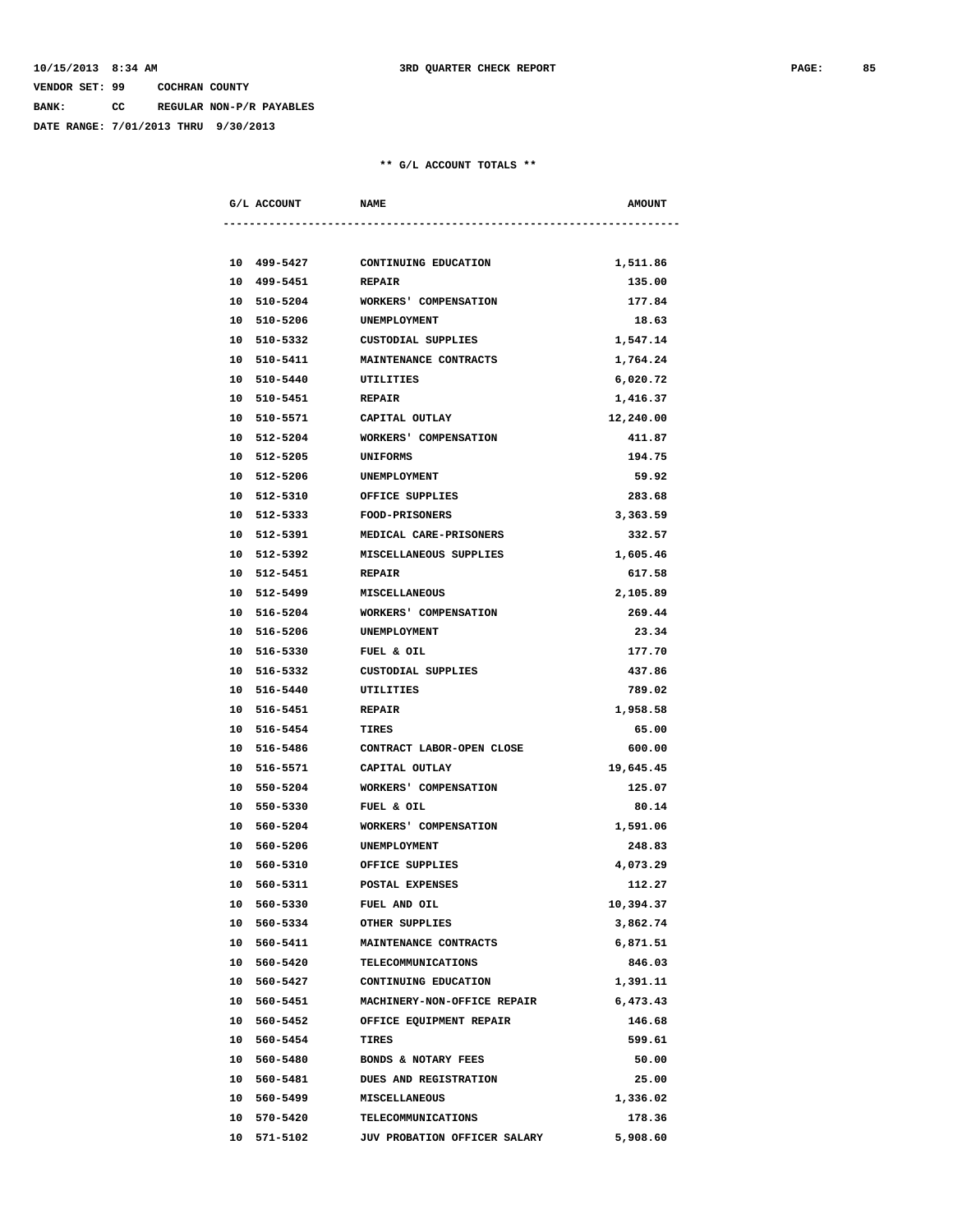VENDOR SET: 99 COCHRAN COUNTY

BANK: CC REGULAR NON-P/R PAYABLES

DATE RANGE: 7/01/2013 THRU 9/30/2013

** G/L ACCOUNT TOTALS **

| G/L ACCOUNT | NAME | AMOUNT |
|---|---|---|
| 10 499-5427 | CONTINUING EDUCATION | 1,511.86 |
| 10 499-5451 | REPAIR | 135.00 |
| 10 510-5204 | WORKERS' COMPENSATION | 177.84 |
| 10 510-5206 | UNEMPLOYMENT | 18.63 |
| 10 510-5332 | CUSTODIAL SUPPLIES | 1,547.14 |
| 10 510-5411 | MAINTENANCE CONTRACTS | 1,764.24 |
| 10 510-5440 | UTILITIES | 6,020.72 |
| 10 510-5451 | REPAIR | 1,416.37 |
| 10 510-5571 | CAPITAL OUTLAY | 12,240.00 |
| 10 512-5204 | WORKERS' COMPENSATION | 411.87 |
| 10 512-5205 | UNIFORMS | 194.75 |
| 10 512-5206 | UNEMPLOYMENT | 59.92 |
| 10 512-5310 | OFFICE SUPPLIES | 283.68 |
| 10 512-5333 | FOOD-PRISONERS | 3,363.59 |
| 10 512-5391 | MEDICAL CARE-PRISONERS | 332.57 |
| 10 512-5392 | MISCELLANEOUS SUPPLIES | 1,605.46 |
| 10 512-5451 | REPAIR | 617.58 |
| 10 512-5499 | MISCELLANEOUS | 2,105.89 |
| 10 516-5204 | WORKERS' COMPENSATION | 269.44 |
| 10 516-5206 | UNEMPLOYMENT | 23.34 |
| 10 516-5330 | FUEL & OIL | 177.70 |
| 10 516-5332 | CUSTODIAL SUPPLIES | 437.86 |
| 10 516-5440 | UTILITIES | 789.02 |
| 10 516-5451 | REPAIR | 1,958.58 |
| 10 516-5454 | TIRES | 65.00 |
| 10 516-5486 | CONTRACT LABOR-OPEN CLOSE | 600.00 |
| 10 516-5571 | CAPITAL OUTLAY | 19,645.45 |
| 10 550-5204 | WORKERS' COMPENSATION | 125.07 |
| 10 550-5330 | FUEL & OIL | 80.14 |
| 10 560-5204 | WORKERS' COMPENSATION | 1,591.06 |
| 10 560-5206 | UNEMPLOYMENT | 248.83 |
| 10 560-5310 | OFFICE SUPPLIES | 4,073.29 |
| 10 560-5311 | POSTAL EXPENSES | 112.27 |
| 10 560-5330 | FUEL AND OIL | 10,394.37 |
| 10 560-5334 | OTHER SUPPLIES | 3,862.74 |
| 10 560-5411 | MAINTENANCE CONTRACTS | 6,871.51 |
| 10 560-5420 | TELECOMMUNICATIONS | 846.03 |
| 10 560-5427 | CONTINUING EDUCATION | 1,391.11 |
| 10 560-5451 | MACHINERY-NON-OFFICE REPAIR | 6,473.43 |
| 10 560-5452 | OFFICE EQUIPMENT REPAIR | 146.68 |
| 10 560-5454 | TIRES | 599.61 |
| 10 560-5480 | BONDS & NOTARY FEES | 50.00 |
| 10 560-5481 | DUES AND REGISTRATION | 25.00 |
| 10 560-5499 | MISCELLANEOUS | 1,336.02 |
| 10 570-5420 | TELECOMMUNICATIONS | 178.36 |
| 10 571-5102 | JUV PROBATION OFFICER SALARY | 5,908.60 |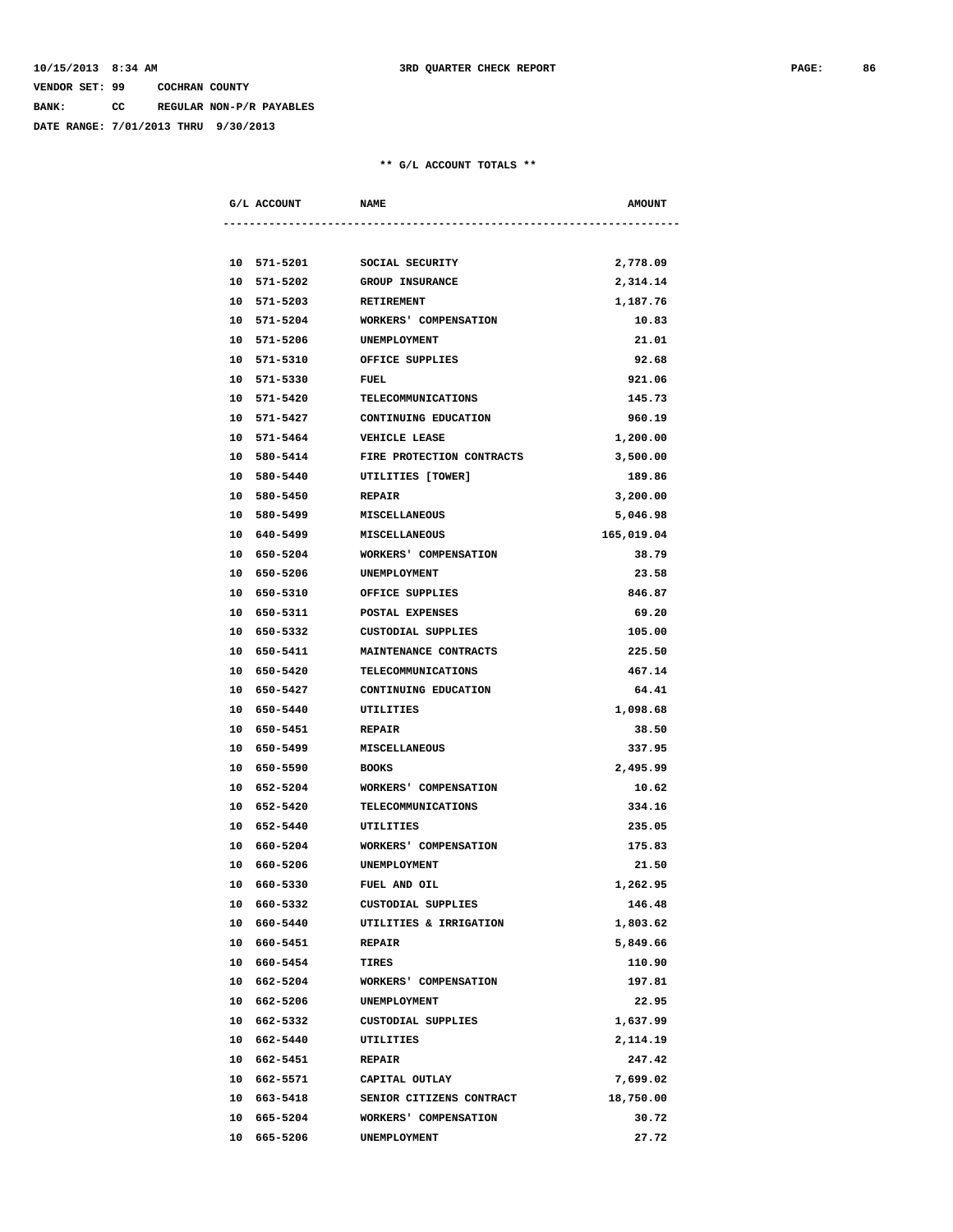10/15/2013 8:34 AM 3RD QUARTER CHECK REPORT

VENDOR SET: 99 COCHRAN COUNTY

BANK: CC REGULAR NON-P/R PAYABLES

DATE RANGE: 7/01/2013 THRU 9/30/2013

** G/L ACCOUNT TOTALS **

| G/L ACCOUNT | NAME | AMOUNT |
|---|---|---|
| 10 571-5201 | SOCIAL SECURITY | 2,778.09 |
| 10 571-5202 | GROUP INSURANCE | 2,314.14 |
| 10 571-5203 | RETIREMENT | 1,187.76 |
| 10 571-5204 | WORKERS' COMPENSATION | 10.83 |
| 10 571-5206 | UNEMPLOYMENT | 21.01 |
| 10 571-5310 | OFFICE SUPPLIES | 92.68 |
| 10 571-5330 | FUEL | 921.06 |
| 10 571-5420 | TELECOMMUNICATIONS | 145.73 |
| 10 571-5427 | CONTINUING EDUCATION | 960.19 |
| 10 571-5464 | VEHICLE LEASE | 1,200.00 |
| 10 580-5414 | FIRE PROTECTION CONTRACTS | 3,500.00 |
| 10 580-5440 | UTILITIES [TOWER] | 189.86 |
| 10 580-5450 | REPAIR | 3,200.00 |
| 10 580-5499 | MISCELLANEOUS | 5,046.98 |
| 10 640-5499 | MISCELLANEOUS | 165,019.04 |
| 10 650-5204 | WORKERS' COMPENSATION | 38.79 |
| 10 650-5206 | UNEMPLOYMENT | 23.58 |
| 10 650-5310 | OFFICE SUPPLIES | 846.87 |
| 10 650-5311 | POSTAL EXPENSES | 69.20 |
| 10 650-5332 | CUSTODIAL SUPPLIES | 105.00 |
| 10 650-5411 | MAINTENANCE CONTRACTS | 225.50 |
| 10 650-5420 | TELECOMMUNICATIONS | 467.14 |
| 10 650-5427 | CONTINUING EDUCATION | 64.41 |
| 10 650-5440 | UTILITIES | 1,098.68 |
| 10 650-5451 | REPAIR | 38.50 |
| 10 650-5499 | MISCELLANEOUS | 337.95 |
| 10 650-5590 | BOOKS | 2,495.99 |
| 10 652-5204 | WORKERS' COMPENSATION | 10.62 |
| 10 652-5420 | TELECOMMUNICATIONS | 334.16 |
| 10 652-5440 | UTILITIES | 235.05 |
| 10 660-5204 | WORKERS' COMPENSATION | 175.83 |
| 10 660-5206 | UNEMPLOYMENT | 21.50 |
| 10 660-5330 | FUEL AND OIL | 1,262.95 |
| 10 660-5332 | CUSTODIAL SUPPLIES | 146.48 |
| 10 660-5440 | UTILITIES & IRRIGATION | 1,803.62 |
| 10 660-5451 | REPAIR | 5,849.66 |
| 10 660-5454 | TIRES | 110.90 |
| 10 662-5204 | WORKERS' COMPENSATION | 197.81 |
| 10 662-5206 | UNEMPLOYMENT | 22.95 |
| 10 662-5332 | CUSTODIAL SUPPLIES | 1,637.99 |
| 10 662-5440 | UTILITIES | 2,114.19 |
| 10 662-5451 | REPAIR | 247.42 |
| 10 662-5571 | CAPITAL OUTLAY | 7,699.02 |
| 10 663-5418 | SENIOR CITIZENS CONTRACT | 18,750.00 |
| 10 665-5204 | WORKERS' COMPENSATION | 30.72 |
| 10 665-5206 | UNEMPLOYMENT | 27.72 |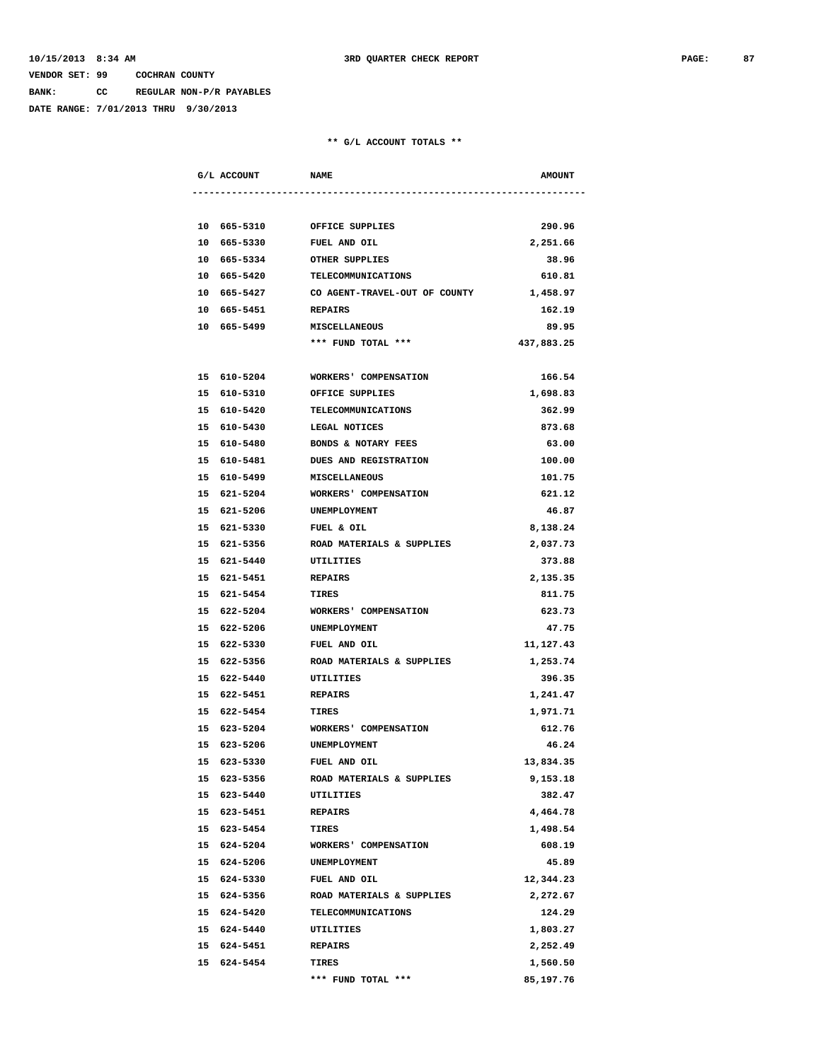VENDOR SET: 99 COCHRAN COUNTY

BANK: CC REGULAR NON-P/R PAYABLES

DATE RANGE: 7/01/2013 THRU 9/30/2013

** G/L ACCOUNT TOTALS **

| G/L ACCOUNT | NAME | AMOUNT |
|---|---|---|
| 10 665-5310 | OFFICE SUPPLIES | 290.96 |
| 10 665-5330 | FUEL AND OIL | 2,251.66 |
| 10 665-5334 | OTHER SUPPLIES | 38.96 |
| 10 665-5420 | TELECOMMUNICATIONS | 610.81 |
| 10 665-5427 | CO AGENT-TRAVEL-OUT OF COUNTY | 1,458.97 |
| 10 665-5451 | REPAIRS | 162.19 |
| 10 665-5499 | MISCELLANEOUS | 89.95 |
| | *** FUND TOTAL *** | 437,883.25 |
| | | |
| 15 610-5204 | WORKERS' COMPENSATION | 166.54 |
| 15 610-5310 | OFFICE SUPPLIES | 1,698.83 |
| 15 610-5420 | TELECOMMUNICATIONS | 362.99 |
| 15 610-5430 | LEGAL NOTICES | 873.68 |
| 15 610-5480 | BONDS & NOTARY FEES | 63.00 |
| 15 610-5481 | DUES AND REGISTRATION | 100.00 |
| 15 610-5499 | MISCELLANEOUS | 101.75 |
| 15 621-5204 | WORKERS' COMPENSATION | 621.12 |
| 15 621-5206 | UNEMPLOYMENT | 46.87 |
| 15 621-5330 | FUEL & OIL | 8,138.24 |
| 15 621-5356 | ROAD MATERIALS & SUPPLIES | 2,037.73 |
| 15 621-5440 | UTILITIES | 373.88 |
| 15 621-5451 | REPAIRS | 2,135.35 |
| 15 621-5454 | TIRES | 811.75 |
| 15 622-5204 | WORKERS' COMPENSATION | 623.73 |
| 15 622-5206 | UNEMPLOYMENT | 47.75 |
| 15 622-5330 | FUEL AND OIL | 11,127.43 |
| 15 622-5356 | ROAD MATERIALS & SUPPLIES | 1,253.74 |
| 15 622-5440 | UTILITIES | 396.35 |
| 15 622-5451 | REPAIRS | 1,241.47 |
| 15 622-5454 | TIRES | 1,971.71 |
| 15 623-5204 | WORKERS' COMPENSATION | 612.76 |
| 15 623-5206 | UNEMPLOYMENT | 46.24 |
| 15 623-5330 | FUEL AND OIL | 13,834.35 |
| 15 623-5356 | ROAD MATERIALS & SUPPLIES | 9,153.18 |
| 15 623-5440 | UTILITIES | 382.47 |
| 15 623-5451 | REPAIRS | 4,464.78 |
| 15 623-5454 | TIRES | 1,498.54 |
| 15 624-5204 | WORKERS' COMPENSATION | 608.19 |
| 15 624-5206 | UNEMPLOYMENT | 45.89 |
| 15 624-5330 | FUEL AND OIL | 12,344.23 |
| 15 624-5356 | ROAD MATERIALS & SUPPLIES | 2,272.67 |
| 15 624-5420 | TELECOMMUNICATIONS | 124.29 |
| 15 624-5440 | UTILITIES | 1,803.27 |
| 15 624-5451 | REPAIRS | 2,252.49 |
| 15 624-5454 | TIRES | 1,560.50 |
| | *** FUND TOTAL *** | 85,197.76 |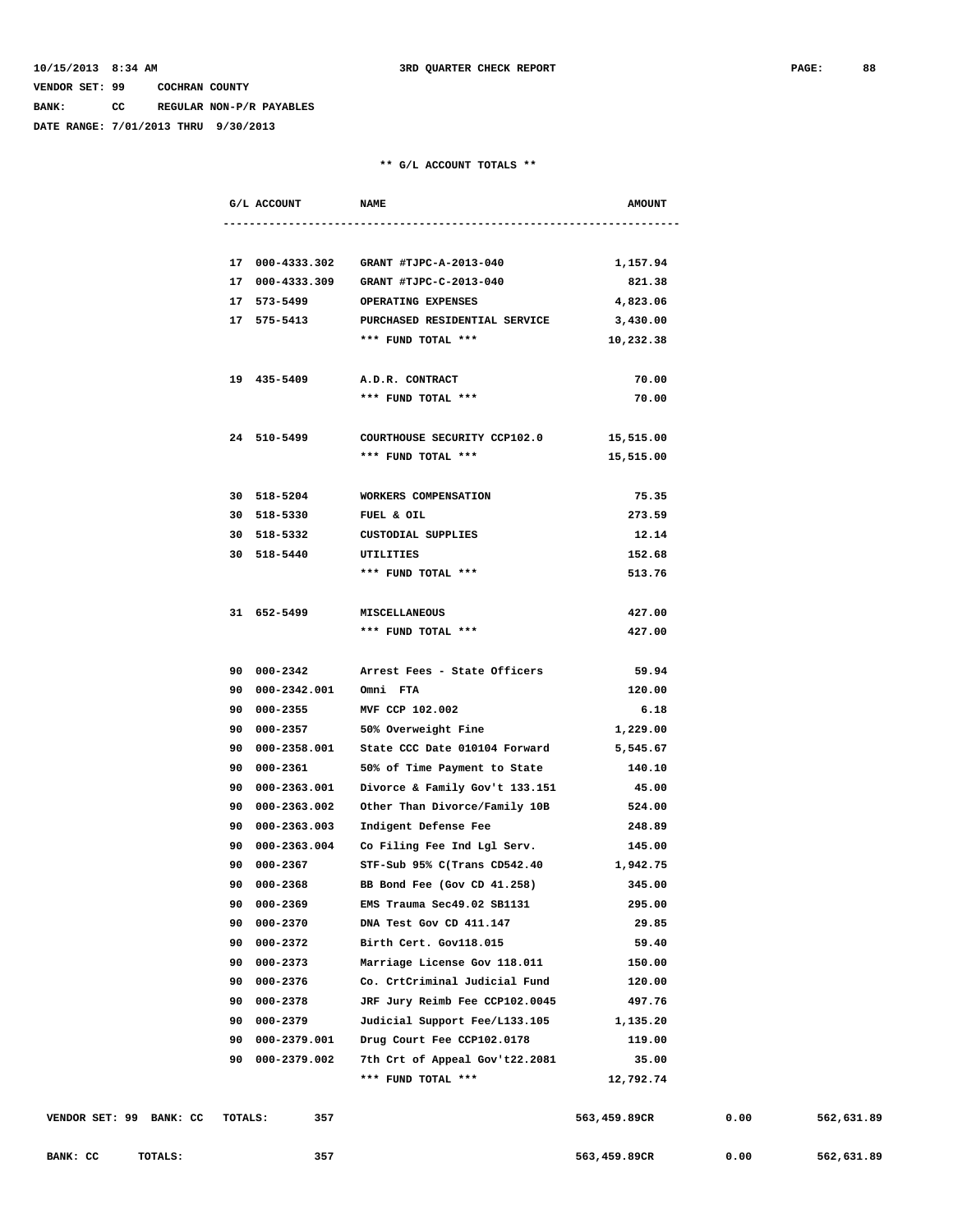10/15/2013 8:34 AM 3RD QUARTER CHECK REPORT

VENDOR SET: 99 COCHRAN COUNTY

BANK: CC REGULAR NON-P/R PAYABLES

DATE RANGE: 7/01/2013 THRU 9/30/2013

** G/L ACCOUNT TOTALS **

| G/L ACCOUNT | NAME | AMOUNT |
|---|---|---|
| 17 000-4333.302 | GRANT #TJPC-A-2013-040 | 1,157.94 |
| 17 000-4333.309 | GRANT #TJPC-C-2013-040 | 821.38 |
| 17 573-5499 | OPERATING EXPENSES | 4,823.06 |
| 17 575-5413 | PURCHASED RESIDENTIAL SERVICE | 3,430.00 |
| | *** FUND TOTAL *** | 10,232.38 |
| 19 435-5409 | A.D.R. CONTRACT | 70.00 |
| | *** FUND TOTAL *** | 70.00 |
| 24 510-5499 | COURTHOUSE SECURITY CCP102.0 | 15,515.00 |
| | *** FUND TOTAL *** | 15,515.00 |
| 30 518-5204 | WORKERS COMPENSATION | 75.35 |
| 30 518-5330 | FUEL & OIL | 273.59 |
| 30 518-5332 | CUSTODIAL SUPPLIES | 12.14 |
| 30 518-5440 | UTILITIES | 152.68 |
| | *** FUND TOTAL *** | 513.76 |
| 31 652-5499 | MISCELLANEOUS | 427.00 |
| | *** FUND TOTAL *** | 427.00 |
| 90 000-2342 | Arrest Fees - State Officers | 59.94 |
| 90 000-2342.001 | Omni FTA | 120.00 |
| 90 000-2355 | MVF CCP 102.002 | 6.18 |
| 90 000-2357 | 50% Overweight Fine | 1,229.00 |
| 90 000-2358.001 | State CCC Date 010104 Forward | 5,545.67 |
| 90 000-2361 | 50% of Time Payment to State | 140.10 |
| 90 000-2363.001 | Divorce & Family Gov't 133.151 | 45.00 |
| 90 000-2363.002 | Other Than Divorce/Family 10B | 524.00 |
| 90 000-2363.003 | Indigent Defense Fee | 248.89 |
| 90 000-2363.004 | Co Filing Fee Ind Lgl Serv. | 145.00 |
| 90 000-2367 | STF-Sub 95% C(Trans CD542.40 | 1,942.75 |
| 90 000-2368 | BB Bond Fee (Gov CD 41.258) | 345.00 |
| 90 000-2369 | EMS Trauma Sec49.02 SB1131 | 295.00 |
| 90 000-2370 | DNA Test Gov CD 411.147 | 29.85 |
| 90 000-2372 | Birth Cert. Gov118.015 | 59.40 |
| 90 000-2373 | Marriage License Gov 118.011 | 150.00 |
| 90 000-2376 | Co. CrtCriminal Judicial Fund | 120.00 |
| 90 000-2378 | JRF Jury Reimb Fee CCP102.0045 | 497.76 |
| 90 000-2379 | Judicial Support Fee/L133.105 | 1,135.20 |
| 90 000-2379.001 | Drug Court Fee CCP102.0178 | 119.00 |
| 90 000-2379.002 | 7th Crt of Appeal Gov't22.2081 | 35.00 |
| | *** FUND TOTAL *** | 12,792.74 |

| | | | | |
|---|---|---|---|---|
| VENDOR SET: 99 BANK: CC TOTALS: | 357 | 563,459.89CR | 0.00 | 562,631.89 |
| BANK: CC TOTALS: | 357 | 563,459.89CR | 0.00 | 562,631.89 |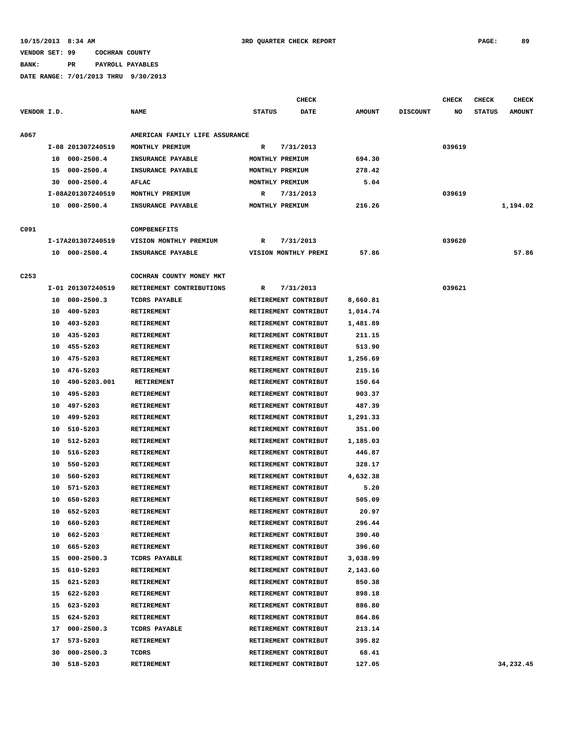10/15/2013 8:34 AM 3RD QUARTER CHECK REPORT

VENDOR SET: 99 COCHRAN COUNTY

BANK: PR PAYROLL PAYABLES

DATE RANGE: 7/01/2013 THRU 9/30/2013

| VENDOR I.D. | | NAME | STATUS | CHECK DATE | AMOUNT | DISCOUNT | CHECK NO | CHECK STATUS | CHECK AMOUNT |
|---|---|---|---|---|---|---|---|---|---|
| A067 | | AMERICAN FAMILY LIFE ASSURANCE | | | | | | | |
| | I-08 201307240519 | MONTHLY PREMIUM | R | 7/31/2013 | | | 039619 | | |
| | 10 000-2500.4 | INSURANCE PAYABLE | MONTHLY PREMIUM | | 694.30 | | | | |
| | 15 000-2500.4 | INSURANCE PAYABLE | MONTHLY PREMIUM | | 278.42 | | | | |
| | 30 000-2500.4 | AFLAC | MONTHLY PREMIUM | | 5.04 | | | | |
| | I-08A201307240519 | MONTHLY PREMIUM | R | 7/31/2013 | | | 039619 | | |
| | 10 000-2500.4 | INSURANCE PAYABLE | MONTHLY PREMIUM | | 216.26 | | | | 1,194.02 |
| C091 | | COMPBENEFITS | | | | | | | |
| | I-17A201307240519 | VISION MONTHLY PREMIUM | R | 7/31/2013 | | | 039620 | | |
| | 10 000-2500.4 | INSURANCE PAYABLE | VISION MONTHLY PREMI | | 57.86 | | | | 57.86 |
| C253 | | COCHRAN COUNTY MONEY MKT | | | | | | | |
| | I-01 201307240519 | RETIREMENT CONTRIBUTIONS | R | 7/31/2013 | | | 039621 | | |
| | 10 000-2500.3 | TCDRS PAYABLE | RETIREMENT CONTRIBUT | | 8,660.81 | | | | |
| | 10 400-5203 | RETIREMENT | RETIREMENT CONTRIBUT | | 1,014.74 | | | | |
| | 10 403-5203 | RETIREMENT | RETIREMENT CONTRIBUT | | 1,481.89 | | | | |
| | 10 435-5203 | RETIREMENT | RETIREMENT CONTRIBUT | | 211.15 | | | | |
| | 10 455-5203 | RETIREMENT | RETIREMENT CONTRIBUT | | 513.90 | | | | |
| | 10 475-5203 | RETIREMENT | RETIREMENT CONTRIBUT | | 1,256.69 | | | | |
| | 10 476-5203 | RETIREMENT | RETIREMENT CONTRIBUT | | 215.16 | | | | |
| | 10 490-5203.001 | RETIREMENT | RETIREMENT CONTRIBUT | | 150.64 | | | | |
| | 10 495-5203 | RETIREMENT | RETIREMENT CONTRIBUT | | 903.37 | | | | |
| | 10 497-5203 | RETIREMENT | RETIREMENT CONTRIBUT | | 487.39 | | | | |
| | 10 499-5203 | RETIREMENT | RETIREMENT CONTRIBUT | | 1,291.33 | | | | |
| | 10 510-5203 | RETIREMENT | RETIREMENT CONTRIBUT | | 351.00 | | | | |
| | 10 512-5203 | RETIREMENT | RETIREMENT CONTRIBUT | | 1,185.03 | | | | |
| | 10 516-5203 | RETIREMENT | RETIREMENT CONTRIBUT | | 446.87 | | | | |
| | 10 550-5203 | RETIREMENT | RETIREMENT CONTRIBUT | | 328.17 | | | | |
| | 10 560-5203 | RETIREMENT | RETIREMENT CONTRIBUT | | 4,632.38 | | | | |
| | 10 571-5203 | RETIREMENT | RETIREMENT CONTRIBUT | | 5.20 | | | | |
| | 10 650-5203 | RETIREMENT | RETIREMENT CONTRIBUT | | 505.09 | | | | |
| | 10 652-5203 | RETIREMENT | RETIREMENT CONTRIBUT | | 20.97 | | | | |
| | 10 660-5203 | RETIREMENT | RETIREMENT CONTRIBUT | | 296.44 | | | | |
| | 10 662-5203 | RETIREMENT | RETIREMENT CONTRIBUT | | 390.40 | | | | |
| | 10 665-5203 | RETIREMENT | RETIREMENT CONTRIBUT | | 396.60 | | | | |
| | 15 000-2500.3 | TCDRS PAYABLE | RETIREMENT CONTRIBUT | | 3,038.99 | | | | |
| | 15 610-5203 | RETIREMENT | RETIREMENT CONTRIBUT | | 2,143.60 | | | | |
| | 15 621-5203 | RETIREMENT | RETIREMENT CONTRIBUT | | 850.38 | | | | |
| | 15 622-5203 | RETIREMENT | RETIREMENT CONTRIBUT | | 898.18 | | | | |
| | 15 623-5203 | RETIREMENT | RETIREMENT CONTRIBUT | | 886.80 | | | | |
| | 15 624-5203 | RETIREMENT | RETIREMENT CONTRIBUT | | 864.86 | | | | |
| | 17 000-2500.3 | TCDRS PAYABLE | RETIREMENT CONTRIBUT | | 213.14 | | | | |
| | 17 573-5203 | RETIREMENT | RETIREMENT CONTRIBUT | | 395.82 | | | | |
| | 30 000-2500.3 | TCDRS | RETIREMENT CONTRIBUT | | 68.41 | | | | |
| | 30 518-5203 | RETIREMENT | RETIREMENT CONTRIBUT | | 127.05 | | | | 34,232.45 |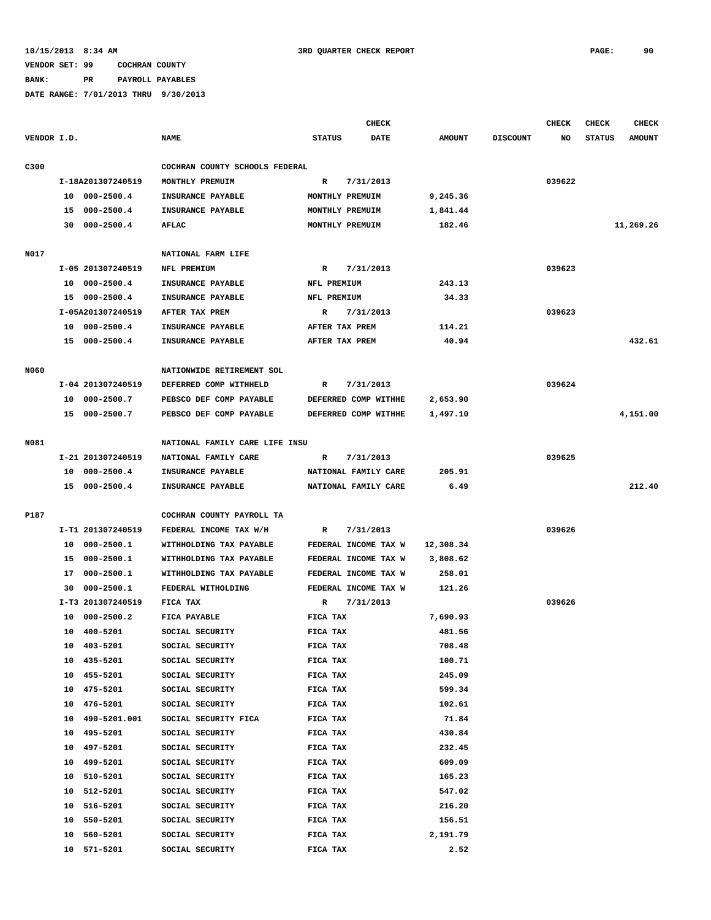10/15/2013 8:34 AM 3RD QUARTER CHECK REPORT

VENDOR SET: 99 COCHRAN COUNTY

BANK: PR PAYROLL PAYABLES

DATE RANGE: 7/01/2013 THRU 9/30/2013

| VENDOR I.D. | | NAME | STATUS | CHECK DATE | AMOUNT | DISCOUNT | CHECK NO | CHECK STATUS | CHECK AMOUNT |
|---|---|---|---|---|---|---|---|---|---|
| C300 | | COCHRAN COUNTY SCHOOLS FEDERAL | | | | | | | |
| | I-18A201307240519 | MONTHLY PREMUIM | R | 7/31/2013 | | | 039622 | | |
| | 10 000-2500.4 | INSURANCE PAYABLE | MONTHLY PREMUIM | | 9,245.36 | | | | |
| | 15 000-2500.4 | INSURANCE PAYABLE | MONTHLY PREMUIM | | 1,841.44 | | | | |
| | 30 000-2500.4 | AFLAC | MONTHLY PREMUIM | | 182.46 | | | | 11,269.26 |
| N017 | | NATIONAL FARM LIFE | | | | | | | |
| | I-05 201307240519 | NFL PREMIUM | R | 7/31/2013 | | | 039623 | | |
| | 10 000-2500.4 | INSURANCE PAYABLE | NFL PREMIUM | | 243.13 | | | | |
| | 15 000-2500.4 | INSURANCE PAYABLE | NFL PREMIUM | | 34.33 | | | | |
| | I-05A201307240519 | AFTER TAX PREM | R | 7/31/2013 | | | 039623 | | |
| | 10 000-2500.4 | INSURANCE PAYABLE | AFTER TAX PREM | | 114.21 | | | | |
| | 15 000-2500.4 | INSURANCE PAYABLE | AFTER TAX PREM | | 40.94 | | | | 432.61 |
| N060 | | NATIONWIDE RETIREMENT SOL | | | | | | | |
| | I-04 201307240519 | DEFERRED COMP WITHHELD | R | 7/31/2013 | | | 039624 | | |
| | 10 000-2500.7 | PEBSCO DEF COMP PAYABLE | DEFERRED COMP WITHHE | | 2,653.90 | | | | |
| | 15 000-2500.7 | PEBSCO DEF COMP PAYABLE | DEFERRED COMP WITHHE | | 1,497.10 | | | | 4,151.00 |
| N081 | | NATIONAL FAMILY CARE LIFE INSU | | | | | | | |
| | I-21 201307240519 | NATIONAL FAMILY CARE | R | 7/31/2013 | | | 039625 | | |
| | 10 000-2500.4 | INSURANCE PAYABLE | NATIONAL FAMILY CARE | | 205.91 | | | | |
| | 15 000-2500.4 | INSURANCE PAYABLE | NATIONAL FAMILY CARE | | 6.49 | | | | 212.40 |
| P187 | | COCHRAN COUNTY PAYROLL TA | | | | | | | |
| | I-T1 201307240519 | FEDERAL INCOME TAX W/H | R | 7/31/2013 | | | 039626 | | |
| | 10 000-2500.1 | WITHHOLDING TAX PAYABLE | FEDERAL INCOME TAX W | | 12,308.34 | | | | |
| | 15 000-2500.1 | WITHHOLDING TAX PAYABLE | FEDERAL INCOME TAX W | | 3,808.62 | | | | |
| | 17 000-2500.1 | WITHHOLDING TAX PAYABLE | FEDERAL INCOME TAX W | | 258.01 | | | | |
| | 30 000-2500.1 | FEDERAL WITHOLDING | FEDERAL INCOME TAX W | | 121.26 | | | | |
| | I-T3 201307240519 | FICA TAX | R | 7/31/2013 | | | 039626 | | |
| | 10 000-2500.2 | FICA PAYABLE | FICA TAX | | 7,690.93 | | | | |
| | 10 400-5201 | SOCIAL SECURITY | FICA TAX | | 481.56 | | | | |
| | 10 403-5201 | SOCIAL SECURITY | FICA TAX | | 708.48 | | | | |
| | 10 435-5201 | SOCIAL SECURITY | FICA TAX | | 100.71 | | | | |
| | 10 455-5201 | SOCIAL SECURITY | FICA TAX | | 245.09 | | | | |
| | 10 475-5201 | SOCIAL SECURITY | FICA TAX | | 599.34 | | | | |
| | 10 476-5201 | SOCIAL SECURITY | FICA TAX | | 102.61 | | | | |
| | 10 490-5201.001 | SOCIAL SECURITY FICA | FICA TAX | | 71.84 | | | | |
| | 10 495-5201 | SOCIAL SECURITY | FICA TAX | | 430.84 | | | | |
| | 10 497-5201 | SOCIAL SECURITY | FICA TAX | | 232.45 | | | | |
| | 10 499-5201 | SOCIAL SECURITY | FICA TAX | | 609.09 | | | | |
| | 10 510-5201 | SOCIAL SECURITY | FICA TAX | | 165.23 | | | | |
| | 10 512-5201 | SOCIAL SECURITY | FICA TAX | | 547.02 | | | | |
| | 10 516-5201 | SOCIAL SECURITY | FICA TAX | | 216.20 | | | | |
| | 10 550-5201 | SOCIAL SECURITY | FICA TAX | | 156.51 | | | | |
| | 10 560-5201 | SOCIAL SECURITY | FICA TAX | | 2,191.79 | | | | |
| | 10 571-5201 | SOCIAL SECURITY | FICA TAX | | 2.52 | | | | |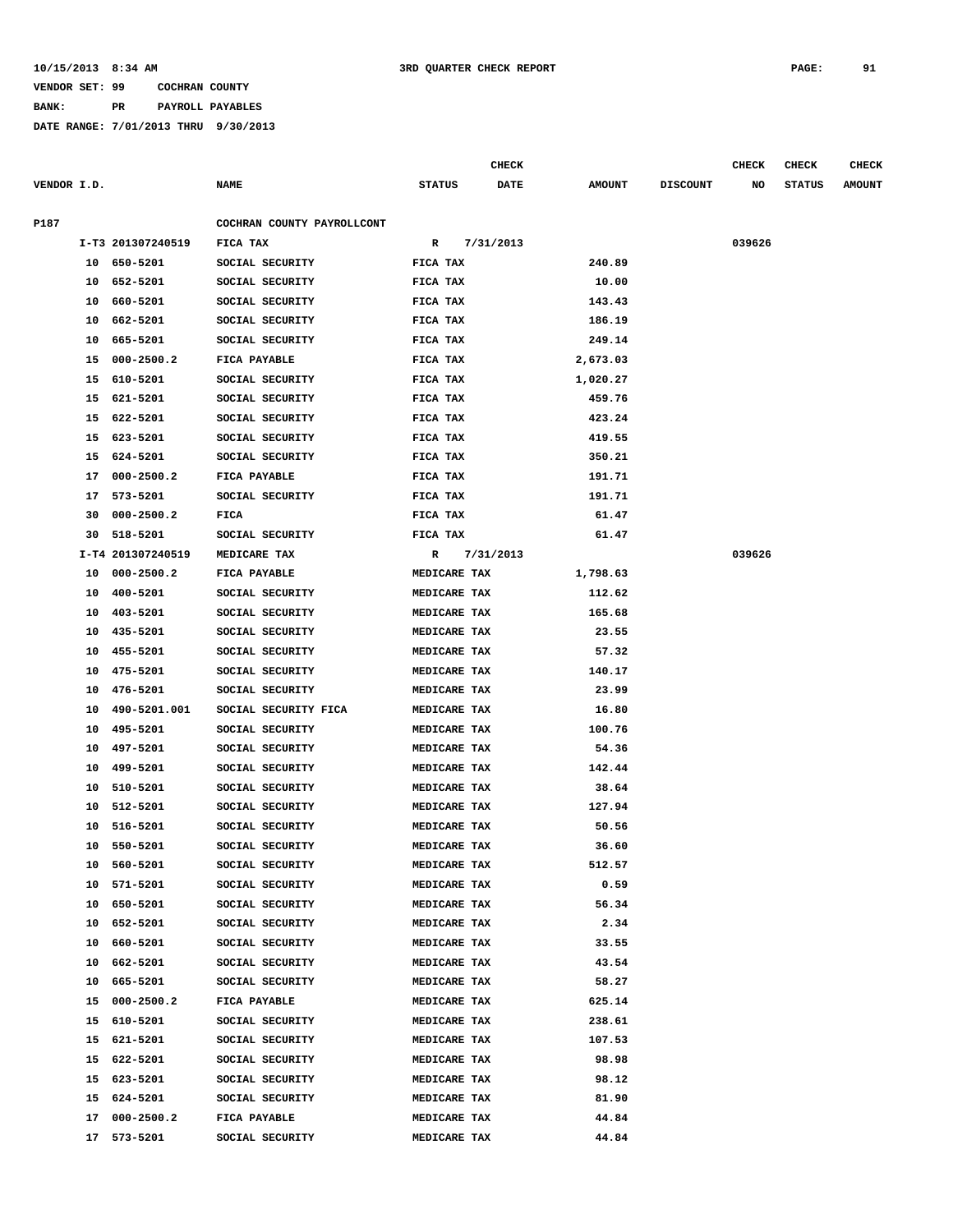10/15/2013 8:34 AM 3RD QUARTER CHECK REPORT

VENDOR SET: 99 COCHRAN COUNTY

BANK: PR PAYROLL PAYABLES

DATE RANGE: 7/01/2013 THRU 9/30/2013

| VENDOR I.D. | NAME | STATUS | CHECK DATE | AMOUNT | DISCOUNT | CHECK NO | CHECK STATUS | CHECK AMOUNT |
|---|---|---|---|---|---|---|---|---|
| P187 | COCHRAN COUNTY PAYROLLCONT | | | | | | | |
| I-T3 201307240519 | FICA TAX | R | 7/31/2013 | | | 039626 | | |
| 10 650-5201 | SOCIAL SECURITY | FICA TAX | | 240.89 | | | | |
| 10 652-5201 | SOCIAL SECURITY | FICA TAX | | 10.00 | | | | |
| 10 660-5201 | SOCIAL SECURITY | FICA TAX | | 143.43 | | | | |
| 10 662-5201 | SOCIAL SECURITY | FICA TAX | | 186.19 | | | | |
| 10 665-5201 | SOCIAL SECURITY | FICA TAX | | 249.14 | | | | |
| 15 000-2500.2 | FICA PAYABLE | FICA TAX | | 2,673.03 | | | | |
| 15 610-5201 | SOCIAL SECURITY | FICA TAX | | 1,020.27 | | | | |
| 15 621-5201 | SOCIAL SECURITY | FICA TAX | | 459.76 | | | | |
| 15 622-5201 | SOCIAL SECURITY | FICA TAX | | 423.24 | | | | |
| 15 623-5201 | SOCIAL SECURITY | FICA TAX | | 419.55 | | | | |
| 15 624-5201 | SOCIAL SECURITY | FICA TAX | | 350.21 | | | | |
| 17 000-2500.2 | FICA PAYABLE | FICA TAX | | 191.71 | | | | |
| 17 573-5201 | SOCIAL SECURITY | FICA TAX | | 191.71 | | | | |
| 30 000-2500.2 | FICA | FICA TAX | | 61.47 | | | | |
| 30 518-5201 | SOCIAL SECURITY | FICA TAX | | 61.47 | | | | |
| I-T4 201307240519 | MEDICARE TAX | R | 7/31/2013 | | | 039626 | | |
| 10 000-2500.2 | FICA PAYABLE | MEDICARE TAX | | 1,798.63 | | | | |
| 10 400-5201 | SOCIAL SECURITY | MEDICARE TAX | | 112.62 | | | | |
| 10 403-5201 | SOCIAL SECURITY | MEDICARE TAX | | 165.68 | | | | |
| 10 435-5201 | SOCIAL SECURITY | MEDICARE TAX | | 23.55 | | | | |
| 10 455-5201 | SOCIAL SECURITY | MEDICARE TAX | | 57.32 | | | | |
| 10 475-5201 | SOCIAL SECURITY | MEDICARE TAX | | 140.17 | | | | |
| 10 476-5201 | SOCIAL SECURITY | MEDICARE TAX | | 23.99 | | | | |
| 10 490-5201.001 | SOCIAL SECURITY FICA | MEDICARE TAX | | 16.80 | | | | |
| 10 495-5201 | SOCIAL SECURITY | MEDICARE TAX | | 100.76 | | | | |
| 10 497-5201 | SOCIAL SECURITY | MEDICARE TAX | | 54.36 | | | | |
| 10 499-5201 | SOCIAL SECURITY | MEDICARE TAX | | 142.44 | | | | |
| 10 510-5201 | SOCIAL SECURITY | MEDICARE TAX | | 38.64 | | | | |
| 10 512-5201 | SOCIAL SECURITY | MEDICARE TAX | | 127.94 | | | | |
| 10 516-5201 | SOCIAL SECURITY | MEDICARE TAX | | 50.56 | | | | |
| 10 550-5201 | SOCIAL SECURITY | MEDICARE TAX | | 36.60 | | | | |
| 10 560-5201 | SOCIAL SECURITY | MEDICARE TAX | | 512.57 | | | | |
| 10 571-5201 | SOCIAL SECURITY | MEDICARE TAX | | 0.59 | | | | |
| 10 650-5201 | SOCIAL SECURITY | MEDICARE TAX | | 56.34 | | | | |
| 10 652-5201 | SOCIAL SECURITY | MEDICARE TAX | | 2.34 | | | | |
| 10 660-5201 | SOCIAL SECURITY | MEDICARE TAX | | 33.55 | | | | |
| 10 662-5201 | SOCIAL SECURITY | MEDICARE TAX | | 43.54 | | | | |
| 10 665-5201 | SOCIAL SECURITY | MEDICARE TAX | | 58.27 | | | | |
| 15 000-2500.2 | FICA PAYABLE | MEDICARE TAX | | 625.14 | | | | |
| 15 610-5201 | SOCIAL SECURITY | MEDICARE TAX | | 238.61 | | | | |
| 15 621-5201 | SOCIAL SECURITY | MEDICARE TAX | | 107.53 | | | | |
| 15 622-5201 | SOCIAL SECURITY | MEDICARE TAX | | 98.98 | | | | |
| 15 623-5201 | SOCIAL SECURITY | MEDICARE TAX | | 98.12 | | | | |
| 15 624-5201 | SOCIAL SECURITY | MEDICARE TAX | | 81.90 | | | | |
| 17 000-2500.2 | FICA PAYABLE | MEDICARE TAX | | 44.84 | | | | |
| 17 573-5201 | SOCIAL SECURITY | MEDICARE TAX | | 44.84 | | | | |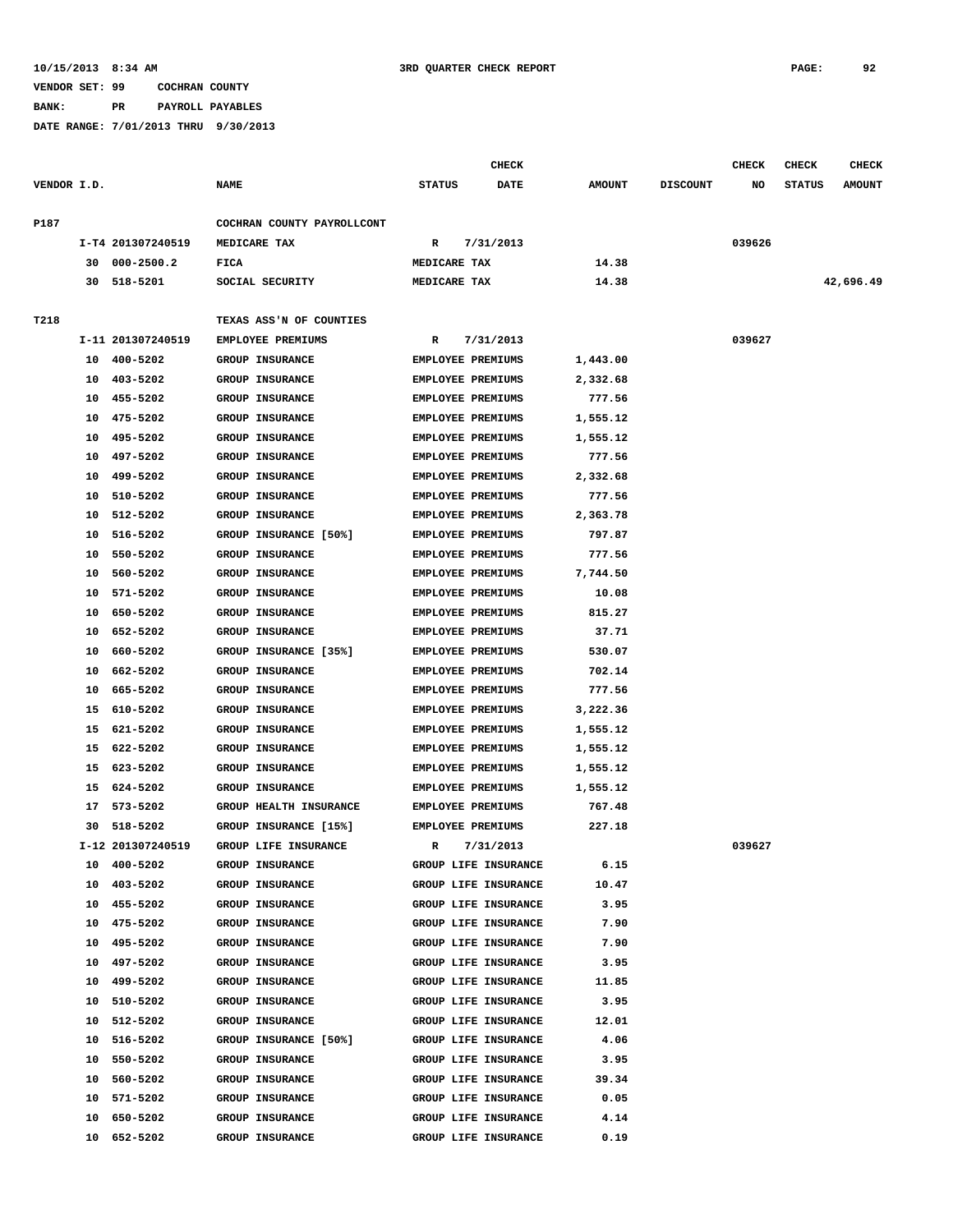10/15/2013 8:34 AM 3RD QUARTER CHECK REPORT

VENDOR SET: 99 COCHRAN COUNTY

BANK: PR PAYROLL PAYABLES

DATE RANGE: 7/01/2013 THRU 9/30/2013

| VENDOR I.D. | | NAME | STATUS | CHECK DATE | AMOUNT | DISCOUNT | CHECK NO | CHECK STATUS | CHECK AMOUNT |
|---|---|---|---|---|---|---|---|---|---|
| P187 | | COCHRAN COUNTY PAYROLLCONT | | | | | | | |
| | I-T4 201307240519 | MEDICARE TAX | R | 7/31/2013 | | | 039626 | | |
| | 30 000-2500.2 | FICA | MEDICARE TAX | | 14.38 | | | | |
| | 30 518-5201 | SOCIAL SECURITY | MEDICARE TAX | | 14.38 | | | | 42,696.49 |
| T218 | | TEXAS ASS'N OF COUNTIES | | | | | | | |
| | I-11 201307240519 | EMPLOYEE PREMIUMS | R | 7/31/2013 | | | 039627 | | |
| | 10 400-5202 | GROUP INSURANCE | EMPLOYEE PREMIUMS | | 1,443.00 | | | | |
| | 10 403-5202 | GROUP INSURANCE | EMPLOYEE PREMIUMS | | 2,332.68 | | | | |
| | 10 455-5202 | GROUP INSURANCE | EMPLOYEE PREMIUMS | | 777.56 | | | | |
| | 10 475-5202 | GROUP INSURANCE | EMPLOYEE PREMIUMS | | 1,555.12 | | | | |
| | 10 495-5202 | GROUP INSURANCE | EMPLOYEE PREMIUMS | | 1,555.12 | | | | |
| | 10 497-5202 | GROUP INSURANCE | EMPLOYEE PREMIUMS | | 777.56 | | | | |
| | 10 499-5202 | GROUP INSURANCE | EMPLOYEE PREMIUMS | | 2,332.68 | | | | |
| | 10 510-5202 | GROUP INSURANCE | EMPLOYEE PREMIUMS | | 777.56 | | | | |
| | 10 512-5202 | GROUP INSURANCE | EMPLOYEE PREMIUMS | | 2,363.78 | | | | |
| | 10 516-5202 | GROUP INSURANCE [50%] | EMPLOYEE PREMIUMS | | 797.87 | | | | |
| | 10 550-5202 | GROUP INSURANCE | EMPLOYEE PREMIUMS | | 777.56 | | | | |
| | 10 560-5202 | GROUP INSURANCE | EMPLOYEE PREMIUMS | | 7,744.50 | | | | |
| | 10 571-5202 | GROUP INSURANCE | EMPLOYEE PREMIUMS | | 10.08 | | | | |
| | 10 650-5202 | GROUP INSURANCE | EMPLOYEE PREMIUMS | | 815.27 | | | | |
| | 10 652-5202 | GROUP INSURANCE | EMPLOYEE PREMIUMS | | 37.71 | | | | |
| | 10 660-5202 | GROUP INSURANCE [35%] | EMPLOYEE PREMIUMS | | 530.07 | | | | |
| | 10 662-5202 | GROUP INSURANCE | EMPLOYEE PREMIUMS | | 702.14 | | | | |
| | 10 665-5202 | GROUP INSURANCE | EMPLOYEE PREMIUMS | | 777.56 | | | | |
| | 15 610-5202 | GROUP INSURANCE | EMPLOYEE PREMIUMS | | 3,222.36 | | | | |
| | 15 621-5202 | GROUP INSURANCE | EMPLOYEE PREMIUMS | | 1,555.12 | | | | |
| | 15 622-5202 | GROUP INSURANCE | EMPLOYEE PREMIUMS | | 1,555.12 | | | | |
| | 15 623-5202 | GROUP INSURANCE | EMPLOYEE PREMIUMS | | 1,555.12 | | | | |
| | 15 624-5202 | GROUP INSURANCE | EMPLOYEE PREMIUMS | | 1,555.12 | | | | |
| | 17 573-5202 | GROUP HEALTH INSURANCE | EMPLOYEE PREMIUMS | | 767.48 | | | | |
| | 30 518-5202 | GROUP INSURANCE [15%] | EMPLOYEE PREMIUMS | | 227.18 | | | | |
| | I-12 201307240519 | GROUP LIFE INSURANCE | R | 7/31/2013 | | | 039627 | | |
| | 10 400-5202 | GROUP INSURANCE | GROUP LIFE INSURANCE | | 6.15 | | | | |
| | 10 403-5202 | GROUP INSURANCE | GROUP LIFE INSURANCE | | 10.47 | | | | |
| | 10 455-5202 | GROUP INSURANCE | GROUP LIFE INSURANCE | | 3.95 | | | | |
| | 10 475-5202 | GROUP INSURANCE | GROUP LIFE INSURANCE | | 7.90 | | | | |
| | 10 495-5202 | GROUP INSURANCE | GROUP LIFE INSURANCE | | 7.90 | | | | |
| | 10 497-5202 | GROUP INSURANCE | GROUP LIFE INSURANCE | | 3.95 | | | | |
| | 10 499-5202 | GROUP INSURANCE | GROUP LIFE INSURANCE | | 11.85 | | | | |
| | 10 510-5202 | GROUP INSURANCE | GROUP LIFE INSURANCE | | 3.95 | | | | |
| | 10 512-5202 | GROUP INSURANCE | GROUP LIFE INSURANCE | | 12.01 | | | | |
| | 10 516-5202 | GROUP INSURANCE [50%] | GROUP LIFE INSURANCE | | 4.06 | | | | |
| | 10 550-5202 | GROUP INSURANCE | GROUP LIFE INSURANCE | | 3.95 | | | | |
| | 10 560-5202 | GROUP INSURANCE | GROUP LIFE INSURANCE | | 39.34 | | | | |
| | 10 571-5202 | GROUP INSURANCE | GROUP LIFE INSURANCE | | 0.05 | | | | |
| | 10 650-5202 | GROUP INSURANCE | GROUP LIFE INSURANCE | | 4.14 | | | | |
| | 10 652-5202 | GROUP INSURANCE | GROUP LIFE INSURANCE | | 0.19 | | | | |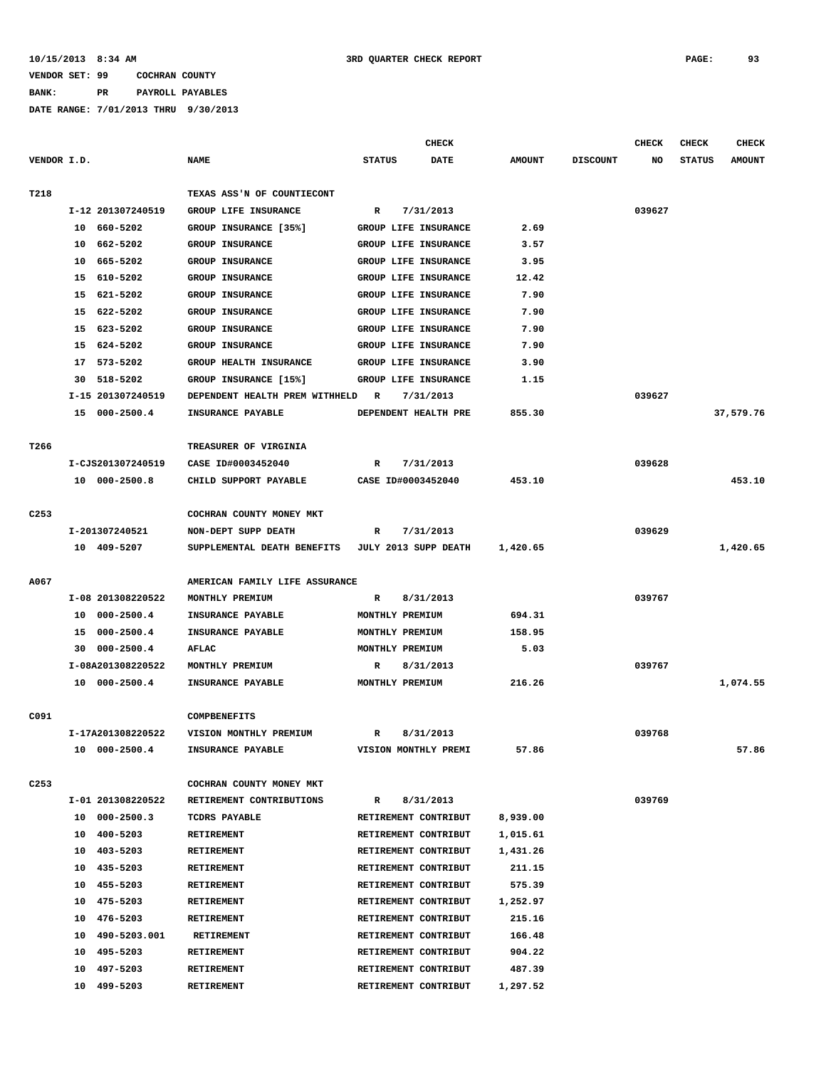10/15/2013 8:34 AM 3RD QUARTER CHECK REPORT

VENDOR SET: 99 COCHRAN COUNTY

BANK: PR PAYROLL PAYABLES

DATE RANGE: 7/01/2013 THRU 9/30/2013

| VENDOR I.D. | | NAME | STATUS | CHECK DATE | AMOUNT | DISCOUNT | CHECK NO | CHECK STATUS | CHECK AMOUNT |
|---|---|---|---|---|---|---|---|---|---|
| T218 | | TEXAS ASS'N OF COUNTIECONT | | | | | | | |
| | I-12 201307240519 | GROUP LIFE INSURANCE | R | 7/31/2013 | | | 039627 | | |
| | 10 660-5202 | GROUP INSURANCE [35%] | GROUP LIFE INSURANCE | | 2.69 | | | | |
| | 10 662-5202 | GROUP INSURANCE | GROUP LIFE INSURANCE | | 3.57 | | | | |
| | 10 665-5202 | GROUP INSURANCE | GROUP LIFE INSURANCE | | 3.95 | | | | |
| | 15 610-5202 | GROUP INSURANCE | GROUP LIFE INSURANCE | | 12.42 | | | | |
| | 15 621-5202 | GROUP INSURANCE | GROUP LIFE INSURANCE | | 7.90 | | | | |
| | 15 622-5202 | GROUP INSURANCE | GROUP LIFE INSURANCE | | 7.90 | | | | |
| | 15 623-5202 | GROUP INSURANCE | GROUP LIFE INSURANCE | | 7.90 | | | | |
| | 15 624-5202 | GROUP INSURANCE | GROUP LIFE INSURANCE | | 7.90 | | | | |
| | 17 573-5202 | GROUP HEALTH INSURANCE | GROUP LIFE INSURANCE | | 3.90 | | | | |
| | 30 518-5202 | GROUP INSURANCE [15%] | GROUP LIFE INSURANCE | | 1.15 | | | | |
| | I-15 201307240519 | DEPENDENT HEALTH PREM WITHHELD | R | 7/31/2013 | | | 039627 | | |
| | 15 000-2500.4 | INSURANCE PAYABLE | DEPENDENT HEALTH PRE | | 855.30 | | | | 37,579.76 |
| T266 | | TREASURER OF VIRGINIA | | | | | | | |
| | I-CJS201307240519 | CASE ID#0003452040 | R | 7/31/2013 | | | 039628 | | |
| | 10 000-2500.8 | CHILD SUPPORT PAYABLE | CASE ID#0003452040 | | 453.10 | | | | 453.10 |
| C253 | | COCHRAN COUNTY MONEY MKT | | | | | | | |
| | I-201307240521 | NON-DEPT SUPP DEATH | R | 7/31/2013 | | | 039629 | | |
| | 10 409-5207 | SUPPLEMENTAL DEATH BENEFITS | JULY 2013 SUPP DEATH | | 1,420.65 | | | | 1,420.65 |
| A067 | | AMERICAN FAMILY LIFE ASSURANCE | | | | | | | |
| | I-08 201308220522 | MONTHLY PREMIUM | R | 8/31/2013 | | | 039767 | | |
| | 10 000-2500.4 | INSURANCE PAYABLE | MONTHLY PREMIUM | | 694.31 | | | | |
| | 15 000-2500.4 | INSURANCE PAYABLE | MONTHLY PREMIUM | | 158.95 | | | | |
| | 30 000-2500.4 | AFLAC | MONTHLY PREMIUM | | 5.03 | | | | |
| | I-08A201308220522 | MONTHLY PREMIUM | R | 8/31/2013 | | | 039767 | | |
| | 10 000-2500.4 | INSURANCE PAYABLE | MONTHLY PREMIUM | | 216.26 | | | | 1,074.55 |
| C091 | | COMPBENEFITS | | | | | | | |
| | I-17A201308220522 | VISION MONTHLY PREMIUM | R | 8/31/2013 | | | 039768 | | |
| | 10 000-2500.4 | INSURANCE PAYABLE | VISION MONTHLY PREMI | | 57.86 | | | | 57.86 |
| C253 | | COCHRAN COUNTY MONEY MKT | | | | | | | |
| | I-01 201308220522 | RETIREMENT CONTRIBUTIONS | R | 8/31/2013 | | | 039769 | | |
| | 10 000-2500.3 | TCDRS PAYABLE | RETIREMENT CONTRIBUT | | 8,939.00 | | | | |
| | 10 400-5203 | RETIREMENT | RETIREMENT CONTRIBUT | | 1,015.61 | | | | |
| | 10 403-5203 | RETIREMENT | RETIREMENT CONTRIBUT | | 1,431.26 | | | | |
| | 10 435-5203 | RETIREMENT | RETIREMENT CONTRIBUT | | 211.15 | | | | |
| | 10 455-5203 | RETIREMENT | RETIREMENT CONTRIBUT | | 575.39 | | | | |
| | 10 475-5203 | RETIREMENT | RETIREMENT CONTRIBUT | | 1,252.97 | | | | |
| | 10 476-5203 | RETIREMENT | RETIREMENT CONTRIBUT | | 215.16 | | | | |
| | 10 490-5203.001 | RETIREMENT | RETIREMENT CONTRIBUT | | 166.48 | | | | |
| | 10 495-5203 | RETIREMENT | RETIREMENT CONTRIBUT | | 904.22 | | | | |
| | 10 497-5203 | RETIREMENT | RETIREMENT CONTRIBUT | | 487.39 | | | | |
| | 10 499-5203 | RETIREMENT | RETIREMENT CONTRIBUT | | 1,297.52 | | | | |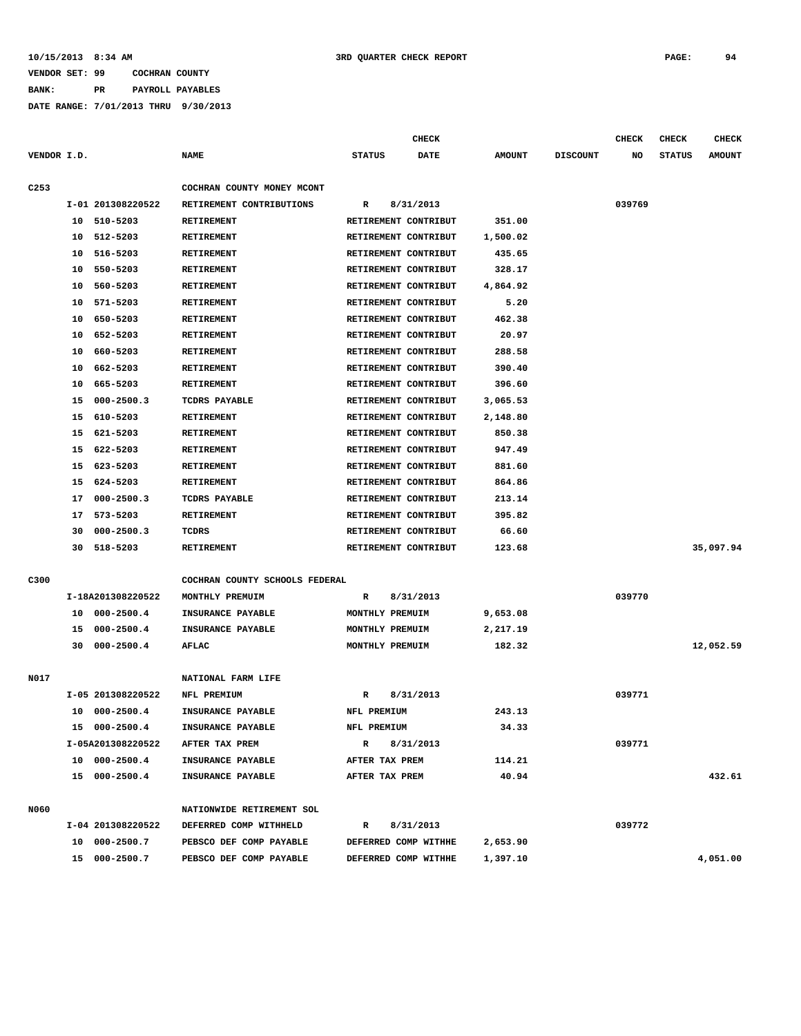10/15/2013 8:34 AM 3RD QUARTER CHECK REPORT

VENDOR SET: 99 COCHRAN COUNTY

BANK: PR PAYROLL PAYABLES

DATE RANGE: 7/01/2013 THRU 9/30/2013

| VENDOR I.D. | | NAME | STATUS | CHECK DATE | AMOUNT | DISCOUNT | CHECK NO | CHECK STATUS | CHECK AMOUNT |
|---|---|---|---|---|---|---|---|---|---|
| C253 | | COCHRAN COUNTY MONEY MCONT | | | | | | | |
| | I-01 201308220522 | RETIREMENT CONTRIBUTIONS | R | 8/31/2013 | | | 039769 | | |
| | 10 510-5203 | RETIREMENT | RETIREMENT CONTRIBUT | | 351.00 | | | | |
| | 10 512-5203 | RETIREMENT | RETIREMENT CONTRIBUT | | 1,500.02 | | | | |
| | 10 516-5203 | RETIREMENT | RETIREMENT CONTRIBUT | | 435.65 | | | | |
| | 10 550-5203 | RETIREMENT | RETIREMENT CONTRIBUT | | 328.17 | | | | |
| | 10 560-5203 | RETIREMENT | RETIREMENT CONTRIBUT | | 4,864.92 | | | | |
| | 10 571-5203 | RETIREMENT | RETIREMENT CONTRIBUT | | 5.20 | | | | |
| | 10 650-5203 | RETIREMENT | RETIREMENT CONTRIBUT | | 462.38 | | | | |
| | 10 652-5203 | RETIREMENT | RETIREMENT CONTRIBUT | | 20.97 | | | | |
| | 10 660-5203 | RETIREMENT | RETIREMENT CONTRIBUT | | 288.58 | | | | |
| | 10 662-5203 | RETIREMENT | RETIREMENT CONTRIBUT | | 390.40 | | | | |
| | 10 665-5203 | RETIREMENT | RETIREMENT CONTRIBUT | | 396.60 | | | | |
| | 15 000-2500.3 | TCDRS PAYABLE | RETIREMENT CONTRIBUT | | 3,065.53 | | | | |
| | 15 610-5203 | RETIREMENT | RETIREMENT CONTRIBUT | | 2,148.80 | | | | |
| | 15 621-5203 | RETIREMENT | RETIREMENT CONTRIBUT | | 850.38 | | | | |
| | 15 622-5203 | RETIREMENT | RETIREMENT CONTRIBUT | | 947.49 | | | | |
| | 15 623-5203 | RETIREMENT | RETIREMENT CONTRIBUT | | 881.60 | | | | |
| | 15 624-5203 | RETIREMENT | RETIREMENT CONTRIBUT | | 864.86 | | | | |
| | 17 000-2500.3 | TCDRS PAYABLE | RETIREMENT CONTRIBUT | | 213.14 | | | | |
| | 17 573-5203 | RETIREMENT | RETIREMENT CONTRIBUT | | 395.82 | | | | |
| | 30 000-2500.3 | TCDRS | RETIREMENT CONTRIBUT | | 66.60 | | | | |
| | 30 518-5203 | RETIREMENT | RETIREMENT CONTRIBUT | | 123.68 | | | | 35,097.94 |
| C300 | | COCHRAN COUNTY SCHOOLS FEDERAL | | | | | | | |
| | I-18A201308220522 | MONTHLY PREMUIM | R | 8/31/2013 | | | 039770 | | |
| | 10 000-2500.4 | INSURANCE PAYABLE | MONTHLY PREMUIM | | 9,653.08 | | | | |
| | 15 000-2500.4 | INSURANCE PAYABLE | MONTHLY PREMUIM | | 2,217.19 | | | | |
| | 30 000-2500.4 | AFLAC | MONTHLY PREMUIM | | 182.32 | | | | 12,052.59 |
| N017 | | NATIONAL FARM LIFE | | | | | | | |
| | I-05 201308220522 | NFL PREMIUM | R | 8/31/2013 | | | 039771 | | |
| | 10 000-2500.4 | INSURANCE PAYABLE | NFL PREMIUM | | 243.13 | | | | |
| | 15 000-2500.4 | INSURANCE PAYABLE | NFL PREMIUM | | 34.33 | | | | |
| | I-05A201308220522 | AFTER TAX PREM | R | 8/31/2013 | | | 039771 | | |
| | 10 000-2500.4 | INSURANCE PAYABLE | AFTER TAX PREM | | 114.21 | | | | |
| | 15 000-2500.4 | INSURANCE PAYABLE | AFTER TAX PREM | | 40.94 | | | | 432.61 |
| N060 | | NATIONWIDE RETIREMENT SOL | | | | | | | |
| | I-04 201308220522 | DEFERRED COMP WITHHELD | R | 8/31/2013 | | | 039772 | | |
| | 10 000-2500.7 | PEBSCO DEF COMP PAYABLE | DEFERRED COMP WITHHE | | 2,653.90 | | | | |
| | 15 000-2500.7 | PEBSCO DEF COMP PAYABLE | DEFERRED COMP WITHHE | | 1,397.10 | | | | 4,051.00 |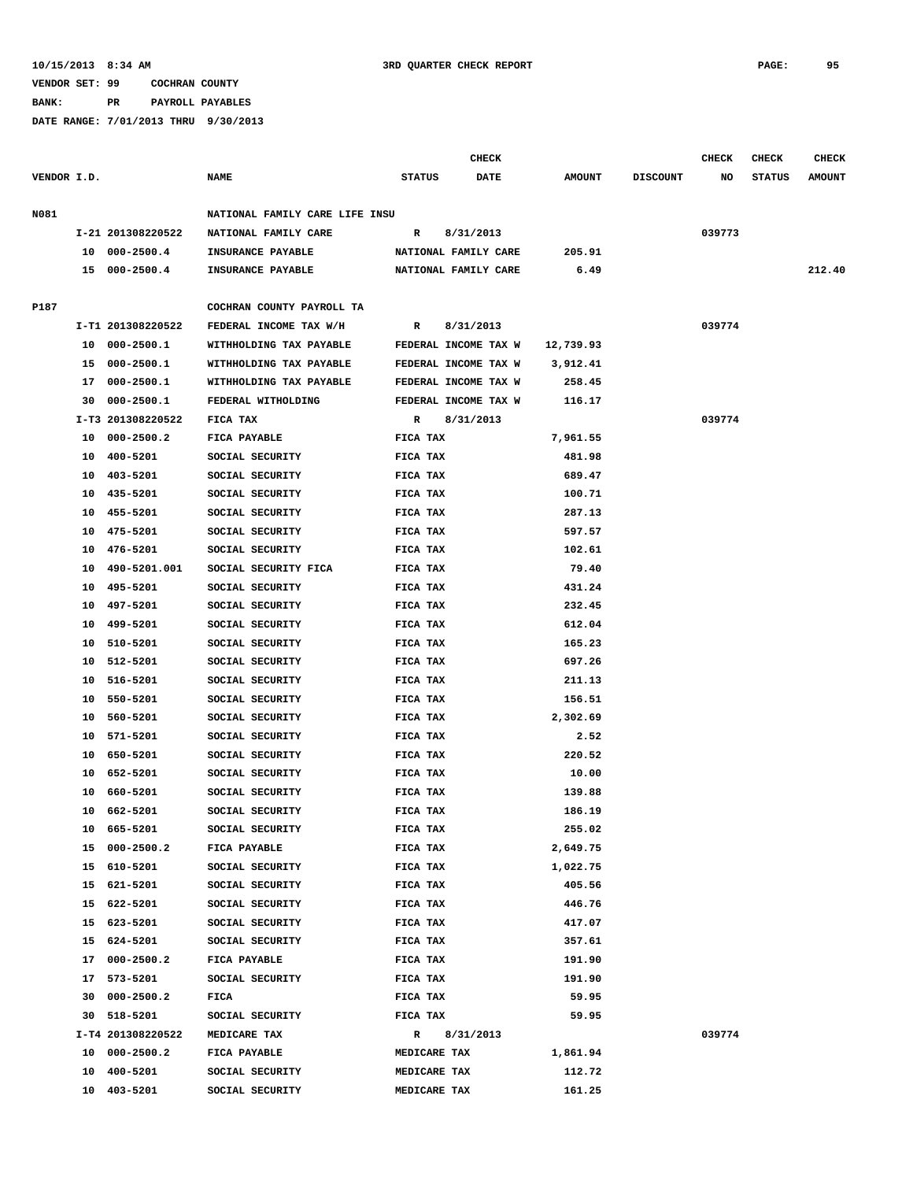10/15/2013 8:34 AM 3RD QUARTER CHECK REPORT

VENDOR SET: 99 COCHRAN COUNTY

BANK: PR PAYROLL PAYABLES

DATE RANGE: 7/01/2013 THRU 9/30/2013

| VENDOR I.D. | NAME | STATUS | CHECK DATE | AMOUNT | DISCOUNT | CHECK NO | CHECK STATUS | CHECK AMOUNT |
|---|---|---|---|---|---|---|---|---|
| N081 | NATIONAL FAMILY CARE LIFE INSU | | | | | | | |
| I-21 201308220522 | NATIONAL FAMILY CARE | R | 8/31/2013 | | | 039773 | | |
| 10 000-2500.4 | INSURANCE PAYABLE | NATIONAL FAMILY CARE | | 205.91 | | | | |
| 15 000-2500.4 | INSURANCE PAYABLE | NATIONAL FAMILY CARE | | 6.49 | | | | 212.40 |
| P187 | COCHRAN COUNTY PAYROLL TA | | | | | | | |
| I-T1 201308220522 | FEDERAL INCOME TAX W/H | R | 8/31/2013 | | | 039774 | | |
| 10 000-2500.1 | WITHHOLDING TAX PAYABLE | FEDERAL INCOME TAX W | | 12,739.93 | | | | |
| 15 000-2500.1 | WITHHOLDING TAX PAYABLE | FEDERAL INCOME TAX W | | 3,912.41 | | | | |
| 17 000-2500.1 | WITHHOLDING TAX PAYABLE | FEDERAL INCOME TAX W | | 258.45 | | | | |
| 30 000-2500.1 | FEDERAL WITHOLDING | FEDERAL INCOME TAX W | | 116.17 | | | | |
| I-T3 201308220522 | FICA TAX | R | 8/31/2013 | | | 039774 | | |
| 10 000-2500.2 | FICA PAYABLE | FICA TAX | | 7,961.55 | | | | |
| 10 400-5201 | SOCIAL SECURITY | FICA TAX | | 481.98 | | | | |
| 10 403-5201 | SOCIAL SECURITY | FICA TAX | | 689.47 | | | | |
| 10 435-5201 | SOCIAL SECURITY | FICA TAX | | 100.71 | | | | |
| 10 455-5201 | SOCIAL SECURITY | FICA TAX | | 287.13 | | | | |
| 10 475-5201 | SOCIAL SECURITY | FICA TAX | | 597.57 | | | | |
| 10 476-5201 | SOCIAL SECURITY | FICA TAX | | 102.61 | | | | |
| 10 490-5201.001 | SOCIAL SECURITY FICA | FICA TAX | | 79.40 | | | | |
| 10 495-5201 | SOCIAL SECURITY | FICA TAX | | 431.24 | | | | |
| 10 497-5201 | SOCIAL SECURITY | FICA TAX | | 232.45 | | | | |
| 10 499-5201 | SOCIAL SECURITY | FICA TAX | | 612.04 | | | | |
| 10 510-5201 | SOCIAL SECURITY | FICA TAX | | 165.23 | | | | |
| 10 512-5201 | SOCIAL SECURITY | FICA TAX | | 697.26 | | | | |
| 10 516-5201 | SOCIAL SECURITY | FICA TAX | | 211.13 | | | | |
| 10 550-5201 | SOCIAL SECURITY | FICA TAX | | 156.51 | | | | |
| 10 560-5201 | SOCIAL SECURITY | FICA TAX | | 2,302.69 | | | | |
| 10 571-5201 | SOCIAL SECURITY | FICA TAX | | 2.52 | | | | |
| 10 650-5201 | SOCIAL SECURITY | FICA TAX | | 220.52 | | | | |
| 10 652-5201 | SOCIAL SECURITY | FICA TAX | | 10.00 | | | | |
| 10 660-5201 | SOCIAL SECURITY | FICA TAX | | 139.88 | | | | |
| 10 662-5201 | SOCIAL SECURITY | FICA TAX | | 186.19 | | | | |
| 10 665-5201 | SOCIAL SECURITY | FICA TAX | | 255.02 | | | | |
| 15 000-2500.2 | FICA PAYABLE | FICA TAX | | 2,649.75 | | | | |
| 15 610-5201 | SOCIAL SECURITY | FICA TAX | | 1,022.75 | | | | |
| 15 621-5201 | SOCIAL SECURITY | FICA TAX | | 405.56 | | | | |
| 15 622-5201 | SOCIAL SECURITY | FICA TAX | | 446.76 | | | | |
| 15 623-5201 | SOCIAL SECURITY | FICA TAX | | 417.07 | | | | |
| 15 624-5201 | SOCIAL SECURITY | FICA TAX | | 357.61 | | | | |
| 17 000-2500.2 | FICA PAYABLE | FICA TAX | | 191.90 | | | | |
| 17 573-5201 | SOCIAL SECURITY | FICA TAX | | 191.90 | | | | |
| 30 000-2500.2 | FICA | FICA TAX | | 59.95 | | | | |
| 30 518-5201 | SOCIAL SECURITY | FICA TAX | | 59.95 | | | | |
| I-T4 201308220522 | MEDICARE TAX | R | 8/31/2013 | | | 039774 | | |
| 10 000-2500.2 | FICA PAYABLE | MEDICARE TAX | | 1,861.94 | | | | |
| 10 400-5201 | SOCIAL SECURITY | MEDICARE TAX | | 112.72 | | | | |
| 10 403-5201 | SOCIAL SECURITY | MEDICARE TAX | | 161.25 | | | | |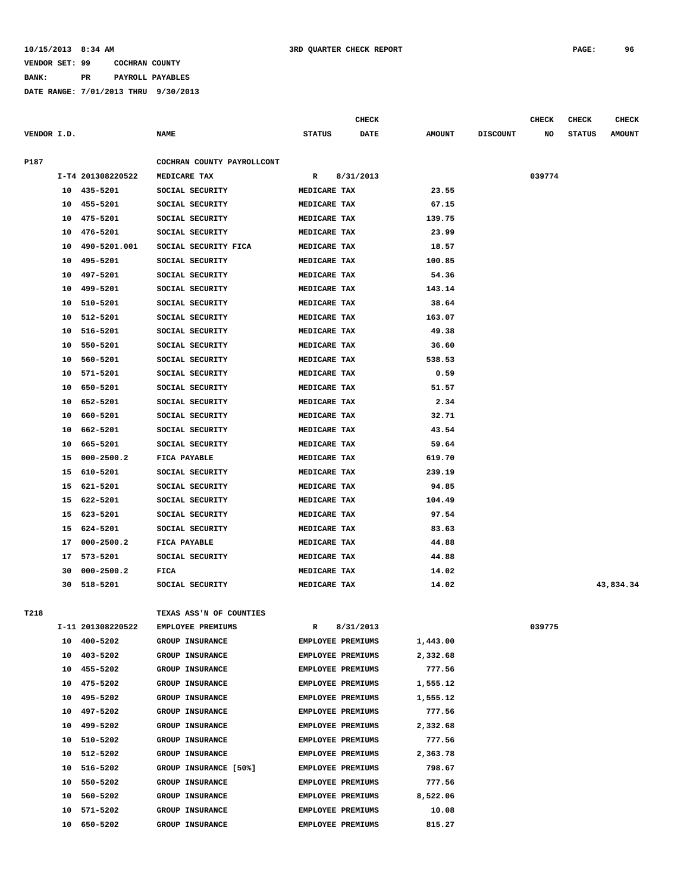10/15/2013 8:34 AM 3RD QUARTER CHECK REPORT

VENDOR SET: 99 COCHRAN COUNTY

BANK: PR PAYROLL PAYABLES

DATE RANGE: 7/01/2013 THRU 9/30/2013

| VENDOR I.D. | | NAME | STATUS | CHECK DATE | AMOUNT | DISCOUNT | CHECK NO | CHECK STATUS | CHECK AMOUNT |
|---|---|---|---|---|---|---|---|---|---|
| P187 | | COCHRAN COUNTY PAYROLLCONT | | | | | | | |
| | I-T4 201308220522 | MEDICARE TAX | R | 8/31/2013 | | | 039774 | | |
| | 10 435-5201 | SOCIAL SECURITY | MEDICARE TAX | | 23.55 | | | | |
| | 10 455-5201 | SOCIAL SECURITY | MEDICARE TAX | | 67.15 | | | | |
| | 10 475-5201 | SOCIAL SECURITY | MEDICARE TAX | | 139.75 | | | | |
| | 10 476-5201 | SOCIAL SECURITY | MEDICARE TAX | | 23.99 | | | | |
| | 10 490-5201.001 | SOCIAL SECURITY FICA | MEDICARE TAX | | 18.57 | | | | |
| | 10 495-5201 | SOCIAL SECURITY | MEDICARE TAX | | 100.85 | | | | |
| | 10 497-5201 | SOCIAL SECURITY | MEDICARE TAX | | 54.36 | | | | |
| | 10 499-5201 | SOCIAL SECURITY | MEDICARE TAX | | 143.14 | | | | |
| | 10 510-5201 | SOCIAL SECURITY | MEDICARE TAX | | 38.64 | | | | |
| | 10 512-5201 | SOCIAL SECURITY | MEDICARE TAX | | 163.07 | | | | |
| | 10 516-5201 | SOCIAL SECURITY | MEDICARE TAX | | 49.38 | | | | |
| | 10 550-5201 | SOCIAL SECURITY | MEDICARE TAX | | 36.60 | | | | |
| | 10 560-5201 | SOCIAL SECURITY | MEDICARE TAX | | 538.53 | | | | |
| | 10 571-5201 | SOCIAL SECURITY | MEDICARE TAX | | 0.59 | | | | |
| | 10 650-5201 | SOCIAL SECURITY | MEDICARE TAX | | 51.57 | | | | |
| | 10 652-5201 | SOCIAL SECURITY | MEDICARE TAX | | 2.34 | | | | |
| | 10 660-5201 | SOCIAL SECURITY | MEDICARE TAX | | 32.71 | | | | |
| | 10 662-5201 | SOCIAL SECURITY | MEDICARE TAX | | 43.54 | | | | |
| | 10 665-5201 | SOCIAL SECURITY | MEDICARE TAX | | 59.64 | | | | |
| | 15 000-2500.2 | FICA PAYABLE | MEDICARE TAX | | 619.70 | | | | |
| | 15 610-5201 | SOCIAL SECURITY | MEDICARE TAX | | 239.19 | | | | |
| | 15 621-5201 | SOCIAL SECURITY | MEDICARE TAX | | 94.85 | | | | |
| | 15 622-5201 | SOCIAL SECURITY | MEDICARE TAX | | 104.49 | | | | |
| | 15 623-5201 | SOCIAL SECURITY | MEDICARE TAX | | 97.54 | | | | |
| | 15 624-5201 | SOCIAL SECURITY | MEDICARE TAX | | 83.63 | | | | |
| | 17 000-2500.2 | FICA PAYABLE | MEDICARE TAX | | 44.88 | | | | |
| | 17 573-5201 | SOCIAL SECURITY | MEDICARE TAX | | 44.88 | | | | |
| | 30 000-2500.2 | FICA | MEDICARE TAX | | 14.02 | | | | |
| | 30 518-5201 | SOCIAL SECURITY | MEDICARE TAX | | 14.02 | | | | 43,834.34 |
| T218 | | TEXAS ASS'N OF COUNTIES | | | | | | | |
| | I-11 201308220522 | EMPLOYEE PREMIUMS | R | 8/31/2013 | | | 039775 | | |
| | 10 400-5202 | GROUP INSURANCE | EMPLOYEE PREMIUMS | | 1,443.00 | | | | |
| | 10 403-5202 | GROUP INSURANCE | EMPLOYEE PREMIUMS | | 2,332.68 | | | | |
| | 10 455-5202 | GROUP INSURANCE | EMPLOYEE PREMIUMS | | 777.56 | | | | |
| | 10 475-5202 | GROUP INSURANCE | EMPLOYEE PREMIUMS | | 1,555.12 | | | | |
| | 10 495-5202 | GROUP INSURANCE | EMPLOYEE PREMIUMS | | 1,555.12 | | | | |
| | 10 497-5202 | GROUP INSURANCE | EMPLOYEE PREMIUMS | | 777.56 | | | | |
| | 10 499-5202 | GROUP INSURANCE | EMPLOYEE PREMIUMS | | 2,332.68 | | | | |
| | 10 510-5202 | GROUP INSURANCE | EMPLOYEE PREMIUMS | | 777.56 | | | | |
| | 10 512-5202 | GROUP INSURANCE | EMPLOYEE PREMIUMS | | 2,363.78 | | | | |
| | 10 516-5202 | GROUP INSURANCE [50%] | EMPLOYEE PREMIUMS | | 798.67 | | | | |
| | 10 550-5202 | GROUP INSURANCE | EMPLOYEE PREMIUMS | | 777.56 | | | | |
| | 10 560-5202 | GROUP INSURANCE | EMPLOYEE PREMIUMS | | 8,522.06 | | | | |
| | 10 571-5202 | GROUP INSURANCE | EMPLOYEE PREMIUMS | | 10.08 | | | | |
| | 10 650-5202 | GROUP INSURANCE | EMPLOYEE PREMIUMS | | 815.27 | | | | |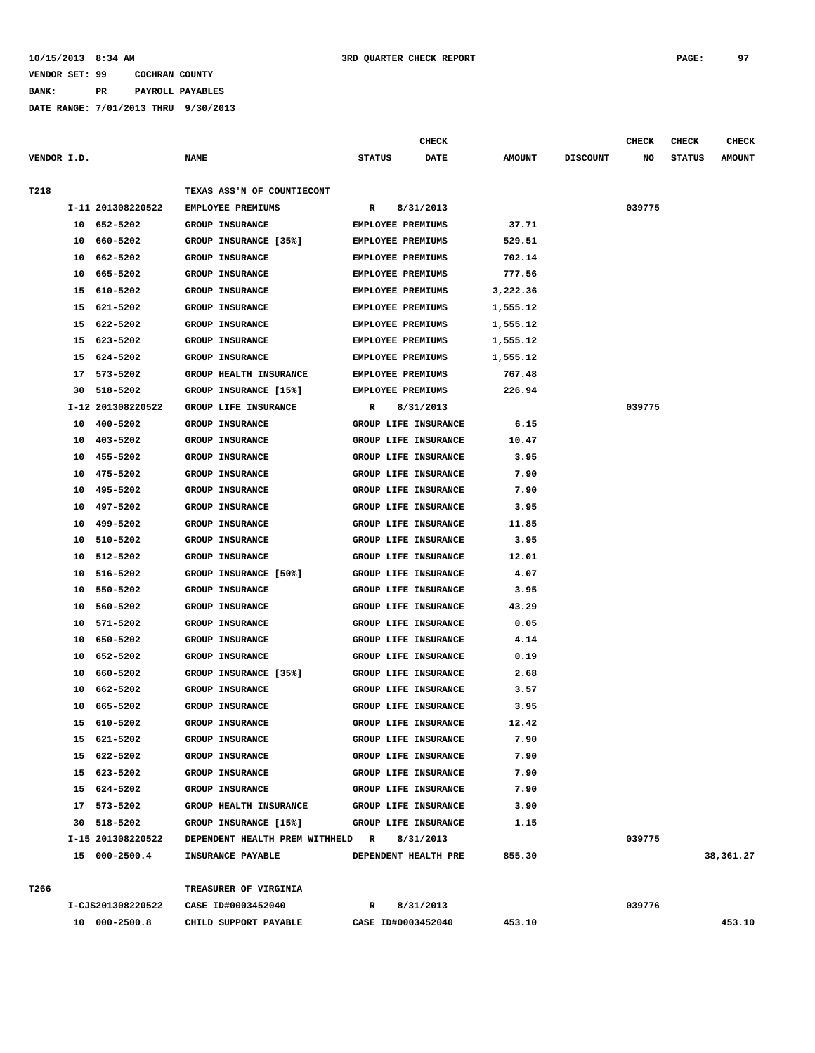VENDOR SET: 99 COCHRAN COUNTY

BANK: PR PAYROLL PAYABLES

DATE RANGE: 7/01/2013 THRU 9/30/2013

| VENDOR I.D. | NAME | STATUS | CHECK DATE | AMOUNT | DISCOUNT | CHECK NO | CHECK STATUS | CHECK AMOUNT |
|---|---|---|---|---|---|---|---|---|
| T218 | TEXAS ASS'N OF COUNTIECONT | | | | | | | |
| I-11 201308220522 | EMPLOYEE PREMIUMS | R | 8/31/2013 | | | 039775 | | |
| 10 652-5202 | GROUP INSURANCE | EMPLOYEE PREMIUMS | | 37.71 | | | | |
| 10 660-5202 | GROUP INSURANCE [35%] | EMPLOYEE PREMIUMS | | 529.51 | | | | |
| 10 662-5202 | GROUP INSURANCE | EMPLOYEE PREMIUMS | | 702.14 | | | | |
| 10 665-5202 | GROUP INSURANCE | EMPLOYEE PREMIUMS | | 777.56 | | | | |
| 15 610-5202 | GROUP INSURANCE | EMPLOYEE PREMIUMS | | 3,222.36 | | | | |
| 15 621-5202 | GROUP INSURANCE | EMPLOYEE PREMIUMS | | 1,555.12 | | | | |
| 15 622-5202 | GROUP INSURANCE | EMPLOYEE PREMIUMS | | 1,555.12 | | | | |
| 15 623-5202 | GROUP INSURANCE | EMPLOYEE PREMIUMS | | 1,555.12 | | | | |
| 15 624-5202 | GROUP INSURANCE | EMPLOYEE PREMIUMS | | 1,555.12 | | | | |
| 17 573-5202 | GROUP HEALTH INSURANCE | EMPLOYEE PREMIUMS | | 767.48 | | | | |
| 30 518-5202 | GROUP INSURANCE [15%] | EMPLOYEE PREMIUMS | | 226.94 | | | | |
| I-12 201308220522 | GROUP LIFE INSURANCE | R | 8/31/2013 | | | 039775 | | |
| 10 400-5202 | GROUP INSURANCE | GROUP LIFE INSURANCE | | 6.15 | | | | |
| 10 403-5202 | GROUP INSURANCE | GROUP LIFE INSURANCE | | 10.47 | | | | |
| 10 455-5202 | GROUP INSURANCE | GROUP LIFE INSURANCE | | 3.95 | | | | |
| 10 475-5202 | GROUP INSURANCE | GROUP LIFE INSURANCE | | 7.90 | | | | |
| 10 495-5202 | GROUP INSURANCE | GROUP LIFE INSURANCE | | 7.90 | | | | |
| 10 497-5202 | GROUP INSURANCE | GROUP LIFE INSURANCE | | 3.95 | | | | |
| 10 499-5202 | GROUP INSURANCE | GROUP LIFE INSURANCE | | 11.85 | | | | |
| 10 510-5202 | GROUP INSURANCE | GROUP LIFE INSURANCE | | 3.95 | | | | |
| 10 512-5202 | GROUP INSURANCE | GROUP LIFE INSURANCE | | 12.01 | | | | |
| 10 516-5202 | GROUP INSURANCE [50%] | GROUP LIFE INSURANCE | | 4.07 | | | | |
| 10 550-5202 | GROUP INSURANCE | GROUP LIFE INSURANCE | | 3.95 | | | | |
| 10 560-5202 | GROUP INSURANCE | GROUP LIFE INSURANCE | | 43.29 | | | | |
| 10 571-5202 | GROUP INSURANCE | GROUP LIFE INSURANCE | | 0.05 | | | | |
| 10 650-5202 | GROUP INSURANCE | GROUP LIFE INSURANCE | | 4.14 | | | | |
| 10 652-5202 | GROUP INSURANCE | GROUP LIFE INSURANCE | | 0.19 | | | | |
| 10 660-5202 | GROUP INSURANCE [35%] | GROUP LIFE INSURANCE | | 2.68 | | | | |
| 10 662-5202 | GROUP INSURANCE | GROUP LIFE INSURANCE | | 3.57 | | | | |
| 10 665-5202 | GROUP INSURANCE | GROUP LIFE INSURANCE | | 3.95 | | | | |
| 15 610-5202 | GROUP INSURANCE | GROUP LIFE INSURANCE | | 12.42 | | | | |
| 15 621-5202 | GROUP INSURANCE | GROUP LIFE INSURANCE | | 7.90 | | | | |
| 15 622-5202 | GROUP INSURANCE | GROUP LIFE INSURANCE | | 7.90 | | | | |
| 15 623-5202 | GROUP INSURANCE | GROUP LIFE INSURANCE | | 7.90 | | | | |
| 15 624-5202 | GROUP INSURANCE | GROUP LIFE INSURANCE | | 7.90 | | | | |
| 17 573-5202 | GROUP HEALTH INSURANCE | GROUP LIFE INSURANCE | | 3.90 | | | | |
| 30 518-5202 | GROUP INSURANCE [15%] | GROUP LIFE INSURANCE | | 1.15 | | | | |
| I-15 201308220522 | DEPENDENT HEALTH PREM WITHHELD | R | 8/31/2013 | | | 039775 | | |
| 15 000-2500.4 | INSURANCE PAYABLE | DEPENDENT HEALTH PRE | | 855.30 | | | | 38,361.27 |
| T266 | TREASURER OF VIRGINIA | | | | | | | |
| I-CJS201308220522 | CASE ID#0003452040 | R | 8/31/2013 | | | 039776 | | |
| 10 000-2500.8 | CHILD SUPPORT PAYABLE | CASE ID#0003452040 | | 453.10 | | | | 453.10 |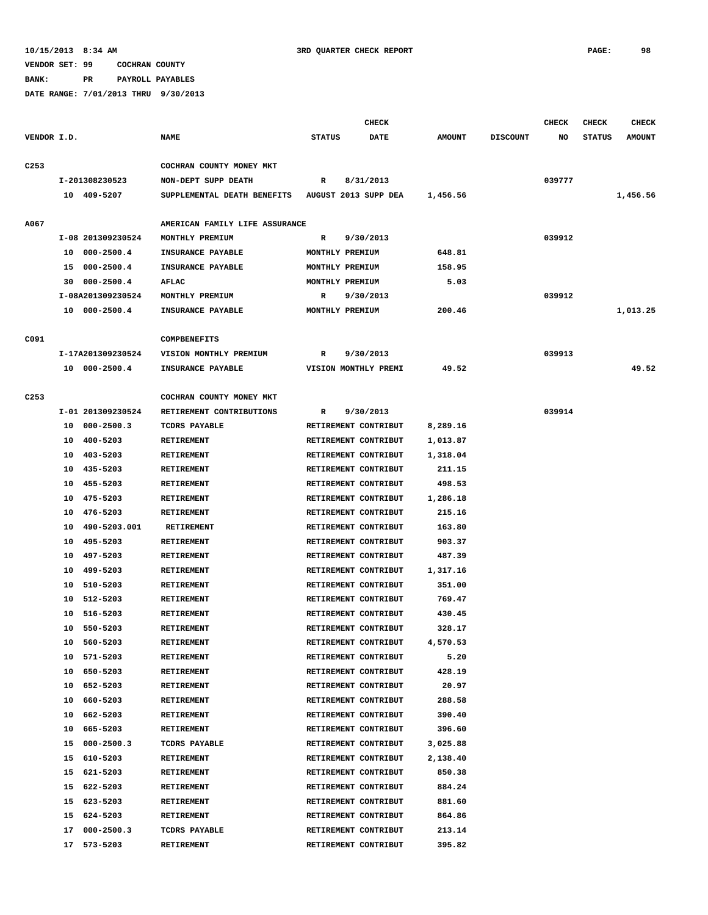**3RD QUARTER CHECK REPORT**

10/15/2013 8:34 AM

VENDOR SET: 99 COCHRAN COUNTY

BANK: PR PAYROLL PAYABLES

DATE RANGE: 7/01/2013 THRU 9/30/2013

| VENDOR I.D. | NAME | STATUS | CHECK DATE | AMOUNT | DISCOUNT | CHECK NO | CHECK STATUS | CHECK AMOUNT |
|---|---|---|---|---|---|---|---|---|
| C253 | COCHRAN COUNTY MONEY MKT | | | | | | | |
| I-201308230523 | NON-DEPT SUPP DEATH | R | 8/31/2013 | | | 039777 | | |
| 10 409-5207 | SUPPLEMENTAL DEATH BENEFITS | AUGUST 2013 SUPP DEA | | 1,456.56 | | | | 1,456.56 |
| A067 | AMERICAN FAMILY LIFE ASSURANCE | | | | | | | |
| I-08 201309230524 | MONTHLY PREMIUM | R | 9/30/2013 | | | 039912 | | |
| 10 000-2500.4 | INSURANCE PAYABLE | MONTHLY PREMIUM | | 648.81 | | | | |
| 15 000-2500.4 | INSURANCE PAYABLE | MONTHLY PREMIUM | | 158.95 | | | | |
| 30 000-2500.4 | AFLAC | MONTHLY PREMIUM | | 5.03 | | | | |
| I-08A201309230524 | MONTHLY PREMIUM | R | 9/30/2013 | | | 039912 | | |
| 10 000-2500.4 | INSURANCE PAYABLE | MONTHLY PREMIUM | | 200.46 | | | | 1,013.25 |
| C091 | COMPBENEFITS | | | | | | | |
| I-17A201309230524 | VISION MONTHLY PREMIUM | R | 9/30/2013 | | | 039913 | | |
| 10 000-2500.4 | INSURANCE PAYABLE | VISION MONTHLY PREMI | | 49.52 | | | | 49.52 |
| C253 | COCHRAN COUNTY MONEY MKT | | | | | | | |
| I-01 201309230524 | RETIREMENT CONTRIBUTIONS | R | 9/30/2013 | | | 039914 | | |
| 10 000-2500.3 | TCDRS PAYABLE | RETIREMENT CONTRIBUT | | 8,289.16 | | | | |
| 10 400-5203 | RETIREMENT | RETIREMENT CONTRIBUT | | 1,013.87 | | | | |
| 10 403-5203 | RETIREMENT | RETIREMENT CONTRIBUT | | 1,318.04 | | | | |
| 10 435-5203 | RETIREMENT | RETIREMENT CONTRIBUT | | 211.15 | | | | |
| 10 455-5203 | RETIREMENT | RETIREMENT CONTRIBUT | | 498.53 | | | | |
| 10 475-5203 | RETIREMENT | RETIREMENT CONTRIBUT | | 1,286.18 | | | | |
| 10 476-5203 | RETIREMENT | RETIREMENT CONTRIBUT | | 215.16 | | | | |
| 10 490-5203.001 | RETIREMENT | RETIREMENT CONTRIBUT | | 163.80 | | | | |
| 10 495-5203 | RETIREMENT | RETIREMENT CONTRIBUT | | 903.37 | | | | |
| 10 497-5203 | RETIREMENT | RETIREMENT CONTRIBUT | | 487.39 | | | | |
| 10 499-5203 | RETIREMENT | RETIREMENT CONTRIBUT | | 1,317.16 | | | | |
| 10 510-5203 | RETIREMENT | RETIREMENT CONTRIBUT | | 351.00 | | | | |
| 10 512-5203 | RETIREMENT | RETIREMENT CONTRIBUT | | 769.47 | | | | |
| 10 516-5203 | RETIREMENT | RETIREMENT CONTRIBUT | | 430.45 | | | | |
| 10 550-5203 | RETIREMENT | RETIREMENT CONTRIBUT | | 328.17 | | | | |
| 10 560-5203 | RETIREMENT | RETIREMENT CONTRIBUT | | 4,570.53 | | | | |
| 10 571-5203 | RETIREMENT | RETIREMENT CONTRIBUT | | 5.20 | | | | |
| 10 650-5203 | RETIREMENT | RETIREMENT CONTRIBUT | | 428.19 | | | | |
| 10 652-5203 | RETIREMENT | RETIREMENT CONTRIBUT | | 20.97 | | | | |
| 10 660-5203 | RETIREMENT | RETIREMENT CONTRIBUT | | 288.58 | | | | |
| 10 662-5203 | RETIREMENT | RETIREMENT CONTRIBUT | | 390.40 | | | | |
| 10 665-5203 | RETIREMENT | RETIREMENT CONTRIBUT | | 396.60 | | | | |
| 15 000-2500.3 | TCDRS PAYABLE | RETIREMENT CONTRIBUT | | 3,025.88 | | | | |
| 15 610-5203 | RETIREMENT | RETIREMENT CONTRIBUT | | 2,138.40 | | | | |
| 15 621-5203 | RETIREMENT | RETIREMENT CONTRIBUT | | 850.38 | | | | |
| 15 622-5203 | RETIREMENT | RETIREMENT CONTRIBUT | | 884.24 | | | | |
| 15 623-5203 | RETIREMENT | RETIREMENT CONTRIBUT | | 881.60 | | | | |
| 15 624-5203 | RETIREMENT | RETIREMENT CONTRIBUT | | 864.86 | | | | |
| 17 000-2500.3 | TCDRS PAYABLE | RETIREMENT CONTRIBUT | | 213.14 | | | | |
| 17 573-5203 | RETIREMENT | RETIREMENT CONTRIBUT | | 395.82 | | | | |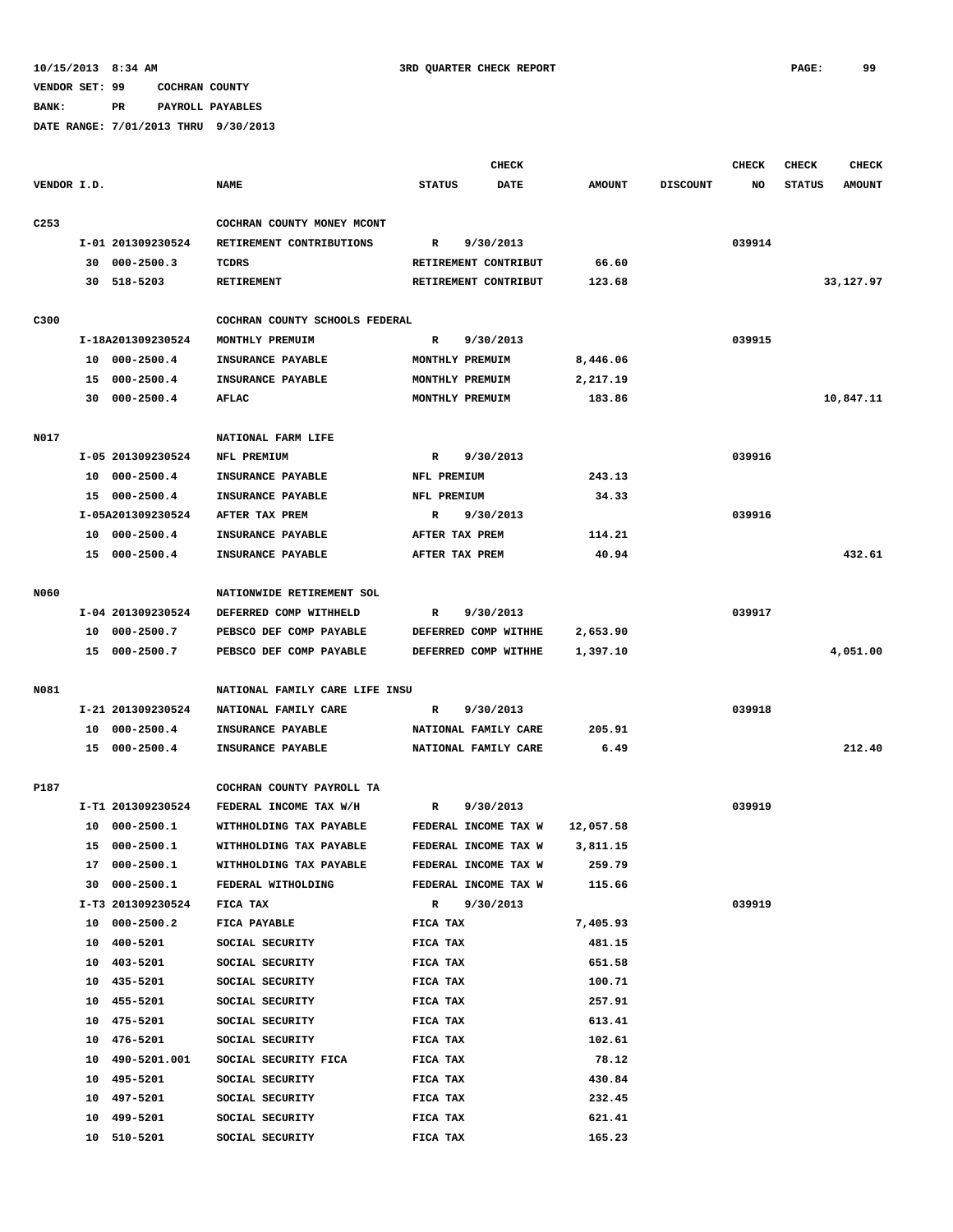10/15/2013 8:34 AM 3RD QUARTER CHECK REPORT

VENDOR SET: 99 COCHRAN COUNTY

BANK: PR PAYROLL PAYABLES

DATE RANGE: 7/01/2013 THRU 9/30/2013

| VENDOR I.D. | NAME | STATUS | CHECK DATE | AMOUNT | DISCOUNT | CHECK NO | CHECK STATUS | CHECK AMOUNT |
|---|---|---|---|---|---|---|---|---|
| C253 | COCHRAN COUNTY MONEY MCONT | | | | | | | |
| I-01 201309230524 | RETIREMENT CONTRIBUTIONS | R | 9/30/2013 | | | 039914 | | |
| 30 000-2500.3 | TCDRS | RETIREMENT CONTRIBUT | | 66.60 | | | | |
| 30 518-5203 | RETIREMENT | RETIREMENT CONTRIBUT | | 123.68 | | | | 33,127.97 |
| C300 | COCHRAN COUNTY SCHOOLS FEDERAL | | | | | | | |
| I-18A201309230524 | MONTHLY PREMUIM | R | 9/30/2013 | | | 039915 | | |
| 10 000-2500.4 | INSURANCE PAYABLE | MONTHLY PREMUIM | | 8,446.06 | | | | |
| 15 000-2500.4 | INSURANCE PAYABLE | MONTHLY PREMUIM | | 2,217.19 | | | | |
| 30 000-2500.4 | AFLAC | MONTHLY PREMUIM | | 183.86 | | | | 10,847.11 |
| N017 | NATIONAL FARM LIFE | | | | | | | |
| I-05 201309230524 | NFL PREMIUM | R | 9/30/2013 | | | 039916 | | |
| 10 000-2500.4 | INSURANCE PAYABLE | NFL PREMIUM | | 243.13 | | | | |
| 15 000-2500.4 | INSURANCE PAYABLE | NFL PREMIUM | | 34.33 | | | | |
| I-05A201309230524 | AFTER TAX PREM | R | 9/30/2013 | | | 039916 | | |
| 10 000-2500.4 | INSURANCE PAYABLE | AFTER TAX PREM | | 114.21 | | | | |
| 15 000-2500.4 | INSURANCE PAYABLE | AFTER TAX PREM | | 40.94 | | | | 432.61 |
| N060 | NATIONWIDE RETIREMENT SOL | | | | | | | |
| I-04 201309230524 | DEFERRED COMP WITHHELD | R | 9/30/2013 | | | 039917 | | |
| 10 000-2500.7 | PEBSCO DEF COMP PAYABLE | DEFERRED COMP WITHHE | | 2,653.90 | | | | |
| 15 000-2500.7 | PEBSCO DEF COMP PAYABLE | DEFERRED COMP WITHHE | | 1,397.10 | | | | 4,051.00 |
| N081 | NATIONAL FAMILY CARE LIFE INSU | | | | | | | |
| I-21 201309230524 | NATIONAL FAMILY CARE | R | 9/30/2013 | | | 039918 | | |
| 10 000-2500.4 | INSURANCE PAYABLE | NATIONAL FAMILY CARE | | 205.91 | | | | |
| 15 000-2500.4 | INSURANCE PAYABLE | NATIONAL FAMILY CARE | | 6.49 | | | | 212.40 |
| P187 | COCHRAN COUNTY PAYROLL TA | | | | | | | |
| I-T1 201309230524 | FEDERAL INCOME TAX W/H | R | 9/30/2013 | | | 039919 | | |
| 10 000-2500.1 | WITHHOLDING TAX PAYABLE | FEDERAL INCOME TAX W | | 12,057.58 | | | | |
| 15 000-2500.1 | WITHHOLDING TAX PAYABLE | FEDERAL INCOME TAX W | | 3,811.15 | | | | |
| 17 000-2500.1 | WITHHOLDING TAX PAYABLE | FEDERAL INCOME TAX W | | 259.79 | | | | |
| 30 000-2500.1 | FEDERAL WITHOLDING | FEDERAL INCOME TAX W | | 115.66 | | | | |
| I-T3 201309230524 | FICA TAX | R | 9/30/2013 | | | 039919 | | |
| 10 000-2500.2 | FICA PAYABLE | FICA TAX | | 7,405.93 | | | | |
| 10 400-5201 | SOCIAL SECURITY | FICA TAX | | 481.15 | | | | |
| 10 403-5201 | SOCIAL SECURITY | FICA TAX | | 651.58 | | | | |
| 10 435-5201 | SOCIAL SECURITY | FICA TAX | | 100.71 | | | | |
| 10 455-5201 | SOCIAL SECURITY | FICA TAX | | 257.91 | | | | |
| 10 475-5201 | SOCIAL SECURITY | FICA TAX | | 613.41 | | | | |
| 10 476-5201 | SOCIAL SECURITY | FICA TAX | | 102.61 | | | | |
| 10 490-5201.001 | SOCIAL SECURITY FICA | FICA TAX | | 78.12 | | | | |
| 10 495-5201 | SOCIAL SECURITY | FICA TAX | | 430.84 | | | | |
| 10 497-5201 | SOCIAL SECURITY | FICA TAX | | 232.45 | | | | |
| 10 499-5201 | SOCIAL SECURITY | FICA TAX | | 621.41 | | | | |
| 10 510-5201 | SOCIAL SECURITY | FICA TAX | | 165.23 | | | | |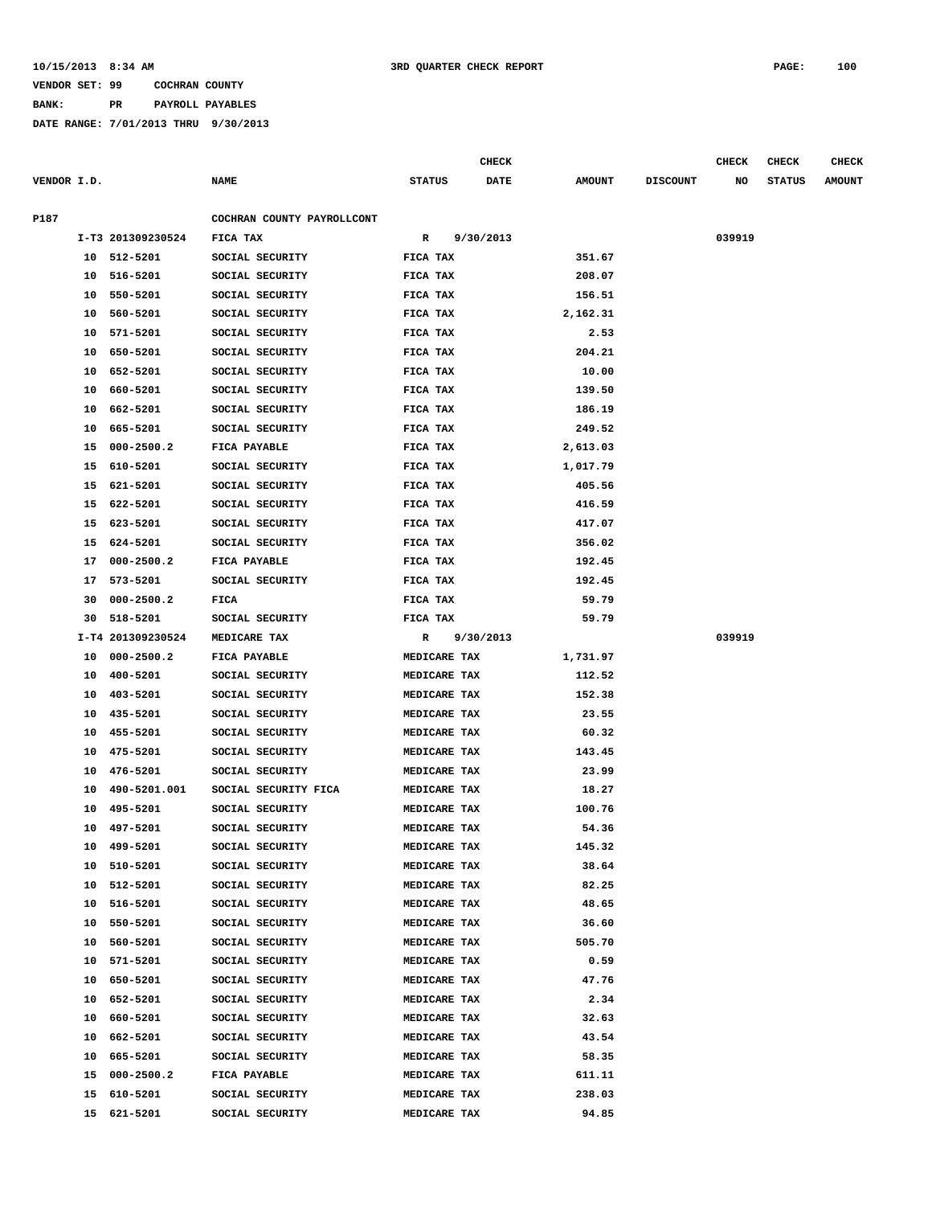10/15/2013 8:34 AM 3RD QUARTER CHECK REPORT

VENDOR SET: 99 COCHRAN COUNTY

BANK: PR PAYROLL PAYABLES

DATE RANGE: 7/01/2013 THRU 9/30/2013

| VENDOR I.D. | | NAME | STATUS | CHECK DATE | AMOUNT | DISCOUNT | CHECK NO | CHECK STATUS | CHECK AMOUNT |
|---|---|---|---|---|---|---|---|---|---|
| P187 | | COCHRAN COUNTY PAYROLLCONT | | | | | | | |
| | I-T3 201309230524 | FICA TAX | R | 9/30/2013 | | | 039919 | | |
| | 10 512-5201 | SOCIAL SECURITY | FICA TAX | | 351.67 | | | | |
| | 10 516-5201 | SOCIAL SECURITY | FICA TAX | | 208.07 | | | | |
| | 10 550-5201 | SOCIAL SECURITY | FICA TAX | | 156.51 | | | | |
| | 10 560-5201 | SOCIAL SECURITY | FICA TAX | | 2,162.31 | | | | |
| | 10 571-5201 | SOCIAL SECURITY | FICA TAX | | 2.53 | | | | |
| | 10 650-5201 | SOCIAL SECURITY | FICA TAX | | 204.21 | | | | |
| | 10 652-5201 | SOCIAL SECURITY | FICA TAX | | 10.00 | | | | |
| | 10 660-5201 | SOCIAL SECURITY | FICA TAX | | 139.50 | | | | |
| | 10 662-5201 | SOCIAL SECURITY | FICA TAX | | 186.19 | | | | |
| | 10 665-5201 | SOCIAL SECURITY | FICA TAX | | 249.52 | | | | |
| | 15 000-2500.2 | FICA PAYABLE | FICA TAX | | 2,613.03 | | | | |
| | 15 610-5201 | SOCIAL SECURITY | FICA TAX | | 1,017.79 | | | | |
| | 15 621-5201 | SOCIAL SECURITY | FICA TAX | | 405.56 | | | | |
| | 15 622-5201 | SOCIAL SECURITY | FICA TAX | | 416.59 | | | | |
| | 15 623-5201 | SOCIAL SECURITY | FICA TAX | | 417.07 | | | | |
| | 15 624-5201 | SOCIAL SECURITY | FICA TAX | | 356.02 | | | | |
| | 17 000-2500.2 | FICA PAYABLE | FICA TAX | | 192.45 | | | | |
| | 17 573-5201 | SOCIAL SECURITY | FICA TAX | | 192.45 | | | | |
| | 30 000-2500.2 | FICA | FICA TAX | | 59.79 | | | | |
| | 30 518-5201 | SOCIAL SECURITY | FICA TAX | | 59.79 | | | | |
| | I-T4 201309230524 | MEDICARE TAX | R | 9/30/2013 | | | 039919 | | |
| | 10 000-2500.2 | FICA PAYABLE | MEDICARE TAX | | 1,731.97 | | | | |
| | 10 400-5201 | SOCIAL SECURITY | MEDICARE TAX | | 112.52 | | | | |
| | 10 403-5201 | SOCIAL SECURITY | MEDICARE TAX | | 152.38 | | | | |
| | 10 435-5201 | SOCIAL SECURITY | MEDICARE TAX | | 23.55 | | | | |
| | 10 455-5201 | SOCIAL SECURITY | MEDICARE TAX | | 60.32 | | | | |
| | 10 475-5201 | SOCIAL SECURITY | MEDICARE TAX | | 143.45 | | | | |
| | 10 476-5201 | SOCIAL SECURITY | MEDICARE TAX | | 23.99 | | | | |
| | 10 490-5201.001 | SOCIAL SECURITY FICA | MEDICARE TAX | | 18.27 | | | | |
| | 10 495-5201 | SOCIAL SECURITY | MEDICARE TAX | | 100.76 | | | | |
| | 10 497-5201 | SOCIAL SECURITY | MEDICARE TAX | | 54.36 | | | | |
| | 10 499-5201 | SOCIAL SECURITY | MEDICARE TAX | | 145.32 | | | | |
| | 10 510-5201 | SOCIAL SECURITY | MEDICARE TAX | | 38.64 | | | | |
| | 10 512-5201 | SOCIAL SECURITY | MEDICARE TAX | | 82.25 | | | | |
| | 10 516-5201 | SOCIAL SECURITY | MEDICARE TAX | | 48.65 | | | | |
| | 10 550-5201 | SOCIAL SECURITY | MEDICARE TAX | | 36.60 | | | | |
| | 10 560-5201 | SOCIAL SECURITY | MEDICARE TAX | | 505.70 | | | | |
| | 10 571-5201 | SOCIAL SECURITY | MEDICARE TAX | | 0.59 | | | | |
| | 10 650-5201 | SOCIAL SECURITY | MEDICARE TAX | | 47.76 | | | | |
| | 10 652-5201 | SOCIAL SECURITY | MEDICARE TAX | | 2.34 | | | | |
| | 10 660-5201 | SOCIAL SECURITY | MEDICARE TAX | | 32.63 | | | | |
| | 10 662-5201 | SOCIAL SECURITY | MEDICARE TAX | | 43.54 | | | | |
| | 10 665-5201 | SOCIAL SECURITY | MEDICARE TAX | | 58.35 | | | | |
| | 15 000-2500.2 | FICA PAYABLE | MEDICARE TAX | | 611.11 | | | | |
| | 15 610-5201 | SOCIAL SECURITY | MEDICARE TAX | | 238.03 | | | | |
| | 15 621-5201 | SOCIAL SECURITY | MEDICARE TAX | | 94.85 | | | | |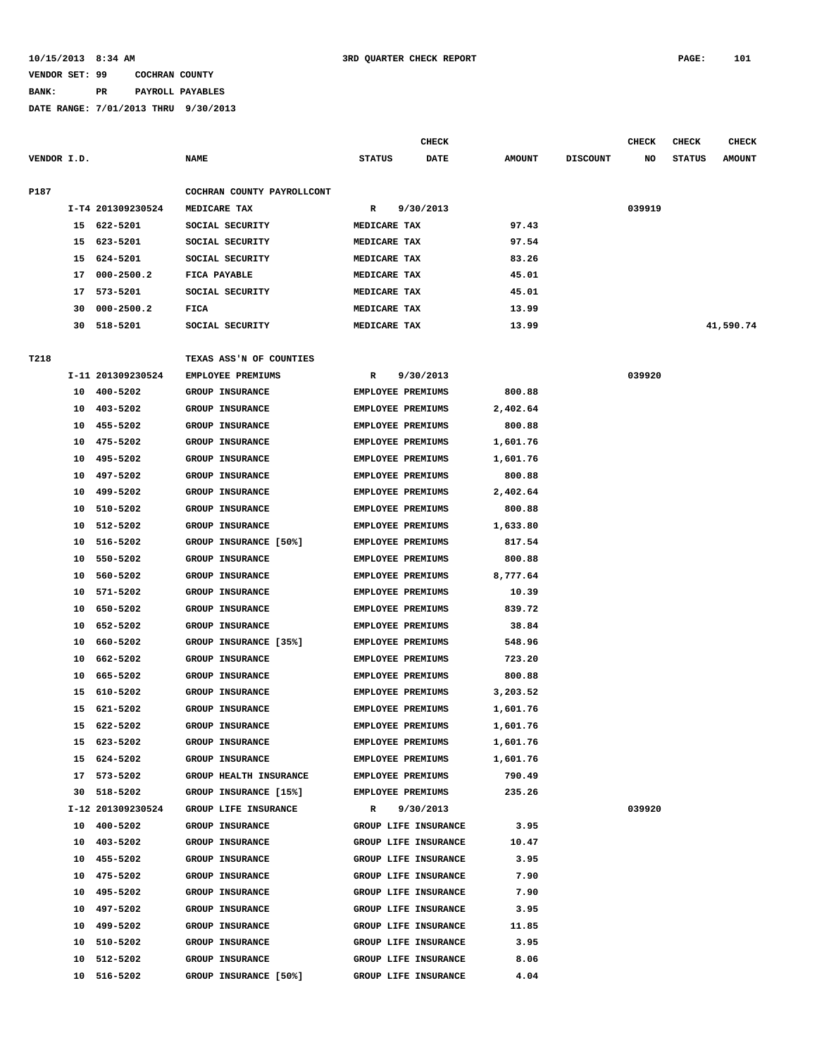10/15/2013 8:34 AM — 3RD QUARTER CHECK REPORT

VENDOR SET: 99 COCHRAN COUNTY

BANK: PR PAYROLL PAYABLES

DATE RANGE: 7/01/2013 THRU 9/30/2013

| VENDOR I.D. | | NAME | STATUS | CHECK DATE | AMOUNT | DISCOUNT | CHECK NO | CHECK STATUS | CHECK AMOUNT |
|---|---|---|---|---|---|---|---|---|---|
| P187 | | COCHRAN COUNTY PAYROLLCONT | | | | | | | |
| | I-T4 201309230524 | MEDICARE TAX | R | 9/30/2013 | | | 039919 | | |
| | 15 622-5201 | SOCIAL SECURITY | MEDICARE TAX | | 97.43 | | | | |
| | 15 623-5201 | SOCIAL SECURITY | MEDICARE TAX | | 97.54 | | | | |
| | 15 624-5201 | SOCIAL SECURITY | MEDICARE TAX | | 83.26 | | | | |
| | 17 000-2500.2 | FICA PAYABLE | MEDICARE TAX | | 45.01 | | | | |
| | 17 573-5201 | SOCIAL SECURITY | MEDICARE TAX | | 45.01 | | | | |
| | 30 000-2500.2 | FICA | MEDICARE TAX | | 13.99 | | | | |
| | 30 518-5201 | SOCIAL SECURITY | MEDICARE TAX | | 13.99 | | | | 41,590.74 |
| T218 | | TEXAS ASS'N OF COUNTIES | | | | | | | |
| | I-11 201309230524 | EMPLOYEE PREMIUMS | R | 9/30/2013 | | | 039920 | | |
| | 10 400-5202 | GROUP INSURANCE | EMPLOYEE PREMIUMS | | 800.88 | | | | |
| | 10 403-5202 | GROUP INSURANCE | EMPLOYEE PREMIUMS | | 2,402.64 | | | | |
| | 10 455-5202 | GROUP INSURANCE | EMPLOYEE PREMIUMS | | 800.88 | | | | |
| | 10 475-5202 | GROUP INSURANCE | EMPLOYEE PREMIUMS | | 1,601.76 | | | | |
| | 10 495-5202 | GROUP INSURANCE | EMPLOYEE PREMIUMS | | 1,601.76 | | | | |
| | 10 497-5202 | GROUP INSURANCE | EMPLOYEE PREMIUMS | | 800.88 | | | | |
| | 10 499-5202 | GROUP INSURANCE | EMPLOYEE PREMIUMS | | 2,402.64 | | | | |
| | 10 510-5202 | GROUP INSURANCE | EMPLOYEE PREMIUMS | | 800.88 | | | | |
| | 10 512-5202 | GROUP INSURANCE | EMPLOYEE PREMIUMS | | 1,633.80 | | | | |
| | 10 516-5202 | GROUP INSURANCE [50%] | EMPLOYEE PREMIUMS | | 817.54 | | | | |
| | 10 550-5202 | GROUP INSURANCE | EMPLOYEE PREMIUMS | | 800.88 | | | | |
| | 10 560-5202 | GROUP INSURANCE | EMPLOYEE PREMIUMS | | 8,777.64 | | | | |
| | 10 571-5202 | GROUP INSURANCE | EMPLOYEE PREMIUMS | | 10.39 | | | | |
| | 10 650-5202 | GROUP INSURANCE | EMPLOYEE PREMIUMS | | 839.72 | | | | |
| | 10 652-5202 | GROUP INSURANCE | EMPLOYEE PREMIUMS | | 38.84 | | | | |
| | 10 660-5202 | GROUP INSURANCE [35%] | EMPLOYEE PREMIUMS | | 548.96 | | | | |
| | 10 662-5202 | GROUP INSURANCE | EMPLOYEE PREMIUMS | | 723.20 | | | | |
| | 10 665-5202 | GROUP INSURANCE | EMPLOYEE PREMIUMS | | 800.88 | | | | |
| | 15 610-5202 | GROUP INSURANCE | EMPLOYEE PREMIUMS | | 3,203.52 | | | | |
| | 15 621-5202 | GROUP INSURANCE | EMPLOYEE PREMIUMS | | 1,601.76 | | | | |
| | 15 622-5202 | GROUP INSURANCE | EMPLOYEE PREMIUMS | | 1,601.76 | | | | |
| | 15 623-5202 | GROUP INSURANCE | EMPLOYEE PREMIUMS | | 1,601.76 | | | | |
| | 15 624-5202 | GROUP INSURANCE | EMPLOYEE PREMIUMS | | 1,601.76 | | | | |
| | 17 573-5202 | GROUP HEALTH INSURANCE | EMPLOYEE PREMIUMS | | 790.49 | | | | |
| | 30 518-5202 | GROUP INSURANCE [15%] | EMPLOYEE PREMIUMS | | 235.26 | | | | |
| | I-12 201309230524 | GROUP LIFE INSURANCE | R | 9/30/2013 | | | 039920 | | |
| | 10 400-5202 | GROUP INSURANCE | GROUP LIFE INSURANCE | | 3.95 | | | | |
| | 10 403-5202 | GROUP INSURANCE | GROUP LIFE INSURANCE | | 10.47 | | | | |
| | 10 455-5202 | GROUP INSURANCE | GROUP LIFE INSURANCE | | 3.95 | | | | |
| | 10 475-5202 | GROUP INSURANCE | GROUP LIFE INSURANCE | | 7.90 | | | | |
| | 10 495-5202 | GROUP INSURANCE | GROUP LIFE INSURANCE | | 7.90 | | | | |
| | 10 497-5202 | GROUP INSURANCE | GROUP LIFE INSURANCE | | 3.95 | | | | |
| | 10 499-5202 | GROUP INSURANCE | GROUP LIFE INSURANCE | | 11.85 | | | | |
| | 10 510-5202 | GROUP INSURANCE | GROUP LIFE INSURANCE | | 3.95 | | | | |
| | 10 512-5202 | GROUP INSURANCE | GROUP LIFE INSURANCE | | 8.06 | | | | |
| | 10 516-5202 | GROUP INSURANCE [50%] | GROUP LIFE INSURANCE | | 4.04 | | | | |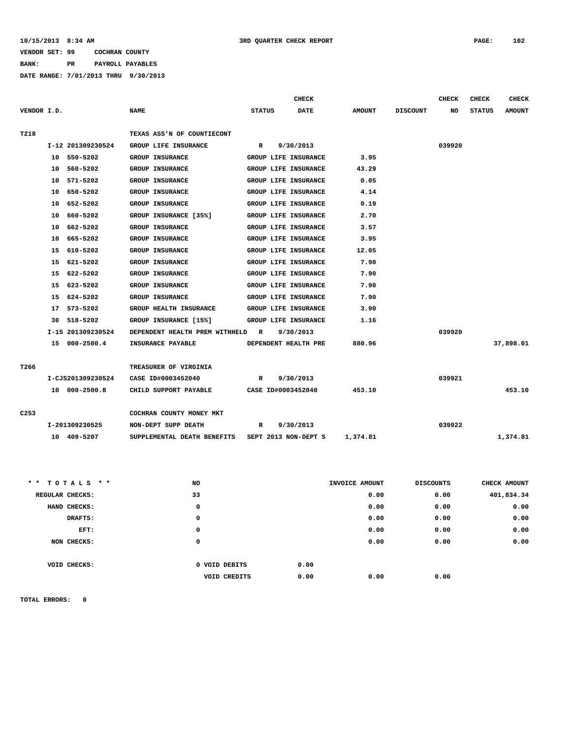10/15/2013 8:34 AM 3RD QUARTER CHECK REPORT

VENDOR SET: 99 COCHRAN COUNTY

BANK: PR PAYROLL PAYABLES

DATE RANGE: 7/01/2013 THRU 9/30/2013

| VENDOR I.D. | | NAME | STATUS | CHECK DATE | AMOUNT | DISCOUNT | CHECK NO | CHECK STATUS | CHECK AMOUNT |
|---|---|---|---|---|---|---|---|---|---|
| T218 | | TEXAS ASS'N OF COUNTIECONT | | | | | | | |
| | I-12 201309230524 | GROUP LIFE INSURANCE | R | 9/30/2013 | | | 039920 | | |
| | 10 550-5202 | GROUP INSURANCE | GROUP LIFE INSURANCE | | 3.95 | | | | |
| | 10 560-5202 | GROUP INSURANCE | GROUP LIFE INSURANCE | | 43.29 | | | | |
| | 10 571-5202 | GROUP INSURANCE | GROUP LIFE INSURANCE | | 0.05 | | | | |
| | 10 650-5202 | GROUP INSURANCE | GROUP LIFE INSURANCE | | 4.14 | | | | |
| | 10 652-5202 | GROUP INSURANCE | GROUP LIFE INSURANCE | | 0.19 | | | | |
| | 10 660-5202 | GROUP INSURANCE [35%] | GROUP LIFE INSURANCE | | 2.70 | | | | |
| | 10 662-5202 | GROUP INSURANCE | GROUP LIFE INSURANCE | | 3.57 | | | | |
| | 10 665-5202 | GROUP INSURANCE | GROUP LIFE INSURANCE | | 3.95 | | | | |
| | 15 610-5202 | GROUP INSURANCE | GROUP LIFE INSURANCE | | 12.05 | | | | |
| | 15 621-5202 | GROUP INSURANCE | GROUP LIFE INSURANCE | | 7.90 | | | | |
| | 15 622-5202 | GROUP INSURANCE | GROUP LIFE INSURANCE | | 7.90 | | | | |
| | 15 623-5202 | GROUP INSURANCE | GROUP LIFE INSURANCE | | 7.90 | | | | |
| | 15 624-5202 | GROUP INSURANCE | GROUP LIFE INSURANCE | | 7.90 | | | | |
| | 17 573-5202 | GROUP HEALTH INSURANCE | GROUP LIFE INSURANCE | | 3.90 | | | | |
| | 30 518-5202 | GROUP INSURANCE [15%] | GROUP LIFE INSURANCE | | 1.16 | | | | |
| | I-15 201309230524 | DEPENDENT HEALTH PREM WITHHELD | R | 9/30/2013 | | | 039920 | | |
| | 15 000-2500.4 | INSURANCE PAYABLE | DEPENDENT HEALTH PRE | | 880.96 | | | | 37,898.01 |
| T266 | | TREASURER OF VIRGINIA | | | | | | | |
| | I-CJS201309230524 | CASE ID#0003452040 | R | 9/30/2013 | | | 039921 | | |
| | 10 000-2500.8 | CHILD SUPPORT PAYABLE | CASE ID#0003452040 | | 453.10 | | | | 453.10 |
| C253 | | COCHRAN COUNTY MONEY MKT | | | | | | | |
| | I-201309230525 | NON-DEPT SUPP DEATH | R | 9/30/2013 | | | 039922 | | |
| | 10 409-5207 | SUPPLEMENTAL DEATH BENEFITS | SEPT 2013 NON-DEPT S | | 1,374.81 | | | | 1,374.81 |

| ** TOTALS ** | NO | | INVOICE AMOUNT | DISCOUNTS | CHECK AMOUNT |
|---|---|---|---|---|---|
| REGULAR CHECKS: | 33 | | 0.00 | 0.00 | 401,834.34 |
| HAND CHECKS: | 0 | | 0.00 | 0.00 | 0.00 |
| DRAFTS: | 0 | | 0.00 | 0.00 | 0.00 |
| EFT: | 0 | | 0.00 | 0.00 | 0.00 |
| NON CHECKS: | 0 | | 0.00 | 0.00 | 0.00 |
| VOID CHECKS: | 0 VOID DEBITS | 0.00 | | | |
| | VOID CREDITS | 0.00 | 0.00 | 0.00 | |

TOTAL ERRORS: 0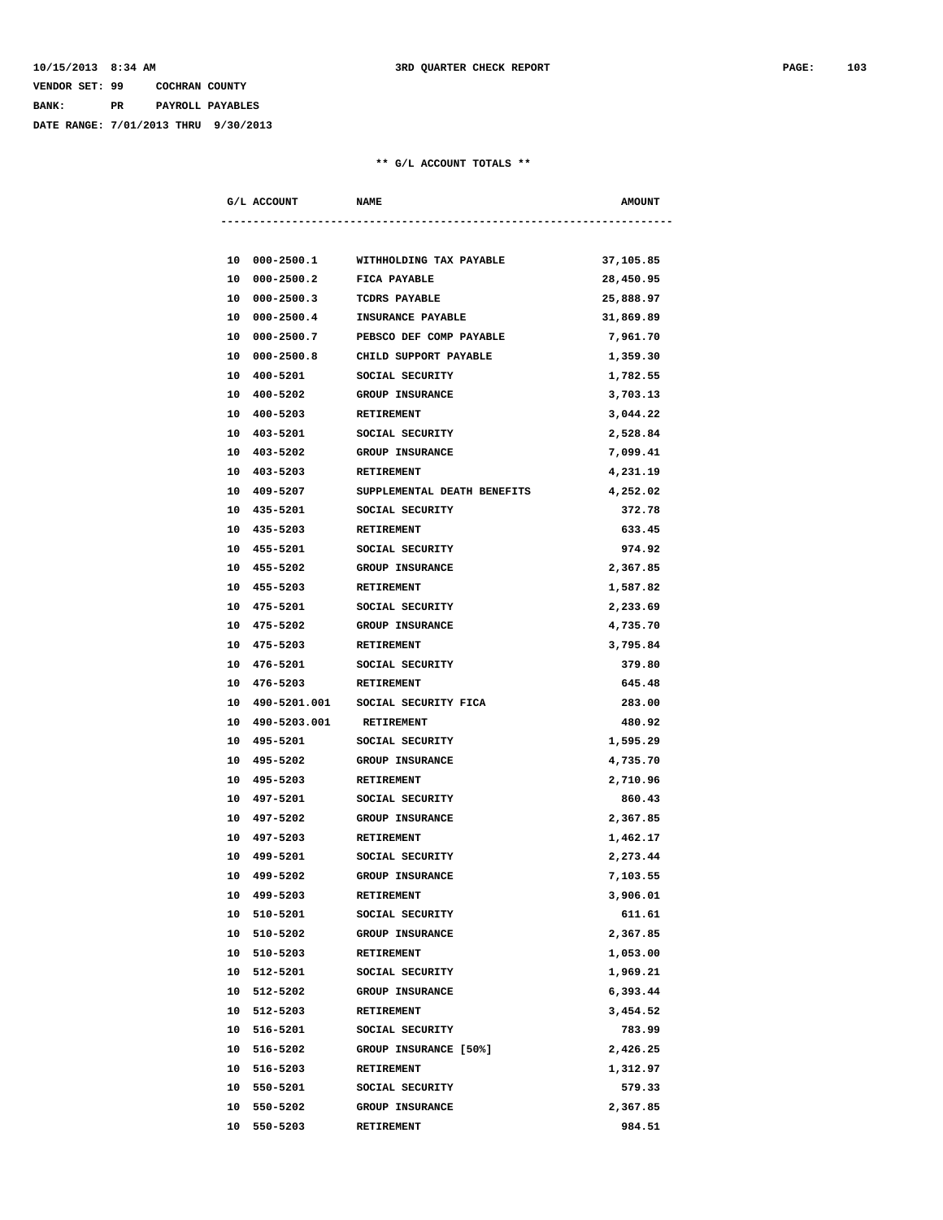10/15/2013 8:34 AM — 3RD QUARTER CHECK REPORT

VENDOR SET: 99 COCHRAN COUNTY
BANK: PR PAYROLL PAYABLES
DATE RANGE: 7/01/2013 THRU 9/30/2013

## ** G/L ACCOUNT TOTALS **

| G/L ACCOUNT | NAME | AMOUNT |
|---|---|---|
| 10 000-2500.1 | WITHHOLDING TAX PAYABLE | 37,105.85 |
| 10 000-2500.2 | FICA PAYABLE | 28,450.95 |
| 10 000-2500.3 | TCDRS PAYABLE | 25,888.97 |
| 10 000-2500.4 | INSURANCE PAYABLE | 31,869.89 |
| 10 000-2500.7 | PEBSCO DEF COMP PAYABLE | 7,961.70 |
| 10 000-2500.8 | CHILD SUPPORT PAYABLE | 1,359.30 |
| 10 400-5201 | SOCIAL SECURITY | 1,782.55 |
| 10 400-5202 | GROUP INSURANCE | 3,703.13 |
| 10 400-5203 | RETIREMENT | 3,044.22 |
| 10 403-5201 | SOCIAL SECURITY | 2,528.84 |
| 10 403-5202 | GROUP INSURANCE | 7,099.41 |
| 10 403-5203 | RETIREMENT | 4,231.19 |
| 10 409-5207 | SUPPLEMENTAL DEATH BENEFITS | 4,252.02 |
| 10 435-5201 | SOCIAL SECURITY | 372.78 |
| 10 435-5203 | RETIREMENT | 633.45 |
| 10 455-5201 | SOCIAL SECURITY | 974.92 |
| 10 455-5202 | GROUP INSURANCE | 2,367.85 |
| 10 455-5203 | RETIREMENT | 1,587.82 |
| 10 475-5201 | SOCIAL SECURITY | 2,233.69 |
| 10 475-5202 | GROUP INSURANCE | 4,735.70 |
| 10 475-5203 | RETIREMENT | 3,795.84 |
| 10 476-5201 | SOCIAL SECURITY | 379.80 |
| 10 476-5203 | RETIREMENT | 645.48 |
| 10 490-5201.001 | SOCIAL SECURITY FICA | 283.00 |
| 10 490-5203.001 | RETIREMENT | 480.92 |
| 10 495-5201 | SOCIAL SECURITY | 1,595.29 |
| 10 495-5202 | GROUP INSURANCE | 4,735.70 |
| 10 495-5203 | RETIREMENT | 2,710.96 |
| 10 497-5201 | SOCIAL SECURITY | 860.43 |
| 10 497-5202 | GROUP INSURANCE | 2,367.85 |
| 10 497-5203 | RETIREMENT | 1,462.17 |
| 10 499-5201 | SOCIAL SECURITY | 2,273.44 |
| 10 499-5202 | GROUP INSURANCE | 7,103.55 |
| 10 499-5203 | RETIREMENT | 3,906.01 |
| 10 510-5201 | SOCIAL SECURITY | 611.61 |
| 10 510-5202 | GROUP INSURANCE | 2,367.85 |
| 10 510-5203 | RETIREMENT | 1,053.00 |
| 10 512-5201 | SOCIAL SECURITY | 1,969.21 |
| 10 512-5202 | GROUP INSURANCE | 6,393.44 |
| 10 512-5203 | RETIREMENT | 3,454.52 |
| 10 516-5201 | SOCIAL SECURITY | 783.99 |
| 10 516-5202 | GROUP INSURANCE [50%] | 2,426.25 |
| 10 516-5203 | RETIREMENT | 1,312.97 |
| 10 550-5201 | SOCIAL SECURITY | 579.33 |
| 10 550-5202 | GROUP INSURANCE | 2,367.85 |
| 10 550-5203 | RETIREMENT | 984.51 |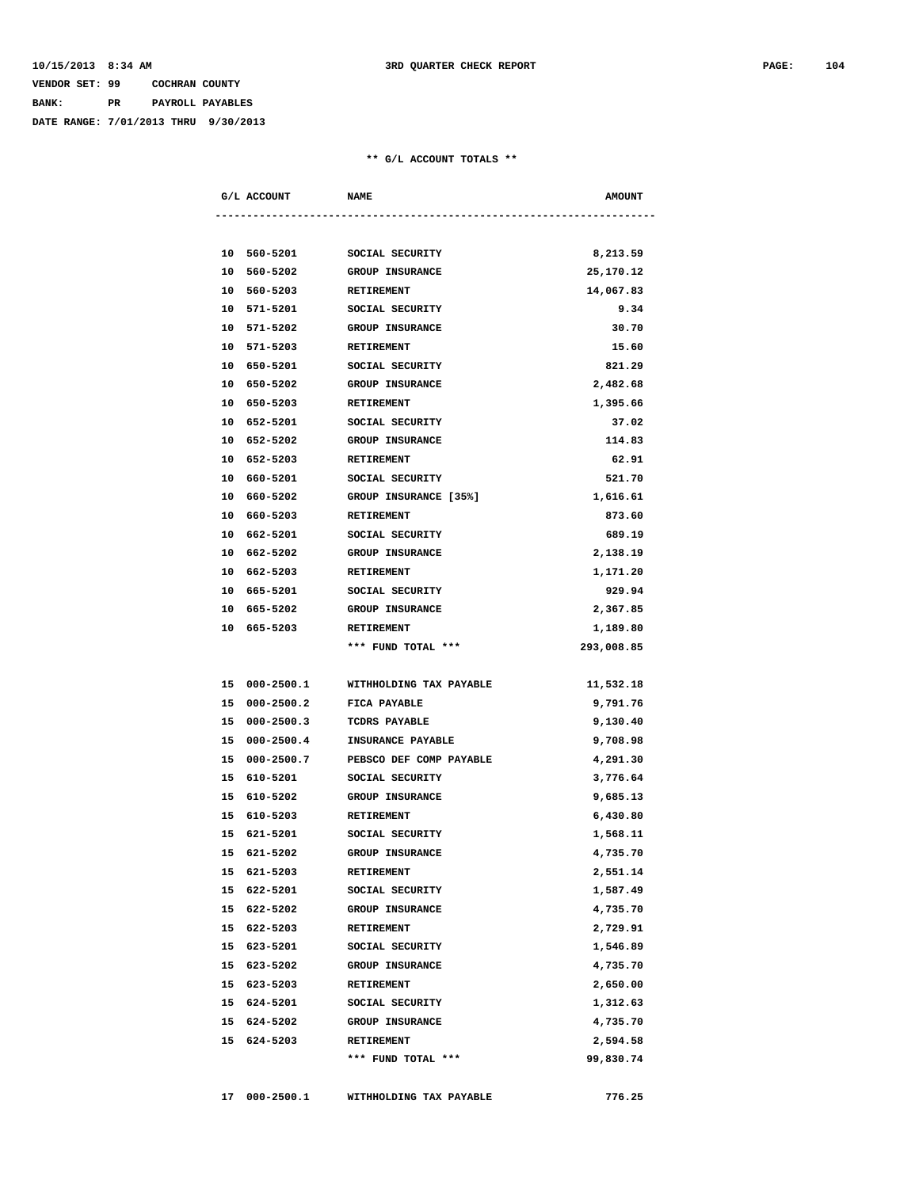10/15/2013 8:34 AM — 3RD QUARTER CHECK REPORT

VENDOR SET: 99 COCHRAN COUNTY

BANK: PR PAYROLL PAYABLES

DATE RANGE: 7/01/2013 THRU 9/30/2013

** G/L ACCOUNT TOTALS **

| G/L ACCOUNT | NAME | AMOUNT |
|---|---|---:|
| 10 560-5201 | SOCIAL SECURITY | 8,213.59 |
| 10 560-5202 | GROUP INSURANCE | 25,170.12 |
| 10 560-5203 | RETIREMENT | 14,067.83 |
| 10 571-5201 | SOCIAL SECURITY | 9.34 |
| 10 571-5202 | GROUP INSURANCE | 30.70 |
| 10 571-5203 | RETIREMENT | 15.60 |
| 10 650-5201 | SOCIAL SECURITY | 821.29 |
| 10 650-5202 | GROUP INSURANCE | 2,482.68 |
| 10 650-5203 | RETIREMENT | 1,395.66 |
| 10 652-5201 | SOCIAL SECURITY | 37.02 |
| 10 652-5202 | GROUP INSURANCE | 114.83 |
| 10 652-5203 | RETIREMENT | 62.91 |
| 10 660-5201 | SOCIAL SECURITY | 521.70 |
| 10 660-5202 | GROUP INSURANCE [35%] | 1,616.61 |
| 10 660-5203 | RETIREMENT | 873.60 |
| 10 662-5201 | SOCIAL SECURITY | 689.19 |
| 10 662-5202 | GROUP INSURANCE | 2,138.19 |
| 10 662-5203 | RETIREMENT | 1,171.20 |
| 10 665-5201 | SOCIAL SECURITY | 929.94 |
| 10 665-5202 | GROUP INSURANCE | 2,367.85 |
| 10 665-5203 | RETIREMENT | 1,189.80 |
| | *** FUND TOTAL *** | 293,008.85 |
| 15 000-2500.1 | WITHHOLDING TAX PAYABLE | 11,532.18 |
| 15 000-2500.2 | FICA PAYABLE | 9,791.76 |
| 15 000-2500.3 | TCDRS PAYABLE | 9,130.40 |
| 15 000-2500.4 | INSURANCE PAYABLE | 9,708.98 |
| 15 000-2500.7 | PEBSCO DEF COMP PAYABLE | 4,291.30 |
| 15 610-5201 | SOCIAL SECURITY | 3,776.64 |
| 15 610-5202 | GROUP INSURANCE | 9,685.13 |
| 15 610-5203 | RETIREMENT | 6,430.80 |
| 15 621-5201 | SOCIAL SECURITY | 1,568.11 |
| 15 621-5202 | GROUP INSURANCE | 4,735.70 |
| 15 621-5203 | RETIREMENT | 2,551.14 |
| 15 622-5201 | SOCIAL SECURITY | 1,587.49 |
| 15 622-5202 | GROUP INSURANCE | 4,735.70 |
| 15 622-5203 | RETIREMENT | 2,729.91 |
| 15 623-5201 | SOCIAL SECURITY | 1,546.89 |
| 15 623-5202 | GROUP INSURANCE | 4,735.70 |
| 15 623-5203 | RETIREMENT | 2,650.00 |
| 15 624-5201 | SOCIAL SECURITY | 1,312.63 |
| 15 624-5202 | GROUP INSURANCE | 4,735.70 |
| 15 624-5203 | RETIREMENT | 2,594.58 |
| | *** FUND TOTAL *** | 99,830.74 |
| 17 000-2500.1 | WITHHOLDING TAX PAYABLE | 776.25 |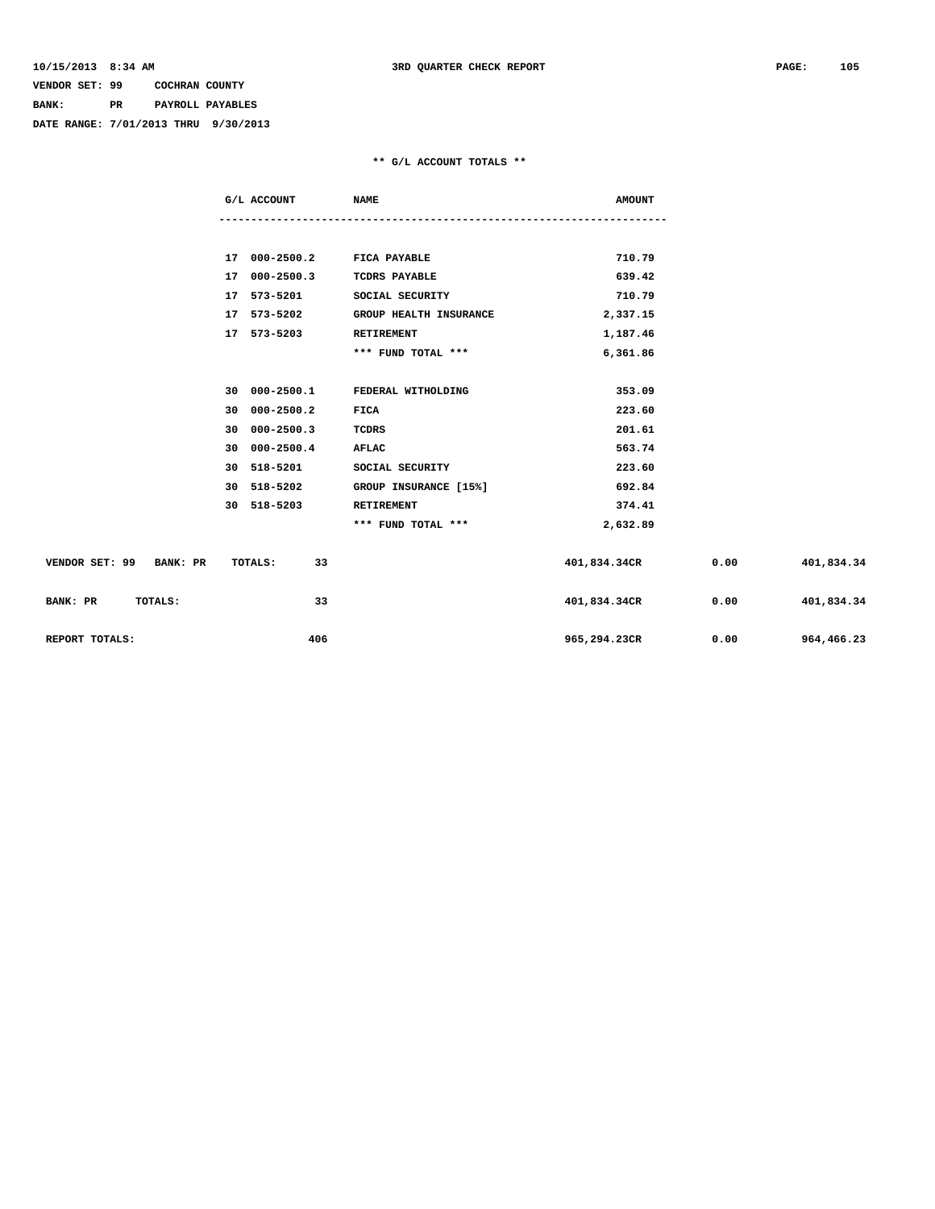10/15/2013 8:34 AM

**3RD QUARTER CHECK REPORT**

VENDOR SET: 99 COCHRAN COUNTY
BANK: PR PAYROLL PAYABLES
DATE RANGE: 7/01/2013 THRU 9/30/2013

## ** G/L ACCOUNT TOTALS **

| G/L ACCOUNT | NAME | AMOUNT |
|---|---|---|
| 17 000-2500.2 | FICA PAYABLE | 710.79 |
| 17 000-2500.3 | TCDRS PAYABLE | 639.42 |
| 17 573-5201 | SOCIAL SECURITY | 710.79 |
| 17 573-5202 | GROUP HEALTH INSURANCE | 2,337.15 |
| 17 573-5203 | RETIREMENT | 1,187.46 |
| | *** FUND TOTAL *** | 6,361.86 |
| 30 000-2500.1 | FEDERAL WITHOLDING | 353.09 |
| 30 000-2500.2 | FICA | 223.60 |
| 30 000-2500.3 | TCDRS | 201.61 |
| 30 000-2500.4 | AFLAC | 563.74 |
| 30 518-5201 | SOCIAL SECURITY | 223.60 |
| 30 518-5202 | GROUP INSURANCE [15%] | 692.84 |
| 30 518-5203 | RETIREMENT | 374.41 |
| | *** FUND TOTAL *** | 2,632.89 |

| | COUNT | AMOUNT | | |
|---|---|---|---|---|
| VENDOR SET: 99 BANK: PR TOTALS: | 33 | 401,834.34CR | 0.00 | 401,834.34 |
| BANK: PR TOTALS: | 33 | 401,834.34CR | 0.00 | 401,834.34 |
| REPORT TOTALS: | 406 | 965,294.23CR | 0.00 | 964,466.23 |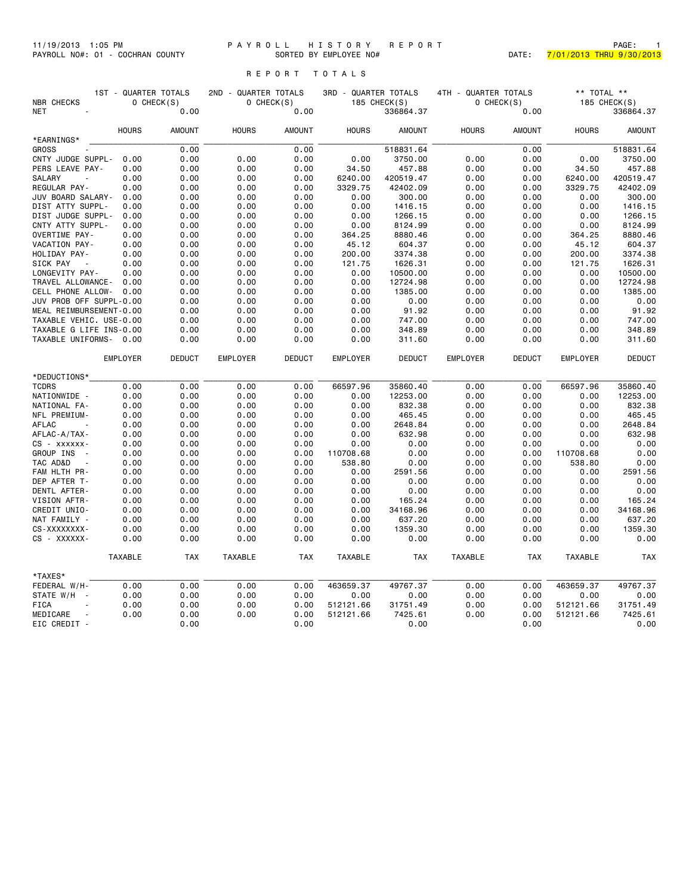11/19/2013 1:05 PM — PAYROLL HISTORY REPORT — PAGE: 1

PAYROLL NO#: 01 - COCHRAN COUNTY — SORTED BY EMPLOYEE NO# — DATE: 7/01/2013 THRU 9/30/2013

# REPORT TOTALS

| | 1ST - QUARTER TOTALS | | 2ND - QUARTER TOTALS | | 3RD - QUARTER TOTALS | | 4TH - QUARTER TOTALS | | ** TOTAL ** | |
|---|---|---|---|---|---|---|---|---|---|---|
| NBR CHECKS | 0 CHECK(S) | | 0 CHECK(S) | | 185 CHECK(S) | | 0 CHECK(S) | | 185 CHECK(S) | |
| NET - | | 0.00 | | 0.00 | | 336864.37 | | 0.00 | | 336864.37 |
| | HOURS | AMOUNT | HOURS | AMOUNT | HOURS | AMOUNT | HOURS | AMOUNT | HOURS | AMOUNT |
| *EARNINGS* | | | | | | | | | | |
| GROSS - | | 0.00 | | 0.00 | | 518831.64 | | 0.00 | | 518831.64 |
| CNTY JUDGE SUPPL- | 0.00 | 0.00 | 0.00 | 0.00 | 0.00 | 3750.00 | 0.00 | 0.00 | 0.00 | 3750.00 |
| PERS LEAVE PAY- | 0.00 | 0.00 | 0.00 | 0.00 | 34.50 | 457.88 | 0.00 | 0.00 | 34.50 | 457.88 |
| SALARY - | 0.00 | 0.00 | 0.00 | 0.00 | 6240.00 | 420519.47 | 0.00 | 0.00 | 6240.00 | 420519.47 |
| REGULAR PAY- | 0.00 | 0.00 | 0.00 | 0.00 | 3329.75 | 42402.09 | 0.00 | 0.00 | 3329.75 | 42402.09 |
| JUV BOARD SALARY- | 0.00 | 0.00 | 0.00 | 0.00 | 0.00 | 300.00 | 0.00 | 0.00 | 0.00 | 300.00 |
| DIST ATTY SUPPL- | 0.00 | 0.00 | 0.00 | 0.00 | 0.00 | 1416.15 | 0.00 | 0.00 | 0.00 | 1416.15 |
| DIST JUDGE SUPPL- | 0.00 | 0.00 | 0.00 | 0.00 | 0.00 | 1266.15 | 0.00 | 0.00 | 0.00 | 1266.15 |
| CNTY ATTY SUPPL- | 0.00 | 0.00 | 0.00 | 0.00 | 0.00 | 8124.99 | 0.00 | 0.00 | 0.00 | 8124.99 |
| OVERTIME PAY- | 0.00 | 0.00 | 0.00 | 0.00 | 364.25 | 8880.46 | 0.00 | 0.00 | 364.25 | 8880.46 |
| VACATION PAY- | 0.00 | 0.00 | 0.00 | 0.00 | 45.12 | 604.37 | 0.00 | 0.00 | 45.12 | 604.37 |
| HOLIDAY PAY- | 0.00 | 0.00 | 0.00 | 0.00 | 200.00 | 3374.38 | 0.00 | 0.00 | 200.00 | 3374.38 |
| SICK PAY - | 0.00 | 0.00 | 0.00 | 0.00 | 121.75 | 1626.31 | 0.00 | 0.00 | 121.75 | 1626.31 |
| LONGEVITY PAY- | 0.00 | 0.00 | 0.00 | 0.00 | 0.00 | 10500.00 | 0.00 | 0.00 | 0.00 | 10500.00 |
| TRAVEL ALLOWANCE- | 0.00 | 0.00 | 0.00 | 0.00 | 0.00 | 12724.98 | 0.00 | 0.00 | 0.00 | 12724.98 |
| CELL PHONE ALLOW- | 0.00 | 0.00 | 0.00 | 0.00 | 0.00 | 1385.00 | 0.00 | 0.00 | 0.00 | 1385.00 |
| JUV PROB OFF SUPPL- | 0.00 | 0.00 | 0.00 | 0.00 | 0.00 | 0.00 | 0.00 | 0.00 | 0.00 | 0.00 |
| MEAL REIMBURSEMENT- | 0.00 | 0.00 | 0.00 | 0.00 | 0.00 | 91.92 | 0.00 | 0.00 | 0.00 | 91.92 |
| TAXABLE VEHIC. USE- | 0.00 | 0.00 | 0.00 | 0.00 | 0.00 | 747.00 | 0.00 | 0.00 | 0.00 | 747.00 |
| TAXABLE G LIFE INS- | 0.00 | 0.00 | 0.00 | 0.00 | 0.00 | 348.89 | 0.00 | 0.00 | 0.00 | 348.89 |
| TAXABLE UNIFORMS- | 0.00 | 0.00 | 0.00 | 0.00 | 0.00 | 311.60 | 0.00 | 0.00 | 0.00 | 311.60 |
| | EMPLOYER | DEDUCT | EMPLOYER | DEDUCT | EMPLOYER | DEDUCT | EMPLOYER | DEDUCT | EMPLOYER | DEDUCT |
| *DEDUCTIONS* | | | | | | | | | | |
| TCDRS | 0.00 | 0.00 | 0.00 | 0.00 | 66597.96 | 35860.40 | 0.00 | 0.00 | 66597.96 | 35860.40 |
| NATIONWIDE - | 0.00 | 0.00 | 0.00 | 0.00 | 0.00 | 12253.00 | 0.00 | 0.00 | 0.00 | 12253.00 |
| NATIONAL FA- | 0.00 | 0.00 | 0.00 | 0.00 | 0.00 | 832.38 | 0.00 | 0.00 | 0.00 | 832.38 |
| NFL PREMIUM- | 0.00 | 0.00 | 0.00 | 0.00 | 0.00 | 465.45 | 0.00 | 0.00 | 0.00 | 465.45 |
| AFLAC - | 0.00 | 0.00 | 0.00 | 0.00 | 0.00 | 2648.84 | 0.00 | 0.00 | 0.00 | 2648.84 |
| AFLAC-A/TAX- | 0.00 | 0.00 | 0.00 | 0.00 | 0.00 | 632.98 | 0.00 | 0.00 | 0.00 | 632.98 |
| CS - xxxxxx- | 0.00 | 0.00 | 0.00 | 0.00 | 0.00 | 0.00 | 0.00 | 0.00 | 0.00 | 0.00 |
| GROUP INS - | 0.00 | 0.00 | 0.00 | 0.00 | 110708.68 | 0.00 | 0.00 | 0.00 | 110708.68 | 0.00 |
| TAC AD&D - | 0.00 | 0.00 | 0.00 | 0.00 | 538.80 | 0.00 | 0.00 | 0.00 | 538.80 | 0.00 |
| FAM HLTH PR- | 0.00 | 0.00 | 0.00 | 0.00 | 0.00 | 2591.56 | 0.00 | 0.00 | 0.00 | 2591.56 |
| DEP AFTER T- | 0.00 | 0.00 | 0.00 | 0.00 | 0.00 | 0.00 | 0.00 | 0.00 | 0.00 | 0.00 |
| DENTL AFTER- | 0.00 | 0.00 | 0.00 | 0.00 | 0.00 | 0.00 | 0.00 | 0.00 | 0.00 | 0.00 |
| VISION AFTR- | 0.00 | 0.00 | 0.00 | 0.00 | 0.00 | 165.24 | 0.00 | 0.00 | 0.00 | 165.24 |
| CREDIT UNIO- | 0.00 | 0.00 | 0.00 | 0.00 | 0.00 | 34168.96 | 0.00 | 0.00 | 0.00 | 34168.96 |
| NAT FAMILY - | 0.00 | 0.00 | 0.00 | 0.00 | 0.00 | 637.20 | 0.00 | 0.00 | 0.00 | 637.20 |
| CS-XXXXXXXX- | 0.00 | 0.00 | 0.00 | 0.00 | 0.00 | 1359.30 | 0.00 | 0.00 | 0.00 | 1359.30 |
| CS - XXXXXX- | 0.00 | 0.00 | 0.00 | 0.00 | 0.00 | 0.00 | 0.00 | 0.00 | 0.00 | 0.00 |
| | TAXABLE | TAX | TAXABLE | TAX | TAXABLE | TAX | TAXABLE | TAX | TAXABLE | TAX |
| *TAXES* | | | | | | | | | | |
| FEDERAL W/H- | 0.00 | 0.00 | 0.00 | 0.00 | 463659.37 | 49767.37 | 0.00 | 0.00 | 463659.37 | 49767.37 |
| STATE W/H - | 0.00 | 0.00 | 0.00 | 0.00 | 0.00 | 0.00 | 0.00 | 0.00 | 0.00 | 0.00 |
| FICA - | 0.00 | 0.00 | 0.00 | 0.00 | 512121.66 | 31751.49 | 0.00 | 0.00 | 512121.66 | 31751.49 |
| MEDICARE - | 0.00 | 0.00 | 0.00 | 0.00 | 512121.66 | 7425.61 | 0.00 | 0.00 | 512121.66 | 7425.61 |
| EIC CREDIT - | | 0.00 | | 0.00 | | 0.00 | | 0.00 | | 0.00 |